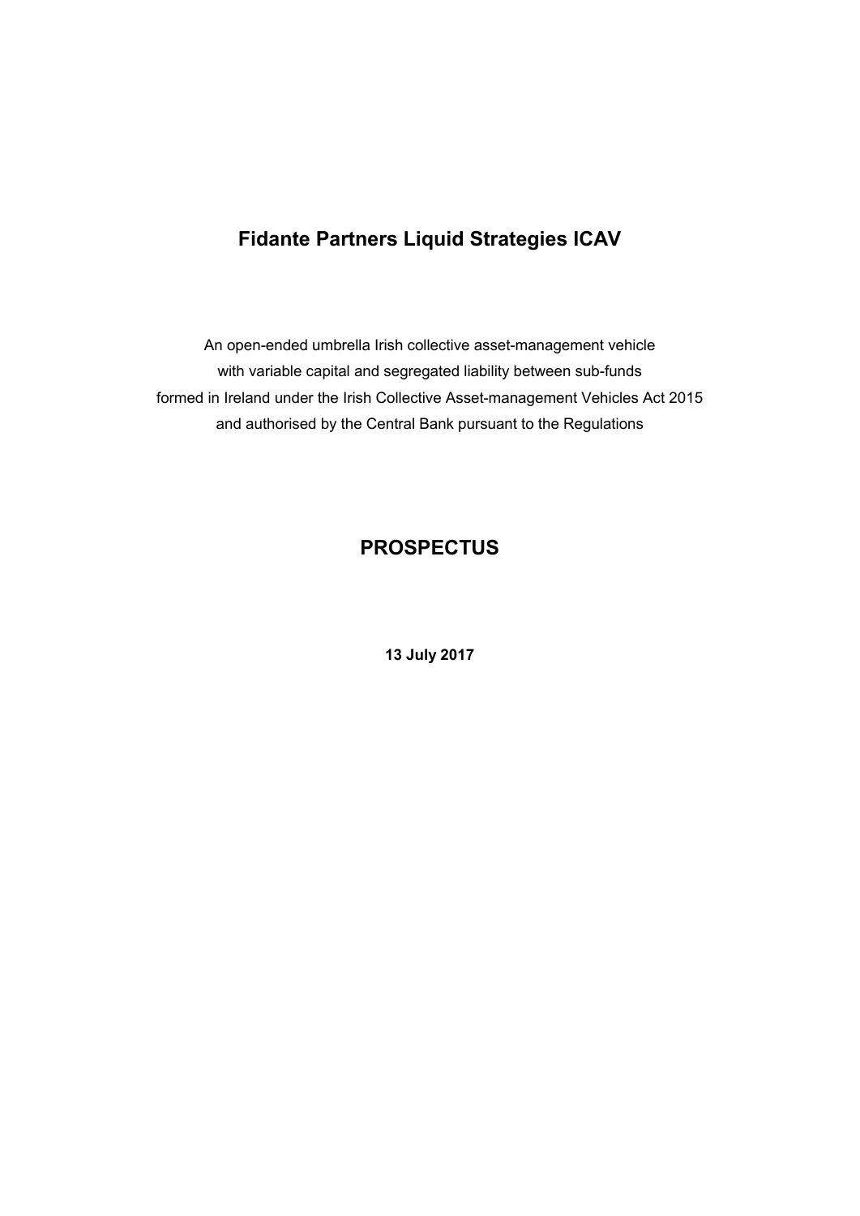# Fidante Partners Liquid Strategies ICAV

An open-ended umbrella Irish collective asset-management vehicle
with variable capital and segregated liability between sub-funds
formed in Ireland under the Irish Collective Asset-management Vehicles Act 2015
and authorised by the Central Bank pursuant to the Regulations

## PROSPECTUS

**13 July 2017**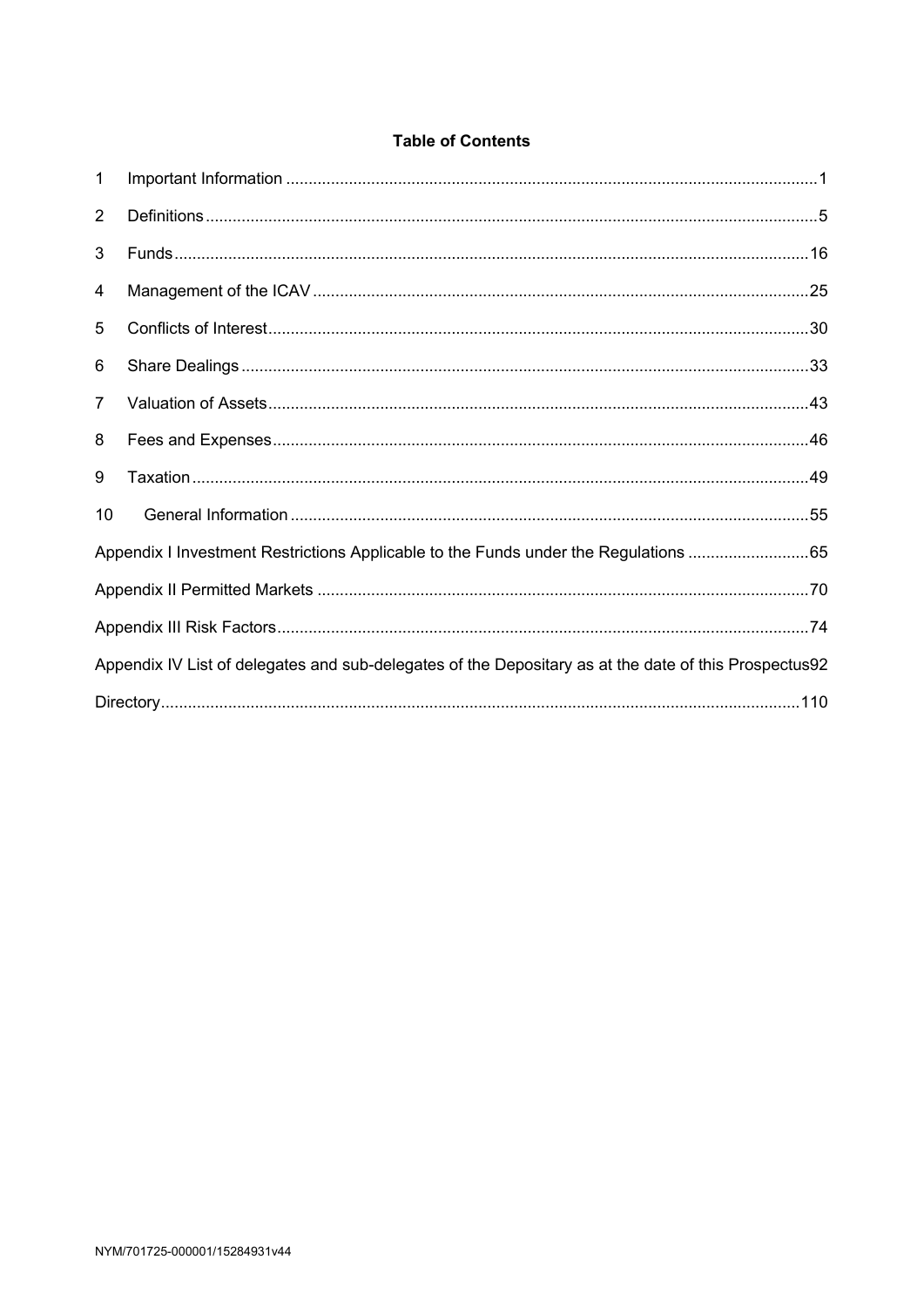**Table of Contents**

1 Important Information ....................................................................................................................1

2 Definitions.......................................................................................................................................5

3 Funds............................................................................................................................................16

4 Management of the ICAV ............................................................................................................25

5 Conflicts of Interest.......................................................................................................................30

6 Share Dealings .............................................................................................................................33

7 Valuation of Assets.......................................................................................................................43

8 Fees and Expenses......................................................................................................................46

9 Taxation........................................................................................................................................49

10 General Information ..................................................................................................................55

Appendix I Investment Restrictions Applicable to the Funds under the Regulations ...........................65

Appendix II Permitted Markets ............................................................................................................70

Appendix III Risk Factors.....................................................................................................................74

Appendix IV List of delegates and sub-delegates of the Depositary as at the date of this Prospectus92

Directory............................................................................................................................................110

NYM/701725-000001/15284931v44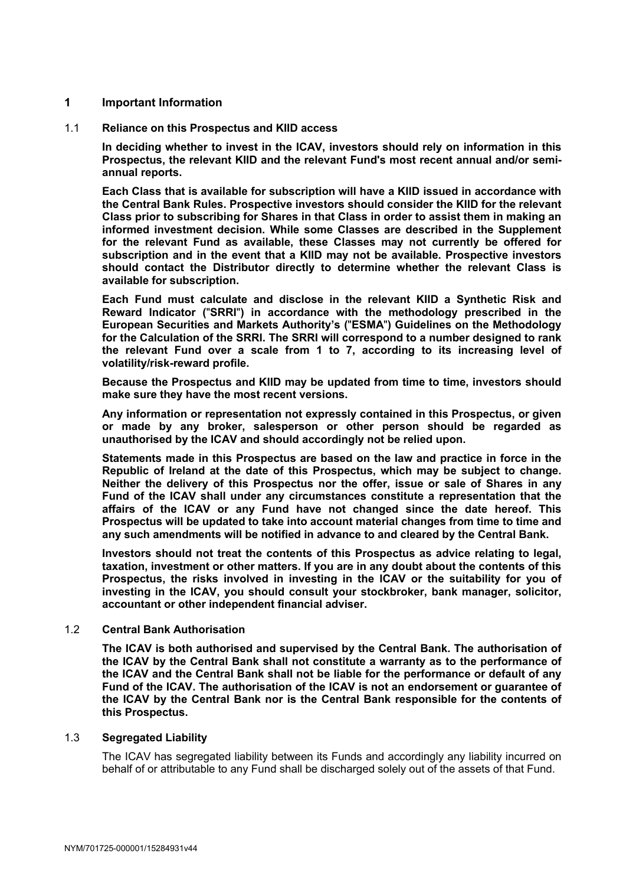# 1 Important Information

## 1.1 Reliance on this Prospectus and KIID access

**In deciding whether to invest in the ICAV, investors should rely on information in this Prospectus, the relevant KIID and the relevant Fund's most recent annual and/or semi-annual reports.**

**Each Class that is available for subscription will have a KIID issued in accordance with the Central Bank Rules. Prospective investors should consider the KIID for the relevant Class prior to subscribing for Shares in that Class in order to assist them in making an informed investment decision. While some Classes are described in the Supplement for the relevant Fund as available, these Classes may not currently be offered for subscription and in the event that a KIID may not be available. Prospective investors should contact the Distributor directly to determine whether the relevant Class is available for subscription.**

**Each Fund must calculate and disclose in the relevant KIID a Synthetic Risk and Reward Indicator ("SRRI") in accordance with the methodology prescribed in the European Securities and Markets Authority's ("ESMA") Guidelines on the Methodology for the Calculation of the SRRI. The SRRI will correspond to a number designed to rank the relevant Fund over a scale from 1 to 7, according to its increasing level of volatility/risk-reward profile.**

**Because the Prospectus and KIID may be updated from time to time, investors should make sure they have the most recent versions.**

**Any information or representation not expressly contained in this Prospectus, or given or made by any broker, salesperson or other person should be regarded as unauthorised by the ICAV and should accordingly not be relied upon.**

**Statements made in this Prospectus are based on the law and practice in force in the Republic of Ireland at the date of this Prospectus, which may be subject to change. Neither the delivery of this Prospectus nor the offer, issue or sale of Shares in any Fund of the ICAV shall under any circumstances constitute a representation that the affairs of the ICAV or any Fund have not changed since the date hereof. This Prospectus will be updated to take into account material changes from time to time and any such amendments will be notified in advance to and cleared by the Central Bank.**

**Investors should not treat the contents of this Prospectus as advice relating to legal, taxation, investment or other matters. If you are in any doubt about the contents of this Prospectus, the risks involved in investing in the ICAV or the suitability for you of investing in the ICAV, you should consult your stockbroker, bank manager, solicitor, accountant or other independent financial adviser.**

## 1.2 Central Bank Authorisation

**The ICAV is both authorised and supervised by the Central Bank. The authorisation of the ICAV by the Central Bank shall not constitute a warranty as to the performance of the ICAV and the Central Bank shall not be liable for the performance or default of any Fund of the ICAV. The authorisation of the ICAV is not an endorsement or guarantee of the ICAV by the Central Bank nor is the Central Bank responsible for the contents of this Prospectus.**

## 1.3 Segregated Liability

The ICAV has segregated liability between its Funds and accordingly any liability incurred on behalf of or attributable to any Fund shall be discharged solely out of the assets of that Fund.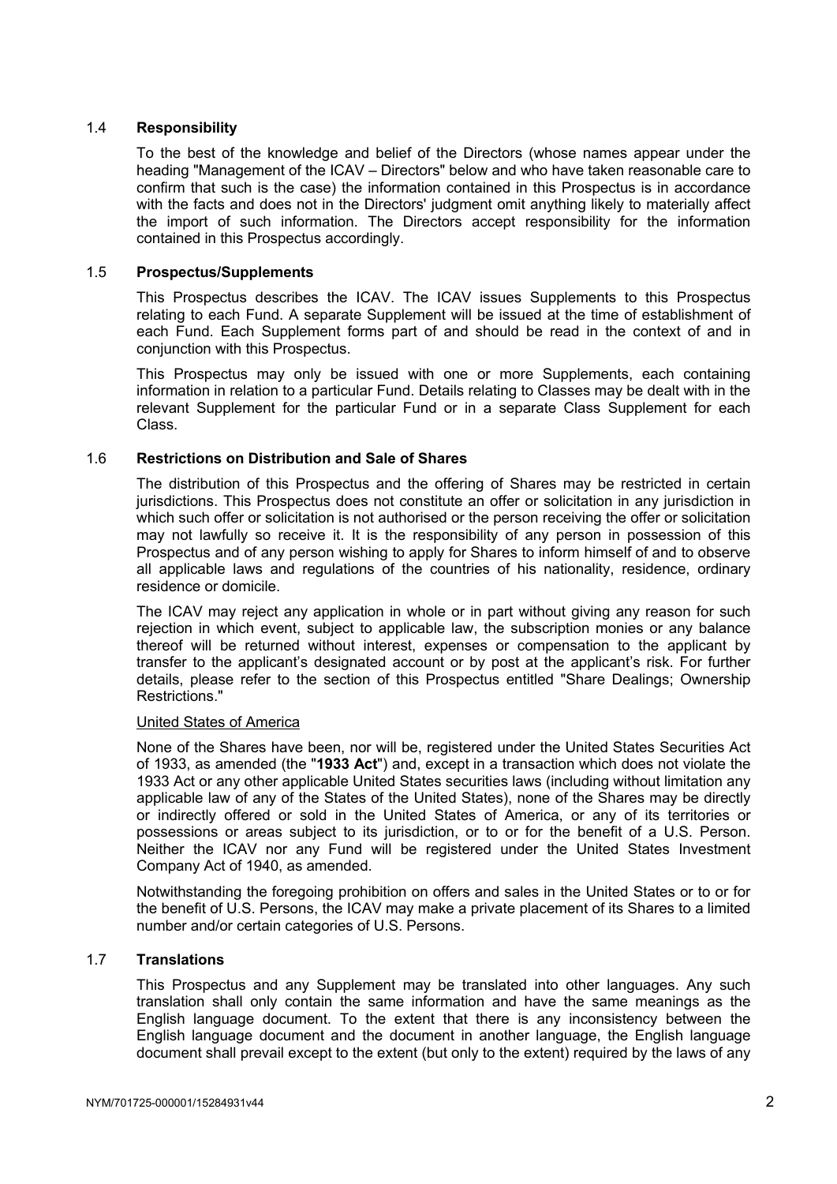### 1.4 **Responsibility**

To the best of the knowledge and belief of the Directors (whose names appear under the heading "Management of the ICAV – Directors" below and who have taken reasonable care to confirm that such is the case) the information contained in this Prospectus is in accordance with the facts and does not in the Directors' judgment omit anything likely to materially affect the import of such information. The Directors accept responsibility for the information contained in this Prospectus accordingly.

### 1.5 **Prospectus/Supplements**

This Prospectus describes the ICAV. The ICAV issues Supplements to this Prospectus relating to each Fund. A separate Supplement will be issued at the time of establishment of each Fund. Each Supplement forms part of and should be read in the context of and in conjunction with this Prospectus.

This Prospectus may only be issued with one or more Supplements, each containing information in relation to a particular Fund. Details relating to Classes may be dealt with in the relevant Supplement for the particular Fund or in a separate Class Supplement for each Class.

### 1.6 **Restrictions on Distribution and Sale of Shares**

The distribution of this Prospectus and the offering of Shares may be restricted in certain jurisdictions. This Prospectus does not constitute an offer or solicitation in any jurisdiction in which such offer or solicitation is not authorised or the person receiving the offer or solicitation may not lawfully so receive it. It is the responsibility of any person in possession of this Prospectus and of any person wishing to apply for Shares to inform himself of and to observe all applicable laws and regulations of the countries of his nationality, residence, ordinary residence or domicile.

The ICAV may reject any application in whole or in part without giving any reason for such rejection in which event, subject to applicable law, the subscription monies or any balance thereof will be returned without interest, expenses or compensation to the applicant by transfer to the applicant's designated account or by post at the applicant's risk. For further details, please refer to the section of this Prospectus entitled "Share Dealings; Ownership Restrictions."

United States of America

None of the Shares have been, nor will be, registered under the United States Securities Act of 1933, as amended (the "**1933 Act**") and, except in a transaction which does not violate the 1933 Act or any other applicable United States securities laws (including without limitation any applicable law of any of the States of the United States), none of the Shares may be directly or indirectly offered or sold in the United States of America, or any of its territories or possessions or areas subject to its jurisdiction, or to or for the benefit of a U.S. Person. Neither the ICAV nor any Fund will be registered under the United States Investment Company Act of 1940, as amended.

Notwithstanding the foregoing prohibition on offers and sales in the United States or to or for the benefit of U.S. Persons, the ICAV may make a private placement of its Shares to a limited number and/or certain categories of U.S. Persons.

### 1.7 **Translations**

This Prospectus and any Supplement may be translated into other languages. Any such translation shall only contain the same information and have the same meanings as the English language document. To the extent that there is any inconsistency between the English language document and the document in another language, the English language document shall prevail except to the extent (but only to the extent) required by the laws of any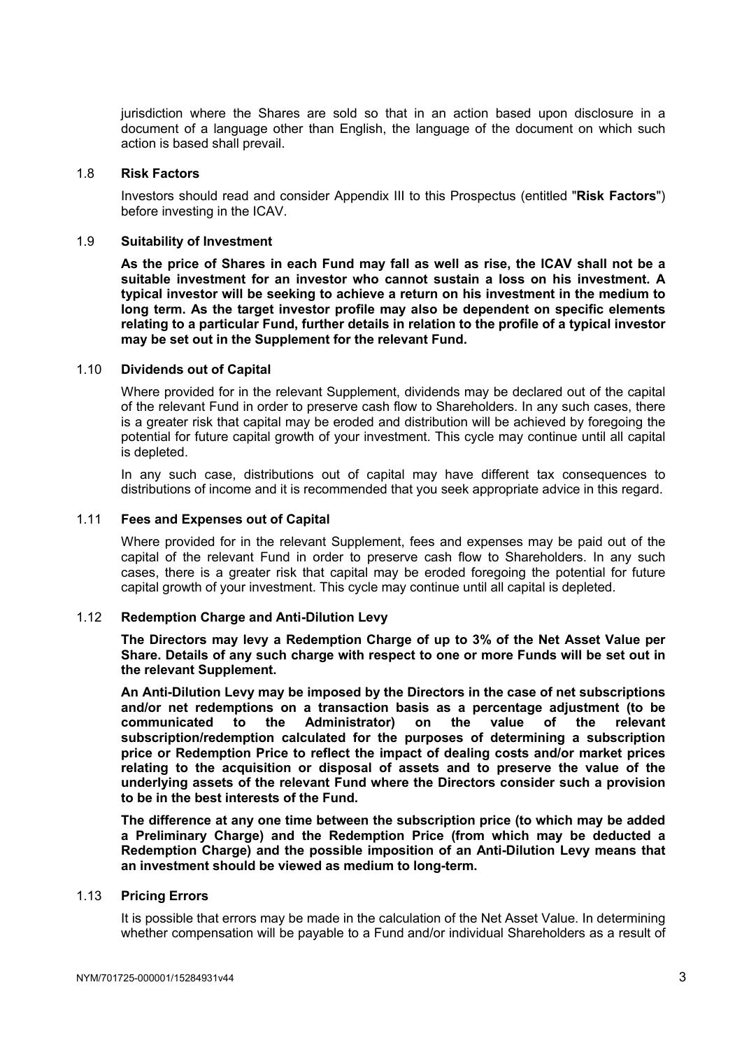jurisdiction where the Shares are sold so that in an action based upon disclosure in a document of a language other than English, the language of the document on which such action is based shall prevail.

### 1.8 Risk Factors

Investors should read and consider Appendix III to this Prospectus (entitled "**Risk Factors**") before investing in the ICAV.

### 1.9 Suitability of Investment

**As the price of Shares in each Fund may fall as well as rise, the ICAV shall not be a suitable investment for an investor who cannot sustain a loss on his investment. A typical investor will be seeking to achieve a return on his investment in the medium to long term. As the target investor profile may also be dependent on specific elements relating to a particular Fund, further details in relation to the profile of a typical investor may be set out in the Supplement for the relevant Fund.**

### 1.10 Dividends out of Capital

Where provided for in the relevant Supplement, dividends may be declared out of the capital of the relevant Fund in order to preserve cash flow to Shareholders. In any such cases, there is a greater risk that capital may be eroded and distribution will be achieved by foregoing the potential for future capital growth of your investment. This cycle may continue until all capital is depleted.

In any such case, distributions out of capital may have different tax consequences to distributions of income and it is recommended that you seek appropriate advice in this regard.

### 1.11 Fees and Expenses out of Capital

Where provided for in the relevant Supplement, fees and expenses may be paid out of the capital of the relevant Fund in order to preserve cash flow to Shareholders. In any such cases, there is a greater risk that capital may be eroded foregoing the potential for future capital growth of your investment. This cycle may continue until all capital is depleted.

### 1.12 Redemption Charge and Anti-Dilution Levy

**The Directors may levy a Redemption Charge of up to 3% of the Net Asset Value per Share. Details of any such charge with respect to one or more Funds will be set out in the relevant Supplement.**

**An Anti-Dilution Levy may be imposed by the Directors in the case of net subscriptions and/or net redemptions on a transaction basis as a percentage adjustment (to be communicated to the Administrator) on the value of the relevant subscription/redemption calculated for the purposes of determining a subscription price or Redemption Price to reflect the impact of dealing costs and/or market prices relating to the acquisition or disposal of assets and to preserve the value of the underlying assets of the relevant Fund where the Directors consider such a provision to be in the best interests of the Fund.**

**The difference at any one time between the subscription price (to which may be added a Preliminary Charge) and the Redemption Price (from which may be deducted a Redemption Charge) and the possible imposition of an Anti-Dilution Levy means that an investment should be viewed as medium to long-term.**

### 1.13 Pricing Errors

It is possible that errors may be made in the calculation of the Net Asset Value. In determining whether compensation will be payable to a Fund and/or individual Shareholders as a result of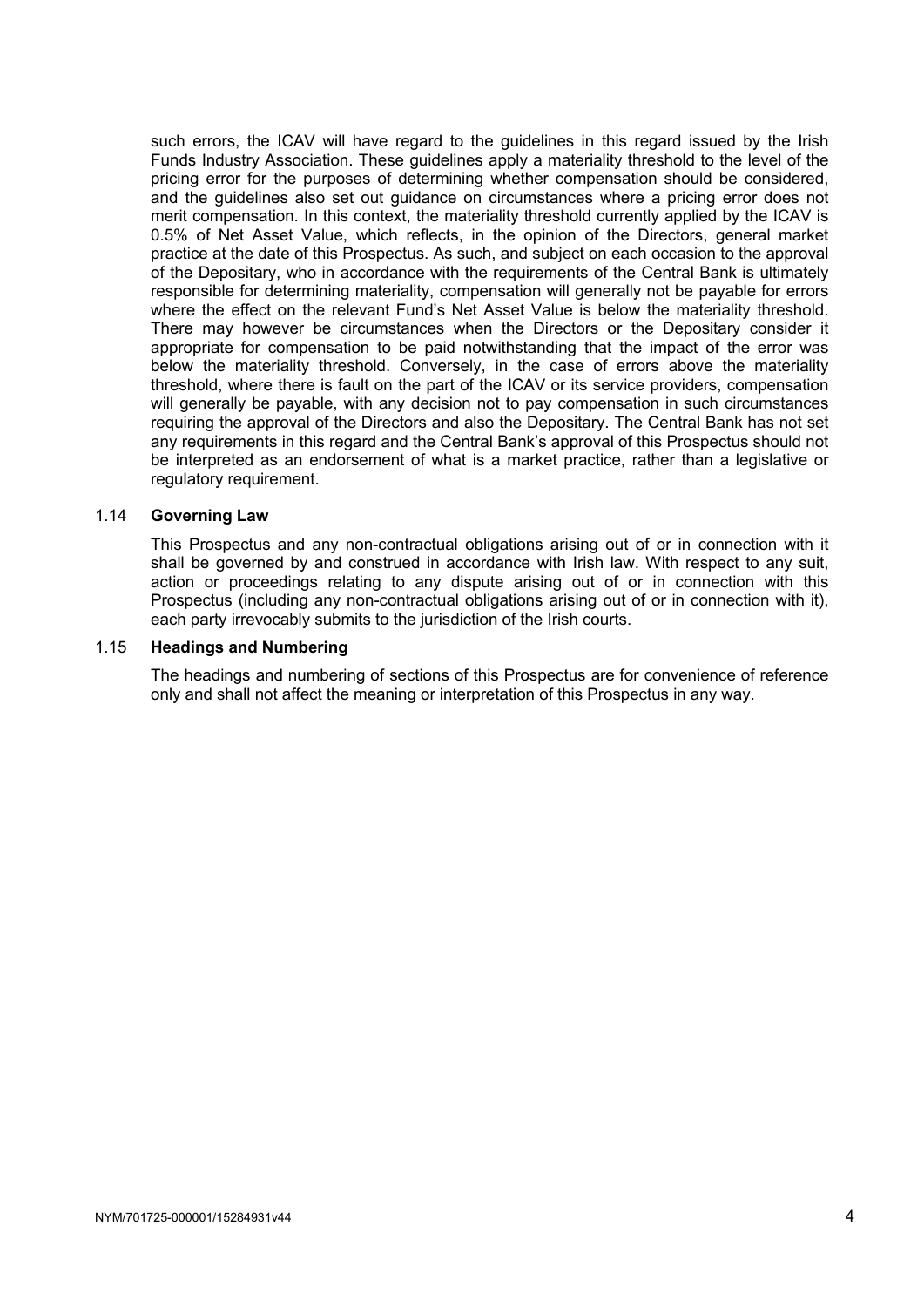such errors, the ICAV will have regard to the guidelines in this regard issued by the Irish Funds Industry Association. These guidelines apply a materiality threshold to the level of the pricing error for the purposes of determining whether compensation should be considered, and the guidelines also set out guidance on circumstances where a pricing error does not merit compensation. In this context, the materiality threshold currently applied by the ICAV is 0.5% of Net Asset Value, which reflects, in the opinion of the Directors, general market practice at the date of this Prospectus. As such, and subject on each occasion to the approval of the Depositary, who in accordance with the requirements of the Central Bank is ultimately responsible for determining materiality, compensation will generally not be payable for errors where the effect on the relevant Fund's Net Asset Value is below the materiality threshold. There may however be circumstances when the Directors or the Depositary consider it appropriate for compensation to be paid notwithstanding that the impact of the error was below the materiality threshold. Conversely, in the case of errors above the materiality threshold, where there is fault on the part of the ICAV or its service providers, compensation will generally be payable, with any decision not to pay compensation in such circumstances requiring the approval of the Directors and also the Depositary. The Central Bank has not set any requirements in this regard and the Central Bank's approval of this Prospectus should not be interpreted as an endorsement of what is a market practice, rather than a legislative or regulatory requirement.

### 1.14 Governing Law

This Prospectus and any non-contractual obligations arising out of or in connection with it shall be governed by and construed in accordance with Irish law. With respect to any suit, action or proceedings relating to any dispute arising out of or in connection with this Prospectus (including any non-contractual obligations arising out of or in connection with it), each party irrevocably submits to the jurisdiction of the Irish courts.

### 1.15 Headings and Numbering

The headings and numbering of sections of this Prospectus are for convenience of reference only and shall not affect the meaning or interpretation of this Prospectus in any way.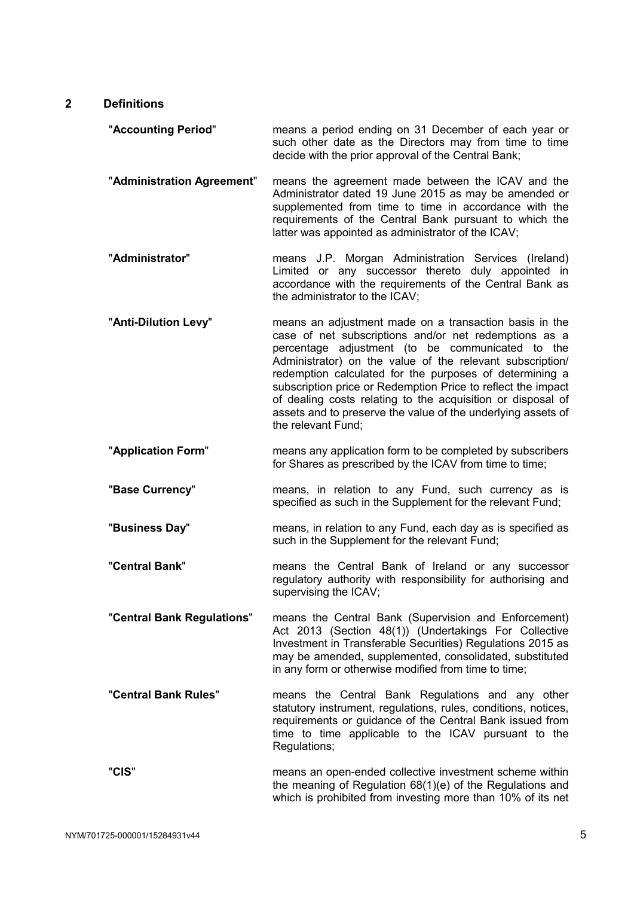## 2 Definitions

**"Accounting Period"** means a period ending on 31 December of each year or such other date as the Directors may from time to time decide with the prior approval of the Central Bank;

**"Administration Agreement"** means the agreement made between the ICAV and the Administrator dated 19 June 2015 as may be amended or supplemented from time to time in accordance with the requirements of the Central Bank pursuant to which the latter was appointed as administrator of the ICAV;

**"Administrator"** means J.P. Morgan Administration Services (Ireland) Limited or any successor thereto duly appointed in accordance with the requirements of the Central Bank as the administrator to the ICAV;

**"Anti-Dilution Levy"** means an adjustment made on a transaction basis in the case of net subscriptions and/or net redemptions as a percentage adjustment (to be communicated to the Administrator) on the value of the relevant subscription/ redemption calculated for the purposes of determining a subscription price or Redemption Price to reflect the impact of dealing costs relating to the acquisition or disposal of assets and to preserve the value of the underlying assets of the relevant Fund;

**"Application Form"** means any application form to be completed by subscribers for Shares as prescribed by the ICAV from time to time;

**"Base Currency"** means, in relation to any Fund, such currency as is specified as such in the Supplement for the relevant Fund;

**"Business Day"** means, in relation to any Fund, each day as is specified as such in the Supplement for the relevant Fund;

**"Central Bank"** means the Central Bank of Ireland or any successor regulatory authority with responsibility for authorising and supervising the ICAV;

**"Central Bank Regulations"** means the Central Bank (Supervision and Enforcement) Act 2013 (Section 48(1)) (Undertakings For Collective Investment in Transferable Securities) Regulations 2015 as may be amended, supplemented, consolidated, substituted in any form or otherwise modified from time to time;

**"Central Bank Rules"** means the Central Bank Regulations and any other statutory instrument, regulations, rules, conditions, notices, requirements or guidance of the Central Bank issued from time to time applicable to the ICAV pursuant to the Regulations;

**"CIS"** means an open-ended collective investment scheme within the meaning of Regulation 68(1)(e) of the Regulations and which is prohibited from investing more than 10% of its net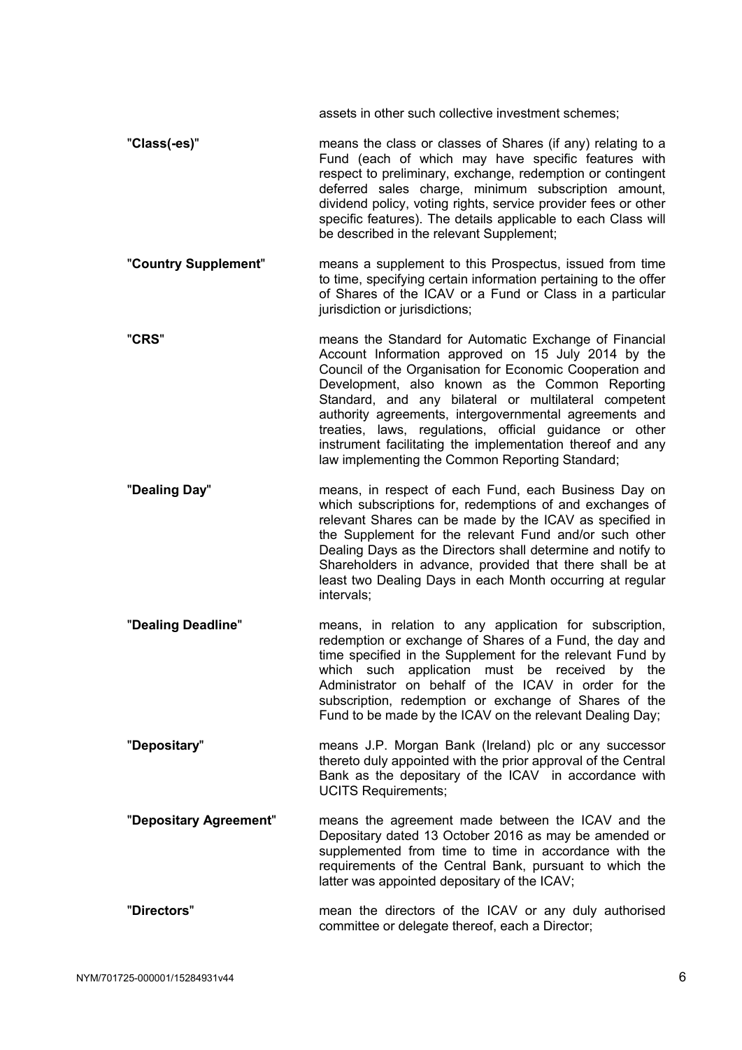assets in other such collective investment schemes;

| | |
|---|---|
| "**Class(-es)**" | means the class or classes of Shares (if any) relating to a Fund (each of which may have specific features with respect to preliminary, exchange, redemption or contingent deferred sales charge, minimum subscription amount, dividend policy, voting rights, service provider fees or other specific features). The details applicable to each Class will be described in the relevant Supplement; |
| "**Country Supplement**" | means a supplement to this Prospectus, issued from time to time, specifying certain information pertaining to the offer of Shares of the ICAV or a Fund or Class in a particular jurisdiction or jurisdictions; |
| "**CRS**" | means the Standard for Automatic Exchange of Financial Account Information approved on 15 July 2014 by the Council of the Organisation for Economic Cooperation and Development, also known as the Common Reporting Standard, and any bilateral or multilateral competent authority agreements, intergovernmental agreements and treaties, laws, regulations, official guidance or other instrument facilitating the implementation thereof and any law implementing the Common Reporting Standard; |
| "**Dealing Day**" | means, in respect of each Fund, each Business Day on which subscriptions for, redemptions of and exchanges of relevant Shares can be made by the ICAV as specified in the Supplement for the relevant Fund and/or such other Dealing Days as the Directors shall determine and notify to Shareholders in advance, provided that there shall be at least two Dealing Days in each Month occurring at regular intervals; |
| "**Dealing Deadline**" | means, in relation to any application for subscription, redemption or exchange of Shares of a Fund, the day and time specified in the Supplement for the relevant Fund by which such application must be received by the Administrator on behalf of the ICAV in order for the subscription, redemption or exchange of Shares of the Fund to be made by the ICAV on the relevant Dealing Day; |
| "**Depositary**" | means J.P. Morgan Bank (Ireland) plc or any successor thereto duly appointed with the prior approval of the Central Bank as the depositary of the ICAV in accordance with UCITS Requirements; |
| "**Depositary Agreement**" | means the agreement made between the ICAV and the Depositary dated 13 October 2016 as may be amended or supplemented from time to time in accordance with the requirements of the Central Bank, pursuant to which the latter was appointed depositary of the ICAV; |
| "**Directors**" | mean the directors of the ICAV or any duly authorised committee or delegate thereof, each a Director; |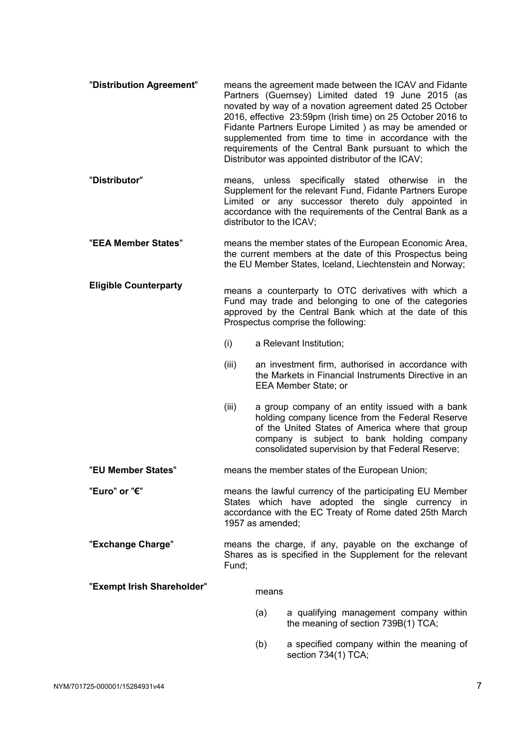"**Distribution Agreement**" means the agreement made between the ICAV and Fidante Partners (Guernsey) Limited dated 19 June 2015 (as novated by way of a novation agreement dated 25 October 2016, effective 23:59pm (Irish time) on 25 October 2016 to Fidante Partners Europe Limited ) as may be amended or supplemented from time to time in accordance with the requirements of the Central Bank pursuant to which the Distributor was appointed distributor of the ICAV;

"**Distributor**" means, unless specifically stated otherwise in the Supplement for the relevant Fund, Fidante Partners Europe Limited or any successor thereto duly appointed in accordance with the requirements of the Central Bank as a distributor to the ICAV;

"**EEA Member States**" means the member states of the European Economic Area, the current members at the date of this Prospectus being the EU Member States, Iceland, Liechtenstein and Norway;

**Eligible Counterparty** means a counterparty to OTC derivatives with which a Fund may trade and belonging to one of the categories approved by the Central Bank which at the date of this Prospectus comprise the following:

(i) a Relevant Institution;

(iii) an investment firm, authorised in accordance with the Markets in Financial Instruments Directive in an EEA Member State; or

(iii) a group company of an entity issued with a bank holding company licence from the Federal Reserve of the United States of America where that group company is subject to bank holding company consolidated supervision by that Federal Reserve;

"**EU Member States**" means the member states of the European Union;

"**Euro**" or "**€**" means the lawful currency of the participating EU Member States which have adopted the single currency in accordance with the EC Treaty of Rome dated 25th March 1957 as amended;

"**Exchange Charge**" means the charge, if any, payable on the exchange of Shares as is specified in the Supplement for the relevant Fund;

"**Exempt Irish Shareholder**" means

(a) a qualifying management company within the meaning of section 739B(1) TCA;

(b) a specified company within the meaning of section 734(1) TCA;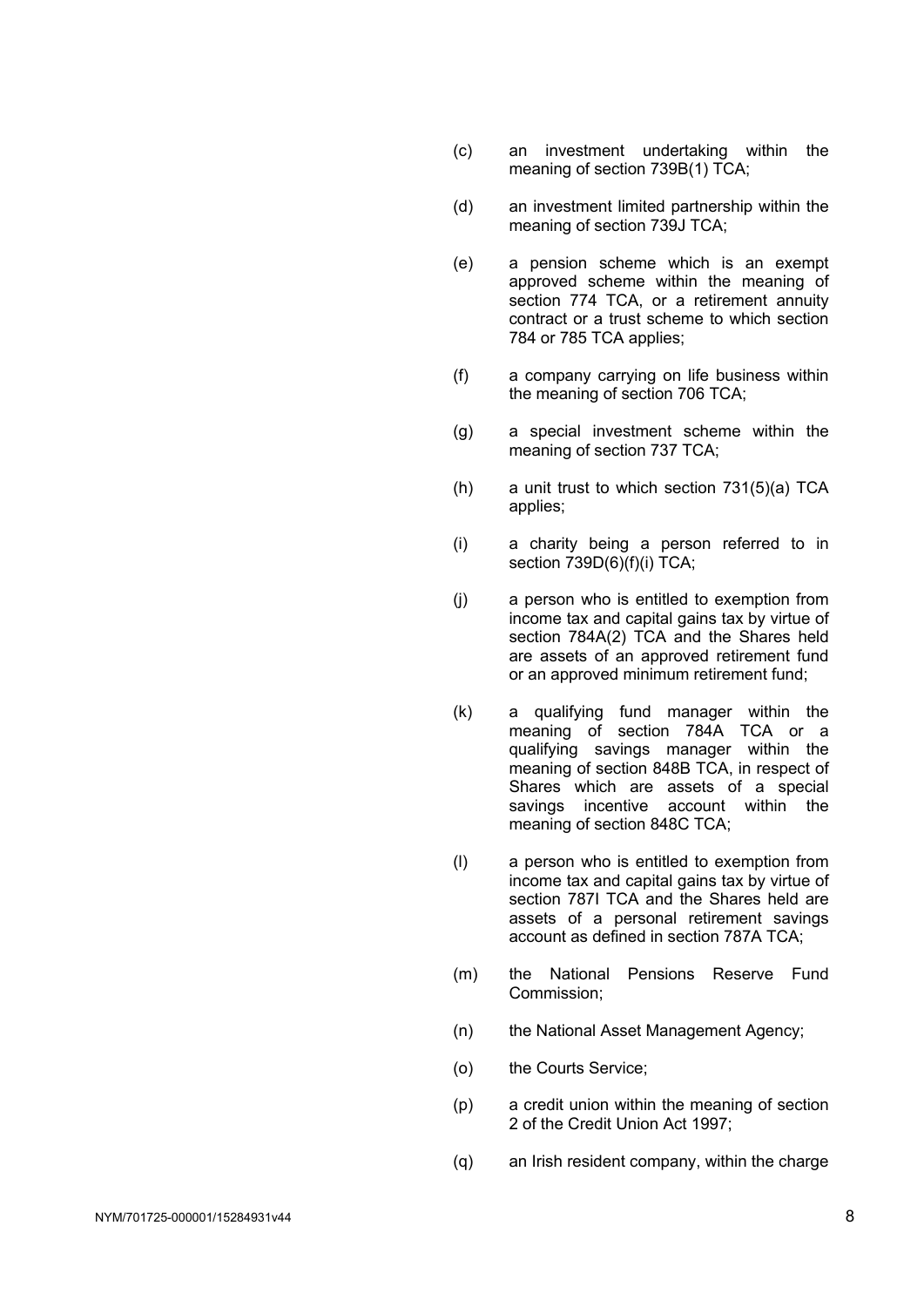(c) an investment undertaking within the meaning of section 739B(1) TCA;

(d) an investment limited partnership within the meaning of section 739J TCA;

(e) a pension scheme which is an exempt approved scheme within the meaning of section 774 TCA, or a retirement annuity contract or a trust scheme to which section 784 or 785 TCA applies;

(f) a company carrying on life business within the meaning of section 706 TCA;

(g) a special investment scheme within the meaning of section 737 TCA;

(h) a unit trust to which section 731(5)(a) TCA applies;

(i) a charity being a person referred to in section 739D(6)(f)(i) TCA;

(j) a person who is entitled to exemption from income tax and capital gains tax by virtue of section 784A(2) TCA and the Shares held are assets of an approved retirement fund or an approved minimum retirement fund;

(k) a qualifying fund manager within the meaning of section 784A TCA or a qualifying savings manager within the meaning of section 848B TCA, in respect of Shares which are assets of a special savings incentive account within the meaning of section 848C TCA;

(l) a person who is entitled to exemption from income tax and capital gains tax by virtue of section 787I TCA and the Shares held are assets of a personal retirement savings account as defined in section 787A TCA;

(m) the National Pensions Reserve Fund Commission;

(n) the National Asset Management Agency;

(o) the Courts Service;

(p) a credit union within the meaning of section 2 of the Credit Union Act 1997;

(q) an Irish resident company, within the charge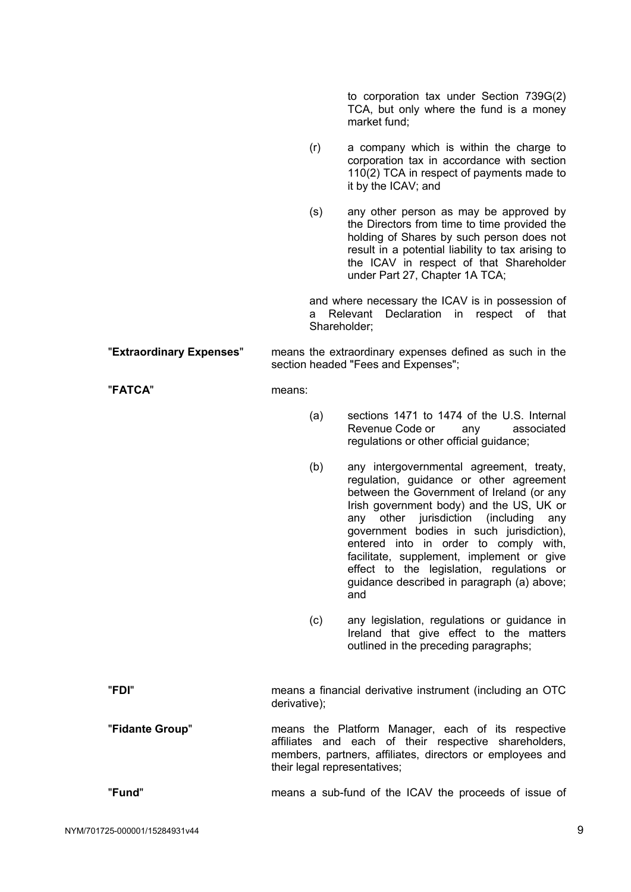to corporation tax under Section 739G(2) TCA, but only where the fund is a money market fund;

(r) a company which is within the charge to corporation tax in accordance with section 110(2) TCA in respect of payments made to it by the ICAV; and

(s) any other person as may be approved by the Directors from time to time provided the holding of Shares by such person does not result in a potential liability to tax arising to the ICAV in respect of that Shareholder under Part 27, Chapter 1A TCA;

and where necessary the ICAV is in possession of a Relevant Declaration in respect of that Shareholder;

"**Extraordinary Expenses**" means the extraordinary expenses defined as such in the section headed "Fees and Expenses";

"**FATCA**" means:

(a) sections 1471 to 1474 of the U.S. Internal Revenue Code or any associated regulations or other official guidance;

(b) any intergovernmental agreement, treaty, regulation, guidance or other agreement between the Government of Ireland (or any Irish government body) and the US, UK or any other jurisdiction (including any government bodies in such jurisdiction), entered into in order to comply with, facilitate, supplement, implement or give effect to the legislation, regulations or guidance described in paragraph (a) above; and

(c) any legislation, regulations or guidance in Ireland that give effect to the matters outlined in the preceding paragraphs;

"**FDI**" means a financial derivative instrument (including an OTC derivative);

"**Fidante Group**" means the Platform Manager, each of its respective affiliates and each of their respective shareholders, members, partners, affiliates, directors or employees and their legal representatives;

"**Fund**" means a sub-fund of the ICAV the proceeds of issue of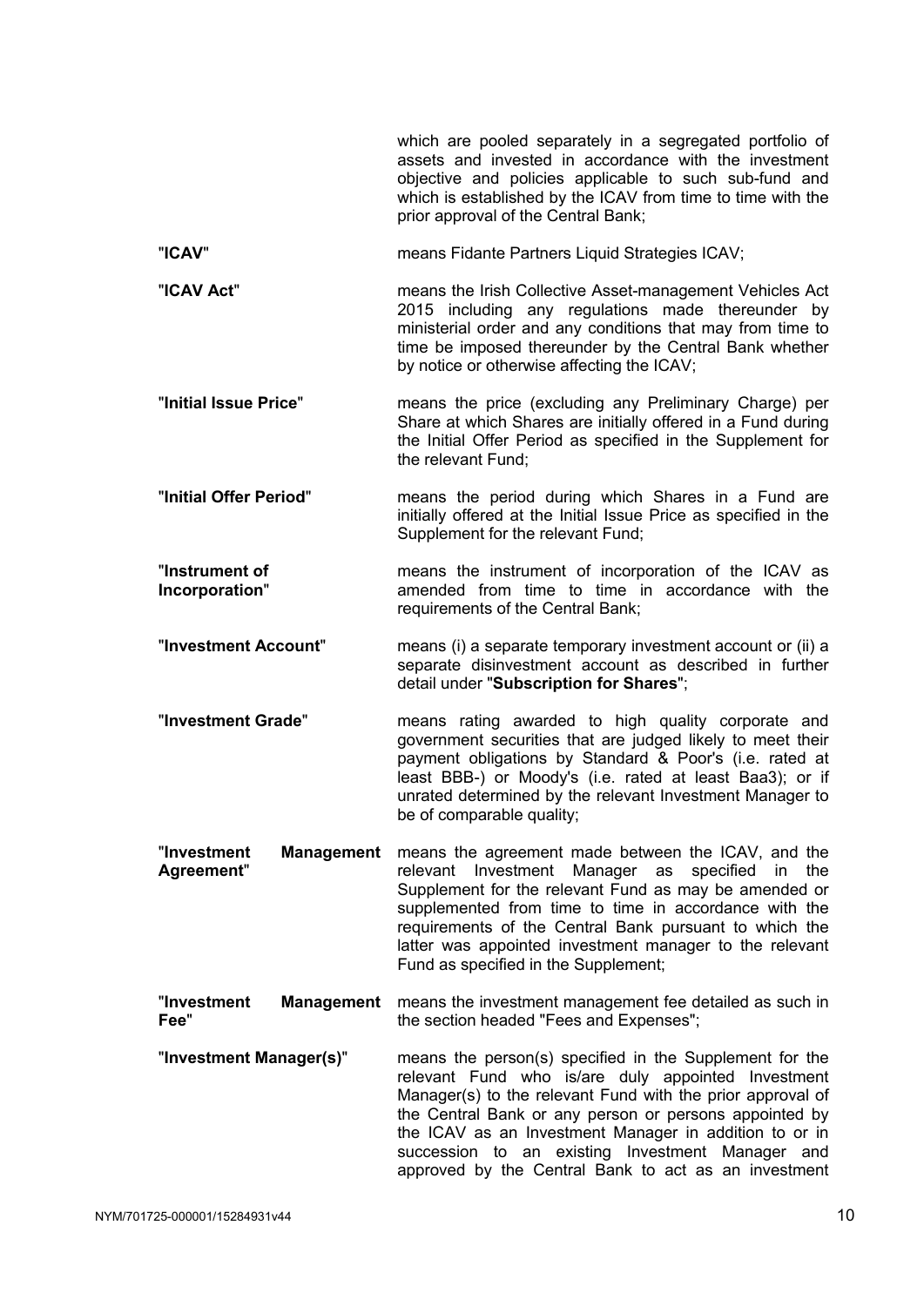which are pooled separately in a segregated portfolio of assets and invested in accordance with the investment objective and policies applicable to such sub-fund and which is established by the ICAV from time to time with the prior approval of the Central Bank;

"**ICAV**" means Fidante Partners Liquid Strategies ICAV;

"**ICAV Act**" means the Irish Collective Asset-management Vehicles Act 2015 including any regulations made thereunder by ministerial order and any conditions that may from time to time be imposed thereunder by the Central Bank whether by notice or otherwise affecting the ICAV;

"**Initial Issue Price**" means the price (excluding any Preliminary Charge) per Share at which Shares are initially offered in a Fund during the Initial Offer Period as specified in the Supplement for the relevant Fund;

"**Initial Offer Period**" means the period during which Shares in a Fund are initially offered at the Initial Issue Price as specified in the Supplement for the relevant Fund;

"**Instrument of Incorporation**" means the instrument of incorporation of the ICAV as amended from time to time in accordance with the requirements of the Central Bank;

"**Investment Account**" means (i) a separate temporary investment account or (ii) a separate disinvestment account as described in further detail under "**Subscription for Shares**";

"**Investment Grade**" means rating awarded to high quality corporate and government securities that are judged likely to meet their payment obligations by Standard & Poor's (i.e. rated at least BBB-) or Moody's (i.e. rated at least Baa3); or if unrated determined by the relevant Investment Manager to be of comparable quality;

"**Investment Management Agreement**" means the agreement made between the ICAV, and the relevant Investment Manager as specified in the Supplement for the relevant Fund as may be amended or supplemented from time to time in accordance with the requirements of the Central Bank pursuant to which the latter was appointed investment manager to the relevant Fund as specified in the Supplement;

"**Investment Management Fee**" means the investment management fee detailed as such in the section headed "Fees and Expenses";

"**Investment Manager(s)**" means the person(s) specified in the Supplement for the relevant Fund who is/are duly appointed Investment Manager(s) to the relevant Fund with the prior approval of the Central Bank or any person or persons appointed by the ICAV as an Investment Manager in addition to or in succession to an existing Investment Manager and approved by the Central Bank to act as an investment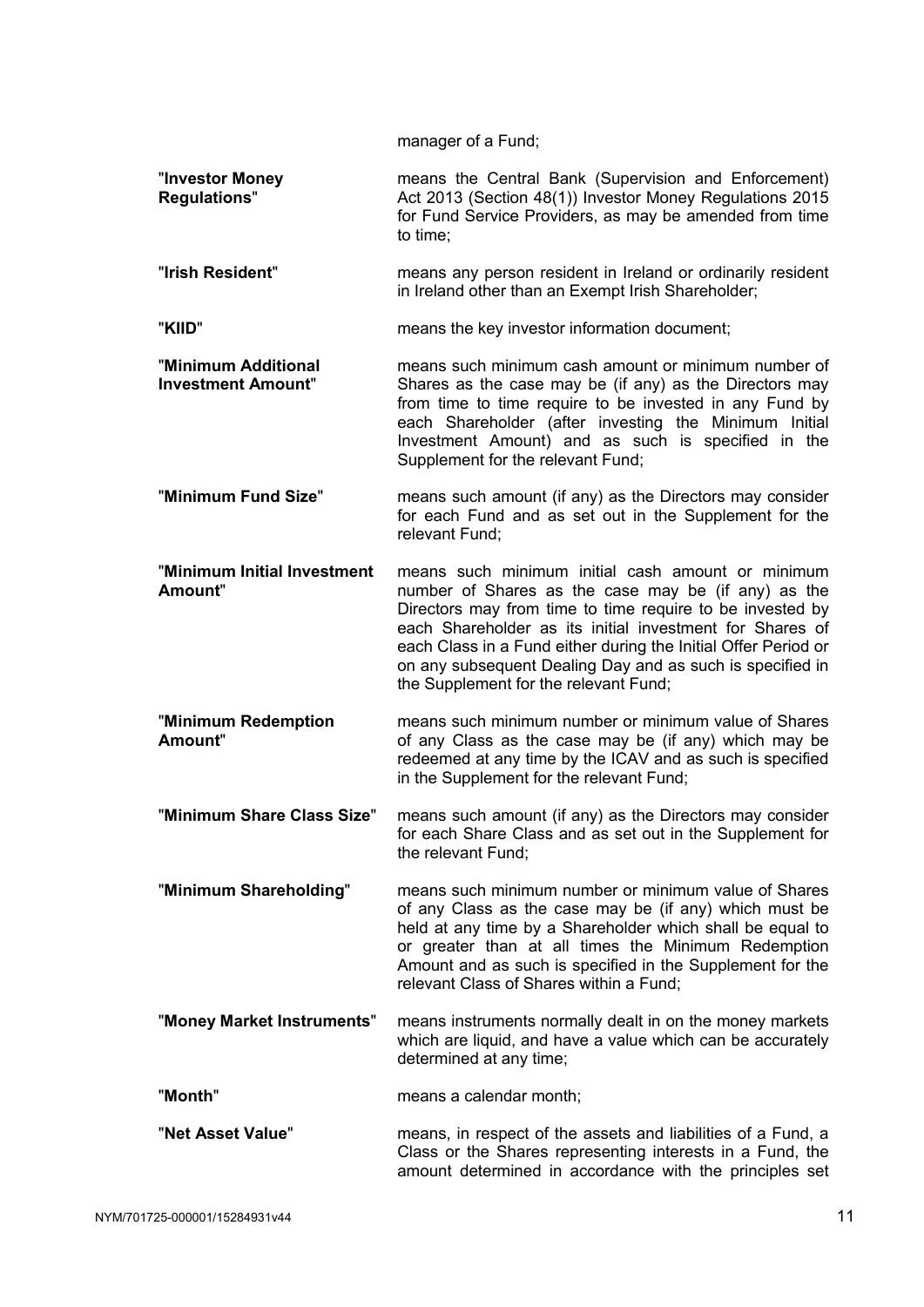manager of a Fund;

| | |
|---|---|
| "**Investor Money Regulations**" | means the Central Bank (Supervision and Enforcement) Act 2013 (Section 48(1)) Investor Money Regulations 2015 for Fund Service Providers, as may be amended from time to time; |
| "**Irish Resident**" | means any person resident in Ireland or ordinarily resident in Ireland other than an Exempt Irish Shareholder; |
| "**KIID**" | means the key investor information document; |
| "**Minimum Additional Investment Amount**" | means such minimum cash amount or minimum number of Shares as the case may be (if any) as the Directors may from time to time require to be invested in any Fund by each Shareholder (after investing the Minimum Initial Investment Amount) and as such is specified in the Supplement for the relevant Fund; |
| "**Minimum Fund Size**" | means such amount (if any) as the Directors may consider for each Fund and as set out in the Supplement for the relevant Fund; |
| "**Minimum Initial Investment Amount**" | means such minimum initial cash amount or minimum number of Shares as the case may be (if any) as the Directors may from time to time require to be invested by each Shareholder as its initial investment for Shares of each Class in a Fund either during the Initial Offer Period or on any subsequent Dealing Day and as such is specified in the Supplement for the relevant Fund; |
| "**Minimum Redemption Amount**" | means such minimum number or minimum value of Shares of any Class as the case may be (if any) which may be redeemed at any time by the ICAV and as such is specified in the Supplement for the relevant Fund; |
| "**Minimum Share Class Size**" | means such amount (if any) as the Directors may consider for each Share Class and as set out in the Supplement for the relevant Fund; |
| "**Minimum Shareholding**" | means such minimum number or minimum value of Shares of any Class as the case may be (if any) which must be held at any time by a Shareholder which shall be equal to or greater than at all times the Minimum Redemption Amount and as such is specified in the Supplement for the relevant Class of Shares within a Fund; |
| "**Money Market Instruments**" | means instruments normally dealt in on the money markets which are liquid, and have a value which can be accurately determined at any time; |
| "**Month**" | means a calendar month; |
| "**Net Asset Value**" | means, in respect of the assets and liabilities of a Fund, a Class or the Shares representing interests in a Fund, the amount determined in accordance with the principles set |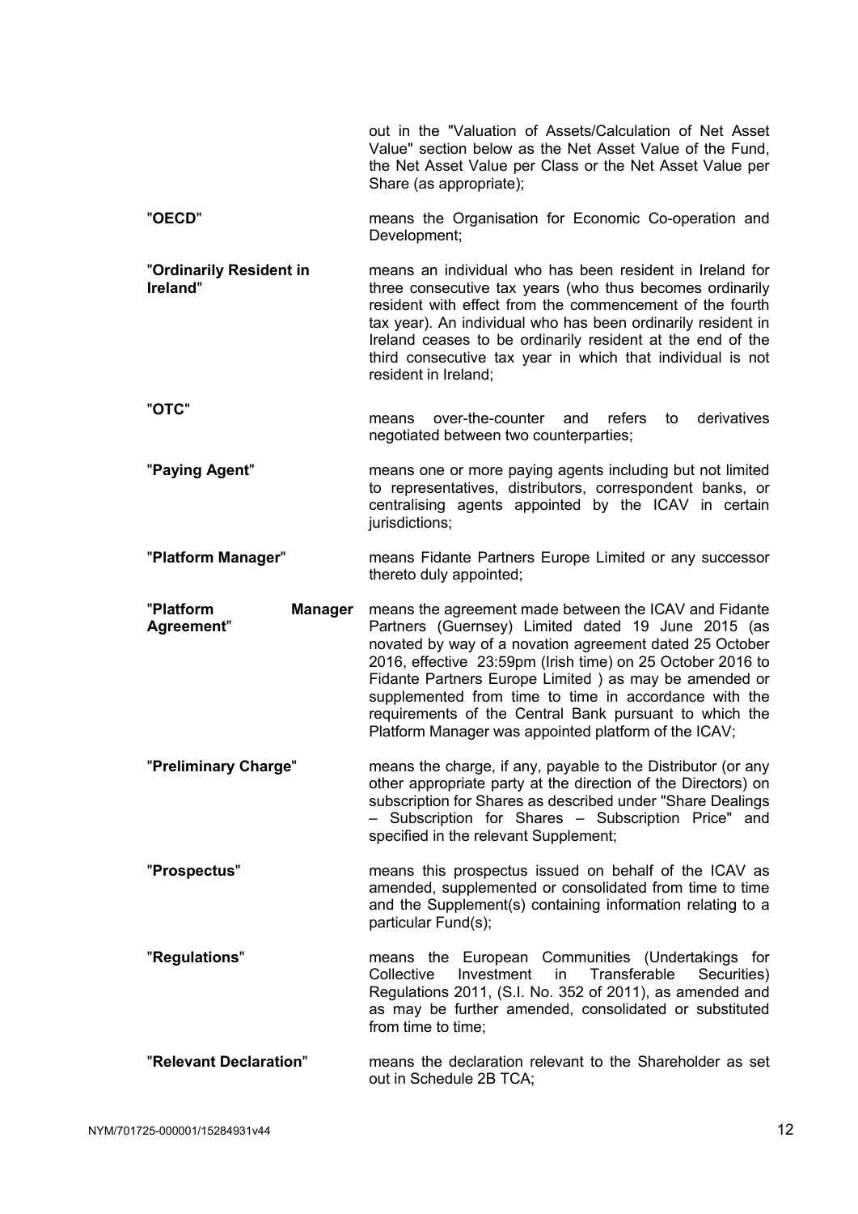out in the "Valuation of Assets/Calculation of Net Asset Value" section below as the Net Asset Value of the Fund, the Net Asset Value per Class or the Net Asset Value per Share (as appropriate);

"**OECD**" means the Organisation for Economic Co-operation and Development;

"**Ordinarily Resident in Ireland**" means an individual who has been resident in Ireland for three consecutive tax years (who thus becomes ordinarily resident with effect from the commencement of the fourth tax year). An individual who has been ordinarily resident in Ireland ceases to be ordinarily resident at the end of the third consecutive tax year in which that individual is not resident in Ireland;

"**OTC**" means over-the-counter and refers to derivatives negotiated between two counterparties;

"**Paying Agent**" means one or more paying agents including but not limited to representatives, distributors, correspondent banks, or centralising agents appointed by the ICAV in certain jurisdictions;

"**Platform Manager**" means Fidante Partners Europe Limited or any successor thereto duly appointed;

"**Platform Manager Agreement**" means the agreement made between the ICAV and Fidante Partners (Guernsey) Limited dated 19 June 2015 (as novated by way of a novation agreement dated 25 October 2016, effective 23:59pm (Irish time) on 25 October 2016 to Fidante Partners Europe Limited ) as may be amended or supplemented from time to time in accordance with the requirements of the Central Bank pursuant to which the Platform Manager was appointed platform of the ICAV;

"**Preliminary Charge**" means the charge, if any, payable to the Distributor (or any other appropriate party at the direction of the Directors) on subscription for Shares as described under "Share Dealings – Subscription for Shares – Subscription Price" and specified in the relevant Supplement;

"**Prospectus**" means this prospectus issued on behalf of the ICAV as amended, supplemented or consolidated from time to time and the Supplement(s) containing information relating to a particular Fund(s);

"**Regulations**" means the European Communities (Undertakings for Collective Investment in Transferable Securities) Regulations 2011, (S.I. No. 352 of 2011), as amended and as may be further amended, consolidated or substituted from time to time;

"**Relevant Declaration**" means the declaration relevant to the Shareholder as set out in Schedule 2B TCA;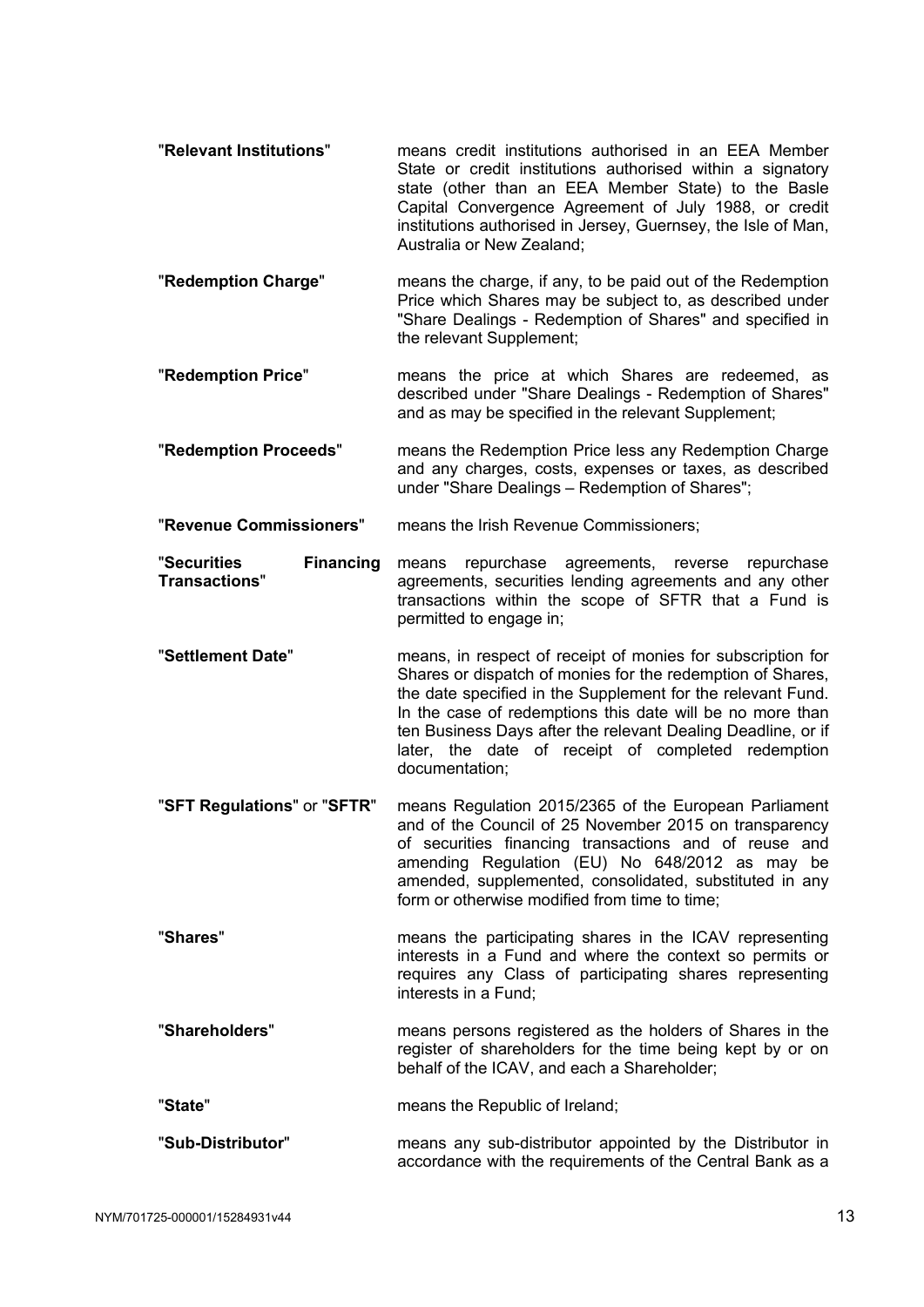| | |
|---|---|
| "**Relevant Institutions**" | means credit institutions authorised in an EEA Member State or credit institutions authorised within a signatory state (other than an EEA Member State) to the Basle Capital Convergence Agreement of July 1988, or credit institutions authorised in Jersey, Guernsey, the Isle of Man, Australia or New Zealand; |
| "**Redemption Charge**" | means the charge, if any, to be paid out of the Redemption Price which Shares may be subject to, as described under "Share Dealings - Redemption of Shares" and specified in the relevant Supplement; |
| "**Redemption Price**" | means the price at which Shares are redeemed, as described under "Share Dealings - Redemption of Shares" and as may be specified in the relevant Supplement; |
| "**Redemption Proceeds**" | means the Redemption Price less any Redemption Charge and any charges, costs, expenses or taxes, as described under "Share Dealings – Redemption of Shares"; |
| "**Revenue Commissioners**" | means the Irish Revenue Commissioners; |
| "**Securities Financing Transactions**" | means repurchase agreements, reverse repurchase agreements, securities lending agreements and any other transactions within the scope of SFTR that a Fund is permitted to engage in; |
| "**Settlement Date**" | means, in respect of receipt of monies for subscription for Shares or dispatch of monies for the redemption of Shares, the date specified in the Supplement for the relevant Fund. In the case of redemptions this date will be no more than ten Business Days after the relevant Dealing Deadline, or if later, the date of receipt of completed redemption documentation; |
| "**SFT Regulations**" or "**SFTR**" | means Regulation 2015/2365 of the European Parliament and of the Council of 25 November 2015 on transparency of securities financing transactions and of reuse and amending Regulation (EU) No 648/2012 as may be amended, supplemented, consolidated, substituted in any form or otherwise modified from time to time; |
| "**Shares**" | means the participating shares in the ICAV representing interests in a Fund and where the context so permits or requires any Class of participating shares representing interests in a Fund; |
| "**Shareholders**" | means persons registered as the holders of Shares in the register of shareholders for the time being kept by or on behalf of the ICAV, and each a Shareholder; |
| "**State**" | means the Republic of Ireland; |
| "**Sub-Distributor**" | means any sub-distributor appointed by the Distributor in accordance with the requirements of the Central Bank as a |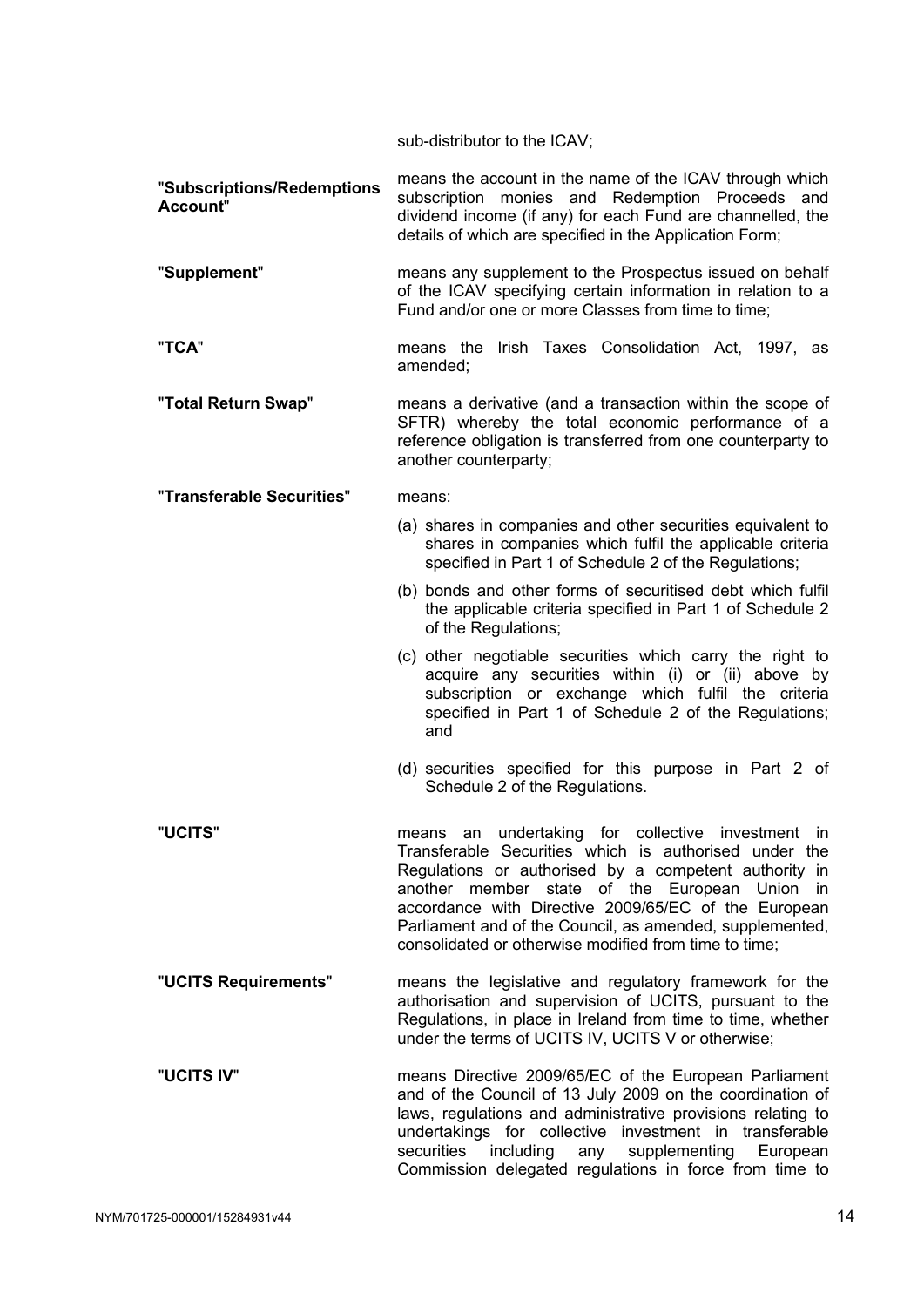sub-distributor to the ICAV;

**"Subscriptions/Redemptions Account"** means the account in the name of the ICAV through which subscription monies and Redemption Proceeds and dividend income (if any) for each Fund are channelled, the details of which are specified in the Application Form;

**"Supplement"** means any supplement to the Prospectus issued on behalf of the ICAV specifying certain information in relation to a Fund and/or one or more Classes from time to time;

**"TCA"** means the Irish Taxes Consolidation Act, 1997, as amended;

**"Total Return Swap"** means a derivative (and a transaction within the scope of SFTR) whereby the total economic performance of a reference obligation is transferred from one counterparty to another counterparty;

**"Transferable Securities"** means:

(a) shares in companies and other securities equivalent to shares in companies which fulfil the applicable criteria specified in Part 1 of Schedule 2 of the Regulations;

(b) bonds and other forms of securitised debt which fulfil the applicable criteria specified in Part 1 of Schedule 2 of the Regulations;

(c) other negotiable securities which carry the right to acquire any securities within (i) or (ii) above by subscription or exchange which fulfil the criteria specified in Part 1 of Schedule 2 of the Regulations; and

(d) securities specified for this purpose in Part 2 of Schedule 2 of the Regulations.

**"UCITS"** means an undertaking for collective investment in Transferable Securities which is authorised under the Regulations or authorised by a competent authority in another member state of the European Union in accordance with Directive 2009/65/EC of the European Parliament and of the Council, as amended, supplemented, consolidated or otherwise modified from time to time;

**"UCITS Requirements"** means the legislative and regulatory framework for the authorisation and supervision of UCITS, pursuant to the Regulations, in place in Ireland from time to time, whether under the terms of UCITS IV, UCITS V or otherwise;

**"UCITS IV"** means Directive 2009/65/EC of the European Parliament and of the Council of 13 July 2009 on the coordination of laws, regulations and administrative provisions relating to undertakings for collective investment in transferable securities including any supplementing European Commission delegated regulations in force from time to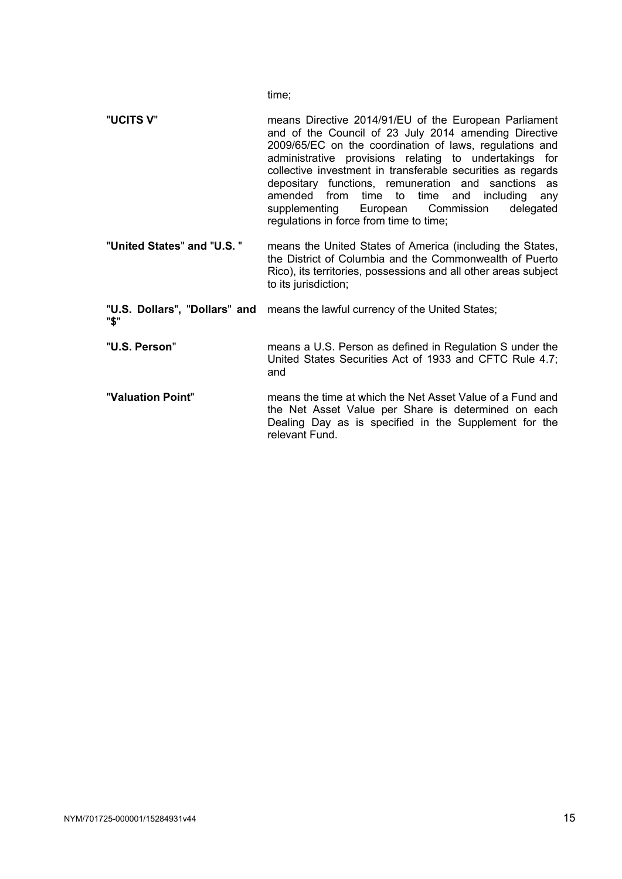time;

| | |
|---|---|
| "**UCITS V**" | means Directive 2014/91/EU of the European Parliament and of the Council of 23 July 2014 amending Directive 2009/65/EC on the coordination of laws, regulations and administrative provisions relating to undertakings for collective investment in transferable securities as regards depositary functions, remuneration and sanctions as amended from time to time and including any supplementing European Commission delegated regulations in force from time to time; |
| "**United States**" and "**U.S.** " | means the United States of America (including the States, the District of Columbia and the Commonwealth of Puerto Rico), its territories, possessions and all other areas subject to its jurisdiction; |
| "**U.S. Dollars**", "**Dollars**" and "**$**" | means the lawful currency of the United States; |
| "**U.S. Person**" | means a U.S. Person as defined in Regulation S under the United States Securities Act of 1933 and CFTC Rule 4.7; and |
| "**Valuation Point**" | means the time at which the Net Asset Value of a Fund and the Net Asset Value per Share is determined on each Dealing Day as is specified in the Supplement for the relevant Fund. |

NYM/701725-000001/15284931v44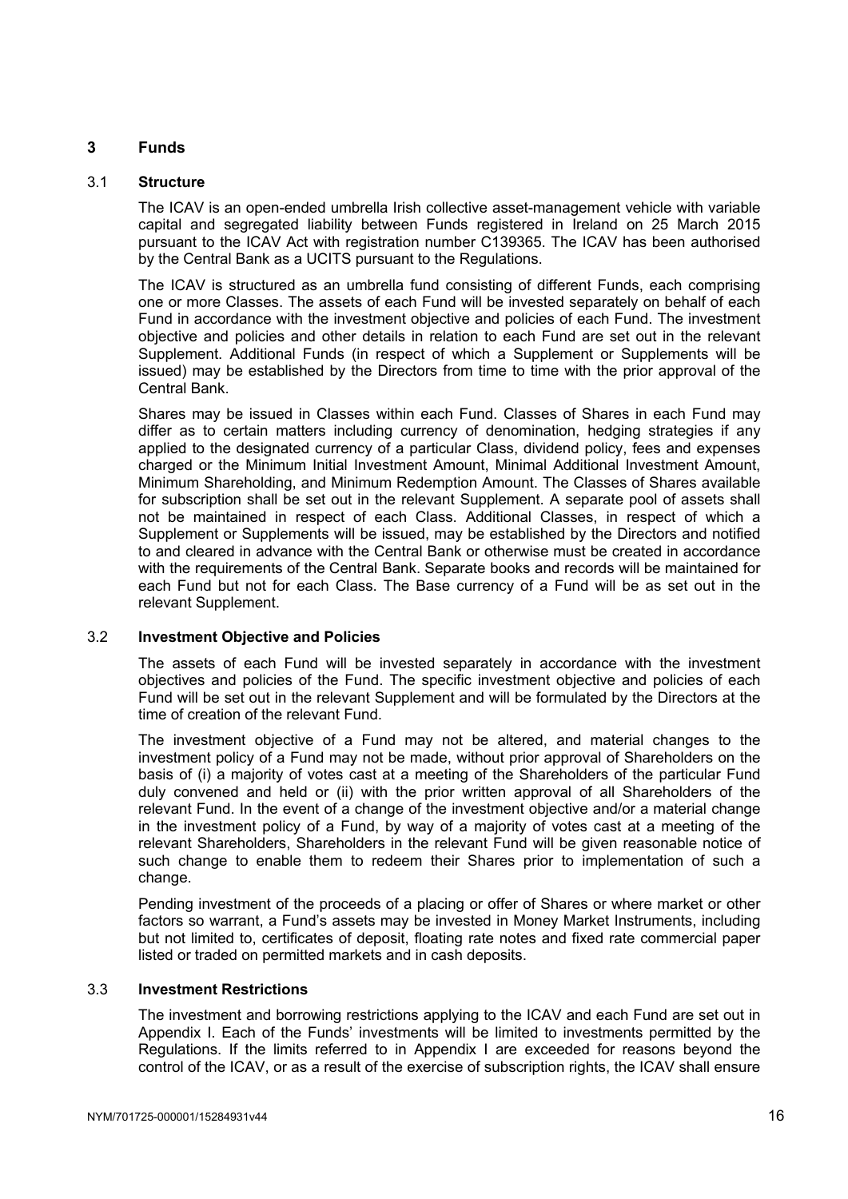## 3 Funds

### 3.1 Structure

The ICAV is an open-ended umbrella Irish collective asset-management vehicle with variable capital and segregated liability between Funds registered in Ireland on 25 March 2015 pursuant to the ICAV Act with registration number C139365. The ICAV has been authorised by the Central Bank as a UCITS pursuant to the Regulations.

The ICAV is structured as an umbrella fund consisting of different Funds, each comprising one or more Classes. The assets of each Fund will be invested separately on behalf of each Fund in accordance with the investment objective and policies of each Fund. The investment objective and policies and other details in relation to each Fund are set out in the relevant Supplement. Additional Funds (in respect of which a Supplement or Supplements will be issued) may be established by the Directors from time to time with the prior approval of the Central Bank.

Shares may be issued in Classes within each Fund. Classes of Shares in each Fund may differ as to certain matters including currency of denomination, hedging strategies if any applied to the designated currency of a particular Class, dividend policy, fees and expenses charged or the Minimum Initial Investment Amount, Minimal Additional Investment Amount, Minimum Shareholding, and Minimum Redemption Amount. The Classes of Shares available for subscription shall be set out in the relevant Supplement. A separate pool of assets shall not be maintained in respect of each Class. Additional Classes, in respect of which a Supplement or Supplements will be issued, may be established by the Directors and notified to and cleared in advance with the Central Bank or otherwise must be created in accordance with the requirements of the Central Bank. Separate books and records will be maintained for each Fund but not for each Class. The Base currency of a Fund will be as set out in the relevant Supplement.

### 3.2 Investment Objective and Policies

The assets of each Fund will be invested separately in accordance with the investment objectives and policies of the Fund. The specific investment objective and policies of each Fund will be set out in the relevant Supplement and will be formulated by the Directors at the time of creation of the relevant Fund.

The investment objective of a Fund may not be altered, and material changes to the investment policy of a Fund may not be made, without prior approval of Shareholders on the basis of (i) a majority of votes cast at a meeting of the Shareholders of the particular Fund duly convened and held or (ii) with the prior written approval of all Shareholders of the relevant Fund. In the event of a change of the investment objective and/or a material change in the investment policy of a Fund, by way of a majority of votes cast at a meeting of the relevant Shareholders, Shareholders in the relevant Fund will be given reasonable notice of such change to enable them to redeem their Shares prior to implementation of such a change.

Pending investment of the proceeds of a placing or offer of Shares or where market or other factors so warrant, a Fund's assets may be invested in Money Market Instruments, including but not limited to, certificates of deposit, floating rate notes and fixed rate commercial paper listed or traded on permitted markets and in cash deposits.

### 3.3 Investment Restrictions

The investment and borrowing restrictions applying to the ICAV and each Fund are set out in Appendix I. Each of the Funds' investments will be limited to investments permitted by the Regulations. If the limits referred to in Appendix I are exceeded for reasons beyond the control of the ICAV, or as a result of the exercise of subscription rights, the ICAV shall ensure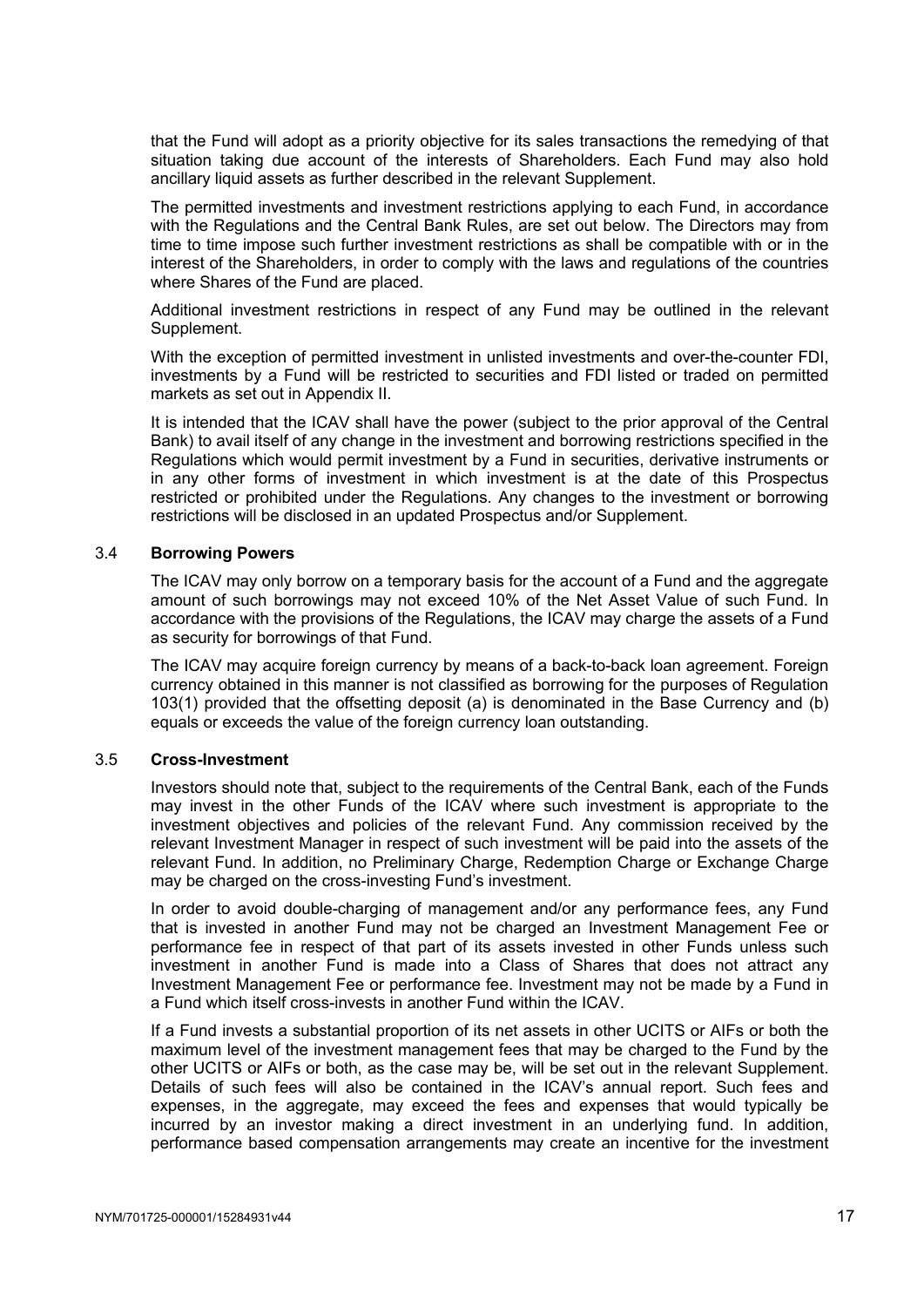that the Fund will adopt as a priority objective for its sales transactions the remedying of that situation taking due account of the interests of Shareholders. Each Fund may also hold ancillary liquid assets as further described in the relevant Supplement.

The permitted investments and investment restrictions applying to each Fund, in accordance with the Regulations and the Central Bank Rules, are set out below. The Directors may from time to time impose such further investment restrictions as shall be compatible with or in the interest of the Shareholders, in order to comply with the laws and regulations of the countries where Shares of the Fund are placed.

Additional investment restrictions in respect of any Fund may be outlined in the relevant Supplement.

With the exception of permitted investment in unlisted investments and over-the-counter FDI, investments by a Fund will be restricted to securities and FDI listed or traded on permitted markets as set out in Appendix II.

It is intended that the ICAV shall have the power (subject to the prior approval of the Central Bank) to avail itself of any change in the investment and borrowing restrictions specified in the Regulations which would permit investment by a Fund in securities, derivative instruments or in any other forms of investment in which investment is at the date of this Prospectus restricted or prohibited under the Regulations. Any changes to the investment or borrowing restrictions will be disclosed in an updated Prospectus and/or Supplement.

## 3.4 Borrowing Powers

The ICAV may only borrow on a temporary basis for the account of a Fund and the aggregate amount of such borrowings may not exceed 10% of the Net Asset Value of such Fund. In accordance with the provisions of the Regulations, the ICAV may charge the assets of a Fund as security for borrowings of that Fund.

The ICAV may acquire foreign currency by means of a back-to-back loan agreement. Foreign currency obtained in this manner is not classified as borrowing for the purposes of Regulation 103(1) provided that the offsetting deposit (a) is denominated in the Base Currency and (b) equals or exceeds the value of the foreign currency loan outstanding.

## 3.5 Cross-Investment

Investors should note that, subject to the requirements of the Central Bank, each of the Funds may invest in the other Funds of the ICAV where such investment is appropriate to the investment objectives and policies of the relevant Fund. Any commission received by the relevant Investment Manager in respect of such investment will be paid into the assets of the relevant Fund. In addition, no Preliminary Charge, Redemption Charge or Exchange Charge may be charged on the cross-investing Fund's investment.

In order to avoid double-charging of management and/or any performance fees, any Fund that is invested in another Fund may not be charged an Investment Management Fee or performance fee in respect of that part of its assets invested in other Funds unless such investment in another Fund is made into a Class of Shares that does not attract any Investment Management Fee or performance fee. Investment may not be made by a Fund in a Fund which itself cross-invests in another Fund within the ICAV.

If a Fund invests a substantial proportion of its net assets in other UCITS or AIFs or both the maximum level of the investment management fees that may be charged to the Fund by the other UCITS or AIFs or both, as the case may be, will be set out in the relevant Supplement. Details of such fees will also be contained in the ICAV's annual report. Such fees and expenses, in the aggregate, may exceed the fees and expenses that would typically be incurred by an investor making a direct investment in an underlying fund. In addition, performance based compensation arrangements may create an incentive for the investment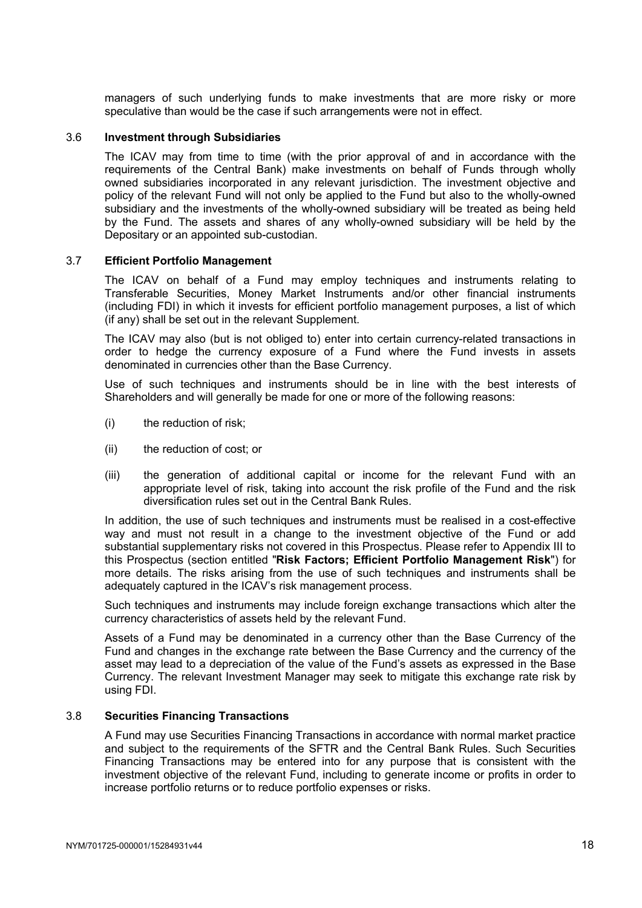managers of such underlying funds to make investments that are more risky or more speculative than would be the case if such arrangements were not in effect.

### 3.6 Investment through Subsidiaries

The ICAV may from time to time (with the prior approval of and in accordance with the requirements of the Central Bank) make investments on behalf of Funds through wholly owned subsidiaries incorporated in any relevant jurisdiction. The investment objective and policy of the relevant Fund will not only be applied to the Fund but also to the wholly-owned subsidiary and the investments of the wholly-owned subsidiary will be treated as being held by the Fund. The assets and shares of any wholly-owned subsidiary will be held by the Depositary or an appointed sub-custodian.

### 3.7 Efficient Portfolio Management

The ICAV on behalf of a Fund may employ techniques and instruments relating to Transferable Securities, Money Market Instruments and/or other financial instruments (including FDI) in which it invests for efficient portfolio management purposes, a list of which (if any) shall be set out in the relevant Supplement.

The ICAV may also (but is not obliged to) enter into certain currency-related transactions in order to hedge the currency exposure of a Fund where the Fund invests in assets denominated in currencies other than the Base Currency.

Use of such techniques and instruments should be in line with the best interests of Shareholders and will generally be made for one or more of the following reasons:

(i) the reduction of risk;

(ii) the reduction of cost; or

(iii) the generation of additional capital or income for the relevant Fund with an appropriate level of risk, taking into account the risk profile of the Fund and the risk diversification rules set out in the Central Bank Rules.

In addition, the use of such techniques and instruments must be realised in a cost-effective way and must not result in a change to the investment objective of the Fund or add substantial supplementary risks not covered in this Prospectus. Please refer to Appendix III to this Prospectus (section entitled "**Risk Factors; Efficient Portfolio Management Risk**") for more details. The risks arising from the use of such techniques and instruments shall be adequately captured in the ICAV's risk management process.

Such techniques and instruments may include foreign exchange transactions which alter the currency characteristics of assets held by the relevant Fund.

Assets of a Fund may be denominated in a currency other than the Base Currency of the Fund and changes in the exchange rate between the Base Currency and the currency of the asset may lead to a depreciation of the value of the Fund's assets as expressed in the Base Currency. The relevant Investment Manager may seek to mitigate this exchange rate risk by using FDI.

### 3.8 Securities Financing Transactions

A Fund may use Securities Financing Transactions in accordance with normal market practice and subject to the requirements of the SFTR and the Central Bank Rules. Such Securities Financing Transactions may be entered into for any purpose that is consistent with the investment objective of the relevant Fund, including to generate income or profits in order to increase portfolio returns or to reduce portfolio expenses or risks.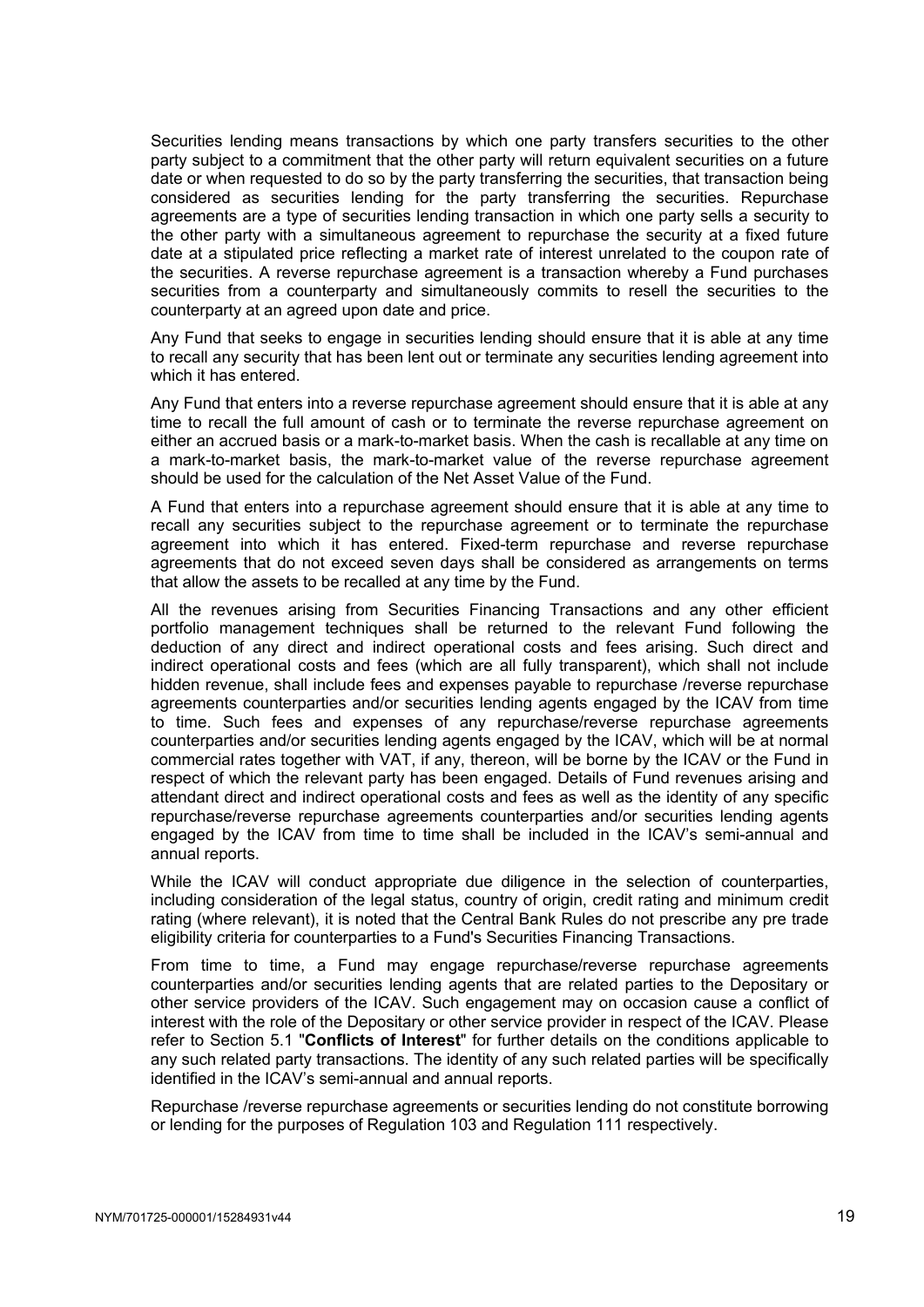Securities lending means transactions by which one party transfers securities to the other party subject to a commitment that the other party will return equivalent securities on a future date or when requested to do so by the party transferring the securities, that transaction being considered as securities lending for the party transferring the securities. Repurchase agreements are a type of securities lending transaction in which one party sells a security to the other party with a simultaneous agreement to repurchase the security at a fixed future date at a stipulated price reflecting a market rate of interest unrelated to the coupon rate of the securities. A reverse repurchase agreement is a transaction whereby a Fund purchases securities from a counterparty and simultaneously commits to resell the securities to the counterparty at an agreed upon date and price.

Any Fund that seeks to engage in securities lending should ensure that it is able at any time to recall any security that has been lent out or terminate any securities lending agreement into which it has entered.

Any Fund that enters into a reverse repurchase agreement should ensure that it is able at any time to recall the full amount of cash or to terminate the reverse repurchase agreement on either an accrued basis or a mark-to-market basis. When the cash is recallable at any time on a mark-to-market basis, the mark-to-market value of the reverse repurchase agreement should be used for the calculation of the Net Asset Value of the Fund.

A Fund that enters into a repurchase agreement should ensure that it is able at any time to recall any securities subject to the repurchase agreement or to terminate the repurchase agreement into which it has entered. Fixed-term repurchase and reverse repurchase agreements that do not exceed seven days shall be considered as arrangements on terms that allow the assets to be recalled at any time by the Fund.

All the revenues arising from Securities Financing Transactions and any other efficient portfolio management techniques shall be returned to the relevant Fund following the deduction of any direct and indirect operational costs and fees arising. Such direct and indirect operational costs and fees (which are all fully transparent), which shall not include hidden revenue, shall include fees and expenses payable to repurchase /reverse repurchase agreements counterparties and/or securities lending agents engaged by the ICAV from time to time. Such fees and expenses of any repurchase/reverse repurchase agreements counterparties and/or securities lending agents engaged by the ICAV, which will be at normal commercial rates together with VAT, if any, thereon, will be borne by the ICAV or the Fund in respect of which the relevant party has been engaged. Details of Fund revenues arising and attendant direct and indirect operational costs and fees as well as the identity of any specific repurchase/reverse repurchase agreements counterparties and/or securities lending agents engaged by the ICAV from time to time shall be included in the ICAV's semi-annual and annual reports.

While the ICAV will conduct appropriate due diligence in the selection of counterparties, including consideration of the legal status, country of origin, credit rating and minimum credit rating (where relevant), it is noted that the Central Bank Rules do not prescribe any pre trade eligibility criteria for counterparties to a Fund's Securities Financing Transactions.

From time to time, a Fund may engage repurchase/reverse repurchase agreements counterparties and/or securities lending agents that are related parties to the Depositary or other service providers of the ICAV. Such engagement may on occasion cause a conflict of interest with the role of the Depositary or other service provider in respect of the ICAV. Please refer to Section 5.1 "**Conflicts of Interest**" for further details on the conditions applicable to any such related party transactions. The identity of any such related parties will be specifically identified in the ICAV's semi-annual and annual reports.

Repurchase /reverse repurchase agreements or securities lending do not constitute borrowing or lending for the purposes of Regulation 103 and Regulation 111 respectively.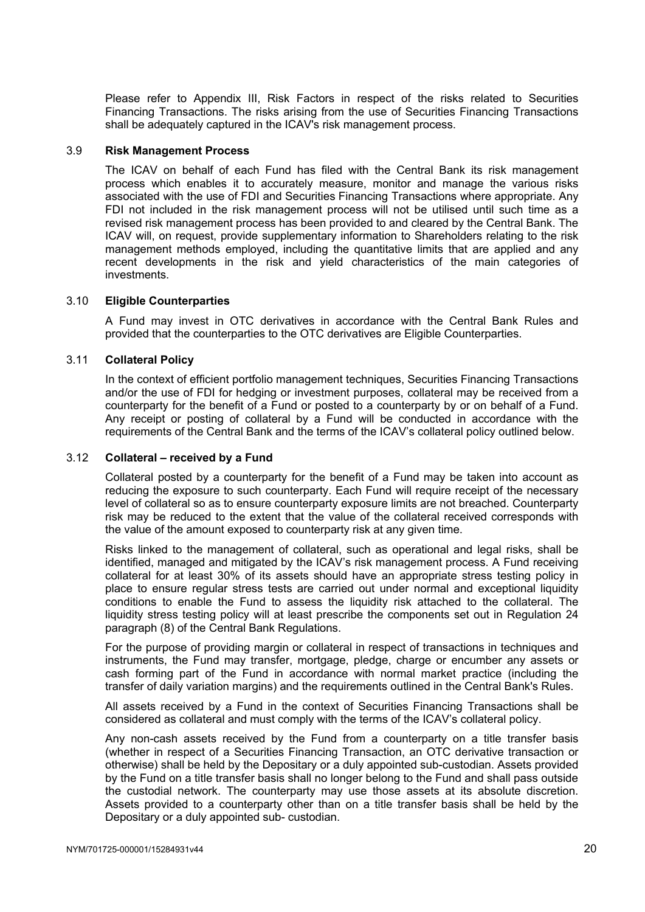Please refer to Appendix III, Risk Factors in respect of the risks related to Securities Financing Transactions. The risks arising from the use of Securities Financing Transactions shall be adequately captured in the ICAV's risk management process.

### 3.9 Risk Management Process

The ICAV on behalf of each Fund has filed with the Central Bank its risk management process which enables it to accurately measure, monitor and manage the various risks associated with the use of FDI and Securities Financing Transactions where appropriate. Any FDI not included in the risk management process will not be utilised until such time as a revised risk management process has been provided to and cleared by the Central Bank. The ICAV will, on request, provide supplementary information to Shareholders relating to the risk management methods employed, including the quantitative limits that are applied and any recent developments in the risk and yield characteristics of the main categories of investments.

### 3.10 Eligible Counterparties

A Fund may invest in OTC derivatives in accordance with the Central Bank Rules and provided that the counterparties to the OTC derivatives are Eligible Counterparties.

### 3.11 Collateral Policy

In the context of efficient portfolio management techniques, Securities Financing Transactions and/or the use of FDI for hedging or investment purposes, collateral may be received from a counterparty for the benefit of a Fund or posted to a counterparty by or on behalf of a Fund. Any receipt or posting of collateral by a Fund will be conducted in accordance with the requirements of the Central Bank and the terms of the ICAV's collateral policy outlined below.

### 3.12 Collateral – received by a Fund

Collateral posted by a counterparty for the benefit of a Fund may be taken into account as reducing the exposure to such counterparty. Each Fund will require receipt of the necessary level of collateral so as to ensure counterparty exposure limits are not breached. Counterparty risk may be reduced to the extent that the value of the collateral received corresponds with the value of the amount exposed to counterparty risk at any given time.

Risks linked to the management of collateral, such as operational and legal risks, shall be identified, managed and mitigated by the ICAV's risk management process. A Fund receiving collateral for at least 30% of its assets should have an appropriate stress testing policy in place to ensure regular stress tests are carried out under normal and exceptional liquidity conditions to enable the Fund to assess the liquidity risk attached to the collateral. The liquidity stress testing policy will at least prescribe the components set out in Regulation 24 paragraph (8) of the Central Bank Regulations.

For the purpose of providing margin or collateral in respect of transactions in techniques and instruments, the Fund may transfer, mortgage, pledge, charge or encumber any assets or cash forming part of the Fund in accordance with normal market practice (including the transfer of daily variation margins) and the requirements outlined in the Central Bank's Rules.

All assets received by a Fund in the context of Securities Financing Transactions shall be considered as collateral and must comply with the terms of the ICAV's collateral policy.

Any non-cash assets received by the Fund from a counterparty on a title transfer basis (whether in respect of a Securities Financing Transaction, an OTC derivative transaction or otherwise) shall be held by the Depositary or a duly appointed sub-custodian. Assets provided by the Fund on a title transfer basis shall no longer belong to the Fund and shall pass outside the custodial network. The counterparty may use those assets at its absolute discretion. Assets provided to a counterparty other than on a title transfer basis shall be held by the Depositary or a duly appointed sub- custodian.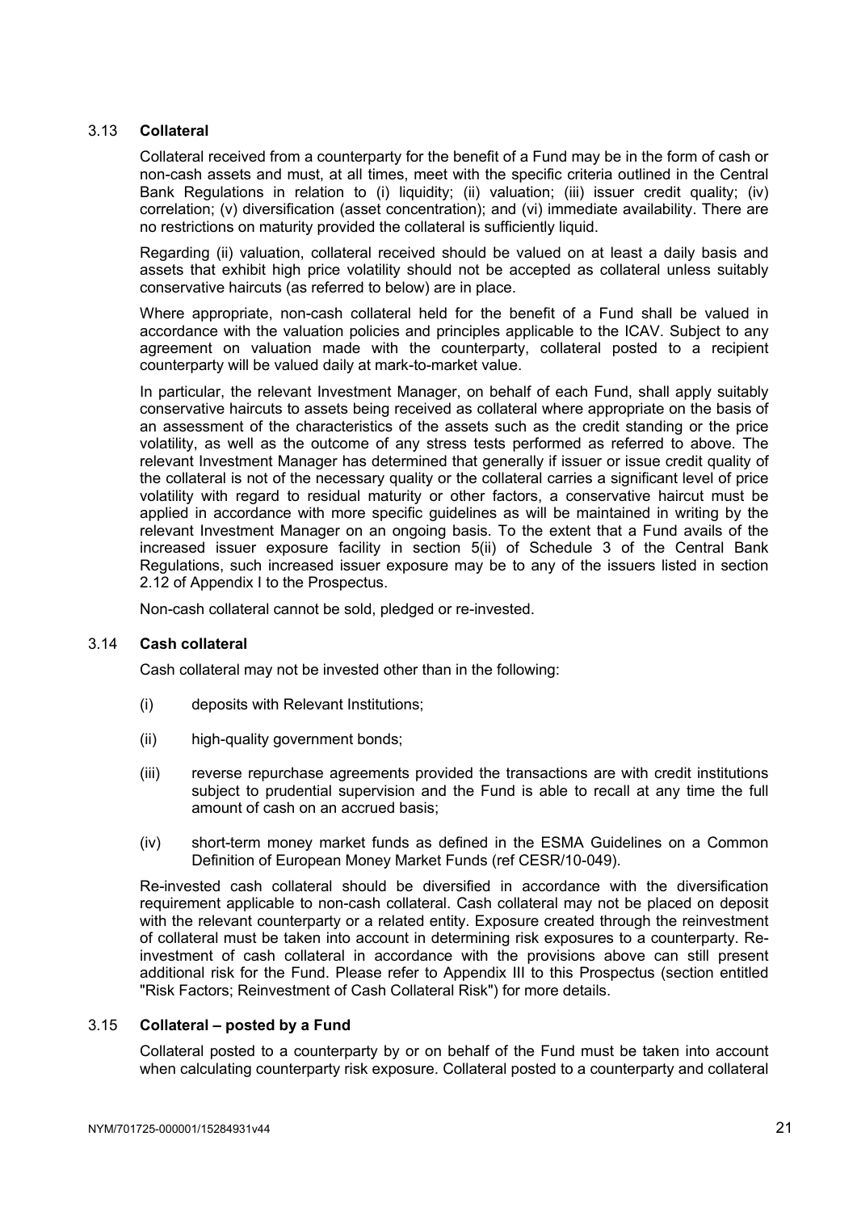### 3.13 **Collateral**

Collateral received from a counterparty for the benefit of a Fund may be in the form of cash or non-cash assets and must, at all times, meet with the specific criteria outlined in the Central Bank Regulations in relation to (i) liquidity; (ii) valuation; (iii) issuer credit quality; (iv) correlation; (v) diversification (asset concentration); and (vi) immediate availability. There are no restrictions on maturity provided the collateral is sufficiently liquid.

Regarding (ii) valuation, collateral received should be valued on at least a daily basis and assets that exhibit high price volatility should not be accepted as collateral unless suitably conservative haircuts (as referred to below) are in place.

Where appropriate, non-cash collateral held for the benefit of a Fund shall be valued in accordance with the valuation policies and principles applicable to the ICAV. Subject to any agreement on valuation made with the counterparty, collateral posted to a recipient counterparty will be valued daily at mark-to-market value.

In particular, the relevant Investment Manager, on behalf of each Fund, shall apply suitably conservative haircuts to assets being received as collateral where appropriate on the basis of an assessment of the characteristics of the assets such as the credit standing or the price volatility, as well as the outcome of any stress tests performed as referred to above. The relevant Investment Manager has determined that generally if issuer or issue credit quality of the collateral is not of the necessary quality or the collateral carries a significant level of price volatility with regard to residual maturity or other factors, a conservative haircut must be applied in accordance with more specific guidelines as will be maintained in writing by the relevant Investment Manager on an ongoing basis. To the extent that a Fund avails of the increased issuer exposure facility in section 5(ii) of Schedule 3 of the Central Bank Regulations, such increased issuer exposure may be to any of the issuers listed in section 2.12 of Appendix I to the Prospectus.

Non-cash collateral cannot be sold, pledged or re-invested.

### 3.14 **Cash collateral**

Cash collateral may not be invested other than in the following:

(i) deposits with Relevant Institutions;

(ii) high-quality government bonds;

(iii) reverse repurchase agreements provided the transactions are with credit institutions subject to prudential supervision and the Fund is able to recall at any time the full amount of cash on an accrued basis;

(iv) short-term money market funds as defined in the ESMA Guidelines on a Common Definition of European Money Market Funds (ref CESR/10-049).

Re-invested cash collateral should be diversified in accordance with the diversification requirement applicable to non-cash collateral. Cash collateral may not be placed on deposit with the relevant counterparty or a related entity. Exposure created through the reinvestment of collateral must be taken into account in determining risk exposures to a counterparty. Re-investment of cash collateral in accordance with the provisions above can still present additional risk for the Fund. Please refer to Appendix III to this Prospectus (section entitled "Risk Factors; Reinvestment of Cash Collateral Risk") for more details.

### 3.15 **Collateral – posted by a Fund**

Collateral posted to a counterparty by or on behalf of the Fund must be taken into account when calculating counterparty risk exposure. Collateral posted to a counterparty and collateral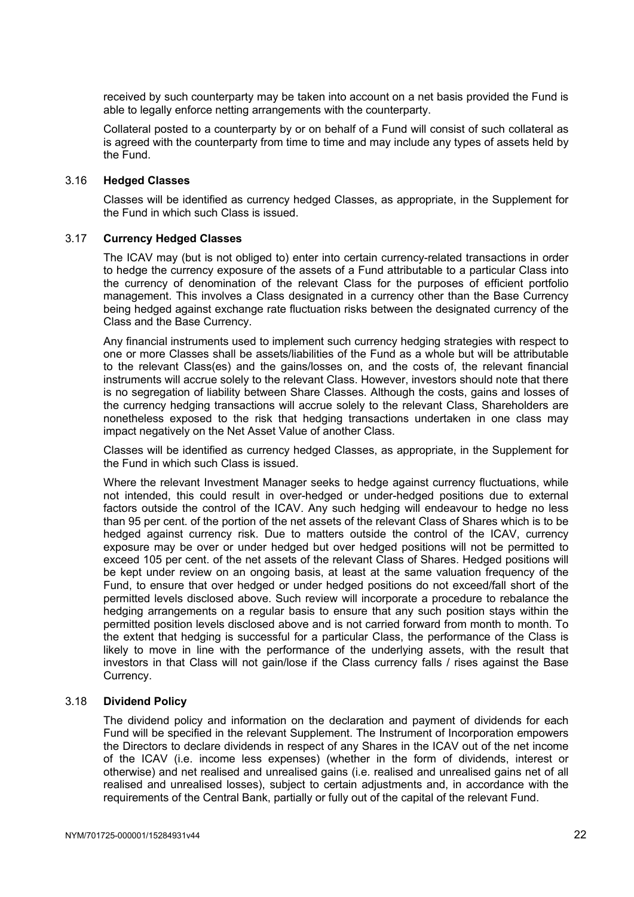received by such counterparty may be taken into account on a net basis provided the Fund is able to legally enforce netting arrangements with the counterparty.

Collateral posted to a counterparty by or on behalf of a Fund will consist of such collateral as is agreed with the counterparty from time to time and may include any types of assets held by the Fund.

### 3.16 Hedged Classes

Classes will be identified as currency hedged Classes, as appropriate, in the Supplement for the Fund in which such Class is issued.

### 3.17 Currency Hedged Classes

The ICAV may (but is not obliged to) enter into certain currency-related transactions in order to hedge the currency exposure of the assets of a Fund attributable to a particular Class into the currency of denomination of the relevant Class for the purposes of efficient portfolio management. This involves a Class designated in a currency other than the Base Currency being hedged against exchange rate fluctuation risks between the designated currency of the Class and the Base Currency.

Any financial instruments used to implement such currency hedging strategies with respect to one or more Classes shall be assets/liabilities of the Fund as a whole but will be attributable to the relevant Class(es) and the gains/losses on, and the costs of, the relevant financial instruments will accrue solely to the relevant Class. However, investors should note that there is no segregation of liability between Share Classes. Although the costs, gains and losses of the currency hedging transactions will accrue solely to the relevant Class, Shareholders are nonetheless exposed to the risk that hedging transactions undertaken in one class may impact negatively on the Net Asset Value of another Class.

Classes will be identified as currency hedged Classes, as appropriate, in the Supplement for the Fund in which such Class is issued.

Where the relevant Investment Manager seeks to hedge against currency fluctuations, while not intended, this could result in over-hedged or under-hedged positions due to external factors outside the control of the ICAV. Any such hedging will endeavour to hedge no less than 95 per cent. of the portion of the net assets of the relevant Class of Shares which is to be hedged against currency risk. Due to matters outside the control of the ICAV, currency exposure may be over or under hedged but over hedged positions will not be permitted to exceed 105 per cent. of the net assets of the relevant Class of Shares. Hedged positions will be kept under review on an ongoing basis, at least at the same valuation frequency of the Fund, to ensure that over hedged or under hedged positions do not exceed/fall short of the permitted levels disclosed above. Such review will incorporate a procedure to rebalance the hedging arrangements on a regular basis to ensure that any such position stays within the permitted position levels disclosed above and is not carried forward from month to month. To the extent that hedging is successful for a particular Class, the performance of the Class is likely to move in line with the performance of the underlying assets, with the result that investors in that Class will not gain/lose if the Class currency falls / rises against the Base Currency.

### 3.18 Dividend Policy

The dividend policy and information on the declaration and payment of dividends for each Fund will be specified in the relevant Supplement. The Instrument of Incorporation empowers the Directors to declare dividends in respect of any Shares in the ICAV out of the net income of the ICAV (i.e. income less expenses) (whether in the form of dividends, interest or otherwise) and net realised and unrealised gains (i.e. realised and unrealised gains net of all realised and unrealised losses), subject to certain adjustments and, in accordance with the requirements of the Central Bank, partially or fully out of the capital of the relevant Fund.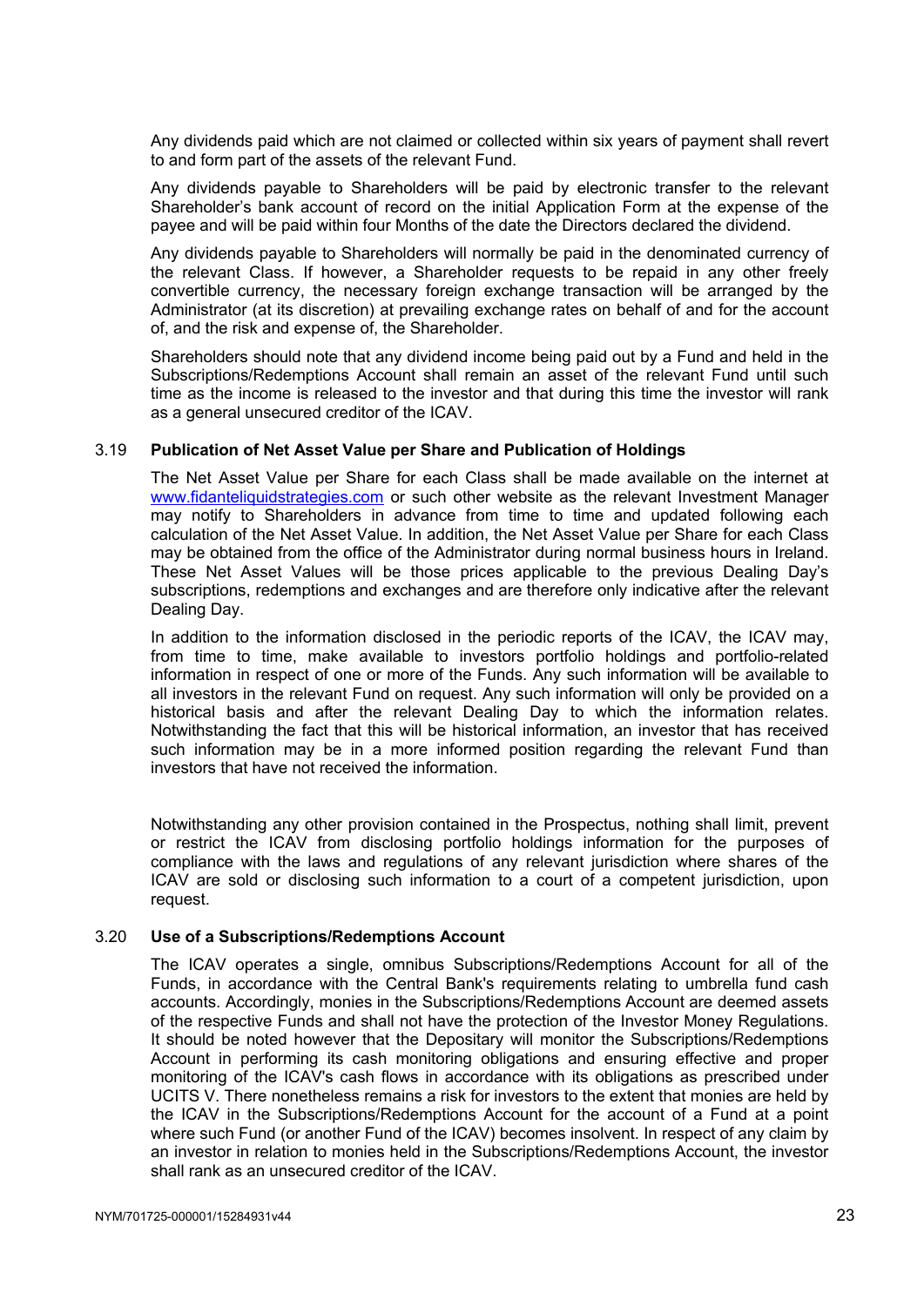Any dividends paid which are not claimed or collected within six years of payment shall revert to and form part of the assets of the relevant Fund.

Any dividends payable to Shareholders will be paid by electronic transfer to the relevant Shareholder's bank account of record on the initial Application Form at the expense of the payee and will be paid within four Months of the date the Directors declared the dividend.

Any dividends payable to Shareholders will normally be paid in the denominated currency of the relevant Class. If however, a Shareholder requests to be repaid in any other freely convertible currency, the necessary foreign exchange transaction will be arranged by the Administrator (at its discretion) at prevailing exchange rates on behalf of and for the account of, and the risk and expense of, the Shareholder.

Shareholders should note that any dividend income being paid out by a Fund and held in the Subscriptions/Redemptions Account shall remain an asset of the relevant Fund until such time as the income is released to the investor and that during this time the investor will rank as a general unsecured creditor of the ICAV.

## 3.19 Publication of Net Asset Value per Share and Publication of Holdings

The Net Asset Value per Share for each Class shall be made available on the internet at www.fidanteliquidstrategies.com or such other website as the relevant Investment Manager may notify to Shareholders in advance from time to time and updated following each calculation of the Net Asset Value. In addition, the Net Asset Value per Share for each Class may be obtained from the office of the Administrator during normal business hours in Ireland. These Net Asset Values will be those prices applicable to the previous Dealing Day's subscriptions, redemptions and exchanges and are therefore only indicative after the relevant Dealing Day.

In addition to the information disclosed in the periodic reports of the ICAV, the ICAV may, from time to time, make available to investors portfolio holdings and portfolio-related information in respect of one or more of the Funds. Any such information will be available to all investors in the relevant Fund on request. Any such information will only be provided on a historical basis and after the relevant Dealing Day to which the information relates. Notwithstanding the fact that this will be historical information, an investor that has received such information may be in a more informed position regarding the relevant Fund than investors that have not received the information.

Notwithstanding any other provision contained in the Prospectus, nothing shall limit, prevent or restrict the ICAV from disclosing portfolio holdings information for the purposes of compliance with the laws and regulations of any relevant jurisdiction where shares of the ICAV are sold or disclosing such information to a court of a competent jurisdiction, upon request.

## 3.20 Use of a Subscriptions/Redemptions Account

The ICAV operates a single, omnibus Subscriptions/Redemptions Account for all of the Funds, in accordance with the Central Bank's requirements relating to umbrella fund cash accounts. Accordingly, monies in the Subscriptions/Redemptions Account are deemed assets of the respective Funds and shall not have the protection of the Investor Money Regulations. It should be noted however that the Depositary will monitor the Subscriptions/Redemptions Account in performing its cash monitoring obligations and ensuring effective and proper monitoring of the ICAV's cash flows in accordance with its obligations as prescribed under UCITS V. There nonetheless remains a risk for investors to the extent that monies are held by the ICAV in the Subscriptions/Redemptions Account for the account of a Fund at a point where such Fund (or another Fund of the ICAV) becomes insolvent. In respect of any claim by an investor in relation to monies held in the Subscriptions/Redemptions Account, the investor shall rank as an unsecured creditor of the ICAV.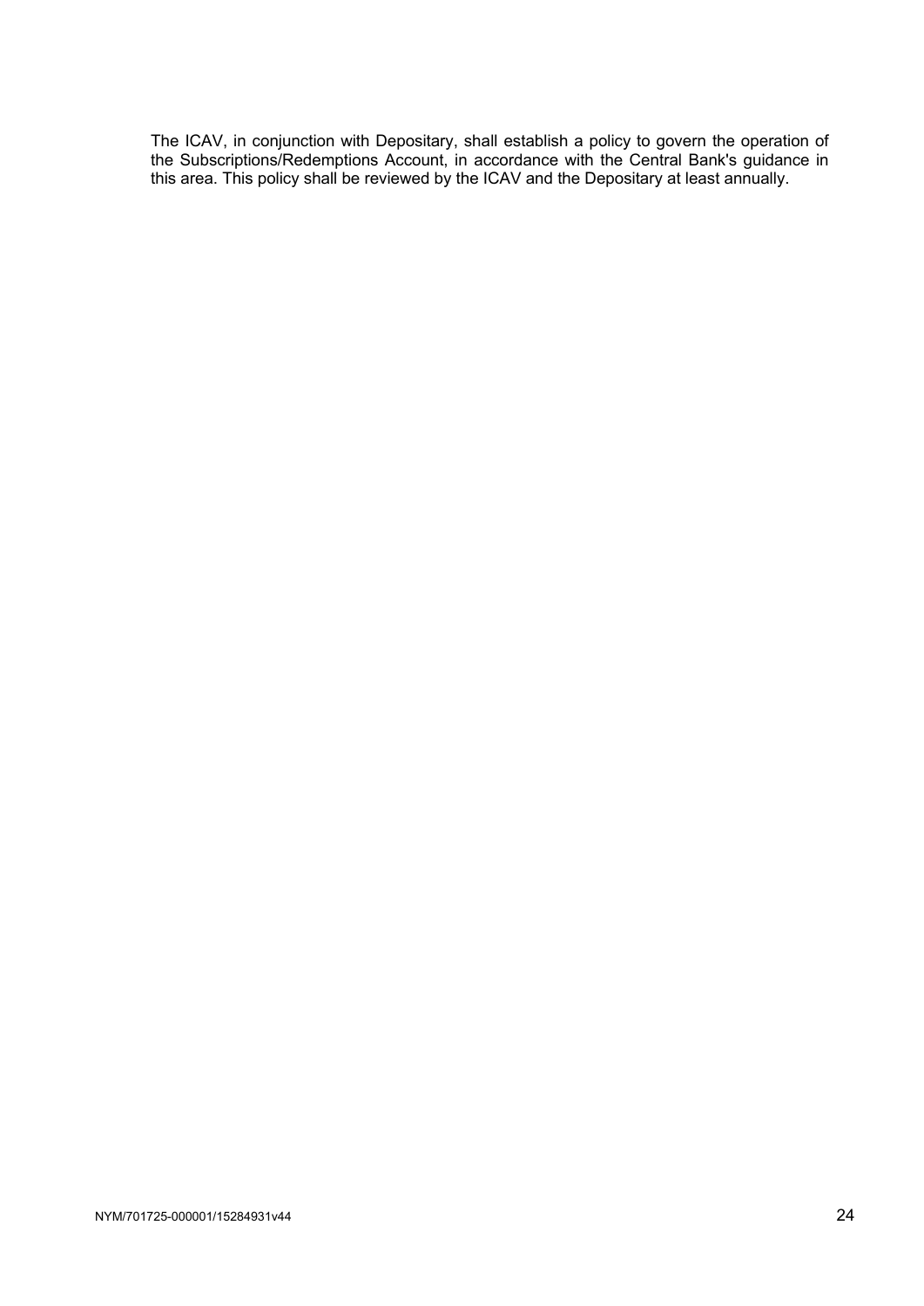The ICAV, in conjunction with Depositary, shall establish a policy to govern the operation of the Subscriptions/Redemptions Account, in accordance with the Central Bank's guidance in this area. This policy shall be reviewed by the ICAV and the Depositary at least annually.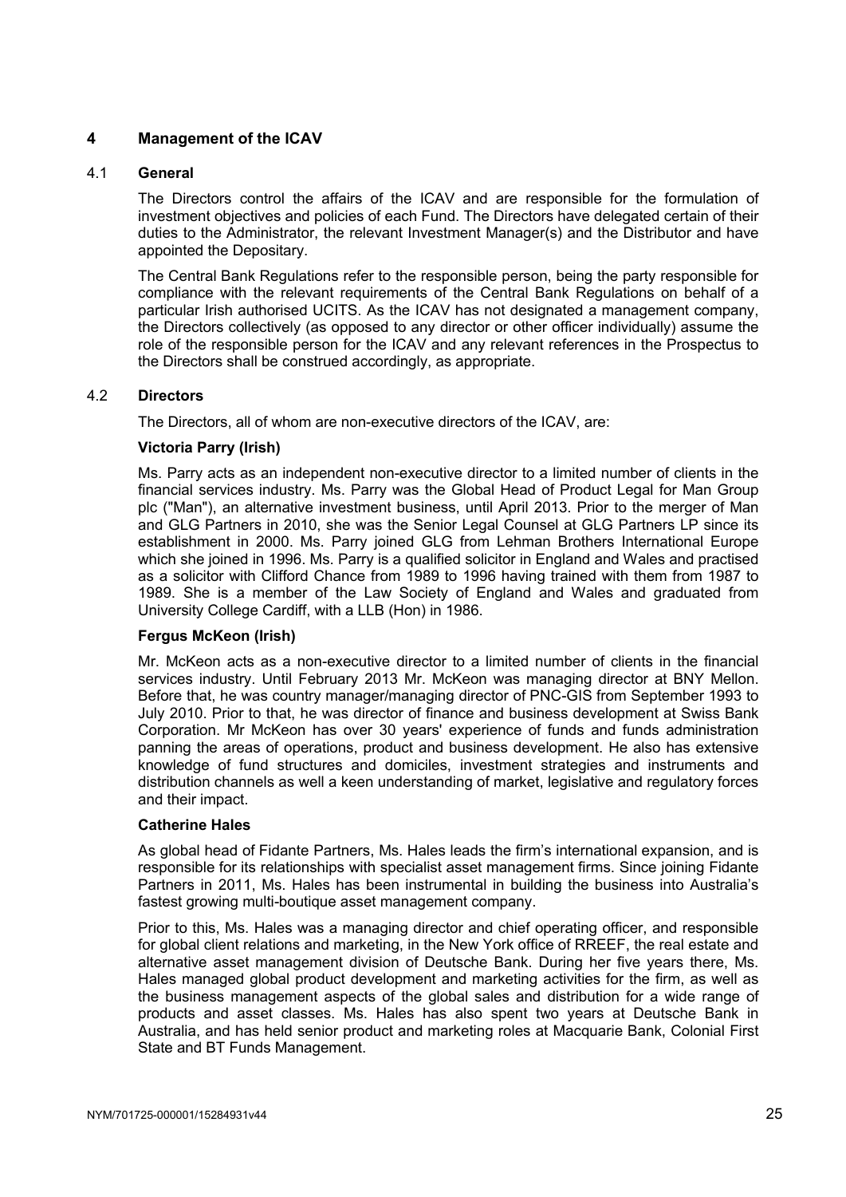## 4 Management of the ICAV

### 4.1 General

The Directors control the affairs of the ICAV and are responsible for the formulation of investment objectives and policies of each Fund. The Directors have delegated certain of their duties to the Administrator, the relevant Investment Manager(s) and the Distributor and have appointed the Depositary.

The Central Bank Regulations refer to the responsible person, being the party responsible for compliance with the relevant requirements of the Central Bank Regulations on behalf of a particular Irish authorised UCITS. As the ICAV has not designated a management company, the Directors collectively (as opposed to any director or other officer individually) assume the role of the responsible person for the ICAV and any relevant references in the Prospectus to the Directors shall be construed accordingly, as appropriate.

### 4.2 Directors

The Directors, all of whom are non-executive directors of the ICAV, are:

**Victoria Parry (Irish)**

Ms. Parry acts as an independent non-executive director to a limited number of clients in the financial services industry. Ms. Parry was the Global Head of Product Legal for Man Group plc ("Man"), an alternative investment business, until April 2013. Prior to the merger of Man and GLG Partners in 2010, she was the Senior Legal Counsel at GLG Partners LP since its establishment in 2000. Ms. Parry joined GLG from Lehman Brothers International Europe which she joined in 1996. Ms. Parry is a qualified solicitor in England and Wales and practised as a solicitor with Clifford Chance from 1989 to 1996 having trained with them from 1987 to 1989. She is a member of the Law Society of England and Wales and graduated from University College Cardiff, with a LLB (Hon) in 1986.

**Fergus McKeon (Irish)**

Mr. McKeon acts as a non-executive director to a limited number of clients in the financial services industry. Until February 2013 Mr. McKeon was managing director at BNY Mellon. Before that, he was country manager/managing director of PNC-GIS from September 1993 to July 2010. Prior to that, he was director of finance and business development at Swiss Bank Corporation. Mr McKeon has over 30 years' experience of funds and funds administration panning the areas of operations, product and business development. He also has extensive knowledge of fund structures and domiciles, investment strategies and instruments and distribution channels as well a keen understanding of market, legislative and regulatory forces and their impact.

**Catherine Hales**

As global head of Fidante Partners, Ms. Hales leads the firm's international expansion, and is responsible for its relationships with specialist asset management firms. Since joining Fidante Partners in 2011, Ms. Hales has been instrumental in building the business into Australia's fastest growing multi-boutique asset management company.

Prior to this, Ms. Hales was a managing director and chief operating officer, and responsible for global client relations and marketing, in the New York office of RREEF, the real estate and alternative asset management division of Deutsche Bank. During her five years there, Ms. Hales managed global product development and marketing activities for the firm, as well as the business management aspects of the global sales and distribution for a wide range of products and asset classes. Ms. Hales has also spent two years at Deutsche Bank in Australia, and has held senior product and marketing roles at Macquarie Bank, Colonial First State and BT Funds Management.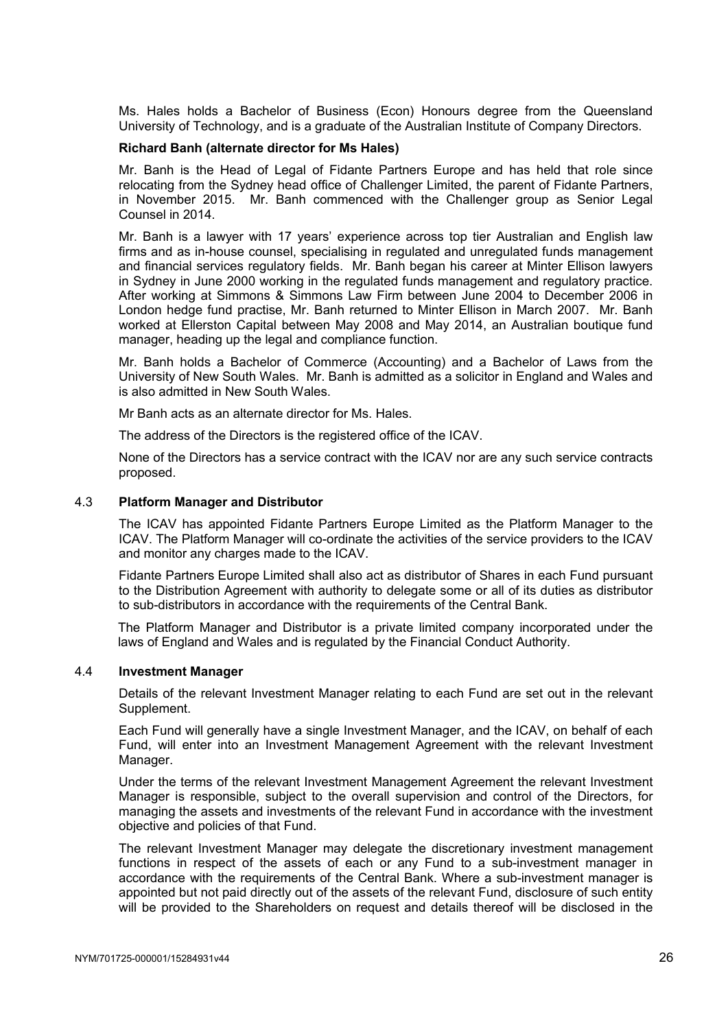Ms. Hales holds a Bachelor of Business (Econ) Honours degree from the Queensland University of Technology, and is a graduate of the Australian Institute of Company Directors.

**Richard Banh (alternate director for Ms Hales)**

Mr. Banh is the Head of Legal of Fidante Partners Europe and has held that role since relocating from the Sydney head office of Challenger Limited, the parent of Fidante Partners, in November 2015. Mr. Banh commenced with the Challenger group as Senior Legal Counsel in 2014.

Mr. Banh is a lawyer with 17 years' experience across top tier Australian and English law firms and as in-house counsel, specialising in regulated and unregulated funds management and financial services regulatory fields. Mr. Banh began his career at Minter Ellison lawyers in Sydney in June 2000 working in the regulated funds management and regulatory practice. After working at Simmons & Simmons Law Firm between June 2004 to December 2006 in London hedge fund practise, Mr. Banh returned to Minter Ellison in March 2007. Mr. Banh worked at Ellerston Capital between May 2008 and May 2014, an Australian boutique fund manager, heading up the legal and compliance function.

Mr. Banh holds a Bachelor of Commerce (Accounting) and a Bachelor of Laws from the University of New South Wales. Mr. Banh is admitted as a solicitor in England and Wales and is also admitted in New South Wales.

Mr Banh acts as an alternate director for Ms. Hales.

The address of the Directors is the registered office of the ICAV.

None of the Directors has a service contract with the ICAV nor are any such service contracts proposed.

### 4.3 Platform Manager and Distributor

The ICAV has appointed Fidante Partners Europe Limited as the Platform Manager to the ICAV. The Platform Manager will co-ordinate the activities of the service providers to the ICAV and monitor any charges made to the ICAV.

Fidante Partners Europe Limited shall also act as distributor of Shares in each Fund pursuant to the Distribution Agreement with authority to delegate some or all of its duties as distributor to sub-distributors in accordance with the requirements of the Central Bank.

The Platform Manager and Distributor is a private limited company incorporated under the laws of England and Wales and is regulated by the Financial Conduct Authority.

### 4.4 Investment Manager

Details of the relevant Investment Manager relating to each Fund are set out in the relevant Supplement.

Each Fund will generally have a single Investment Manager, and the ICAV, on behalf of each Fund, will enter into an Investment Management Agreement with the relevant Investment Manager.

Under the terms of the relevant Investment Management Agreement the relevant Investment Manager is responsible, subject to the overall supervision and control of the Directors, for managing the assets and investments of the relevant Fund in accordance with the investment objective and policies of that Fund.

The relevant Investment Manager may delegate the discretionary investment management functions in respect of the assets of each or any Fund to a sub-investment manager in accordance with the requirements of the Central Bank. Where a sub-investment manager is appointed but not paid directly out of the assets of the relevant Fund, disclosure of such entity will be provided to the Shareholders on request and details thereof will be disclosed in the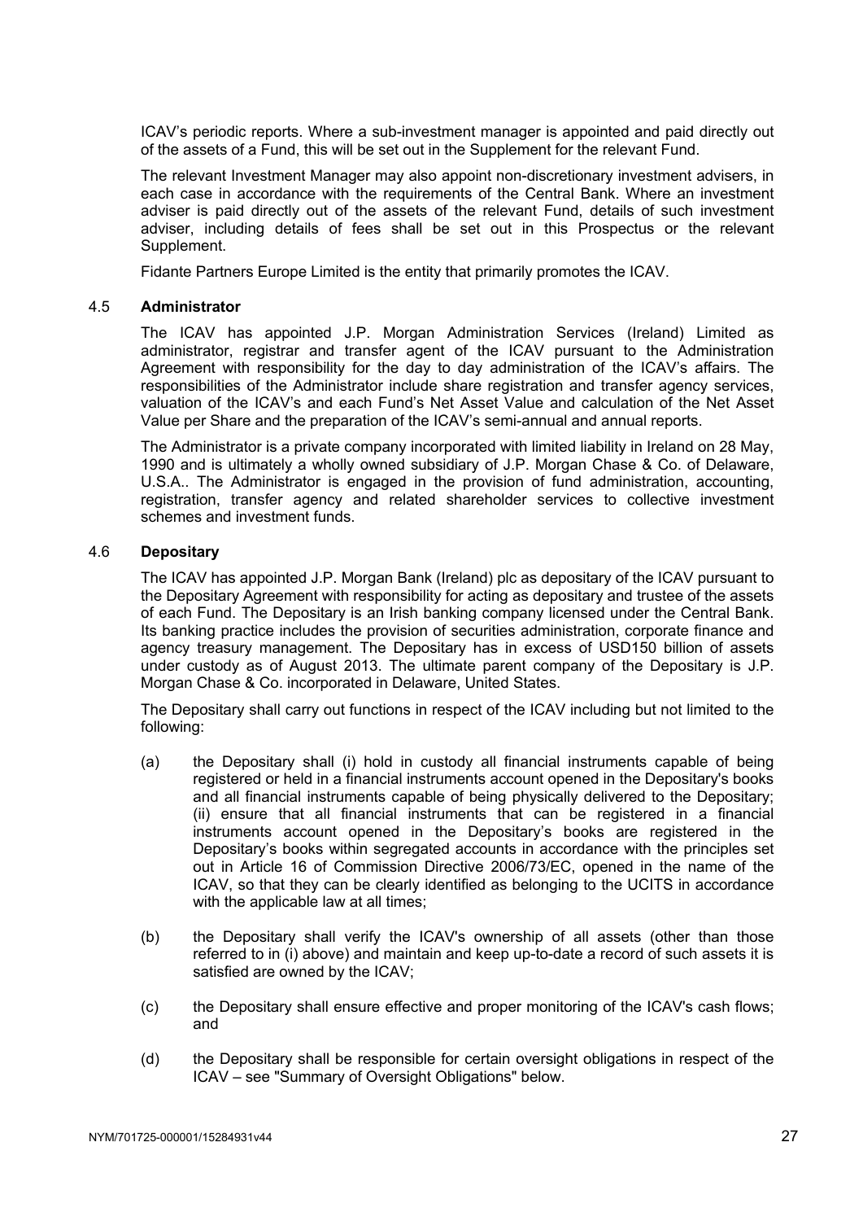ICAV's periodic reports. Where a sub-investment manager is appointed and paid directly out of the assets of a Fund, this will be set out in the Supplement for the relevant Fund.

The relevant Investment Manager may also appoint non-discretionary investment advisers, in each case in accordance with the requirements of the Central Bank. Where an investment adviser is paid directly out of the assets of the relevant Fund, details of such investment adviser, including details of fees shall be set out in this Prospectus or the relevant Supplement.

Fidante Partners Europe Limited is the entity that primarily promotes the ICAV.

### 4.5 Administrator

The ICAV has appointed J.P. Morgan Administration Services (Ireland) Limited as administrator, registrar and transfer agent of the ICAV pursuant to the Administration Agreement with responsibility for the day to day administration of the ICAV's affairs. The responsibilities of the Administrator include share registration and transfer agency services, valuation of the ICAV's and each Fund's Net Asset Value and calculation of the Net Asset Value per Share and the preparation of the ICAV's semi-annual and annual reports.

The Administrator is a private company incorporated with limited liability in Ireland on 28 May, 1990 and is ultimately a wholly owned subsidiary of J.P. Morgan Chase & Co. of Delaware, U.S.A.. The Administrator is engaged in the provision of fund administration, accounting, registration, transfer agency and related shareholder services to collective investment schemes and investment funds.

### 4.6 Depositary

The ICAV has appointed J.P. Morgan Bank (Ireland) plc as depositary of the ICAV pursuant to the Depositary Agreement with responsibility for acting as depositary and trustee of the assets of each Fund. The Depositary is an Irish banking company licensed under the Central Bank. Its banking practice includes the provision of securities administration, corporate finance and agency treasury management. The Depositary has in excess of USD150 billion of assets under custody as of August 2013. The ultimate parent company of the Depositary is J.P. Morgan Chase & Co. incorporated in Delaware, United States.

The Depositary shall carry out functions in respect of the ICAV including but not limited to the following:

(a) the Depositary shall (i) hold in custody all financial instruments capable of being registered or held in a financial instruments account opened in the Depositary's books and all financial instruments capable of being physically delivered to the Depositary; (ii) ensure that all financial instruments that can be registered in a financial instruments account opened in the Depositary's books are registered in the Depositary's books within segregated accounts in accordance with the principles set out in Article 16 of Commission Directive 2006/73/EC, opened in the name of the ICAV, so that they can be clearly identified as belonging to the UCITS in accordance with the applicable law at all times;

(b) the Depositary shall verify the ICAV's ownership of all assets (other than those referred to in (i) above) and maintain and keep up-to-date a record of such assets it is satisfied are owned by the ICAV;

(c) the Depositary shall ensure effective and proper monitoring of the ICAV's cash flows; and

(d) the Depositary shall be responsible for certain oversight obligations in respect of the ICAV – see "Summary of Oversight Obligations" below.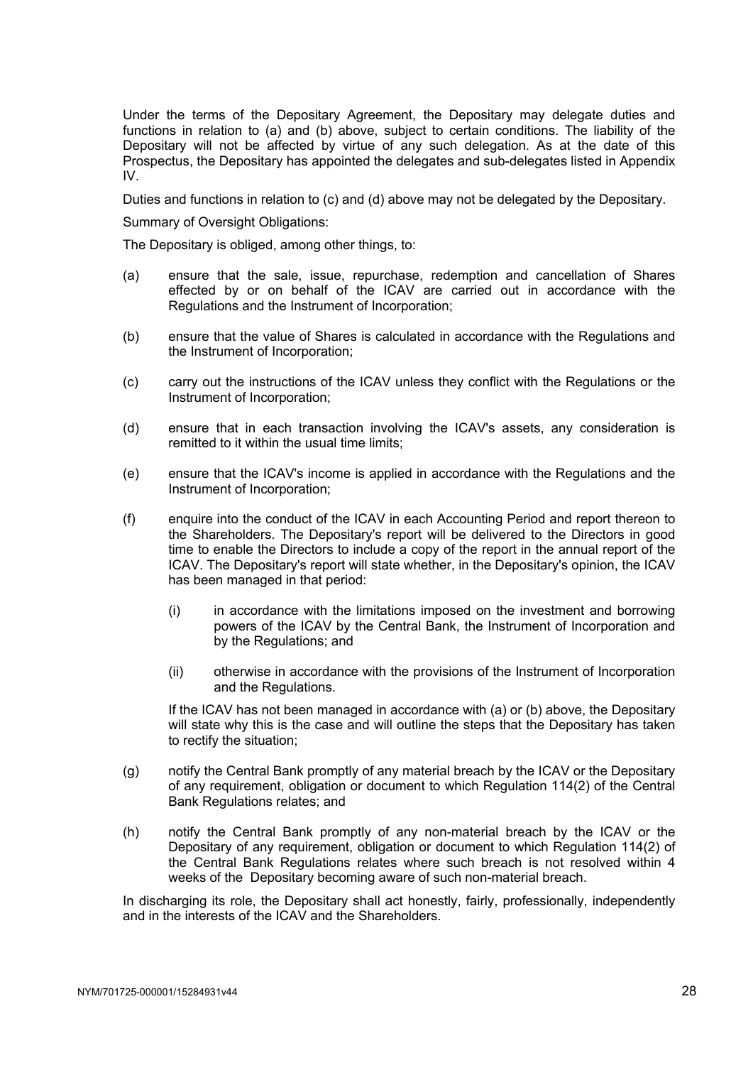Under the terms of the Depositary Agreement, the Depositary may delegate duties and functions in relation to (a) and (b) above, subject to certain conditions. The liability of the Depositary will not be affected by virtue of any such delegation. As at the date of this Prospectus, the Depositary has appointed the delegates and sub-delegates listed in Appendix IV.

Duties and functions in relation to (c) and (d) above may not be delegated by the Depositary.

Summary of Oversight Obligations:

The Depositary is obliged, among other things, to:

(a) ensure that the sale, issue, repurchase, redemption and cancellation of Shares effected by or on behalf of the ICAV are carried out in accordance with the Regulations and the Instrument of Incorporation;

(b) ensure that the value of Shares is calculated in accordance with the Regulations and the Instrument of Incorporation;

(c) carry out the instructions of the ICAV unless they conflict with the Regulations or the Instrument of Incorporation;

(d) ensure that in each transaction involving the ICAV's assets, any consideration is remitted to it within the usual time limits;

(e) ensure that the ICAV's income is applied in accordance with the Regulations and the Instrument of Incorporation;

(f) enquire into the conduct of the ICAV in each Accounting Period and report thereon to the Shareholders. The Depositary's report will be delivered to the Directors in good time to enable the Directors to include a copy of the report in the annual report of the ICAV. The Depositary's report will state whether, in the Depositary's opinion, the ICAV has been managed in that period:

    (i) in accordance with the limitations imposed on the investment and borrowing powers of the ICAV by the Central Bank, the Instrument of Incorporation and by the Regulations; and

    (ii) otherwise in accordance with the provisions of the Instrument of Incorporation and the Regulations.

    If the ICAV has not been managed in accordance with (a) or (b) above, the Depositary will state why this is the case and will outline the steps that the Depositary has taken to rectify the situation;

(g) notify the Central Bank promptly of any material breach by the ICAV or the Depositary of any requirement, obligation or document to which Regulation 114(2) of the Central Bank Regulations relates; and

(h) notify the Central Bank promptly of any non-material breach by the ICAV or the Depositary of any requirement, obligation or document to which Regulation 114(2) of the Central Bank Regulations relates where such breach is not resolved within 4 weeks of the Depositary becoming aware of such non-material breach.

In discharging its role, the Depositary shall act honestly, fairly, professionally, independently and in the interests of the ICAV and the Shareholders.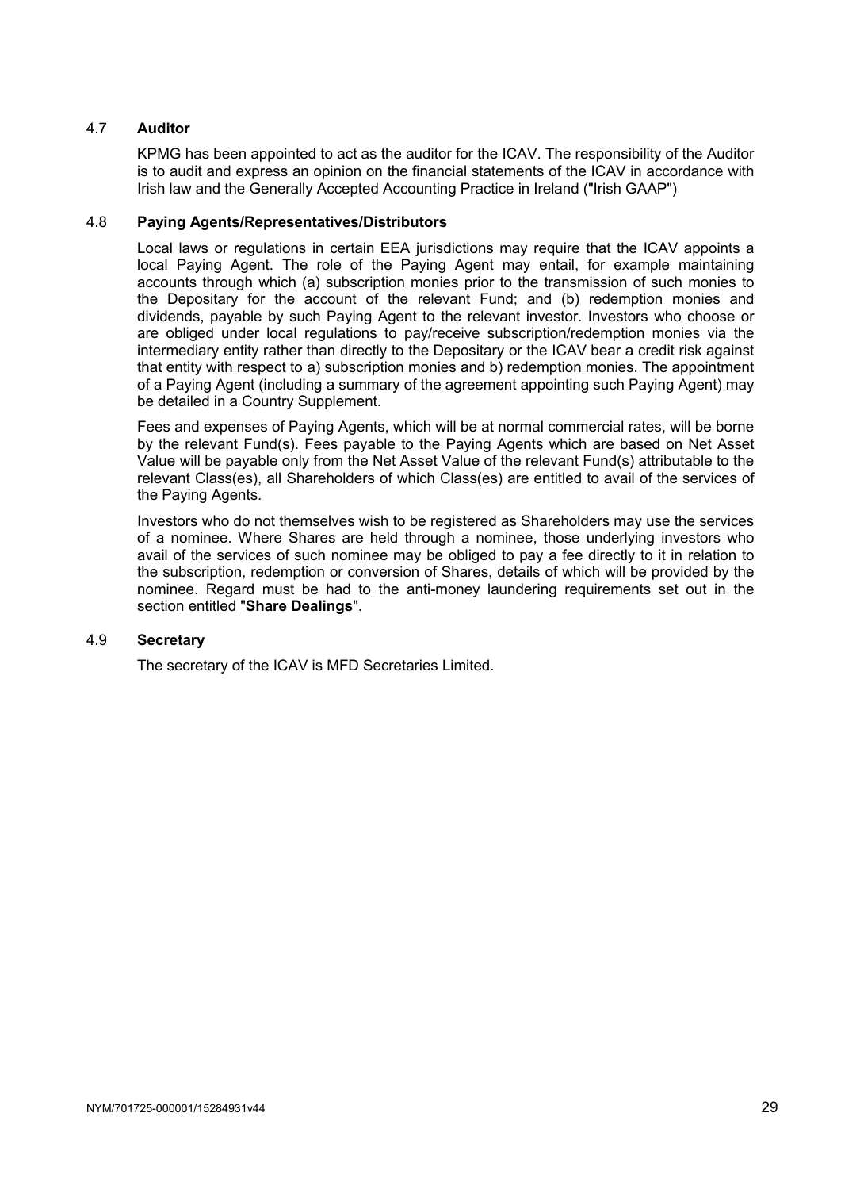### 4.7 **Auditor**

KPMG has been appointed to act as the auditor for the ICAV. The responsibility of the Auditor is to audit and express an opinion on the financial statements of the ICAV in accordance with Irish law and the Generally Accepted Accounting Practice in Ireland ("Irish GAAP")

### 4.8 **Paying Agents/Representatives/Distributors**

Local laws or regulations in certain EEA jurisdictions may require that the ICAV appoints a local Paying Agent. The role of the Paying Agent may entail, for example maintaining accounts through which (a) subscription monies prior to the transmission of such monies to the Depositary for the account of the relevant Fund; and (b) redemption monies and dividends, payable by such Paying Agent to the relevant investor. Investors who choose or are obliged under local regulations to pay/receive subscription/redemption monies via the intermediary entity rather than directly to the Depositary or the ICAV bear a credit risk against that entity with respect to a) subscription monies and b) redemption monies. The appointment of a Paying Agent (including a summary of the agreement appointing such Paying Agent) may be detailed in a Country Supplement.

Fees and expenses of Paying Agents, which will be at normal commercial rates, will be borne by the relevant Fund(s). Fees payable to the Paying Agents which are based on Net Asset Value will be payable only from the Net Asset Value of the relevant Fund(s) attributable to the relevant Class(es), all Shareholders of which Class(es) are entitled to avail of the services of the Paying Agents.

Investors who do not themselves wish to be registered as Shareholders may use the services of a nominee. Where Shares are held through a nominee, those underlying investors who avail of the services of such nominee may be obliged to pay a fee directly to it in relation to the subscription, redemption or conversion of Shares, details of which will be provided by the nominee. Regard must be had to the anti-money laundering requirements set out in the section entitled "**Share Dealings**".

### 4.9 **Secretary**

The secretary of the ICAV is MFD Secretaries Limited.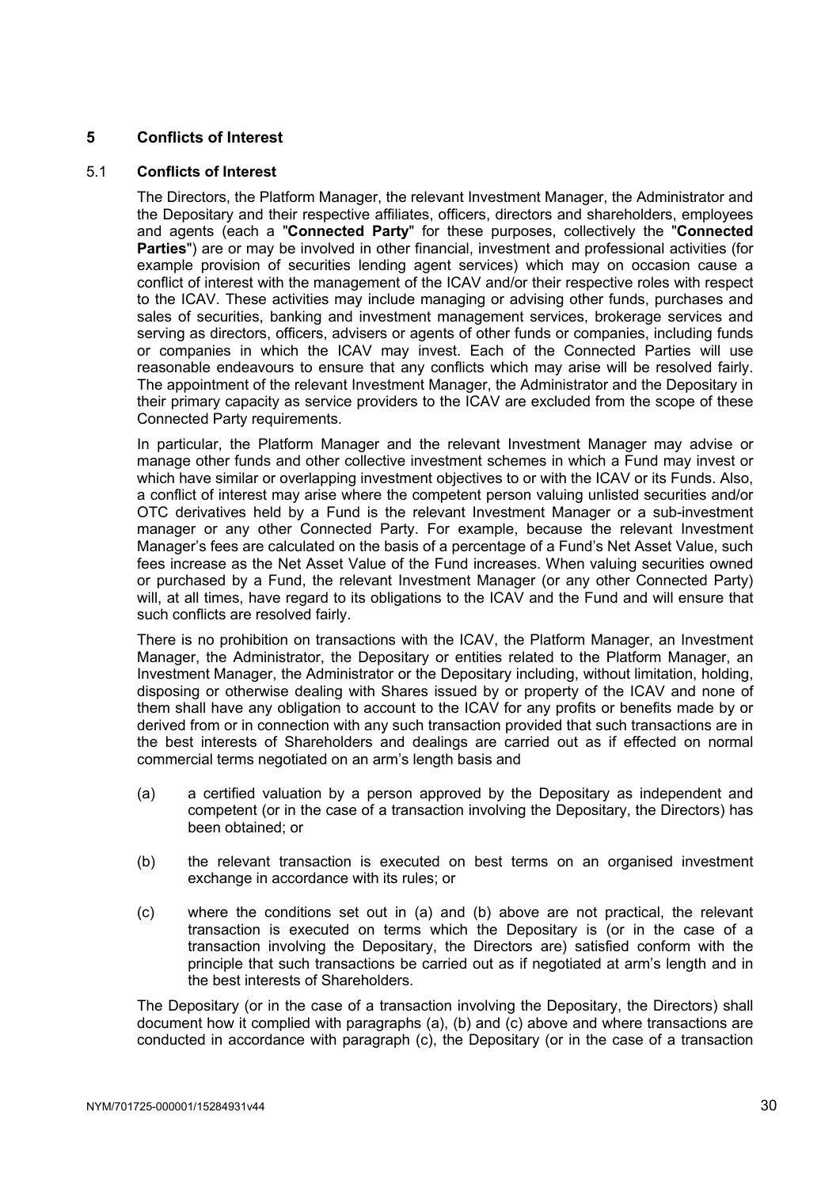## 5 Conflicts of Interest

### 5.1 Conflicts of Interest

The Directors, the Platform Manager, the relevant Investment Manager, the Administrator and the Depositary and their respective affiliates, officers, directors and shareholders, employees and agents (each a "**Connected Party**" for these purposes, collectively the "**Connected Parties**") are or may be involved in other financial, investment and professional activities (for example provision of securities lending agent services) which may on occasion cause a conflict of interest with the management of the ICAV and/or their respective roles with respect to the ICAV. These activities may include managing or advising other funds, purchases and sales of securities, banking and investment management services, brokerage services and serving as directors, officers, advisers or agents of other funds or companies, including funds or companies in which the ICAV may invest. Each of the Connected Parties will use reasonable endeavours to ensure that any conflicts which may arise will be resolved fairly. The appointment of the relevant Investment Manager, the Administrator and the Depositary in their primary capacity as service providers to the ICAV are excluded from the scope of these Connected Party requirements.

In particular, the Platform Manager and the relevant Investment Manager may advise or manage other funds and other collective investment schemes in which a Fund may invest or which have similar or overlapping investment objectives to or with the ICAV or its Funds. Also, a conflict of interest may arise where the competent person valuing unlisted securities and/or OTC derivatives held by a Fund is the relevant Investment Manager or a sub-investment manager or any other Connected Party. For example, because the relevant Investment Manager's fees are calculated on the basis of a percentage of a Fund's Net Asset Value, such fees increase as the Net Asset Value of the Fund increases. When valuing securities owned or purchased by a Fund, the relevant Investment Manager (or any other Connected Party) will, at all times, have regard to its obligations to the ICAV and the Fund and will ensure that such conflicts are resolved fairly.

There is no prohibition on transactions with the ICAV, the Platform Manager, an Investment Manager, the Administrator, the Depositary or entities related to the Platform Manager, an Investment Manager, the Administrator or the Depositary including, without limitation, holding, disposing or otherwise dealing with Shares issued by or property of the ICAV and none of them shall have any obligation to account to the ICAV for any profits or benefits made by or derived from or in connection with any such transaction provided that such transactions are in the best interests of Shareholders and dealings are carried out as if effected on normal commercial terms negotiated on an arm's length basis and

(a) a certified valuation by a person approved by the Depositary as independent and competent (or in the case of a transaction involving the Depositary, the Directors) has been obtained; or

(b) the relevant transaction is executed on best terms on an organised investment exchange in accordance with its rules; or

(c) where the conditions set out in (a) and (b) above are not practical, the relevant transaction is executed on terms which the Depositary is (or in the case of a transaction involving the Depositary, the Directors are) satisfied conform with the principle that such transactions be carried out as if negotiated at arm's length and in the best interests of Shareholders.

The Depositary (or in the case of a transaction involving the Depositary, the Directors) shall document how it complied with paragraphs (a), (b) and (c) above and where transactions are conducted in accordance with paragraph (c), the Depositary (or in the case of a transaction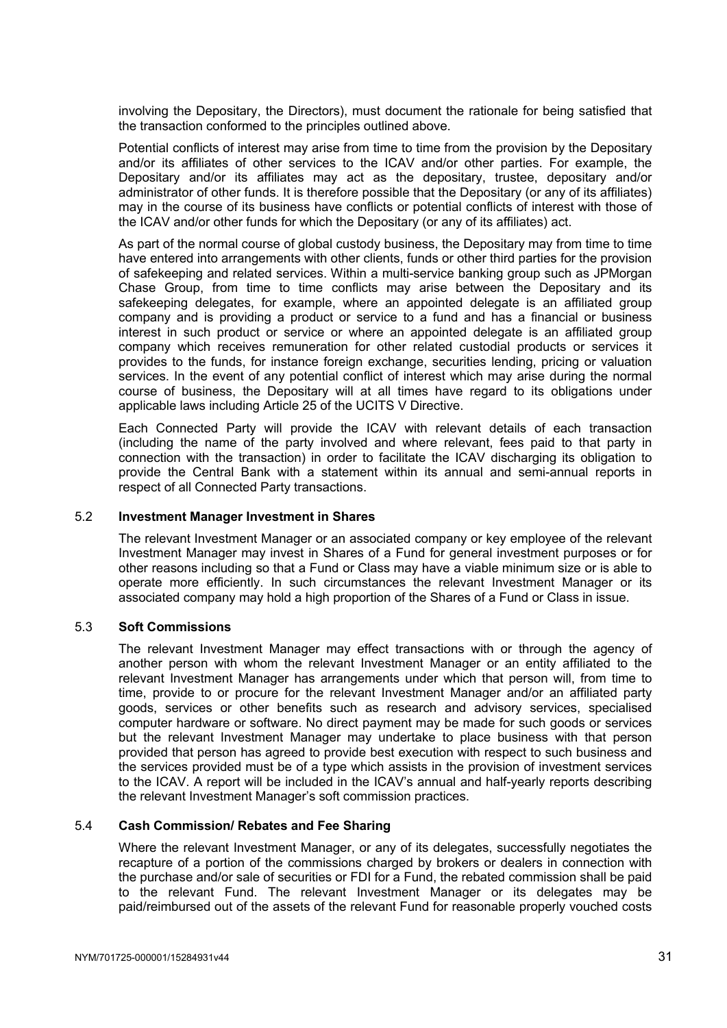involving the Depositary, the Directors), must document the rationale for being satisfied that the transaction conformed to the principles outlined above.

Potential conflicts of interest may arise from time to time from the provision by the Depositary and/or its affiliates of other services to the ICAV and/or other parties. For example, the Depositary and/or its affiliates may act as the depositary, trustee, depositary and/or administrator of other funds. It is therefore possible that the Depositary (or any of its affiliates) may in the course of its business have conflicts or potential conflicts of interest with those of the ICAV and/or other funds for which the Depositary (or any of its affiliates) act.

As part of the normal course of global custody business, the Depositary may from time to time have entered into arrangements with other clients, funds or other third parties for the provision of safekeeping and related services. Within a multi-service banking group such as JPMorgan Chase Group, from time to time conflicts may arise between the Depositary and its safekeeping delegates, for example, where an appointed delegate is an affiliated group company and is providing a product or service to a fund and has a financial or business interest in such product or service or where an appointed delegate is an affiliated group company which receives remuneration for other related custodial products or services it provides to the funds, for instance foreign exchange, securities lending, pricing or valuation services. In the event of any potential conflict of interest which may arise during the normal course of business, the Depositary will at all times have regard to its obligations under applicable laws including Article 25 of the UCITS V Directive.

Each Connected Party will provide the ICAV with relevant details of each transaction (including the name of the party involved and where relevant, fees paid to that party in connection with the transaction) in order to facilitate the ICAV discharging its obligation to provide the Central Bank with a statement within its annual and semi-annual reports in respect of all Connected Party transactions.

### 5.2 Investment Manager Investment in Shares

The relevant Investment Manager or an associated company or key employee of the relevant Investment Manager may invest in Shares of a Fund for general investment purposes or for other reasons including so that a Fund or Class may have a viable minimum size or is able to operate more efficiently. In such circumstances the relevant Investment Manager or its associated company may hold a high proportion of the Shares of a Fund or Class in issue.

### 5.3 Soft Commissions

The relevant Investment Manager may effect transactions with or through the agency of another person with whom the relevant Investment Manager or an entity affiliated to the relevant Investment Manager has arrangements under which that person will, from time to time, provide to or procure for the relevant Investment Manager and/or an affiliated party goods, services or other benefits such as research and advisory services, specialised computer hardware or software. No direct payment may be made for such goods or services but the relevant Investment Manager may undertake to place business with that person provided that person has agreed to provide best execution with respect to such business and the services provided must be of a type which assists in the provision of investment services to the ICAV. A report will be included in the ICAV's annual and half-yearly reports describing the relevant Investment Manager's soft commission practices.

### 5.4 Cash Commission/ Rebates and Fee Sharing

Where the relevant Investment Manager, or any of its delegates, successfully negotiates the recapture of a portion of the commissions charged by brokers or dealers in connection with the purchase and/or sale of securities or FDI for a Fund, the rebated commission shall be paid to the relevant Fund. The relevant Investment Manager or its delegates may be paid/reimbursed out of the assets of the relevant Fund for reasonable properly vouched costs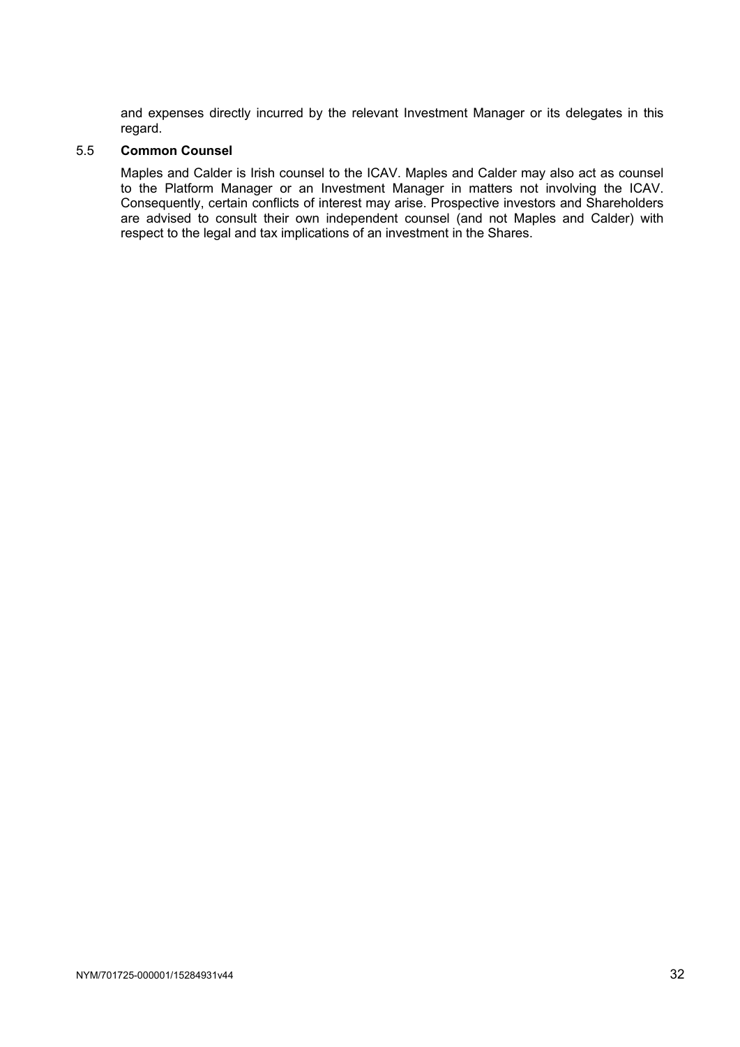and expenses directly incurred by the relevant Investment Manager or its delegates in this regard.

### 5.5 **Common Counsel**

Maples and Calder is Irish counsel to the ICAV. Maples and Calder may also act as counsel to the Platform Manager or an Investment Manager in matters not involving the ICAV. Consequently, certain conflicts of interest may arise. Prospective investors and Shareholders are advised to consult their own independent counsel (and not Maples and Calder) with respect to the legal and tax implications of an investment in the Shares.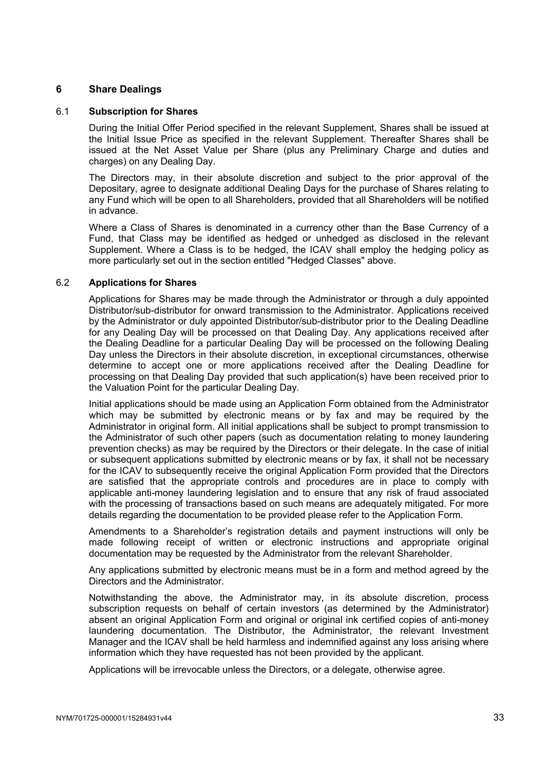## 6 Share Dealings

### 6.1 Subscription for Shares

During the Initial Offer Period specified in the relevant Supplement, Shares shall be issued at the Initial Issue Price as specified in the relevant Supplement. Thereafter Shares shall be issued at the Net Asset Value per Share (plus any Preliminary Charge and duties and charges) on any Dealing Day.

The Directors may, in their absolute discretion and subject to the prior approval of the Depositary, agree to designate additional Dealing Days for the purchase of Shares relating to any Fund which will be open to all Shareholders, provided that all Shareholders will be notified in advance.

Where a Class of Shares is denominated in a currency other than the Base Currency of a Fund, that Class may be identified as hedged or unhedged as disclosed in the relevant Supplement. Where a Class is to be hedged, the ICAV shall employ the hedging policy as more particularly set out in the section entitled "Hedged Classes" above.

### 6.2 Applications for Shares

Applications for Shares may be made through the Administrator or through a duly appointed Distributor/sub-distributor for onward transmission to the Administrator. Applications received by the Administrator or duly appointed Distributor/sub-distributor prior to the Dealing Deadline for any Dealing Day will be processed on that Dealing Day. Any applications received after the Dealing Deadline for a particular Dealing Day will be processed on the following Dealing Day unless the Directors in their absolute discretion, in exceptional circumstances, otherwise determine to accept one or more applications received after the Dealing Deadline for processing on that Dealing Day provided that such application(s) have been received prior to the Valuation Point for the particular Dealing Day.

Initial applications should be made using an Application Form obtained from the Administrator which may be submitted by electronic means or by fax and may be required by the Administrator in original form. All initial applications shall be subject to prompt transmission to the Administrator of such other papers (such as documentation relating to money laundering prevention checks) as may be required by the Directors or their delegate. In the case of initial or subsequent applications submitted by electronic means or by fax, it shall not be necessary for the ICAV to subsequently receive the original Application Form provided that the Directors are satisfied that the appropriate controls and procedures are in place to comply with applicable anti-money laundering legislation and to ensure that any risk of fraud associated with the processing of transactions based on such means are adequately mitigated. For more details regarding the documentation to be provided please refer to the Application Form.

Amendments to a Shareholder's registration details and payment instructions will only be made following receipt of written or electronic instructions and appropriate original documentation may be requested by the Administrator from the relevant Shareholder.

Any applications submitted by electronic means must be in a form and method agreed by the Directors and the Administrator.

Notwithstanding the above, the Administrator may, in its absolute discretion, process subscription requests on behalf of certain investors (as determined by the Administrator) absent an original Application Form and original or original ink certified copies of anti-money laundering documentation. The Distributor, the Administrator, the relevant Investment Manager and the ICAV shall be held harmless and indemnified against any loss arising where information which they have requested has not been provided by the applicant.

Applications will be irrevocable unless the Directors, or a delegate, otherwise agree.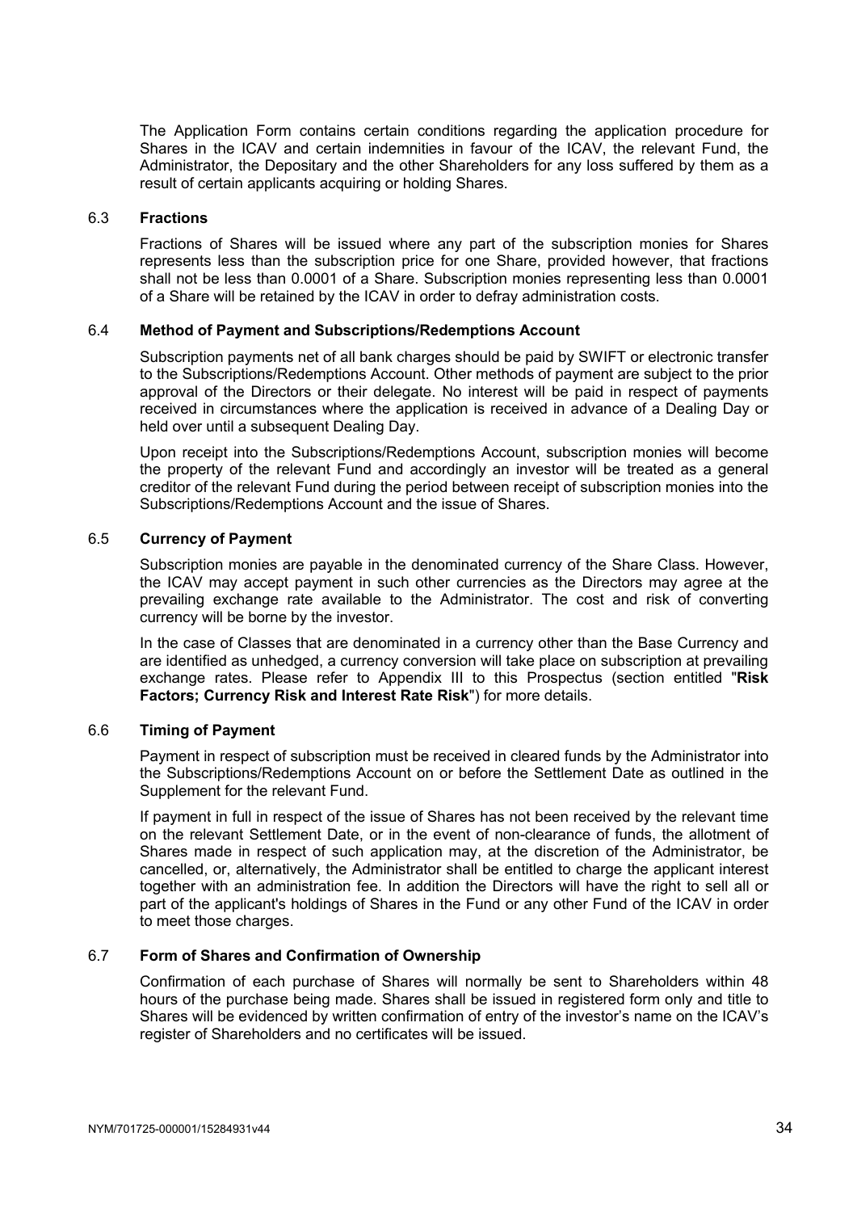The Application Form contains certain conditions regarding the application procedure for Shares in the ICAV and certain indemnities in favour of the ICAV, the relevant Fund, the Administrator, the Depositary and the other Shareholders for any loss suffered by them as a result of certain applicants acquiring or holding Shares.

### 6.3 **Fractions**

Fractions of Shares will be issued where any part of the subscription monies for Shares represents less than the subscription price for one Share, provided however, that fractions shall not be less than 0.0001 of a Share. Subscription monies representing less than 0.0001 of a Share will be retained by the ICAV in order to defray administration costs.

### 6.4 **Method of Payment and Subscriptions/Redemptions Account**

Subscription payments net of all bank charges should be paid by SWIFT or electronic transfer to the Subscriptions/Redemptions Account. Other methods of payment are subject to the prior approval of the Directors or their delegate. No interest will be paid in respect of payments received in circumstances where the application is received in advance of a Dealing Day or held over until a subsequent Dealing Day.

Upon receipt into the Subscriptions/Redemptions Account, subscription monies will become the property of the relevant Fund and accordingly an investor will be treated as a general creditor of the relevant Fund during the period between receipt of subscription monies into the Subscriptions/Redemptions Account and the issue of Shares.

### 6.5 **Currency of Payment**

Subscription monies are payable in the denominated currency of the Share Class. However, the ICAV may accept payment in such other currencies as the Directors may agree at the prevailing exchange rate available to the Administrator. The cost and risk of converting currency will be borne by the investor.

In the case of Classes that are denominated in a currency other than the Base Currency and are identified as unhedged, a currency conversion will take place on subscription at prevailing exchange rates. Please refer to Appendix III to this Prospectus (section entitled "**Risk Factors; Currency Risk and Interest Rate Risk**") for more details.

### 6.6 **Timing of Payment**

Payment in respect of subscription must be received in cleared funds by the Administrator into the Subscriptions/Redemptions Account on or before the Settlement Date as outlined in the Supplement for the relevant Fund.

If payment in full in respect of the issue of Shares has not been received by the relevant time on the relevant Settlement Date, or in the event of non-clearance of funds, the allotment of Shares made in respect of such application may, at the discretion of the Administrator, be cancelled, or, alternatively, the Administrator shall be entitled to charge the applicant interest together with an administration fee. In addition the Directors will have the right to sell all or part of the applicant's holdings of Shares in the Fund or any other Fund of the ICAV in order to meet those charges.

### 6.7 **Form of Shares and Confirmation of Ownership**

Confirmation of each purchase of Shares will normally be sent to Shareholders within 48 hours of the purchase being made. Shares shall be issued in registered form only and title to Shares will be evidenced by written confirmation of entry of the investor's name on the ICAV's register of Shareholders and no certificates will be issued.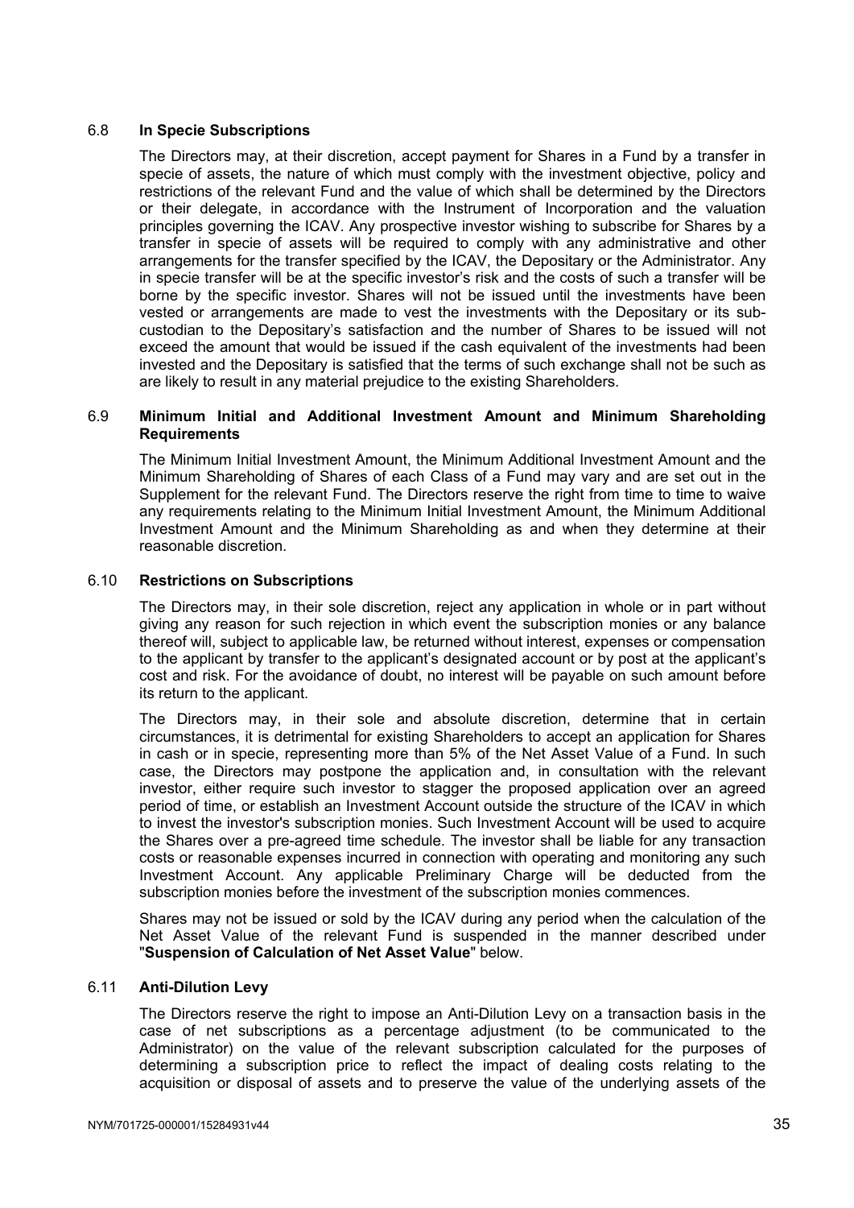### 6.8 In Specie Subscriptions

The Directors may, at their discretion, accept payment for Shares in a Fund by a transfer in specie of assets, the nature of which must comply with the investment objective, policy and restrictions of the relevant Fund and the value of which shall be determined by the Directors or their delegate, in accordance with the Instrument of Incorporation and the valuation principles governing the ICAV. Any prospective investor wishing to subscribe for Shares by a transfer in specie of assets will be required to comply with any administrative and other arrangements for the transfer specified by the ICAV, the Depositary or the Administrator. Any in specie transfer will be at the specific investor's risk and the costs of such a transfer will be borne by the specific investor. Shares will not be issued until the investments have been vested or arrangements are made to vest the investments with the Depositary or its sub-custodian to the Depositary's satisfaction and the number of Shares to be issued will not exceed the amount that would be issued if the cash equivalent of the investments had been invested and the Depositary is satisfied that the terms of such exchange shall not be such as are likely to result in any material prejudice to the existing Shareholders.

### 6.9 Minimum Initial and Additional Investment Amount and Minimum Shareholding Requirements

The Minimum Initial Investment Amount, the Minimum Additional Investment Amount and the Minimum Shareholding of Shares of each Class of a Fund may vary and are set out in the Supplement for the relevant Fund. The Directors reserve the right from time to time to waive any requirements relating to the Minimum Initial Investment Amount, the Minimum Additional Investment Amount and the Minimum Shareholding as and when they determine at their reasonable discretion.

### 6.10 Restrictions on Subscriptions

The Directors may, in their sole discretion, reject any application in whole or in part without giving any reason for such rejection in which event the subscription monies or any balance thereof will, subject to applicable law, be returned without interest, expenses or compensation to the applicant by transfer to the applicant's designated account or by post at the applicant's cost and risk. For the avoidance of doubt, no interest will be payable on such amount before its return to the applicant.

The Directors may, in their sole and absolute discretion, determine that in certain circumstances, it is detrimental for existing Shareholders to accept an application for Shares in cash or in specie, representing more than 5% of the Net Asset Value of a Fund. In such case, the Directors may postpone the application and, in consultation with the relevant investor, either require such investor to stagger the proposed application over an agreed period of time, or establish an Investment Account outside the structure of the ICAV in which to invest the investor's subscription monies. Such Investment Account will be used to acquire the Shares over a pre-agreed time schedule. The investor shall be liable for any transaction costs or reasonable expenses incurred in connection with operating and monitoring any such Investment Account. Any applicable Preliminary Charge will be deducted from the subscription monies before the investment of the subscription monies commences.

Shares may not be issued or sold by the ICAV during any period when the calculation of the Net Asset Value of the relevant Fund is suspended in the manner described under "**Suspension of Calculation of Net Asset Value**" below.

### 6.11 Anti-Dilution Levy

The Directors reserve the right to impose an Anti-Dilution Levy on a transaction basis in the case of net subscriptions as a percentage adjustment (to be communicated to the Administrator) on the value of the relevant subscription calculated for the purposes of determining a subscription price to reflect the impact of dealing costs relating to the acquisition or disposal of assets and to preserve the value of the underlying assets of the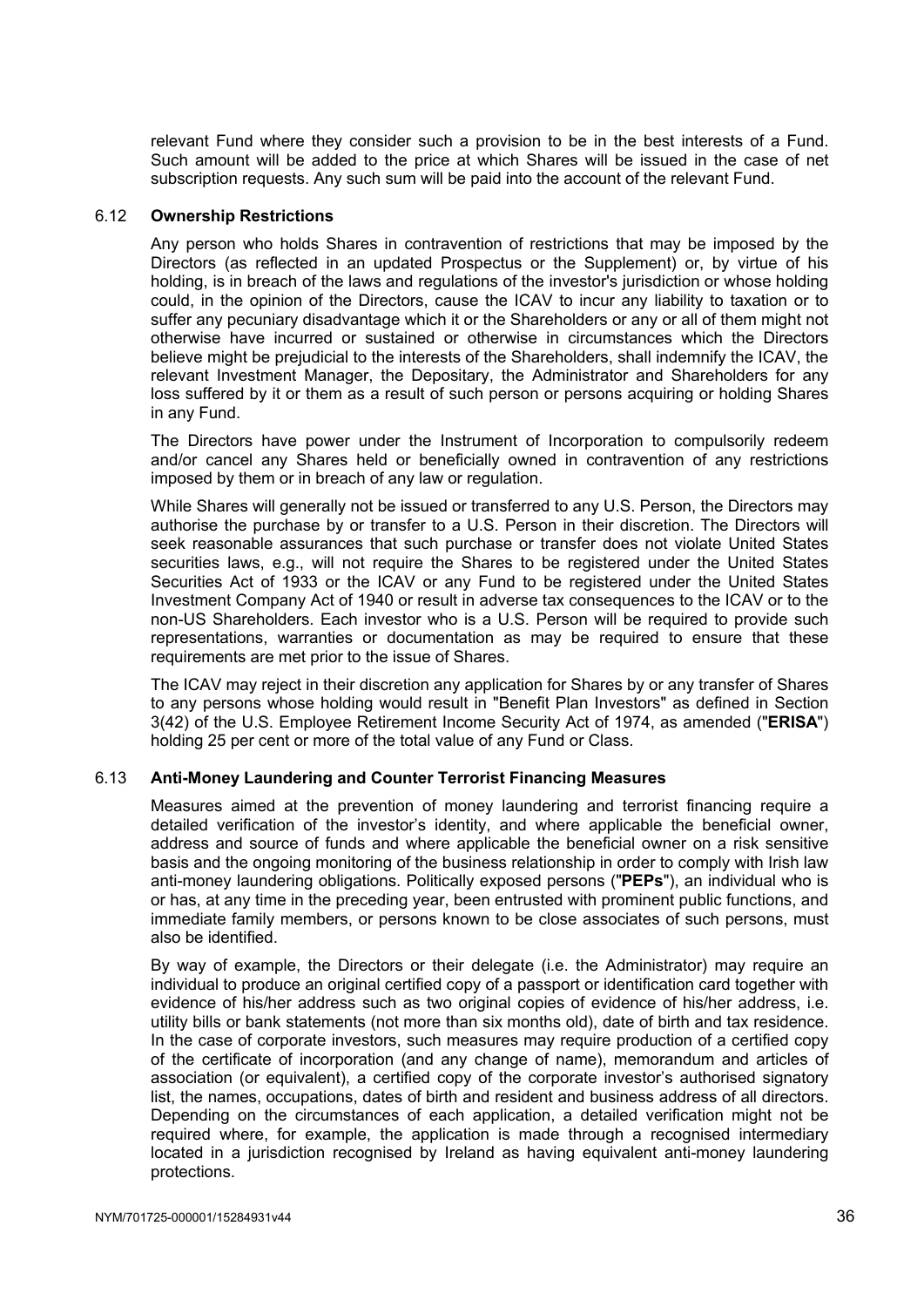relevant Fund where they consider such a provision to be in the best interests of a Fund. Such amount will be added to the price at which Shares will be issued in the case of net subscription requests. Any such sum will be paid into the account of the relevant Fund.

### 6.12 **Ownership Restrictions**

Any person who holds Shares in contravention of restrictions that may be imposed by the Directors (as reflected in an updated Prospectus or the Supplement) or, by virtue of his holding, is in breach of the laws and regulations of the investor's jurisdiction or whose holding could, in the opinion of the Directors, cause the ICAV to incur any liability to taxation or to suffer any pecuniary disadvantage which it or the Shareholders or any or all of them might not otherwise have incurred or sustained or otherwise in circumstances which the Directors believe might be prejudicial to the interests of the Shareholders, shall indemnify the ICAV, the relevant Investment Manager, the Depositary, the Administrator and Shareholders for any loss suffered by it or them as a result of such person or persons acquiring or holding Shares in any Fund.

The Directors have power under the Instrument of Incorporation to compulsorily redeem and/or cancel any Shares held or beneficially owned in contravention of any restrictions imposed by them or in breach of any law or regulation.

While Shares will generally not be issued or transferred to any U.S. Person, the Directors may authorise the purchase by or transfer to a U.S. Person in their discretion. The Directors will seek reasonable assurances that such purchase or transfer does not violate United States securities laws, e.g., will not require the Shares to be registered under the United States Securities Act of 1933 or the ICAV or any Fund to be registered under the United States Investment Company Act of 1940 or result in adverse tax consequences to the ICAV or to the non-US Shareholders. Each investor who is a U.S. Person will be required to provide such representations, warranties or documentation as may be required to ensure that these requirements are met prior to the issue of Shares.

The ICAV may reject in their discretion any application for Shares by or any transfer of Shares to any persons whose holding would result in "Benefit Plan Investors" as defined in Section 3(42) of the U.S. Employee Retirement Income Security Act of 1974, as amended ("**ERISA**") holding 25 per cent or more of the total value of any Fund or Class.

### 6.13 **Anti-Money Laundering and Counter Terrorist Financing Measures**

Measures aimed at the prevention of money laundering and terrorist financing require a detailed verification of the investor's identity, and where applicable the beneficial owner, address and source of funds and where applicable the beneficial owner on a risk sensitive basis and the ongoing monitoring of the business relationship in order to comply with Irish law anti-money laundering obligations. Politically exposed persons ("**PEPs**"), an individual who is or has, at any time in the preceding year, been entrusted with prominent public functions, and immediate family members, or persons known to be close associates of such persons, must also be identified.

By way of example, the Directors or their delegate (i.e. the Administrator) may require an individual to produce an original certified copy of a passport or identification card together with evidence of his/her address such as two original copies of evidence of his/her address, i.e. utility bills or bank statements (not more than six months old), date of birth and tax residence. In the case of corporate investors, such measures may require production of a certified copy of the certificate of incorporation (and any change of name), memorandum and articles of association (or equivalent), a certified copy of the corporate investor's authorised signatory list, the names, occupations, dates of birth and resident and business address of all directors. Depending on the circumstances of each application, a detailed verification might not be required where, for example, the application is made through a recognised intermediary located in a jurisdiction recognised by Ireland as having equivalent anti-money laundering protections.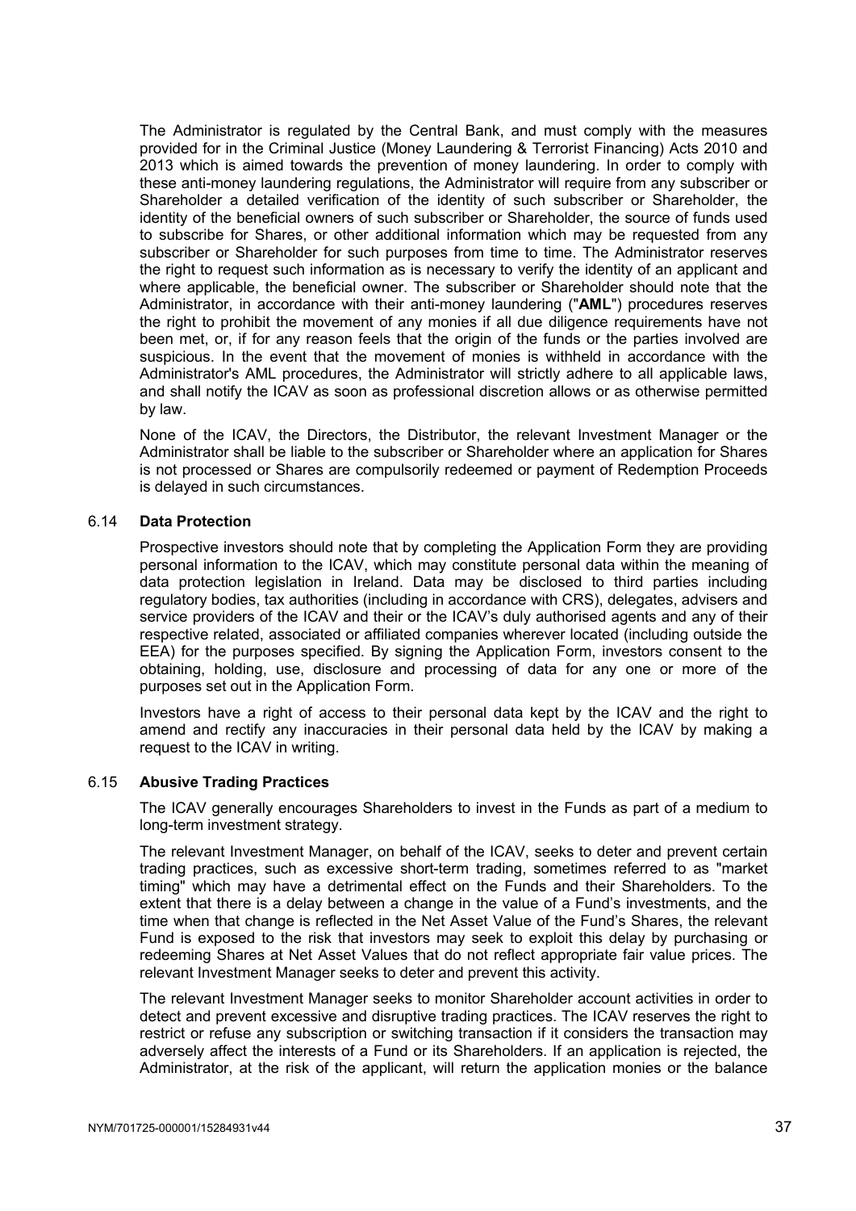The Administrator is regulated by the Central Bank, and must comply with the measures provided for in the Criminal Justice (Money Laundering & Terrorist Financing) Acts 2010 and 2013 which is aimed towards the prevention of money laundering. In order to comply with these anti-money laundering regulations, the Administrator will require from any subscriber or Shareholder a detailed verification of the identity of such subscriber or Shareholder, the identity of the beneficial owners of such subscriber or Shareholder, the source of funds used to subscribe for Shares, or other additional information which may be requested from any subscriber or Shareholder for such purposes from time to time. The Administrator reserves the right to request such information as is necessary to verify the identity of an applicant and where applicable, the beneficial owner. The subscriber or Shareholder should note that the Administrator, in accordance with their anti-money laundering ("**AML**") procedures reserves the right to prohibit the movement of any monies if all due diligence requirements have not been met, or, if for any reason feels that the origin of the funds or the parties involved are suspicious. In the event that the movement of monies is withheld in accordance with the Administrator's AML procedures, the Administrator will strictly adhere to all applicable laws, and shall notify the ICAV as soon as professional discretion allows or as otherwise permitted by law.

None of the ICAV, the Directors, the Distributor, the relevant Investment Manager or the Administrator shall be liable to the subscriber or Shareholder where an application for Shares is not processed or Shares are compulsorily redeemed or payment of Redemption Proceeds is delayed in such circumstances.

### 6.14 Data Protection

Prospective investors should note that by completing the Application Form they are providing personal information to the ICAV, which may constitute personal data within the meaning of data protection legislation in Ireland. Data may be disclosed to third parties including regulatory bodies, tax authorities (including in accordance with CRS), delegates, advisers and service providers of the ICAV and their or the ICAV's duly authorised agents and any of their respective related, associated or affiliated companies wherever located (including outside the EEA) for the purposes specified. By signing the Application Form, investors consent to the obtaining, holding, use, disclosure and processing of data for any one or more of the purposes set out in the Application Form.

Investors have a right of access to their personal data kept by the ICAV and the right to amend and rectify any inaccuracies in their personal data held by the ICAV by making a request to the ICAV in writing.

### 6.15 Abusive Trading Practices

The ICAV generally encourages Shareholders to invest in the Funds as part of a medium to long-term investment strategy.

The relevant Investment Manager, on behalf of the ICAV, seeks to deter and prevent certain trading practices, such as excessive short-term trading, sometimes referred to as "market timing" which may have a detrimental effect on the Funds and their Shareholders. To the extent that there is a delay between a change in the value of a Fund's investments, and the time when that change is reflected in the Net Asset Value of the Fund's Shares, the relevant Fund is exposed to the risk that investors may seek to exploit this delay by purchasing or redeeming Shares at Net Asset Values that do not reflect appropriate fair value prices. The relevant Investment Manager seeks to deter and prevent this activity.

The relevant Investment Manager seeks to monitor Shareholder account activities in order to detect and prevent excessive and disruptive trading practices. The ICAV reserves the right to restrict or refuse any subscription or switching transaction if it considers the transaction may adversely affect the interests of a Fund or its Shareholders. If an application is rejected, the Administrator, at the risk of the applicant, will return the application monies or the balance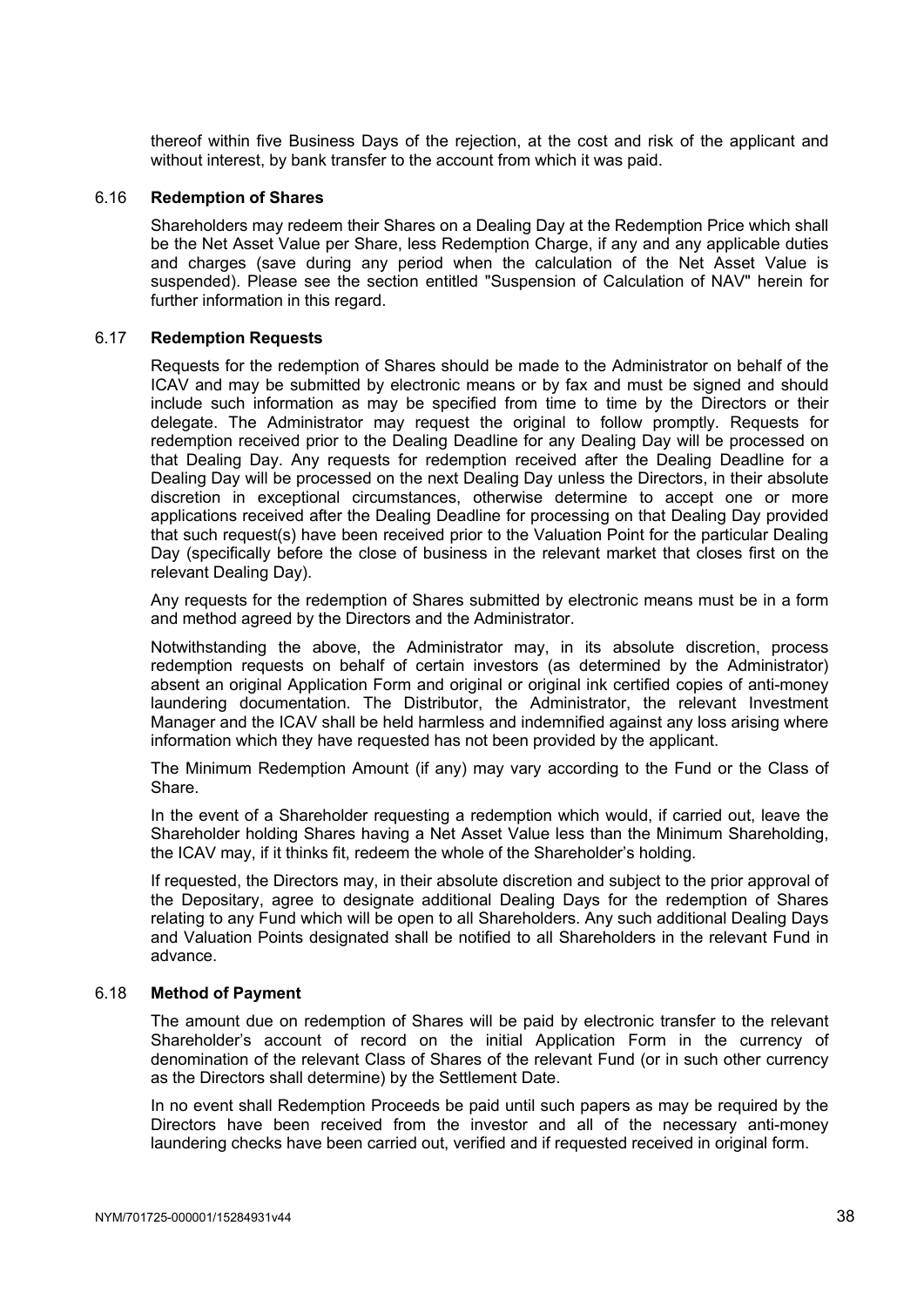thereof within five Business Days of the rejection, at the cost and risk of the applicant and without interest, by bank transfer to the account from which it was paid.

### 6.16 Redemption of Shares

Shareholders may redeem their Shares on a Dealing Day at the Redemption Price which shall be the Net Asset Value per Share, less Redemption Charge, if any and any applicable duties and charges (save during any period when the calculation of the Net Asset Value is suspended). Please see the section entitled "Suspension of Calculation of NAV" herein for further information in this regard.

### 6.17 Redemption Requests

Requests for the redemption of Shares should be made to the Administrator on behalf of the ICAV and may be submitted by electronic means or by fax and must be signed and should include such information as may be specified from time to time by the Directors or their delegate. The Administrator may request the original to follow promptly. Requests for redemption received prior to the Dealing Deadline for any Dealing Day will be processed on that Dealing Day. Any requests for redemption received after the Dealing Deadline for a Dealing Day will be processed on the next Dealing Day unless the Directors, in their absolute discretion in exceptional circumstances, otherwise determine to accept one or more applications received after the Dealing Deadline for processing on that Dealing Day provided that such request(s) have been received prior to the Valuation Point for the particular Dealing Day (specifically before the close of business in the relevant market that closes first on the relevant Dealing Day).

Any requests for the redemption of Shares submitted by electronic means must be in a form and method agreed by the Directors and the Administrator.

Notwithstanding the above, the Administrator may, in its absolute discretion, process redemption requests on behalf of certain investors (as determined by the Administrator) absent an original Application Form and original or original ink certified copies of anti-money laundering documentation. The Distributor, the Administrator, the relevant Investment Manager and the ICAV shall be held harmless and indemnified against any loss arising where information which they have requested has not been provided by the applicant.

The Minimum Redemption Amount (if any) may vary according to the Fund or the Class of Share.

In the event of a Shareholder requesting a redemption which would, if carried out, leave the Shareholder holding Shares having a Net Asset Value less than the Minimum Shareholding, the ICAV may, if it thinks fit, redeem the whole of the Shareholder's holding.

If requested, the Directors may, in their absolute discretion and subject to the prior approval of the Depositary, agree to designate additional Dealing Days for the redemption of Shares relating to any Fund which will be open to all Shareholders. Any such additional Dealing Days and Valuation Points designated shall be notified to all Shareholders in the relevant Fund in advance.

### 6.18 Method of Payment

The amount due on redemption of Shares will be paid by electronic transfer to the relevant Shareholder's account of record on the initial Application Form in the currency of denomination of the relevant Class of Shares of the relevant Fund (or in such other currency as the Directors shall determine) by the Settlement Date.

In no event shall Redemption Proceeds be paid until such papers as may be required by the Directors have been received from the investor and all of the necessary anti-money laundering checks have been carried out, verified and if requested received in original form.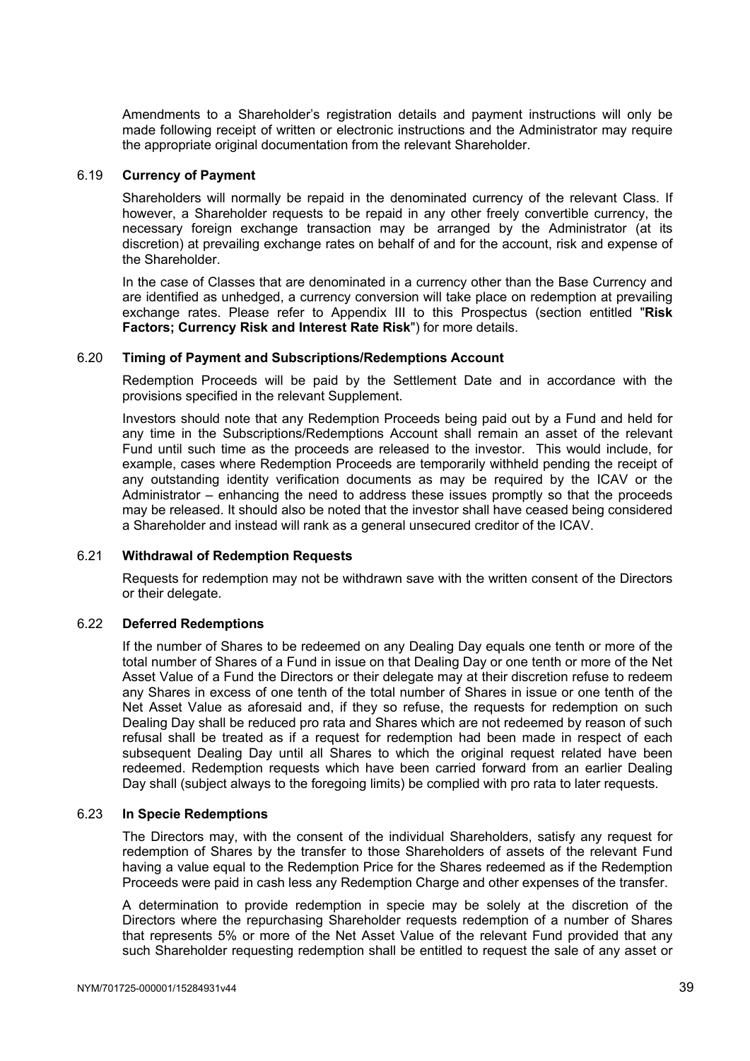Amendments to a Shareholder's registration details and payment instructions will only be made following receipt of written or electronic instructions and the Administrator may require the appropriate original documentation from the relevant Shareholder.

### 6.19 Currency of Payment

Shareholders will normally be repaid in the denominated currency of the relevant Class. If however, a Shareholder requests to be repaid in any other freely convertible currency, the necessary foreign exchange transaction may be arranged by the Administrator (at its discretion) at prevailing exchange rates on behalf of and for the account, risk and expense of the Shareholder.

In the case of Classes that are denominated in a currency other than the Base Currency and are identified as unhedged, a currency conversion will take place on redemption at prevailing exchange rates. Please refer to Appendix III to this Prospectus (section entitled "**Risk Factors; Currency Risk and Interest Rate Risk**") for more details.

### 6.20 Timing of Payment and Subscriptions/Redemptions Account

Redemption Proceeds will be paid by the Settlement Date and in accordance with the provisions specified in the relevant Supplement.

Investors should note that any Redemption Proceeds being paid out by a Fund and held for any time in the Subscriptions/Redemptions Account shall remain an asset of the relevant Fund until such time as the proceeds are released to the investor. This would include, for example, cases where Redemption Proceeds are temporarily withheld pending the receipt of any outstanding identity verification documents as may be required by the ICAV or the Administrator – enhancing the need to address these issues promptly so that the proceeds may be released. It should also be noted that the investor shall have ceased being considered a Shareholder and instead will rank as a general unsecured creditor of the ICAV.

### 6.21 Withdrawal of Redemption Requests

Requests for redemption may not be withdrawn save with the written consent of the Directors or their delegate.

### 6.22 Deferred Redemptions

If the number of Shares to be redeemed on any Dealing Day equals one tenth or more of the total number of Shares of a Fund in issue on that Dealing Day or one tenth or more of the Net Asset Value of a Fund the Directors or their delegate may at their discretion refuse to redeem any Shares in excess of one tenth of the total number of Shares in issue or one tenth of the Net Asset Value as aforesaid and, if they so refuse, the requests for redemption on such Dealing Day shall be reduced pro rata and Shares which are not redeemed by reason of such refusal shall be treated as if a request for redemption had been made in respect of each subsequent Dealing Day until all Shares to which the original request related have been redeemed. Redemption requests which have been carried forward from an earlier Dealing Day shall (subject always to the foregoing limits) be complied with pro rata to later requests.

### 6.23 In Specie Redemptions

The Directors may, with the consent of the individual Shareholders, satisfy any request for redemption of Shares by the transfer to those Shareholders of assets of the relevant Fund having a value equal to the Redemption Price for the Shares redeemed as if the Redemption Proceeds were paid in cash less any Redemption Charge and other expenses of the transfer.

A determination to provide redemption in specie may be solely at the discretion of the Directors where the repurchasing Shareholder requests redemption of a number of Shares that represents 5% or more of the Net Asset Value of the relevant Fund provided that any such Shareholder requesting redemption shall be entitled to request the sale of any asset or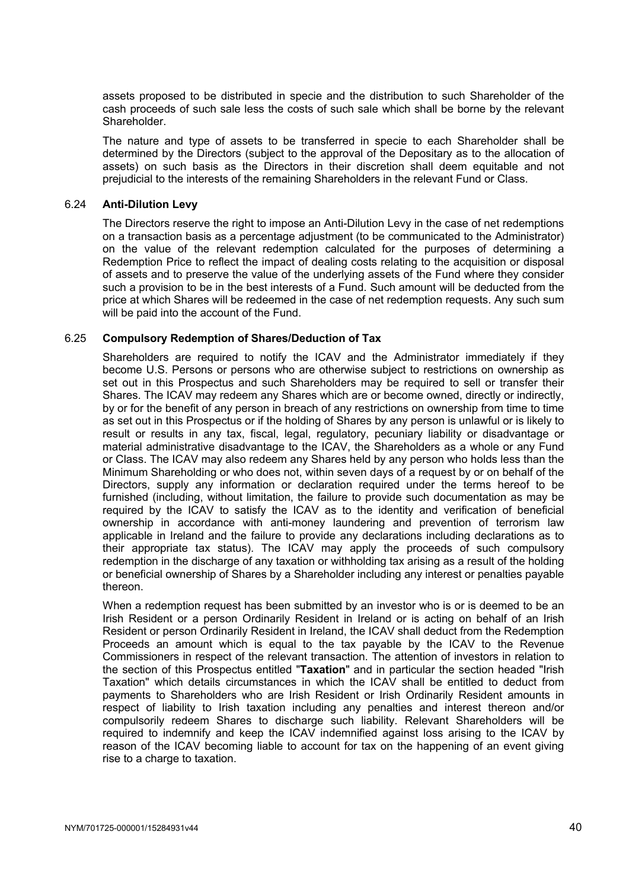assets proposed to be distributed in specie and the distribution to such Shareholder of the cash proceeds of such sale less the costs of such sale which shall be borne by the relevant Shareholder.

The nature and type of assets to be transferred in specie to each Shareholder shall be determined by the Directors (subject to the approval of the Depositary as to the allocation of assets) on such basis as the Directors in their discretion shall deem equitable and not prejudicial to the interests of the remaining Shareholders in the relevant Fund or Class.

### 6.24 **Anti-Dilution Levy**

The Directors reserve the right to impose an Anti-Dilution Levy in the case of net redemptions on a transaction basis as a percentage adjustment (to be communicated to the Administrator) on the value of the relevant redemption calculated for the purposes of determining a Redemption Price to reflect the impact of dealing costs relating to the acquisition or disposal of assets and to preserve the value of the underlying assets of the Fund where they consider such a provision to be in the best interests of a Fund. Such amount will be deducted from the price at which Shares will be redeemed in the case of net redemption requests. Any such sum will be paid into the account of the Fund.

### 6.25 **Compulsory Redemption of Shares/Deduction of Tax**

Shareholders are required to notify the ICAV and the Administrator immediately if they become U.S. Persons or persons who are otherwise subject to restrictions on ownership as set out in this Prospectus and such Shareholders may be required to sell or transfer their Shares. The ICAV may redeem any Shares which are or become owned, directly or indirectly, by or for the benefit of any person in breach of any restrictions on ownership from time to time as set out in this Prospectus or if the holding of Shares by any person is unlawful or is likely to result or results in any tax, fiscal, legal, regulatory, pecuniary liability or disadvantage or material administrative disadvantage to the ICAV, the Shareholders as a whole or any Fund or Class. The ICAV may also redeem any Shares held by any person who holds less than the Minimum Shareholding or who does not, within seven days of a request by or on behalf of the Directors, supply any information or declaration required under the terms hereof to be furnished (including, without limitation, the failure to provide such documentation as may be required by the ICAV to satisfy the ICAV as to the identity and verification of beneficial ownership in accordance with anti-money laundering and prevention of terrorism law applicable in Ireland and the failure to provide any declarations including declarations as to their appropriate tax status). The ICAV may apply the proceeds of such compulsory redemption in the discharge of any taxation or withholding tax arising as a result of the holding or beneficial ownership of Shares by a Shareholder including any interest or penalties payable thereon.

When a redemption request has been submitted by an investor who is or is deemed to be an Irish Resident or a person Ordinarily Resident in Ireland or is acting on behalf of an Irish Resident or person Ordinarily Resident in Ireland, the ICAV shall deduct from the Redemption Proceeds an amount which is equal to the tax payable by the ICAV to the Revenue Commissioners in respect of the relevant transaction. The attention of investors in relation to the section of this Prospectus entitled "**Taxation**" and in particular the section headed "Irish Taxation" which details circumstances in which the ICAV shall be entitled to deduct from payments to Shareholders who are Irish Resident or Irish Ordinarily Resident amounts in respect of liability to Irish taxation including any penalties and interest thereon and/or compulsorily redeem Shares to discharge such liability. Relevant Shareholders will be required to indemnify and keep the ICAV indemnified against loss arising to the ICAV by reason of the ICAV becoming liable to account for tax on the happening of an event giving rise to a charge to taxation.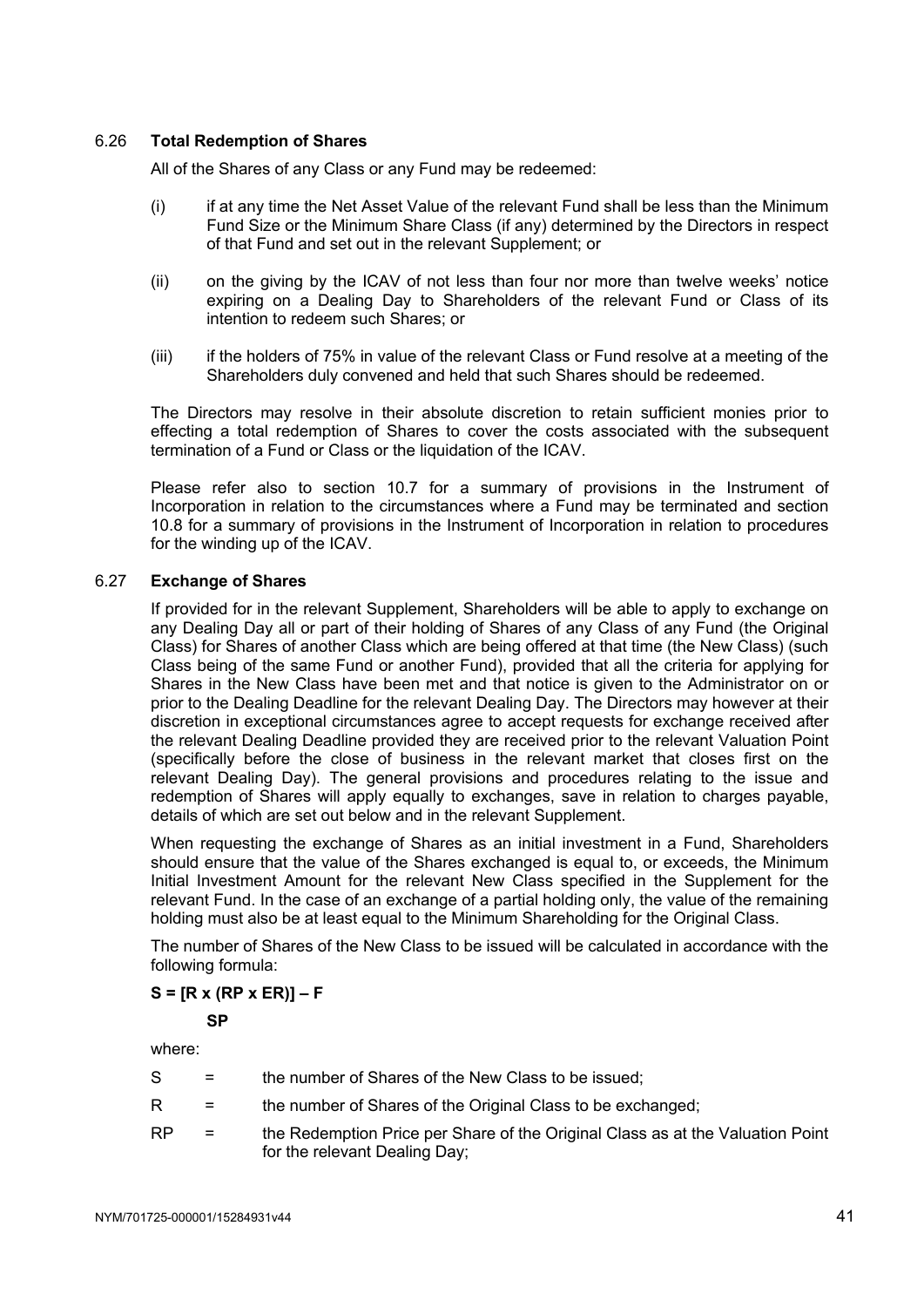### 6.26 **Total Redemption of Shares**

All of the Shares of any Class or any Fund may be redeemed:

(i) if at any time the Net Asset Value of the relevant Fund shall be less than the Minimum Fund Size or the Minimum Share Class (if any) determined by the Directors in respect of that Fund and set out in the relevant Supplement; or

(ii) on the giving by the ICAV of not less than four nor more than twelve weeks' notice expiring on a Dealing Day to Shareholders of the relevant Fund or Class of its intention to redeem such Shares; or

(iii) if the holders of 75% in value of the relevant Class or Fund resolve at a meeting of the Shareholders duly convened and held that such Shares should be redeemed.

The Directors may resolve in their absolute discretion to retain sufficient monies prior to effecting a total redemption of Shares to cover the costs associated with the subsequent termination of a Fund or Class or the liquidation of the ICAV.

Please refer also to section 10.7 for a summary of provisions in the Instrument of Incorporation in relation to the circumstances where a Fund may be terminated and section 10.8 for a summary of provisions in the Instrument of Incorporation in relation to procedures for the winding up of the ICAV.

### 6.27 **Exchange of Shares**

If provided for in the relevant Supplement, Shareholders will be able to apply to exchange on any Dealing Day all or part of their holding of Shares of any Class of any Fund (the Original Class) for Shares of another Class which are being offered at that time (the New Class) (such Class being of the same Fund or another Fund), provided that all the criteria for applying for Shares in the New Class have been met and that notice is given to the Administrator on or prior to the Dealing Deadline for the relevant Dealing Day. The Directors may however at their discretion in exceptional circumstances agree to accept requests for exchange received after the relevant Dealing Deadline provided they are received prior to the relevant Valuation Point (specifically before the close of business in the relevant market that closes first on the relevant Dealing Day). The general provisions and procedures relating to the issue and redemption of Shares will apply equally to exchanges, save in relation to charges payable, details of which are set out below and in the relevant Supplement.

When requesting the exchange of Shares as an initial investment in a Fund, Shareholders should ensure that the value of the Shares exchanged is equal to, or exceeds, the Minimum Initial Investment Amount for the relevant New Class specified in the Supplement for the relevant Fund. In the case of an exchange of a partial holding only, the value of the remaining holding must also be at least equal to the Minimum Shareholding for the Original Class.

The number of Shares of the New Class to be issued will be calculated in accordance with the following formula:

$$S = \frac{[R \times (RP \times ER)] - F}{SP}$$

where:

S = the number of Shares of the New Class to be issued;

R = the number of Shares of the Original Class to be exchanged;

RP = the Redemption Price per Share of the Original Class as at the Valuation Point for the relevant Dealing Day;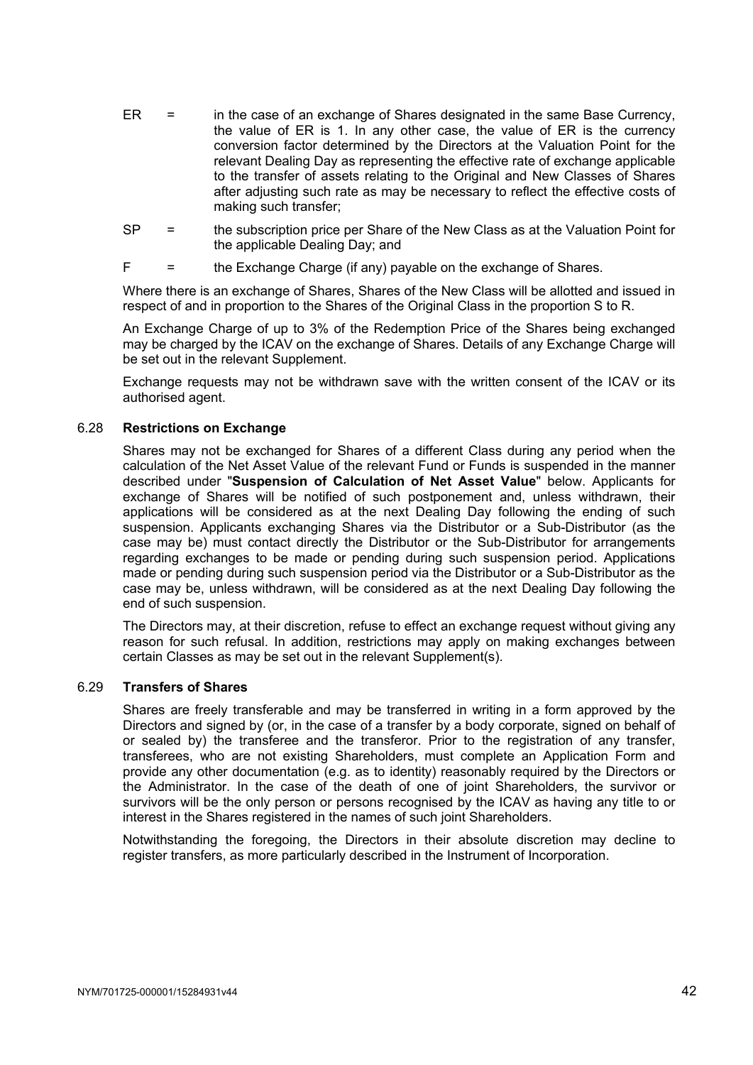ER = in the case of an exchange of Shares designated in the same Base Currency, the value of ER is 1. In any other case, the value of ER is the currency conversion factor determined by the Directors at the Valuation Point for the relevant Dealing Day as representing the effective rate of exchange applicable to the transfer of assets relating to the Original and New Classes of Shares after adjusting such rate as may be necessary to reflect the effective costs of making such transfer;

SP = the subscription price per Share of the New Class as at the Valuation Point for the applicable Dealing Day; and

F = the Exchange Charge (if any) payable on the exchange of Shares.

Where there is an exchange of Shares, Shares of the New Class will be allotted and issued in respect of and in proportion to the Shares of the Original Class in the proportion S to R.

An Exchange Charge of up to 3% of the Redemption Price of the Shares being exchanged may be charged by the ICAV on the exchange of Shares. Details of any Exchange Charge will be set out in the relevant Supplement.

Exchange requests may not be withdrawn save with the written consent of the ICAV or its authorised agent.

### 6.28 Restrictions on Exchange

Shares may not be exchanged for Shares of a different Class during any period when the calculation of the Net Asset Value of the relevant Fund or Funds is suspended in the manner described under "**Suspension of Calculation of Net Asset Value**" below. Applicants for exchange of Shares will be notified of such postponement and, unless withdrawn, their applications will be considered as at the next Dealing Day following the ending of such suspension. Applicants exchanging Shares via the Distributor or a Sub-Distributor (as the case may be) must contact directly the Distributor or the Sub-Distributor for arrangements regarding exchanges to be made or pending during such suspension period. Applications made or pending during such suspension period via the Distributor or a Sub-Distributor as the case may be, unless withdrawn, will be considered as at the next Dealing Day following the end of such suspension.

The Directors may, at their discretion, refuse to effect an exchange request without giving any reason for such refusal. In addition, restrictions may apply on making exchanges between certain Classes as may be set out in the relevant Supplement(s).

### 6.29 Transfers of Shares

Shares are freely transferable and may be transferred in writing in a form approved by the Directors and signed by (or, in the case of a transfer by a body corporate, signed on behalf of or sealed by) the transferee and the transferor. Prior to the registration of any transfer, transferees, who are not existing Shareholders, must complete an Application Form and provide any other documentation (e.g. as to identity) reasonably required by the Directors or the Administrator. In the case of the death of one of joint Shareholders, the survivor or survivors will be the only person or persons recognised by the ICAV as having any title to or interest in the Shares registered in the names of such joint Shareholders.

Notwithstanding the foregoing, the Directors in their absolute discretion may decline to register transfers, as more particularly described in the Instrument of Incorporation.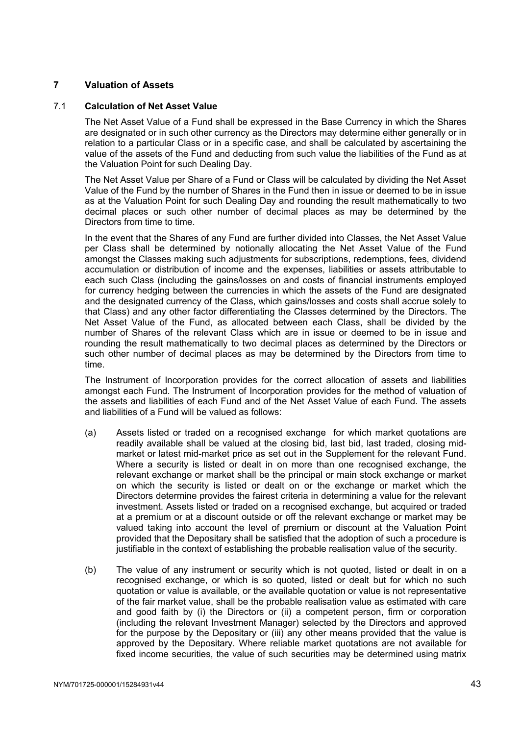## 7 Valuation of Assets

### 7.1 Calculation of Net Asset Value

The Net Asset Value of a Fund shall be expressed in the Base Currency in which the Shares are designated or in such other currency as the Directors may determine either generally or in relation to a particular Class or in a specific case, and shall be calculated by ascertaining the value of the assets of the Fund and deducting from such value the liabilities of the Fund as at the Valuation Point for such Dealing Day.

The Net Asset Value per Share of a Fund or Class will be calculated by dividing the Net Asset Value of the Fund by the number of Shares in the Fund then in issue or deemed to be in issue as at the Valuation Point for such Dealing Day and rounding the result mathematically to two decimal places or such other number of decimal places as may be determined by the Directors from time to time.

In the event that the Shares of any Fund are further divided into Classes, the Net Asset Value per Class shall be determined by notionally allocating the Net Asset Value of the Fund amongst the Classes making such adjustments for subscriptions, redemptions, fees, dividend accumulation or distribution of income and the expenses, liabilities or assets attributable to each such Class (including the gains/losses on and costs of financial instruments employed for currency hedging between the currencies in which the assets of the Fund are designated and the designated currency of the Class, which gains/losses and costs shall accrue solely to that Class) and any other factor differentiating the Classes determined by the Directors. The Net Asset Value of the Fund, as allocated between each Class, shall be divided by the number of Shares of the relevant Class which are in issue or deemed to be in issue and rounding the result mathematically to two decimal places as determined by the Directors or such other number of decimal places as may be determined by the Directors from time to time.

The Instrument of Incorporation provides for the correct allocation of assets and liabilities amongst each Fund. The Instrument of Incorporation provides for the method of valuation of the assets and liabilities of each Fund and of the Net Asset Value of each Fund. The assets and liabilities of a Fund will be valued as follows:

(a) Assets listed or traded on a recognised exchange for which market quotations are readily available shall be valued at the closing bid, last bid, last traded, closing mid-market or latest mid-market price as set out in the Supplement for the relevant Fund. Where a security is listed or dealt in on more than one recognised exchange, the relevant exchange or market shall be the principal or main stock exchange or market on which the security is listed or dealt on or the exchange or market which the Directors determine provides the fairest criteria in determining a value for the relevant investment. Assets listed or traded on a recognised exchange, but acquired or traded at a premium or at a discount outside or off the relevant exchange or market may be valued taking into account the level of premium or discount at the Valuation Point provided that the Depositary shall be satisfied that the adoption of such a procedure is justifiable in the context of establishing the probable realisation value of the security.

(b) The value of any instrument or security which is not quoted, listed or dealt in on a recognised exchange, or which is so quoted, listed or dealt but for which no such quotation or value is available, or the available quotation or value is not representative of the fair market value, shall be the probable realisation value as estimated with care and good faith by (i) the Directors or (ii) a competent person, firm or corporation (including the relevant Investment Manager) selected by the Directors and approved for the purpose by the Depositary or (iii) any other means provided that the value is approved by the Depositary. Where reliable market quotations are not available for fixed income securities, the value of such securities may be determined using matrix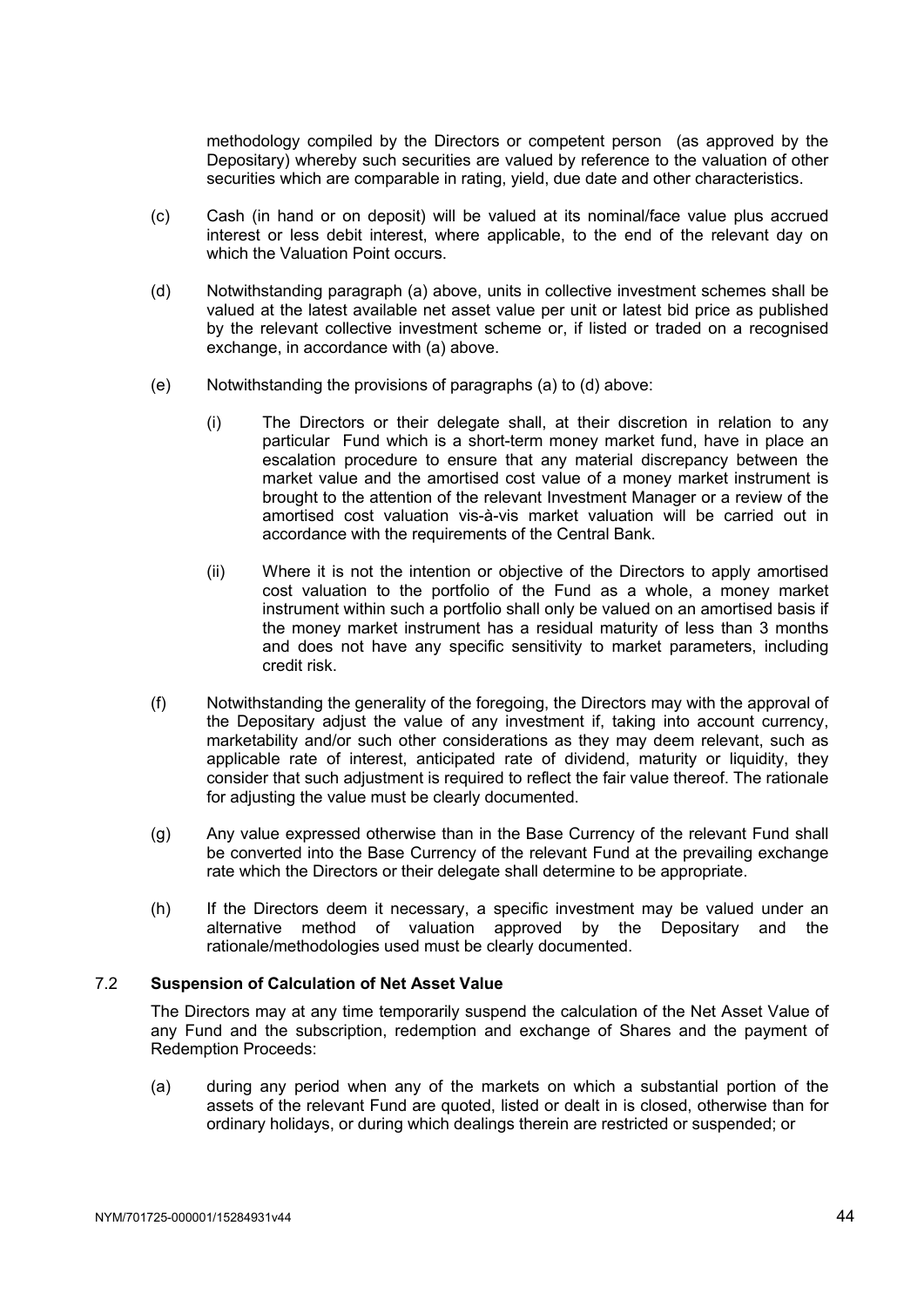methodology compiled by the Directors or competent person (as approved by the Depositary) whereby such securities are valued by reference to the valuation of other securities which are comparable in rating, yield, due date and other characteristics.

(c) Cash (in hand or on deposit) will be valued at its nominal/face value plus accrued interest or less debit interest, where applicable, to the end of the relevant day on which the Valuation Point occurs.

(d) Notwithstanding paragraph (a) above, units in collective investment schemes shall be valued at the latest available net asset value per unit or latest bid price as published by the relevant collective investment scheme or, if listed or traded on a recognised exchange, in accordance with (a) above.

(e) Notwithstanding the provisions of paragraphs (a) to (d) above:

(i) The Directors or their delegate shall, at their discretion in relation to any particular Fund which is a short-term money market fund, have in place an escalation procedure to ensure that any material discrepancy between the market value and the amortised cost value of a money market instrument is brought to the attention of the relevant Investment Manager or a review of the amortised cost valuation vis-à-vis market valuation will be carried out in accordance with the requirements of the Central Bank.

(ii) Where it is not the intention or objective of the Directors to apply amortised cost valuation to the portfolio of the Fund as a whole, a money market instrument within such a portfolio shall only be valued on an amortised basis if the money market instrument has a residual maturity of less than 3 months and does not have any specific sensitivity to market parameters, including credit risk.

(f) Notwithstanding the generality of the foregoing, the Directors may with the approval of the Depositary adjust the value of any investment if, taking into account currency, marketability and/or such other considerations as they may deem relevant, such as applicable rate of interest, anticipated rate of dividend, maturity or liquidity, they consider that such adjustment is required to reflect the fair value thereof. The rationale for adjusting the value must be clearly documented.

(g) Any value expressed otherwise than in the Base Currency of the relevant Fund shall be converted into the Base Currency of the relevant Fund at the prevailing exchange rate which the Directors or their delegate shall determine to be appropriate.

(h) If the Directors deem it necessary, a specific investment may be valued under an alternative method of valuation approved by the Depositary and the rationale/methodologies used must be clearly documented.

### 7.2 Suspension of Calculation of Net Asset Value

The Directors may at any time temporarily suspend the calculation of the Net Asset Value of any Fund and the subscription, redemption and exchange of Shares and the payment of Redemption Proceeds:

(a) during any period when any of the markets on which a substantial portion of the assets of the relevant Fund are quoted, listed or dealt in is closed, otherwise than for ordinary holidays, or during which dealings therein are restricted or suspended; or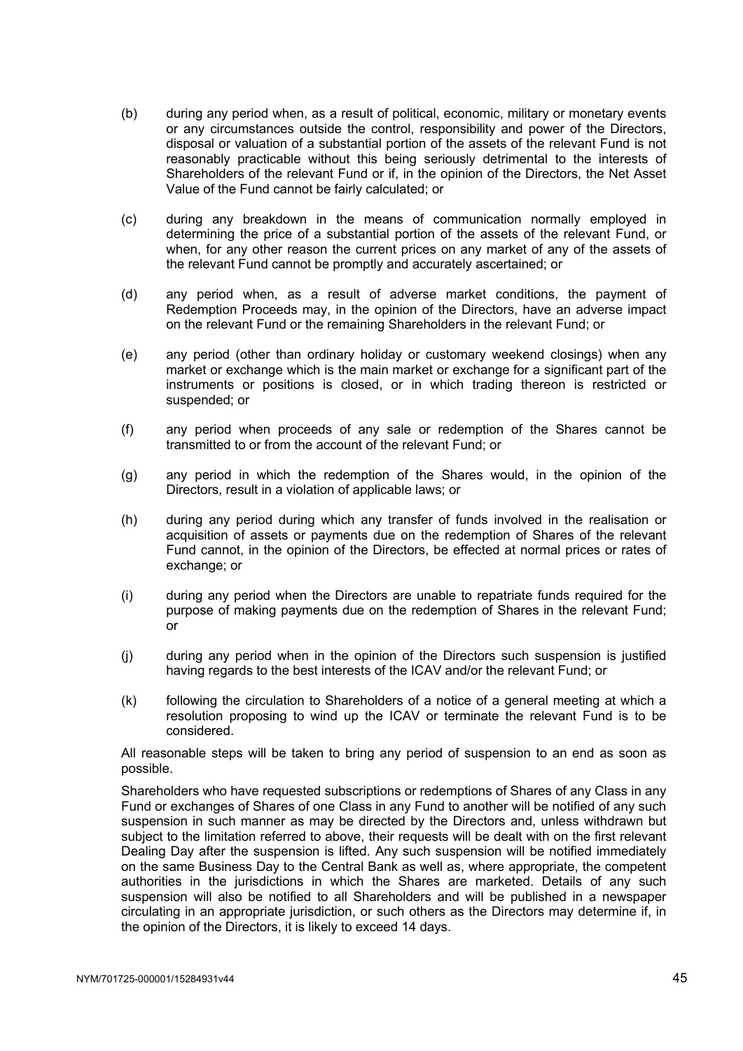(b) during any period when, as a result of political, economic, military or monetary events or any circumstances outside the control, responsibility and power of the Directors, disposal or valuation of a substantial portion of the assets of the relevant Fund is not reasonably practicable without this being seriously detrimental to the interests of Shareholders of the relevant Fund or if, in the opinion of the Directors, the Net Asset Value of the Fund cannot be fairly calculated; or

(c) during any breakdown in the means of communication normally employed in determining the price of a substantial portion of the assets of the relevant Fund, or when, for any other reason the current prices on any market of any of the assets of the relevant Fund cannot be promptly and accurately ascertained; or

(d) any period when, as a result of adverse market conditions, the payment of Redemption Proceeds may, in the opinion of the Directors, have an adverse impact on the relevant Fund or the remaining Shareholders in the relevant Fund; or

(e) any period (other than ordinary holiday or customary weekend closings) when any market or exchange which is the main market or exchange for a significant part of the instruments or positions is closed, or in which trading thereon is restricted or suspended; or

(f) any period when proceeds of any sale or redemption of the Shares cannot be transmitted to or from the account of the relevant Fund; or

(g) any period in which the redemption of the Shares would, in the opinion of the Directors, result in a violation of applicable laws; or

(h) during any period during which any transfer of funds involved in the realisation or acquisition of assets or payments due on the redemption of Shares of the relevant Fund cannot, in the opinion of the Directors, be effected at normal prices or rates of exchange; or

(i) during any period when the Directors are unable to repatriate funds required for the purpose of making payments due on the redemption of Shares in the relevant Fund; or

(j) during any period when in the opinion of the Directors such suspension is justified having regards to the best interests of the ICAV and/or the relevant Fund; or

(k) following the circulation to Shareholders of a notice of a general meeting at which a resolution proposing to wind up the ICAV or terminate the relevant Fund is to be considered.

All reasonable steps will be taken to bring any period of suspension to an end as soon as possible.

Shareholders who have requested subscriptions or redemptions of Shares of any Class in any Fund or exchanges of Shares of one Class in any Fund to another will be notified of any such suspension in such manner as may be directed by the Directors and, unless withdrawn but subject to the limitation referred to above, their requests will be dealt with on the first relevant Dealing Day after the suspension is lifted. Any such suspension will be notified immediately on the same Business Day to the Central Bank as well as, where appropriate, the competent authorities in the jurisdictions in which the Shares are marketed. Details of any such suspension will also be notified to all Shareholders and will be published in a newspaper circulating in an appropriate jurisdiction, or such others as the Directors may determine if, in the opinion of the Directors, it is likely to exceed 14 days.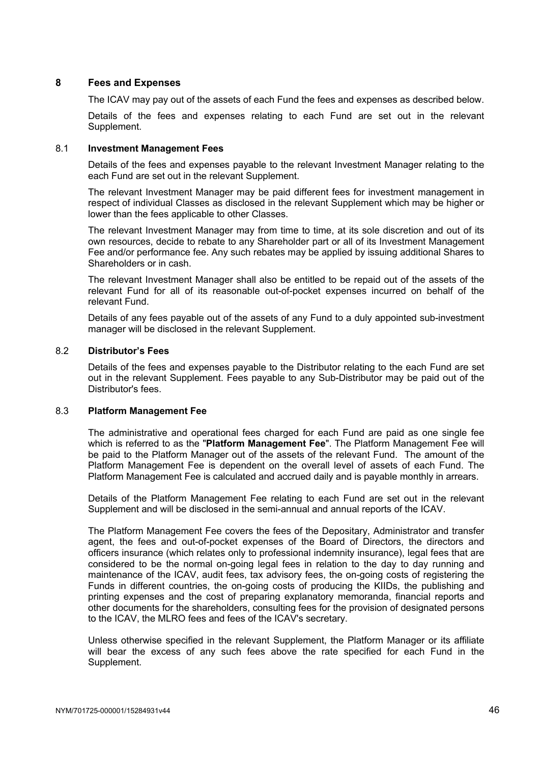## 8 Fees and Expenses

The ICAV may pay out of the assets of each Fund the fees and expenses as described below.

Details of the fees and expenses relating to each Fund are set out in the relevant Supplement.

### 8.1 Investment Management Fees

Details of the fees and expenses payable to the relevant Investment Manager relating to the each Fund are set out in the relevant Supplement.

The relevant Investment Manager may be paid different fees for investment management in respect of individual Classes as disclosed in the relevant Supplement which may be higher or lower than the fees applicable to other Classes.

The relevant Investment Manager may from time to time, at its sole discretion and out of its own resources, decide to rebate to any Shareholder part or all of its Investment Management Fee and/or performance fee. Any such rebates may be applied by issuing additional Shares to Shareholders or in cash.

The relevant Investment Manager shall also be entitled to be repaid out of the assets of the relevant Fund for all of its reasonable out-of-pocket expenses incurred on behalf of the relevant Fund.

Details of any fees payable out of the assets of any Fund to a duly appointed sub-investment manager will be disclosed in the relevant Supplement.

### 8.2 Distributor's Fees

Details of the fees and expenses payable to the Distributor relating to the each Fund are set out in the relevant Supplement. Fees payable to any Sub-Distributor may be paid out of the Distributor's fees.

### 8.3 Platform Management Fee

The administrative and operational fees charged for each Fund are paid as one single fee which is referred to as the "**Platform Management Fee**". The Platform Management Fee will be paid to the Platform Manager out of the assets of the relevant Fund. The amount of the Platform Management Fee is dependent on the overall level of assets of each Fund. The Platform Management Fee is calculated and accrued daily and is payable monthly in arrears.

Details of the Platform Management Fee relating to each Fund are set out in the relevant Supplement and will be disclosed in the semi-annual and annual reports of the ICAV.

The Platform Management Fee covers the fees of the Depositary, Administrator and transfer agent, the fees and out-of-pocket expenses of the Board of Directors, the directors and officers insurance (which relates only to professional indemnity insurance), legal fees that are considered to be the normal on-going legal fees in relation to the day to day running and maintenance of the ICAV, audit fees, tax advisory fees, the on-going costs of registering the Funds in different countries, the on-going costs of producing the KIIDs, the publishing and printing expenses and the cost of preparing explanatory memoranda, financial reports and other documents for the shareholders, consulting fees for the provision of designated persons to the ICAV, the MLRO fees and fees of the ICAV's secretary.

Unless otherwise specified in the relevant Supplement, the Platform Manager or its affiliate will bear the excess of any such fees above the rate specified for each Fund in the Supplement.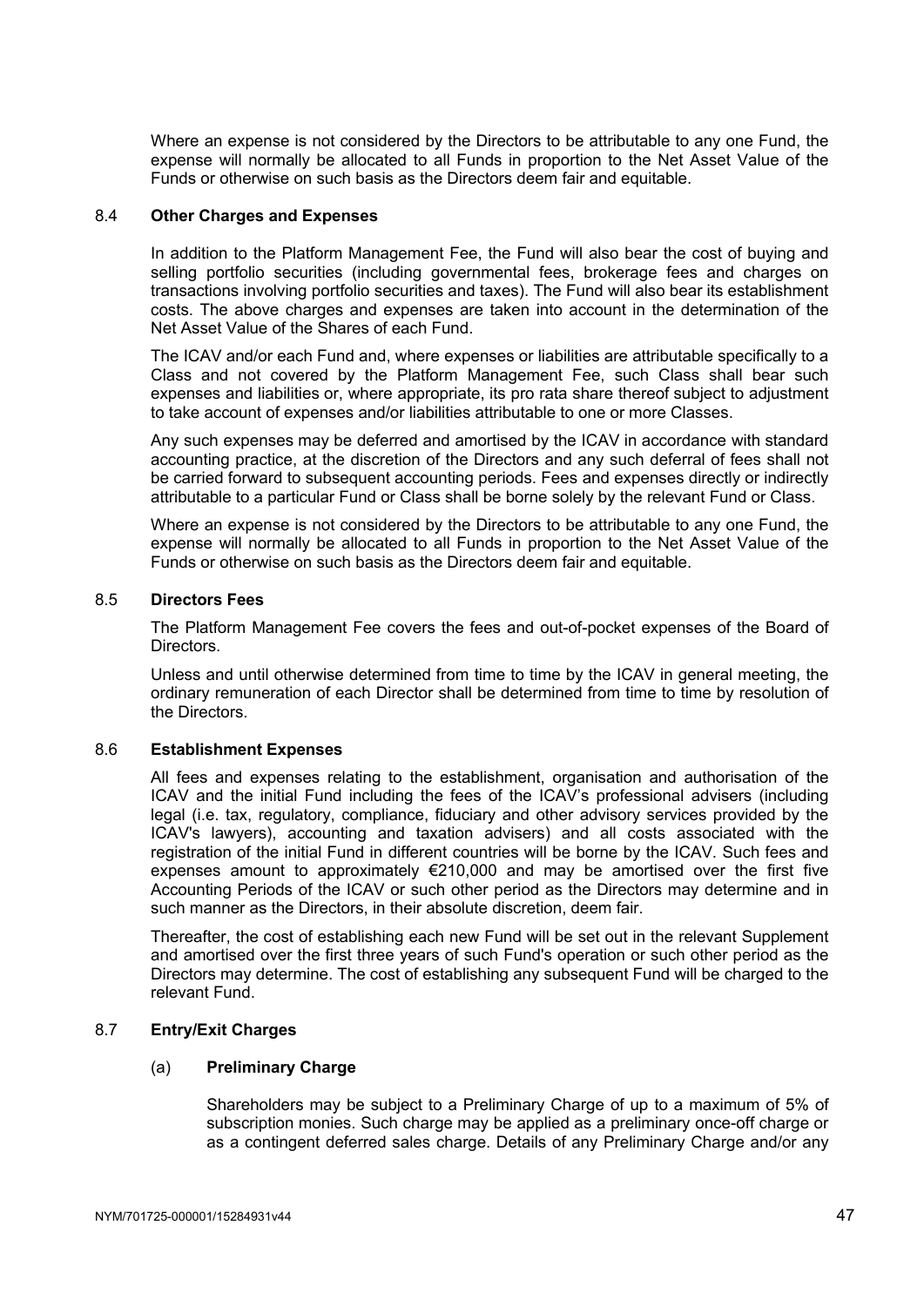Where an expense is not considered by the Directors to be attributable to any one Fund, the expense will normally be allocated to all Funds in proportion to the Net Asset Value of the Funds or otherwise on such basis as the Directors deem fair and equitable.

### 8.4 Other Charges and Expenses

In addition to the Platform Management Fee, the Fund will also bear the cost of buying and selling portfolio securities (including governmental fees, brokerage fees and charges on transactions involving portfolio securities and taxes). The Fund will also bear its establishment costs. The above charges and expenses are taken into account in the determination of the Net Asset Value of the Shares of each Fund.

The ICAV and/or each Fund and, where expenses or liabilities are attributable specifically to a Class and not covered by the Platform Management Fee, such Class shall bear such expenses and liabilities or, where appropriate, its pro rata share thereof subject to adjustment to take account of expenses and/or liabilities attributable to one or more Classes.

Any such expenses may be deferred and amortised by the ICAV in accordance with standard accounting practice, at the discretion of the Directors and any such deferral of fees shall not be carried forward to subsequent accounting periods. Fees and expenses directly or indirectly attributable to a particular Fund or Class shall be borne solely by the relevant Fund or Class.

Where an expense is not considered by the Directors to be attributable to any one Fund, the expense will normally be allocated to all Funds in proportion to the Net Asset Value of the Funds or otherwise on such basis as the Directors deem fair and equitable.

### 8.5 Directors Fees

The Platform Management Fee covers the fees and out-of-pocket expenses of the Board of Directors.

Unless and until otherwise determined from time to time by the ICAV in general meeting, the ordinary remuneration of each Director shall be determined from time to time by resolution of the Directors.

### 8.6 Establishment Expenses

All fees and expenses relating to the establishment, organisation and authorisation of the ICAV and the initial Fund including the fees of the ICAV's professional advisers (including legal (i.e. tax, regulatory, compliance, fiduciary and other advisory services provided by the ICAV's lawyers), accounting and taxation advisers) and all costs associated with the registration of the initial Fund in different countries will be borne by the ICAV. Such fees and expenses amount to approximately €210,000 and may be amortised over the first five Accounting Periods of the ICAV or such other period as the Directors may determine and in such manner as the Directors, in their absolute discretion, deem fair.

Thereafter, the cost of establishing each new Fund will be set out in the relevant Supplement and amortised over the first three years of such Fund's operation or such other period as the Directors may determine. The cost of establishing any subsequent Fund will be charged to the relevant Fund.

### 8.7 Entry/Exit Charges

#### (a) Preliminary Charge

Shareholders may be subject to a Preliminary Charge of up to a maximum of 5% of subscription monies. Such charge may be applied as a preliminary once-off charge or as a contingent deferred sales charge. Details of any Preliminary Charge and/or any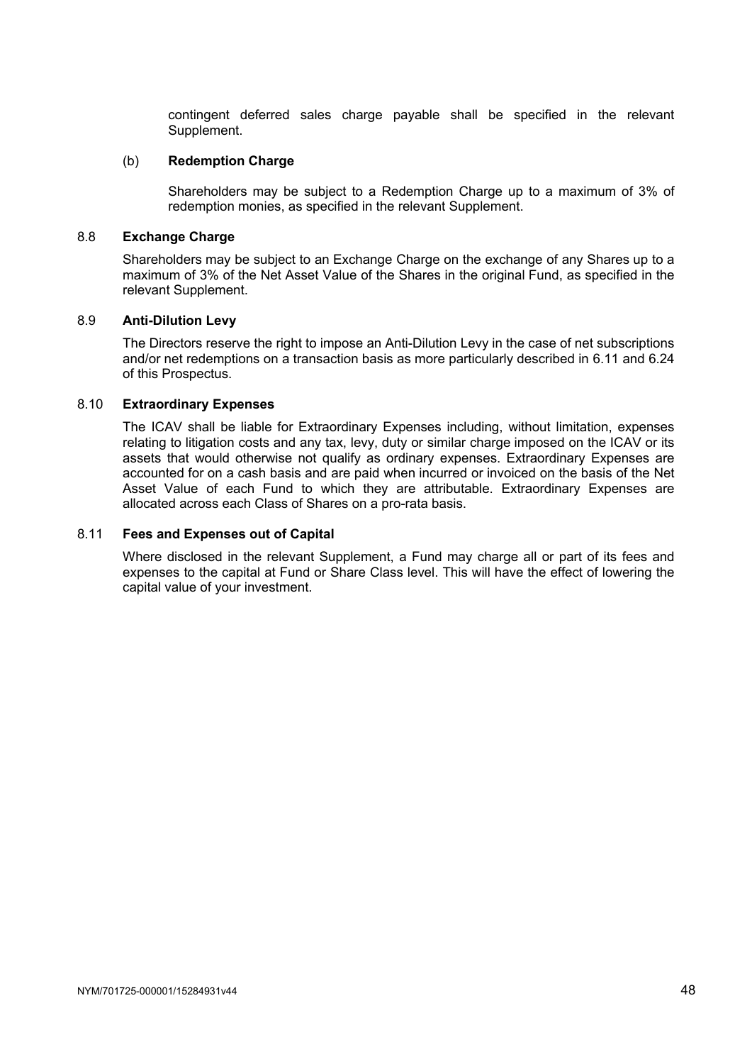contingent deferred sales charge payable shall be specified in the relevant Supplement.

(b) **Redemption Charge**

Shareholders may be subject to a Redemption Charge up to a maximum of 3% of redemption monies, as specified in the relevant Supplement.

### 8.8 Exchange Charge

Shareholders may be subject to an Exchange Charge on the exchange of any Shares up to a maximum of 3% of the Net Asset Value of the Shares in the original Fund, as specified in the relevant Supplement.

### 8.9 Anti-Dilution Levy

The Directors reserve the right to impose an Anti-Dilution Levy in the case of net subscriptions and/or net redemptions on a transaction basis as more particularly described in 6.11 and 6.24 of this Prospectus.

### 8.10 Extraordinary Expenses

The ICAV shall be liable for Extraordinary Expenses including, without limitation, expenses relating to litigation costs and any tax, levy, duty or similar charge imposed on the ICAV or its assets that would otherwise not qualify as ordinary expenses. Extraordinary Expenses are accounted for on a cash basis and are paid when incurred or invoiced on the basis of the Net Asset Value of each Fund to which they are attributable. Extraordinary Expenses are allocated across each Class of Shares on a pro-rata basis.

### 8.11 Fees and Expenses out of Capital

Where disclosed in the relevant Supplement, a Fund may charge all or part of its fees and expenses to the capital at Fund or Share Class level. This will have the effect of lowering the capital value of your investment.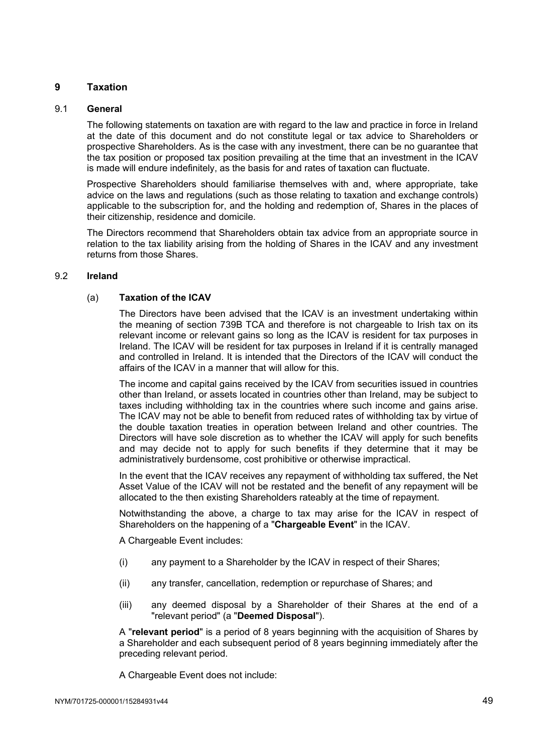## 9 Taxation

### 9.1 General

The following statements on taxation are with regard to the law and practice in force in Ireland at the date of this document and do not constitute legal or tax advice to Shareholders or prospective Shareholders. As is the case with any investment, there can be no guarantee that the tax position or proposed tax position prevailing at the time that an investment in the ICAV is made will endure indefinitely, as the basis for and rates of taxation can fluctuate.

Prospective Shareholders should familiarise themselves with and, where appropriate, take advice on the laws and regulations (such as those relating to taxation and exchange controls) applicable to the subscription for, and the holding and redemption of, Shares in the places of their citizenship, residence and domicile.

The Directors recommend that Shareholders obtain tax advice from an appropriate source in relation to the tax liability arising from the holding of Shares in the ICAV and any investment returns from those Shares.

### 9.2 Ireland

#### (a) Taxation of the ICAV

The Directors have been advised that the ICAV is an investment undertaking within the meaning of section 739B TCA and therefore is not chargeable to Irish tax on its relevant income or relevant gains so long as the ICAV is resident for tax purposes in Ireland. The ICAV will be resident for tax purposes in Ireland if it is centrally managed and controlled in Ireland. It is intended that the Directors of the ICAV will conduct the affairs of the ICAV in a manner that will allow for this.

The income and capital gains received by the ICAV from securities issued in countries other than Ireland, or assets located in countries other than Ireland, may be subject to taxes including withholding tax in the countries where such income and gains arise. The ICAV may not be able to benefit from reduced rates of withholding tax by virtue of the double taxation treaties in operation between Ireland and other countries. The Directors will have sole discretion as to whether the ICAV will apply for such benefits and may decide not to apply for such benefits if they determine that it may be administratively burdensome, cost prohibitive or otherwise impractical.

In the event that the ICAV receives any repayment of withholding tax suffered, the Net Asset Value of the ICAV will not be restated and the benefit of any repayment will be allocated to the then existing Shareholders rateably at the time of repayment.

Notwithstanding the above, a charge to tax may arise for the ICAV in respect of Shareholders on the happening of a "**Chargeable Event**" in the ICAV.

A Chargeable Event includes:

(i) any payment to a Shareholder by the ICAV in respect of their Shares;

(ii) any transfer, cancellation, redemption or repurchase of Shares; and

(iii) any deemed disposal by a Shareholder of their Shares at the end of a "relevant period" (a "**Deemed Disposal**").

A "**relevant period**" is a period of 8 years beginning with the acquisition of Shares by a Shareholder and each subsequent period of 8 years beginning immediately after the preceding relevant period.

A Chargeable Event does not include: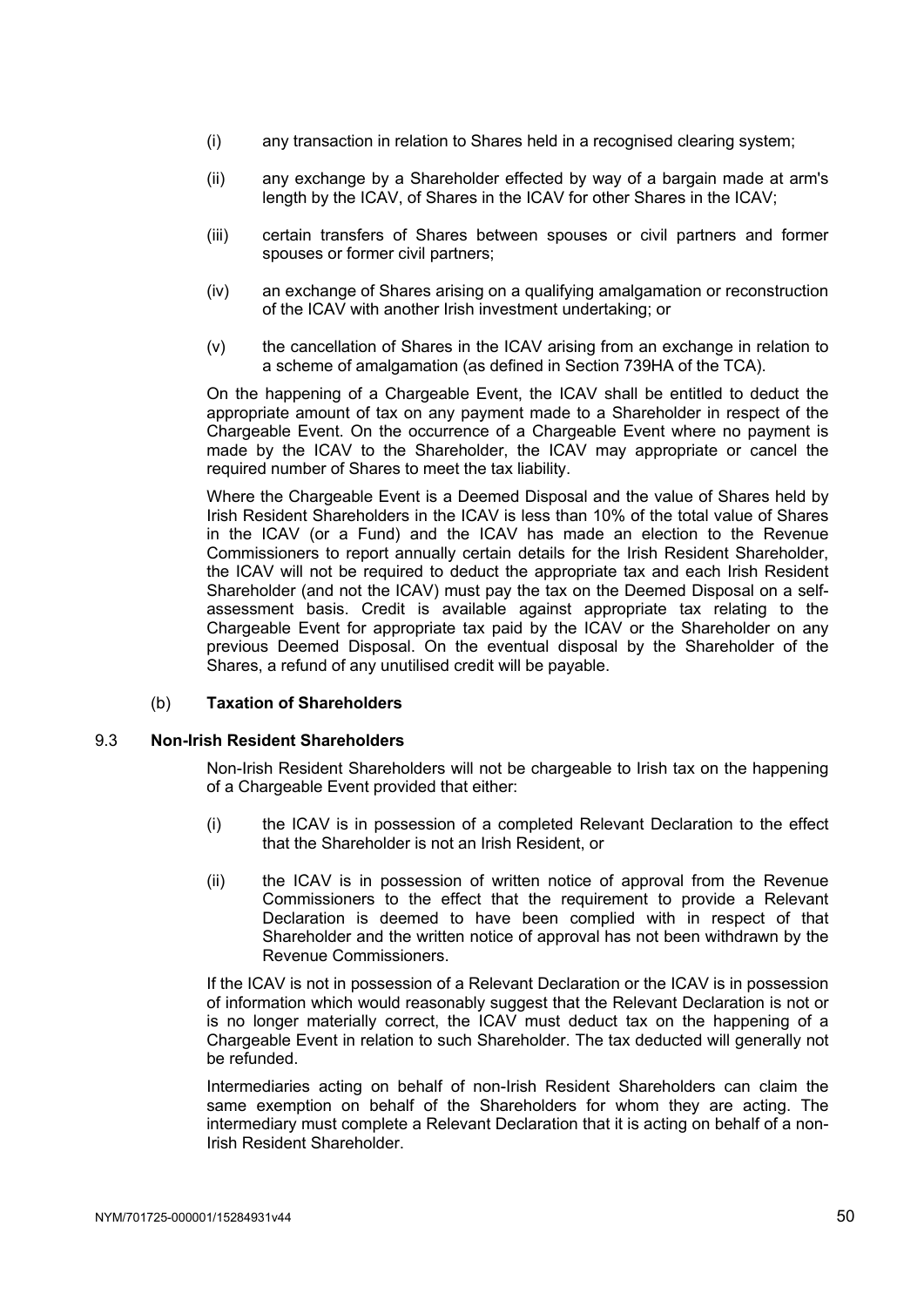(i) any transaction in relation to Shares held in a recognised clearing system;

(ii) any exchange by a Shareholder effected by way of a bargain made at arm's length by the ICAV, of Shares in the ICAV for other Shares in the ICAV;

(iii) certain transfers of Shares between spouses or civil partners and former spouses or former civil partners;

(iv) an exchange of Shares arising on a qualifying amalgamation or reconstruction of the ICAV with another Irish investment undertaking; or

(v) the cancellation of Shares in the ICAV arising from an exchange in relation to a scheme of amalgamation (as defined in Section 739HA of the TCA).

On the happening of a Chargeable Event, the ICAV shall be entitled to deduct the appropriate amount of tax on any payment made to a Shareholder in respect of the Chargeable Event. On the occurrence of a Chargeable Event where no payment is made by the ICAV to the Shareholder, the ICAV may appropriate or cancel the required number of Shares to meet the tax liability.

Where the Chargeable Event is a Deemed Disposal and the value of Shares held by Irish Resident Shareholders in the ICAV is less than 10% of the total value of Shares in the ICAV (or a Fund) and the ICAV has made an election to the Revenue Commissioners to report annually certain details for the Irish Resident Shareholder, the ICAV will not be required to deduct the appropriate tax and each Irish Resident Shareholder (and not the ICAV) must pay the tax on the Deemed Disposal on a self-assessment basis. Credit is available against appropriate tax relating to the Chargeable Event for appropriate tax paid by the ICAV or the Shareholder on any previous Deemed Disposal. On the eventual disposal by the Shareholder of the Shares, a refund of any unutilised credit will be payable.

(b) **Taxation of Shareholders**

### 9.3 Non-Irish Resident Shareholders

Non-Irish Resident Shareholders will not be chargeable to Irish tax on the happening of a Chargeable Event provided that either:

(i) the ICAV is in possession of a completed Relevant Declaration to the effect that the Shareholder is not an Irish Resident, or

(ii) the ICAV is in possession of written notice of approval from the Revenue Commissioners to the effect that the requirement to provide a Relevant Declaration is deemed to have been complied with in respect of that Shareholder and the written notice of approval has not been withdrawn by the Revenue Commissioners.

If the ICAV is not in possession of a Relevant Declaration or the ICAV is in possession of information which would reasonably suggest that the Relevant Declaration is not or is no longer materially correct, the ICAV must deduct tax on the happening of a Chargeable Event in relation to such Shareholder. The tax deducted will generally not be refunded.

Intermediaries acting on behalf of non-Irish Resident Shareholders can claim the same exemption on behalf of the Shareholders for whom they are acting. The intermediary must complete a Relevant Declaration that it is acting on behalf of a non-Irish Resident Shareholder.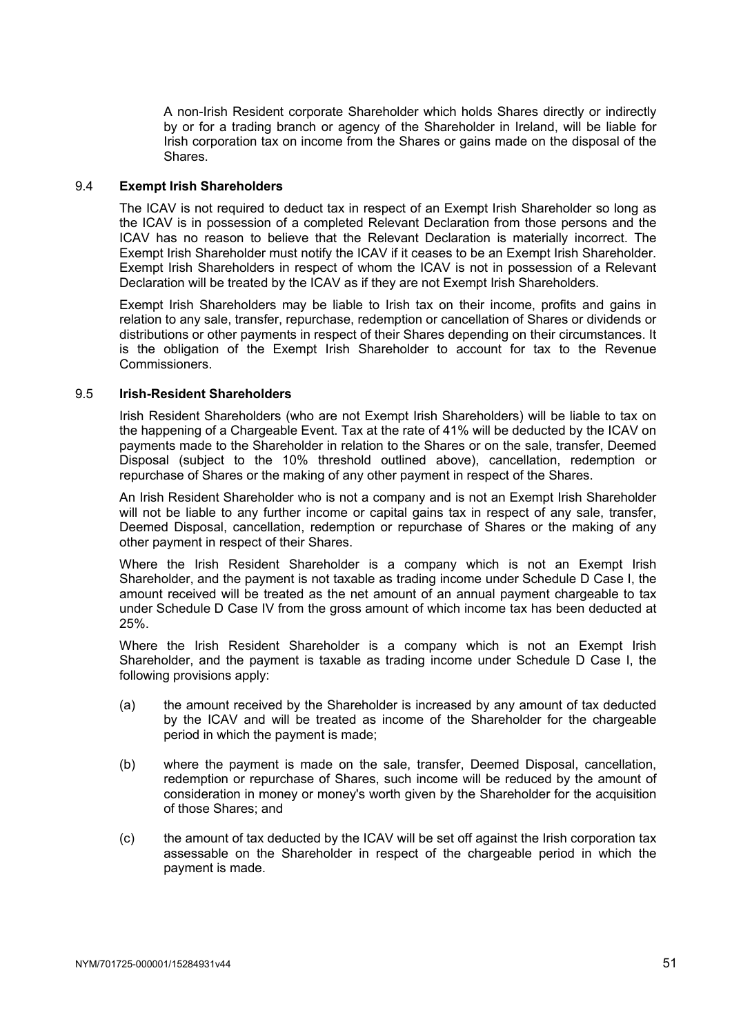A non-Irish Resident corporate Shareholder which holds Shares directly or indirectly by or for a trading branch or agency of the Shareholder in Ireland, will be liable for Irish corporation tax on income from the Shares or gains made on the disposal of the Shares.

### 9.4 Exempt Irish Shareholders

The ICAV is not required to deduct tax in respect of an Exempt Irish Shareholder so long as the ICAV is in possession of a completed Relevant Declaration from those persons and the ICAV has no reason to believe that the Relevant Declaration is materially incorrect. The Exempt Irish Shareholder must notify the ICAV if it ceases to be an Exempt Irish Shareholder. Exempt Irish Shareholders in respect of whom the ICAV is not in possession of a Relevant Declaration will be treated by the ICAV as if they are not Exempt Irish Shareholders.

Exempt Irish Shareholders may be liable to Irish tax on their income, profits and gains in relation to any sale, transfer, repurchase, redemption or cancellation of Shares or dividends or distributions or other payments in respect of their Shares depending on their circumstances. It is the obligation of the Exempt Irish Shareholder to account for tax to the Revenue Commissioners.

### 9.5 Irish-Resident Shareholders

Irish Resident Shareholders (who are not Exempt Irish Shareholders) will be liable to tax on the happening of a Chargeable Event. Tax at the rate of 41% will be deducted by the ICAV on payments made to the Shareholder in relation to the Shares or on the sale, transfer, Deemed Disposal (subject to the 10% threshold outlined above), cancellation, redemption or repurchase of Shares or the making of any other payment in respect of the Shares.

An Irish Resident Shareholder who is not a company and is not an Exempt Irish Shareholder will not be liable to any further income or capital gains tax in respect of any sale, transfer, Deemed Disposal, cancellation, redemption or repurchase of Shares or the making of any other payment in respect of their Shares.

Where the Irish Resident Shareholder is a company which is not an Exempt Irish Shareholder, and the payment is not taxable as trading income under Schedule D Case I, the amount received will be treated as the net amount of an annual payment chargeable to tax under Schedule D Case IV from the gross amount of which income tax has been deducted at 25%.

Where the Irish Resident Shareholder is a company which is not an Exempt Irish Shareholder, and the payment is taxable as trading income under Schedule D Case I, the following provisions apply:

(a) the amount received by the Shareholder is increased by any amount of tax deducted by the ICAV and will be treated as income of the Shareholder for the chargeable period in which the payment is made;

(b) where the payment is made on the sale, transfer, Deemed Disposal, cancellation, redemption or repurchase of Shares, such income will be reduced by the amount of consideration in money or money's worth given by the Shareholder for the acquisition of those Shares; and

(c) the amount of tax deducted by the ICAV will be set off against the Irish corporation tax assessable on the Shareholder in respect of the chargeable period in which the payment is made.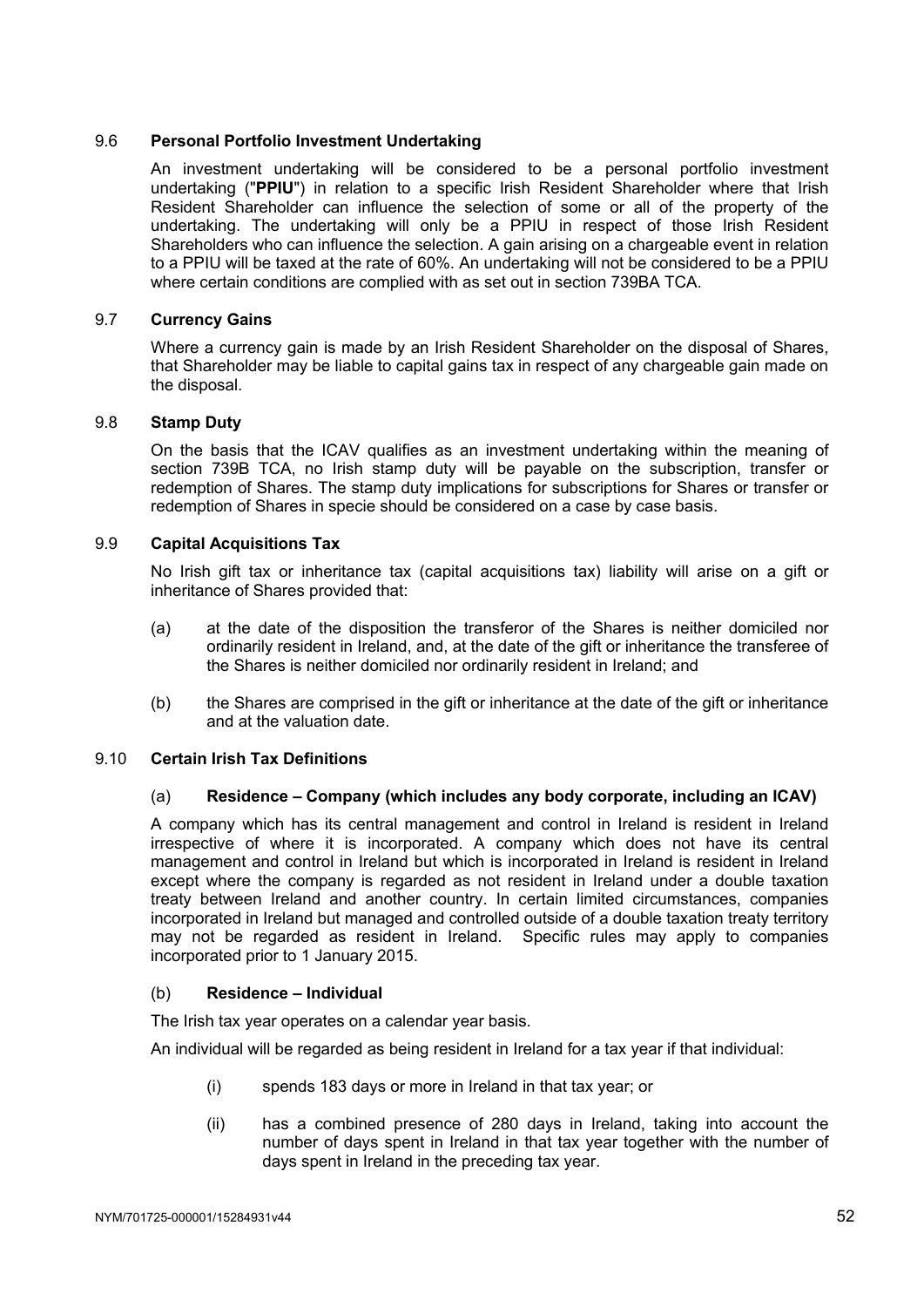### 9.6 **Personal Portfolio Investment Undertaking**

An investment undertaking will be considered to be a personal portfolio investment undertaking ("**PPIU**") in relation to a specific Irish Resident Shareholder where that Irish Resident Shareholder can influence the selection of some or all of the property of the undertaking. The undertaking will only be a PPIU in respect of those Irish Resident Shareholders who can influence the selection. A gain arising on a chargeable event in relation to a PPIU will be taxed at the rate of 60%. An undertaking will not be considered to be a PPIU where certain conditions are complied with as set out in section 739BA TCA.

### 9.7 **Currency Gains**

Where a currency gain is made by an Irish Resident Shareholder on the disposal of Shares, that Shareholder may be liable to capital gains tax in respect of any chargeable gain made on the disposal.

### 9.8 **Stamp Duty**

On the basis that the ICAV qualifies as an investment undertaking within the meaning of section 739B TCA, no Irish stamp duty will be payable on the subscription, transfer or redemption of Shares. The stamp duty implications for subscriptions for Shares or transfer or redemption of Shares in specie should be considered on a case by case basis.

### 9.9 **Capital Acquisitions Tax**

No Irish gift tax or inheritance tax (capital acquisitions tax) liability will arise on a gift or inheritance of Shares provided that:

(a) at the date of the disposition the transferor of the Shares is neither domiciled nor ordinarily resident in Ireland, and, at the date of the gift or inheritance the transferee of the Shares is neither domiciled nor ordinarily resident in Ireland; and

(b) the Shares are comprised in the gift or inheritance at the date of the gift or inheritance and at the valuation date.

### 9.10 **Certain Irish Tax Definitions**

#### (a) **Residence – Company (which includes any body corporate, including an ICAV)**

A company which has its central management and control in Ireland is resident in Ireland irrespective of where it is incorporated. A company which does not have its central management and control in Ireland but which is incorporated in Ireland is resident in Ireland except where the company is regarded as not resident in Ireland under a double taxation treaty between Ireland and another country. In certain limited circumstances, companies incorporated in Ireland but managed and controlled outside of a double taxation treaty territory may not be regarded as resident in Ireland. Specific rules may apply to companies incorporated prior to 1 January 2015.

#### (b) **Residence – Individual**

The Irish tax year operates on a calendar year basis.

An individual will be regarded as being resident in Ireland for a tax year if that individual:

(i) spends 183 days or more in Ireland in that tax year; or

(ii) has a combined presence of 280 days in Ireland, taking into account the number of days spent in Ireland in that tax year together with the number of days spent in Ireland in the preceding tax year.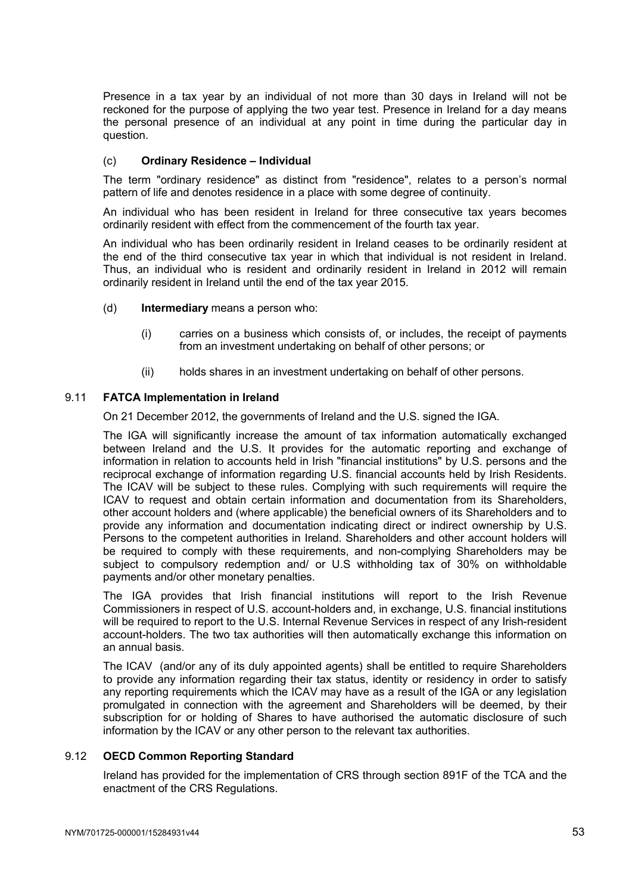Presence in a tax year by an individual of not more than 30 days in Ireland will not be reckoned for the purpose of applying the two year test. Presence in Ireland for a day means the personal presence of an individual at any point in time during the particular day in question.

(c) **Ordinary Residence – Individual**

The term "ordinary residence" as distinct from "residence", relates to a person's normal pattern of life and denotes residence in a place with some degree of continuity.

An individual who has been resident in Ireland for three consecutive tax years becomes ordinarily resident with effect from the commencement of the fourth tax year.

An individual who has been ordinarily resident in Ireland ceases to be ordinarily resident at the end of the third consecutive tax year in which that individual is not resident in Ireland. Thus, an individual who is resident and ordinarily resident in Ireland in 2012 will remain ordinarily resident in Ireland until the end of the tax year 2015.

(d) **Intermediary** means a person who:

(i) carries on a business which consists of, or includes, the receipt of payments from an investment undertaking on behalf of other persons; or

(ii) holds shares in an investment undertaking on behalf of other persons.

### 9.11 FATCA Implementation in Ireland

On 21 December 2012, the governments of Ireland and the U.S. signed the IGA.

The IGA will significantly increase the amount of tax information automatically exchanged between Ireland and the U.S. It provides for the automatic reporting and exchange of information in relation to accounts held in Irish "financial institutions" by U.S. persons and the reciprocal exchange of information regarding U.S. financial accounts held by Irish Residents. The ICAV will be subject to these rules. Complying with such requirements will require the ICAV to request and obtain certain information and documentation from its Shareholders, other account holders and (where applicable) the beneficial owners of its Shareholders and to provide any information and documentation indicating direct or indirect ownership by U.S. Persons to the competent authorities in Ireland. Shareholders and other account holders will be required to comply with these requirements, and non-complying Shareholders may be subject to compulsory redemption and/ or U.S withholding tax of 30% on withholdable payments and/or other monetary penalties.

The IGA provides that Irish financial institutions will report to the Irish Revenue Commissioners in respect of U.S. account-holders and, in exchange, U.S. financial institutions will be required to report to the U.S. Internal Revenue Services in respect of any Irish-resident account-holders. The two tax authorities will then automatically exchange this information on an annual basis.

The ICAV (and/or any of its duly appointed agents) shall be entitled to require Shareholders to provide any information regarding their tax status, identity or residency in order to satisfy any reporting requirements which the ICAV may have as a result of the IGA or any legislation promulgated in connection with the agreement and Shareholders will be deemed, by their subscription for or holding of Shares to have authorised the automatic disclosure of such information by the ICAV or any other person to the relevant tax authorities.

### 9.12 OECD Common Reporting Standard

Ireland has provided for the implementation of CRS through section 891F of the TCA and the enactment of the CRS Regulations.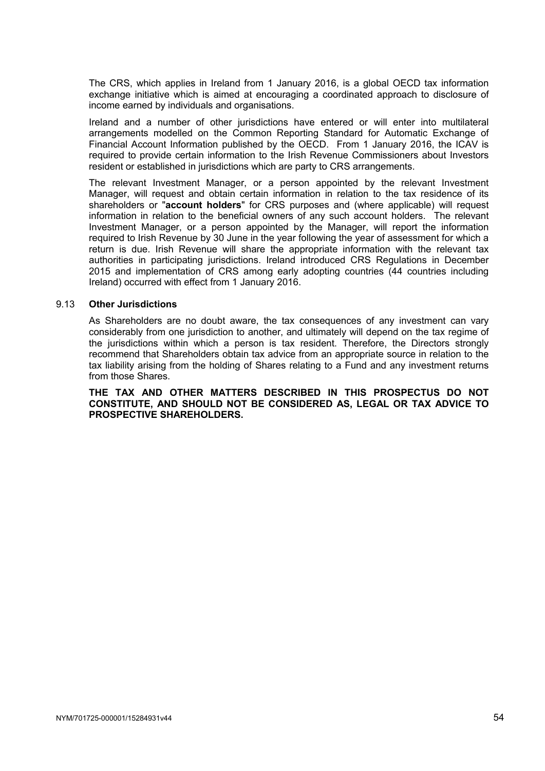The CRS, which applies in Ireland from 1 January 2016, is a global OECD tax information exchange initiative which is aimed at encouraging a coordinated approach to disclosure of income earned by individuals and organisations.

Ireland and a number of other jurisdictions have entered or will enter into multilateral arrangements modelled on the Common Reporting Standard for Automatic Exchange of Financial Account Information published by the OECD. From 1 January 2016, the ICAV is required to provide certain information to the Irish Revenue Commissioners about Investors resident or established in jurisdictions which are party to CRS arrangements.

The relevant Investment Manager, or a person appointed by the relevant Investment Manager, will request and obtain certain information in relation to the tax residence of its shareholders or "**account holders**" for CRS purposes and (where applicable) will request information in relation to the beneficial owners of any such account holders. The relevant Investment Manager, or a person appointed by the Manager, will report the information required to Irish Revenue by 30 June in the year following the year of assessment for which a return is due. Irish Revenue will share the appropriate information with the relevant tax authorities in participating jurisdictions. Ireland introduced CRS Regulations in December 2015 and implementation of CRS among early adopting countries (44 countries including Ireland) occurred with effect from 1 January 2016.

### 9.13 Other Jurisdictions

As Shareholders are no doubt aware, the tax consequences of any investment can vary considerably from one jurisdiction to another, and ultimately will depend on the tax regime of the jurisdictions within which a person is tax resident. Therefore, the Directors strongly recommend that Shareholders obtain tax advice from an appropriate source in relation to the tax liability arising from the holding of Shares relating to a Fund and any investment returns from those Shares.

**THE TAX AND OTHER MATTERS DESCRIBED IN THIS PROSPECTUS DO NOT CONSTITUTE, AND SHOULD NOT BE CONSIDERED AS, LEGAL OR TAX ADVICE TO PROSPECTIVE SHAREHOLDERS.**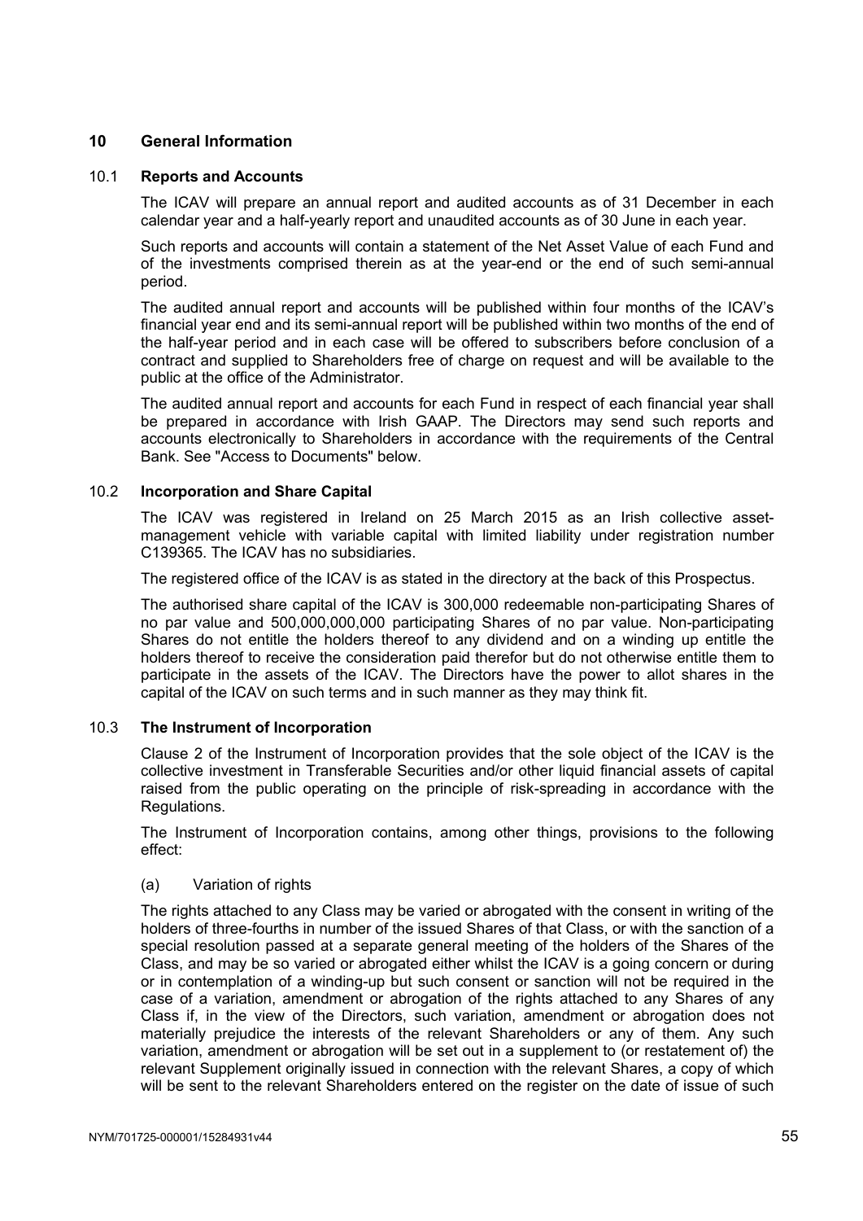## 10 General Information

### 10.1 Reports and Accounts

The ICAV will prepare an annual report and audited accounts as of 31 December in each calendar year and a half-yearly report and unaudited accounts as of 30 June in each year.

Such reports and accounts will contain a statement of the Net Asset Value of each Fund and of the investments comprised therein as at the year-end or the end of such semi-annual period.

The audited annual report and accounts will be published within four months of the ICAV's financial year end and its semi-annual report will be published within two months of the end of the half-year period and in each case will be offered to subscribers before conclusion of a contract and supplied to Shareholders free of charge on request and will be available to the public at the office of the Administrator.

The audited annual report and accounts for each Fund in respect of each financial year shall be prepared in accordance with Irish GAAP. The Directors may send such reports and accounts electronically to Shareholders in accordance with the requirements of the Central Bank. See "Access to Documents" below.

### 10.2 Incorporation and Share Capital

The ICAV was registered in Ireland on 25 March 2015 as an Irish collective asset-management vehicle with variable capital with limited liability under registration number C139365. The ICAV has no subsidiaries.

The registered office of the ICAV is as stated in the directory at the back of this Prospectus.

The authorised share capital of the ICAV is 300,000 redeemable non-participating Shares of no par value and 500,000,000,000 participating Shares of no par value. Non-participating Shares do not entitle the holders thereof to any dividend and on a winding up entitle the holders thereof to receive the consideration paid therefor but do not otherwise entitle them to participate in the assets of the ICAV. The Directors have the power to allot shares in the capital of the ICAV on such terms and in such manner as they may think fit.

### 10.3 The Instrument of Incorporation

Clause 2 of the Instrument of Incorporation provides that the sole object of the ICAV is the collective investment in Transferable Securities and/or other liquid financial assets of capital raised from the public operating on the principle of risk-spreading in accordance with the Regulations.

The Instrument of Incorporation contains, among other things, provisions to the following effect:

(a) Variation of rights

The rights attached to any Class may be varied or abrogated with the consent in writing of the holders of three-fourths in number of the issued Shares of that Class, or with the sanction of a special resolution passed at a separate general meeting of the holders of the Shares of the Class, and may be so varied or abrogated either whilst the ICAV is a going concern or during or in contemplation of a winding-up but such consent or sanction will not be required in the case of a variation, amendment or abrogation of the rights attached to any Shares of any Class if, in the view of the Directors, such variation, amendment or abrogation does not materially prejudice the interests of the relevant Shareholders or any of them. Any such variation, amendment or abrogation will be set out in a supplement to (or restatement of) the relevant Supplement originally issued in connection with the relevant Shares, a copy of which will be sent to the relevant Shareholders entered on the register on the date of issue of such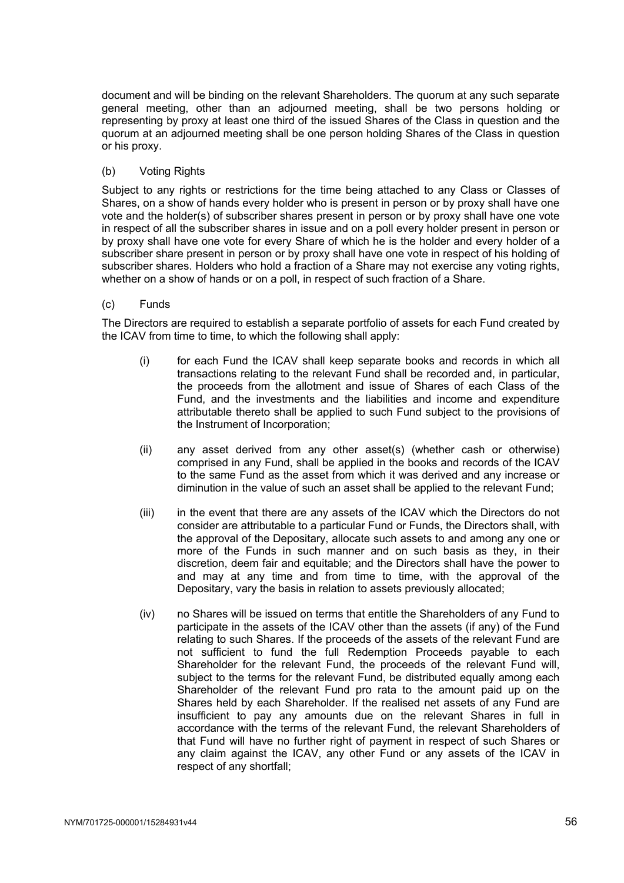document and will be binding on the relevant Shareholders. The quorum at any such separate general meeting, other than an adjourned meeting, shall be two persons holding or representing by proxy at least one third of the issued Shares of the Class in question and the quorum at an adjourned meeting shall be one person holding Shares of the Class in question or his proxy.

(b) Voting Rights

Subject to any rights or restrictions for the time being attached to any Class or Classes of Shares, on a show of hands every holder who is present in person or by proxy shall have one vote and the holder(s) of subscriber shares present in person or by proxy shall have one vote in respect of all the subscriber shares in issue and on a poll every holder present in person or by proxy shall have one vote for every Share of which he is the holder and every holder of a subscriber share present in person or by proxy shall have one vote in respect of his holding of subscriber shares. Holders who hold a fraction of a Share may not exercise any voting rights, whether on a show of hands or on a poll, in respect of such fraction of a Share.

(c) Funds

The Directors are required to establish a separate portfolio of assets for each Fund created by the ICAV from time to time, to which the following shall apply:

(i) for each Fund the ICAV shall keep separate books and records in which all transactions relating to the relevant Fund shall be recorded and, in particular, the proceeds from the allotment and issue of Shares of each Class of the Fund, and the investments and the liabilities and income and expenditure attributable thereto shall be applied to such Fund subject to the provisions of the Instrument of Incorporation;

(ii) any asset derived from any other asset(s) (whether cash or otherwise) comprised in any Fund, shall be applied in the books and records of the ICAV to the same Fund as the asset from which it was derived and any increase or diminution in the value of such an asset shall be applied to the relevant Fund;

(iii) in the event that there are any assets of the ICAV which the Directors do not consider are attributable to a particular Fund or Funds, the Directors shall, with the approval of the Depositary, allocate such assets to and among any one or more of the Funds in such manner and on such basis as they, in their discretion, deem fair and equitable; and the Directors shall have the power to and may at any time and from time to time, with the approval of the Depositary, vary the basis in relation to assets previously allocated;

(iv) no Shares will be issued on terms that entitle the Shareholders of any Fund to participate in the assets of the ICAV other than the assets (if any) of the Fund relating to such Shares. If the proceeds of the assets of the relevant Fund are not sufficient to fund the full Redemption Proceeds payable to each Shareholder for the relevant Fund, the proceeds of the relevant Fund will, subject to the terms for the relevant Fund, be distributed equally among each Shareholder of the relevant Fund pro rata to the amount paid up on the Shares held by each Shareholder. If the realised net assets of any Fund are insufficient to pay any amounts due on the relevant Shares in full in accordance with the terms of the relevant Fund, the relevant Shareholders of that Fund will have no further right of payment in respect of such Shares or any claim against the ICAV, any other Fund or any assets of the ICAV in respect of any shortfall;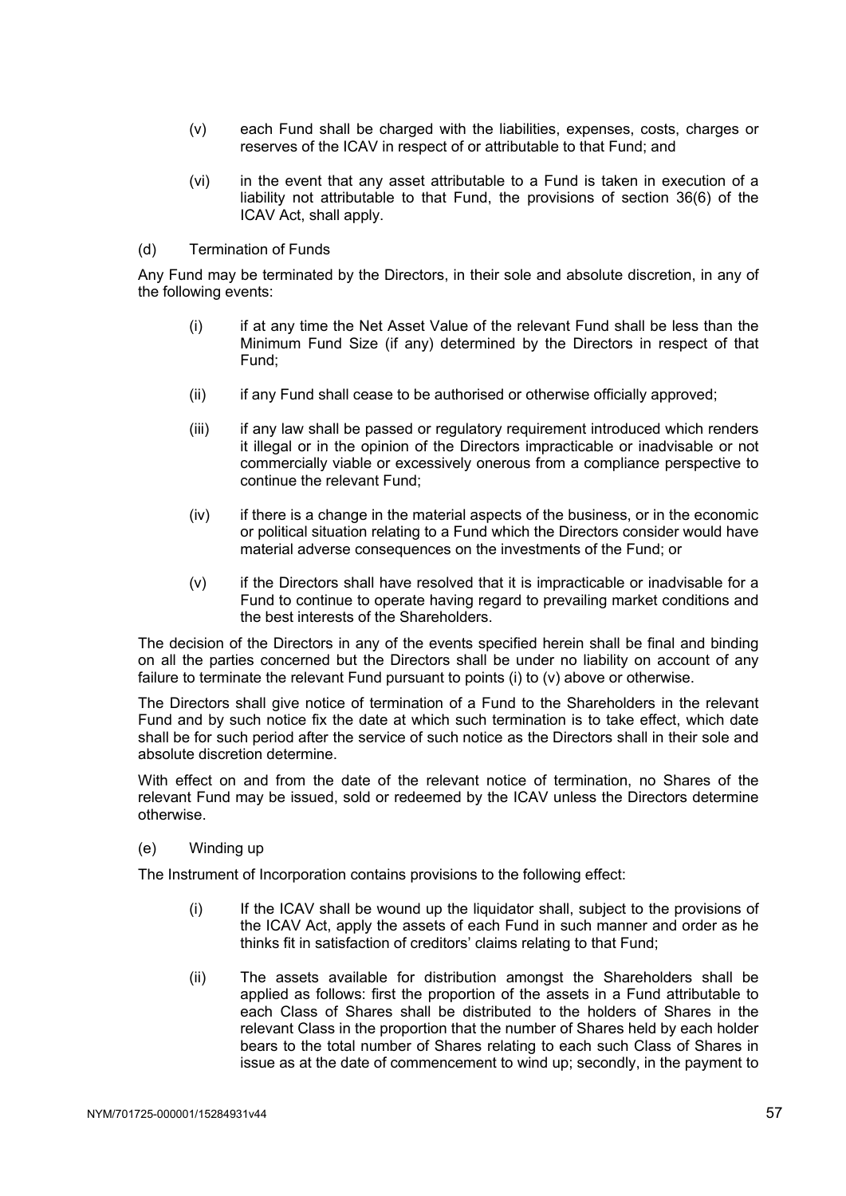(v) each Fund shall be charged with the liabilities, expenses, costs, charges or reserves of the ICAV in respect of or attributable to that Fund; and

(vi) in the event that any asset attributable to a Fund is taken in execution of a liability not attributable to that Fund, the provisions of section 36(6) of the ICAV Act, shall apply.

(d) Termination of Funds

Any Fund may be terminated by the Directors, in their sole and absolute discretion, in any of the following events:

(i) if at any time the Net Asset Value of the relevant Fund shall be less than the Minimum Fund Size (if any) determined by the Directors in respect of that Fund;

(ii) if any Fund shall cease to be authorised or otherwise officially approved;

(iii) if any law shall be passed or regulatory requirement introduced which renders it illegal or in the opinion of the Directors impracticable or inadvisable or not commercially viable or excessively onerous from a compliance perspective to continue the relevant Fund;

(iv) if there is a change in the material aspects of the business, or in the economic or political situation relating to a Fund which the Directors consider would have material adverse consequences on the investments of the Fund; or

(v) if the Directors shall have resolved that it is impracticable or inadvisable for a Fund to continue to operate having regard to prevailing market conditions and the best interests of the Shareholders.

The decision of the Directors in any of the events specified herein shall be final and binding on all the parties concerned but the Directors shall be under no liability on account of any failure to terminate the relevant Fund pursuant to points (i) to (v) above or otherwise.

The Directors shall give notice of termination of a Fund to the Shareholders in the relevant Fund and by such notice fix the date at which such termination is to take effect, which date shall be for such period after the service of such notice as the Directors shall in their sole and absolute discretion determine.

With effect on and from the date of the relevant notice of termination, no Shares of the relevant Fund may be issued, sold or redeemed by the ICAV unless the Directors determine otherwise.

(e) Winding up

The Instrument of Incorporation contains provisions to the following effect:

(i) If the ICAV shall be wound up the liquidator shall, subject to the provisions of the ICAV Act, apply the assets of each Fund in such manner and order as he thinks fit in satisfaction of creditors' claims relating to that Fund;

(ii) The assets available for distribution amongst the Shareholders shall be applied as follows: first the proportion of the assets in a Fund attributable to each Class of Shares shall be distributed to the holders of Shares in the relevant Class in the proportion that the number of Shares held by each holder bears to the total number of Shares relating to each such Class of Shares in issue as at the date of commencement to wind up; secondly, in the payment to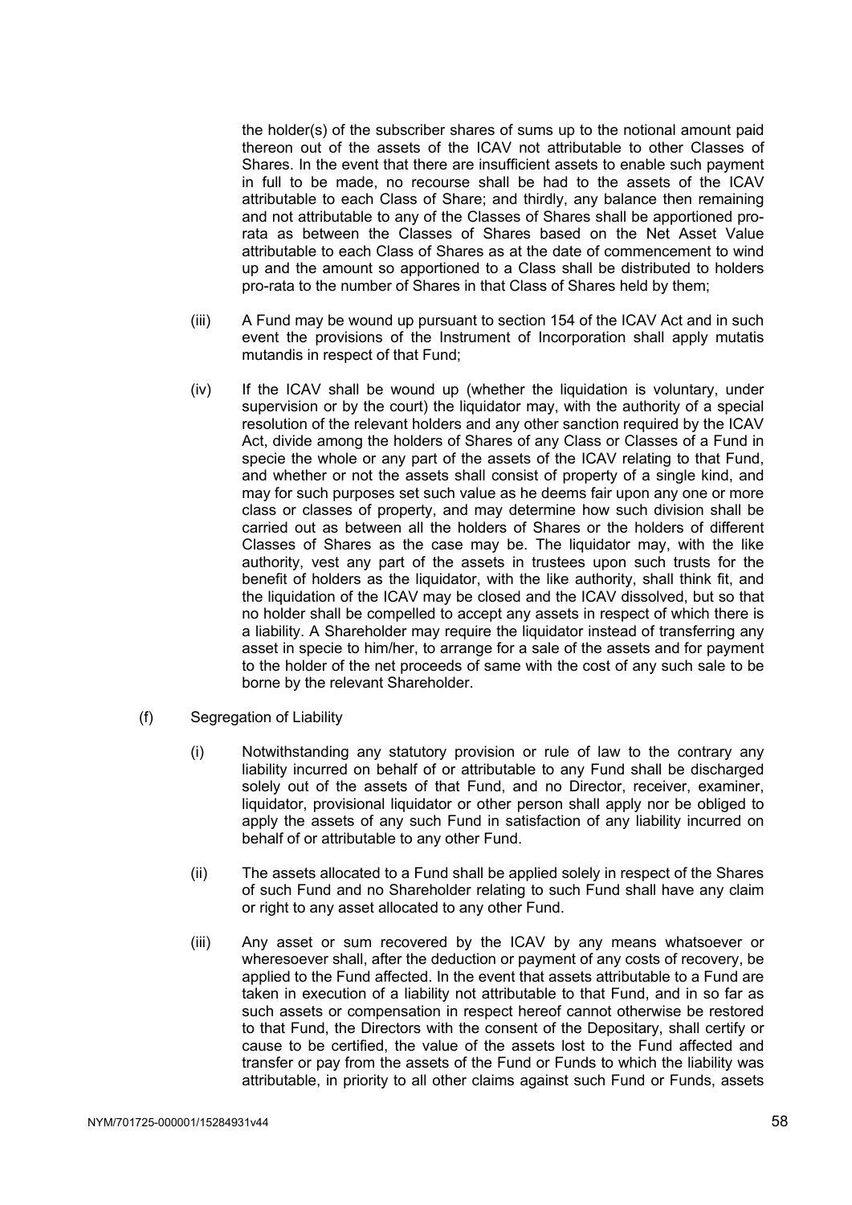the holder(s) of the subscriber shares of sums up to the notional amount paid thereon out of the assets of the ICAV not attributable to other Classes of Shares. In the event that there are insufficient assets to enable such payment in full to be made, no recourse shall be had to the assets of the ICAV attributable to each Class of Share; and thirdly, any balance then remaining and not attributable to any of the Classes of Shares shall be apportioned pro-rata as between the Classes of Shares based on the Net Asset Value attributable to each Class of Shares as at the date of commencement to wind up and the amount so apportioned to a Class shall be distributed to holders pro-rata to the number of Shares in that Class of Shares held by them;

(iii) A Fund may be wound up pursuant to section 154 of the ICAV Act and in such event the provisions of the Instrument of Incorporation shall apply mutatis mutandis in respect of that Fund;

(iv) If the ICAV shall be wound up (whether the liquidation is voluntary, under supervision or by the court) the liquidator may, with the authority of a special resolution of the relevant holders and any other sanction required by the ICAV Act, divide among the holders of Shares of any Class or Classes of a Fund in specie the whole or any part of the assets of the ICAV relating to that Fund, and whether or not the assets shall consist of property of a single kind, and may for such purposes set such value as he deems fair upon any one or more class or classes of property, and may determine how such division shall be carried out as between all the holders of Shares or the holders of different Classes of Shares as the case may be. The liquidator may, with the like authority, vest any part of the assets in trustees upon such trusts for the benefit of holders as the liquidator, with the like authority, shall think fit, and the liquidation of the ICAV may be closed and the ICAV dissolved, but so that no holder shall be compelled to accept any assets in respect of which there is a liability. A Shareholder may require the liquidator instead of transferring any asset in specie to him/her, to arrange for a sale of the assets and for payment to the holder of the net proceeds of same with the cost of any such sale to be borne by the relevant Shareholder.

(f) Segregation of Liability

(i) Notwithstanding any statutory provision or rule of law to the contrary any liability incurred on behalf of or attributable to any Fund shall be discharged solely out of the assets of that Fund, and no Director, receiver, examiner, liquidator, provisional liquidator or other person shall apply nor be obliged to apply the assets of any such Fund in satisfaction of any liability incurred on behalf of or attributable to any other Fund.

(ii) The assets allocated to a Fund shall be applied solely in respect of the Shares of such Fund and no Shareholder relating to such Fund shall have any claim or right to any asset allocated to any other Fund.

(iii) Any asset or sum recovered by the ICAV by any means whatsoever or wheresoever shall, after the deduction or payment of any costs of recovery, be applied to the Fund affected. In the event that assets attributable to a Fund are taken in execution of a liability not attributable to that Fund, and in so far as such assets or compensation in respect hereof cannot otherwise be restored to that Fund, the Directors with the consent of the Depositary, shall certify or cause to be certified, the value of the assets lost to the Fund affected and transfer or pay from the assets of the Fund or Funds to which the liability was attributable, in priority to all other claims against such Fund or Funds, assets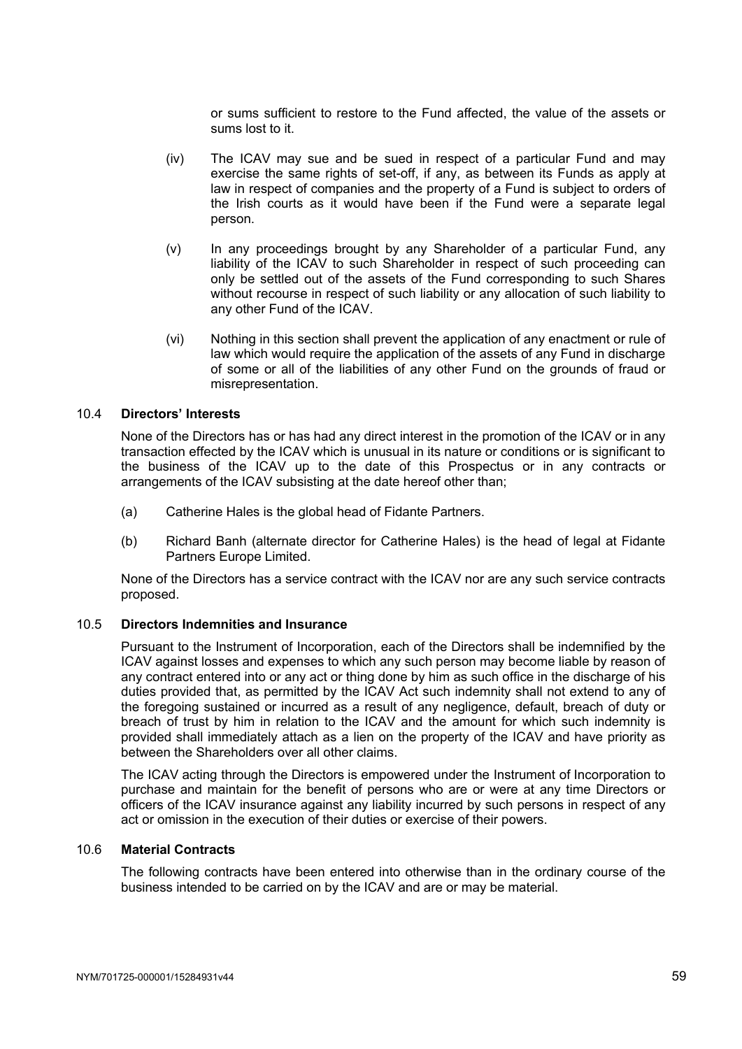or sums sufficient to restore to the Fund affected, the value of the assets or sums lost to it.

(iv) The ICAV may sue and be sued in respect of a particular Fund and may exercise the same rights of set-off, if any, as between its Funds as apply at law in respect of companies and the property of a Fund is subject to orders of the Irish courts as it would have been if the Fund were a separate legal person.

(v) In any proceedings brought by any Shareholder of a particular Fund, any liability of the ICAV to such Shareholder in respect of such proceeding can only be settled out of the assets of the Fund corresponding to such Shares without recourse in respect of such liability or any allocation of such liability to any other Fund of the ICAV.

(vi) Nothing in this section shall prevent the application of any enactment or rule of law which would require the application of the assets of any Fund in discharge of some or all of the liabilities of any other Fund on the grounds of fraud or misrepresentation.

### 10.4 Directors' Interests

None of the Directors has or has had any direct interest in the promotion of the ICAV or in any transaction effected by the ICAV which is unusual in its nature or conditions or is significant to the business of the ICAV up to the date of this Prospectus or in any contracts or arrangements of the ICAV subsisting at the date hereof other than;

(a) Catherine Hales is the global head of Fidante Partners.

(b) Richard Banh (alternate director for Catherine Hales) is the head of legal at Fidante Partners Europe Limited.

None of the Directors has a service contract with the ICAV nor are any such service contracts proposed.

### 10.5 Directors Indemnities and Insurance

Pursuant to the Instrument of Incorporation, each of the Directors shall be indemnified by the ICAV against losses and expenses to which any such person may become liable by reason of any contract entered into or any act or thing done by him as such office in the discharge of his duties provided that, as permitted by the ICAV Act such indemnity shall not extend to any of the foregoing sustained or incurred as a result of any negligence, default, breach of duty or breach of trust by him in relation to the ICAV and the amount for which such indemnity is provided shall immediately attach as a lien on the property of the ICAV and have priority as between the Shareholders over all other claims.

The ICAV acting through the Directors is empowered under the Instrument of Incorporation to purchase and maintain for the benefit of persons who are or were at any time Directors or officers of the ICAV insurance against any liability incurred by such persons in respect of any act or omission in the execution of their duties or exercise of their powers.

### 10.6 Material Contracts

The following contracts have been entered into otherwise than in the ordinary course of the business intended to be carried on by the ICAV and are or may be material.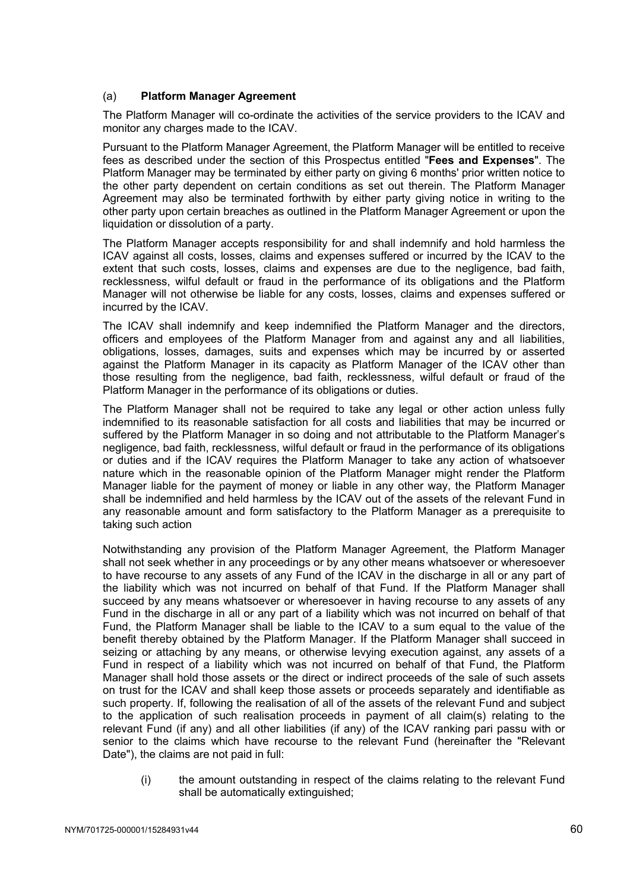(a) **Platform Manager Agreement**

The Platform Manager will co-ordinate the activities of the service providers to the ICAV and monitor any charges made to the ICAV.

Pursuant to the Platform Manager Agreement, the Platform Manager will be entitled to receive fees as described under the section of this Prospectus entitled "**Fees and Expenses**". The Platform Manager may be terminated by either party on giving 6 months' prior written notice to the other party dependent on certain conditions as set out therein. The Platform Manager Agreement may also be terminated forthwith by either party giving notice in writing to the other party upon certain breaches as outlined in the Platform Manager Agreement or upon the liquidation or dissolution of a party.

The Platform Manager accepts responsibility for and shall indemnify and hold harmless the ICAV against all costs, losses, claims and expenses suffered or incurred by the ICAV to the extent that such costs, losses, claims and expenses are due to the negligence, bad faith, recklessness, wilful default or fraud in the performance of its obligations and the Platform Manager will not otherwise be liable for any costs, losses, claims and expenses suffered or incurred by the ICAV.

The ICAV shall indemnify and keep indemnified the Platform Manager and the directors, officers and employees of the Platform Manager from and against any and all liabilities, obligations, losses, damages, suits and expenses which may be incurred by or asserted against the Platform Manager in its capacity as Platform Manager of the ICAV other than those resulting from the negligence, bad faith, recklessness, wilful default or fraud of the Platform Manager in the performance of its obligations or duties.

The Platform Manager shall not be required to take any legal or other action unless fully indemnified to its reasonable satisfaction for all costs and liabilities that may be incurred or suffered by the Platform Manager in so doing and not attributable to the Platform Manager's negligence, bad faith, recklessness, wilful default or fraud in the performance of its obligations or duties and if the ICAV requires the Platform Manager to take any action of whatsoever nature which in the reasonable opinion of the Platform Manager might render the Platform Manager liable for the payment of money or liable in any other way, the Platform Manager shall be indemnified and held harmless by the ICAV out of the assets of the relevant Fund in any reasonable amount and form satisfactory to the Platform Manager as a prerequisite to taking such action

Notwithstanding any provision of the Platform Manager Agreement, the Platform Manager shall not seek whether in any proceedings or by any other means whatsoever or wheresoever to have recourse to any assets of any Fund of the ICAV in the discharge in all or any part of the liability which was not incurred on behalf of that Fund. If the Platform Manager shall succeed by any means whatsoever or wheresoever in having recourse to any assets of any Fund in the discharge in all or any part of a liability which was not incurred on behalf of that Fund, the Platform Manager shall be liable to the ICAV to a sum equal to the value of the benefit thereby obtained by the Platform Manager. If the Platform Manager shall succeed in seizing or attaching by any means, or otherwise levying execution against, any assets of a Fund in respect of a liability which was not incurred on behalf of that Fund, the Platform Manager shall hold those assets or the direct or indirect proceeds of the sale of such assets on trust for the ICAV and shall keep those assets or proceeds separately and identifiable as such property. If, following the realisation of all of the assets of the relevant Fund and subject to the application of such realisation proceeds in payment of all claim(s) relating to the relevant Fund (if any) and all other liabilities (if any) of the ICAV ranking pari passu with or senior to the claims which have recourse to the relevant Fund (hereinafter the "Relevant Date"), the claims are not paid in full:

(i) the amount outstanding in respect of the claims relating to the relevant Fund shall be automatically extinguished;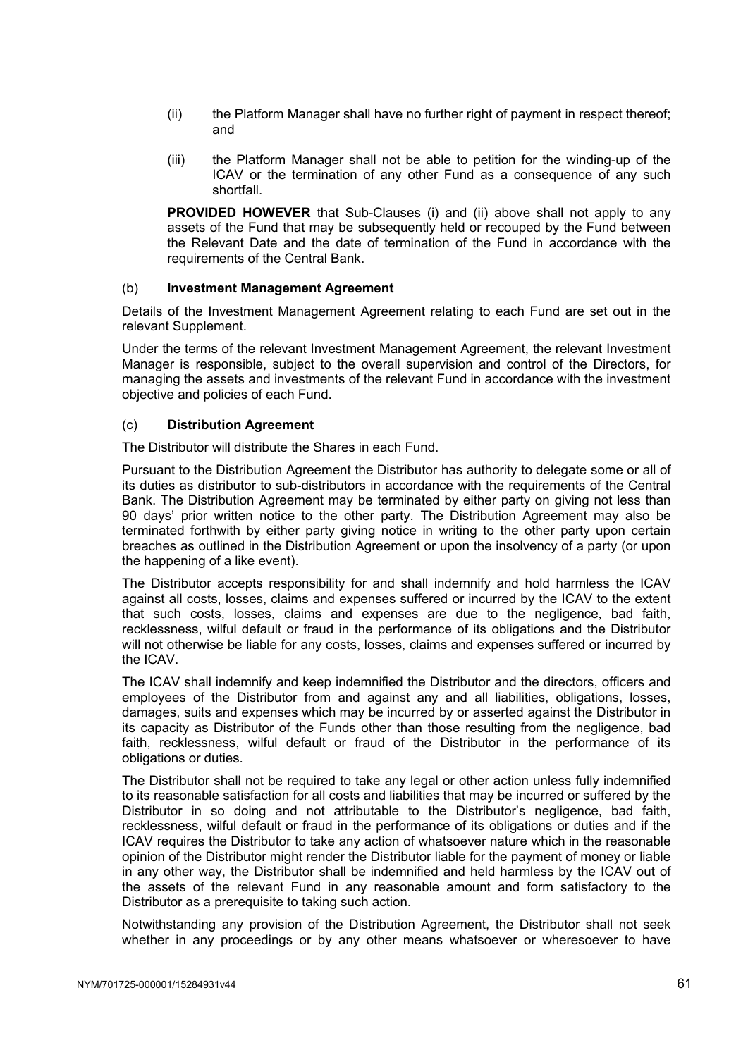(ii) the Platform Manager shall have no further right of payment in respect thereof; and

(iii) the Platform Manager shall not be able to petition for the winding-up of the ICAV or the termination of any other Fund as a consequence of any such shortfall.

**PROVIDED HOWEVER** that Sub-Clauses (i) and (ii) above shall not apply to any assets of the Fund that may be subsequently held or recouped by the Fund between the Relevant Date and the date of termination of the Fund in accordance with the requirements of the Central Bank.

(b) **Investment Management Agreement**

Details of the Investment Management Agreement relating to each Fund are set out in the relevant Supplement.

Under the terms of the relevant Investment Management Agreement, the relevant Investment Manager is responsible, subject to the overall supervision and control of the Directors, for managing the assets and investments of the relevant Fund in accordance with the investment objective and policies of each Fund.

(c) **Distribution Agreement**

The Distributor will distribute the Shares in each Fund.

Pursuant to the Distribution Agreement the Distributor has authority to delegate some or all of its duties as distributor to sub-distributors in accordance with the requirements of the Central Bank. The Distribution Agreement may be terminated by either party on giving not less than 90 days' prior written notice to the other party. The Distribution Agreement may also be terminated forthwith by either party giving notice in writing to the other party upon certain breaches as outlined in the Distribution Agreement or upon the insolvency of a party (or upon the happening of a like event).

The Distributor accepts responsibility for and shall indemnify and hold harmless the ICAV against all costs, losses, claims and expenses suffered or incurred by the ICAV to the extent that such costs, losses, claims and expenses are due to the negligence, bad faith, recklessness, wilful default or fraud in the performance of its obligations and the Distributor will not otherwise be liable for any costs, losses, claims and expenses suffered or incurred by the ICAV.

The ICAV shall indemnify and keep indemnified the Distributor and the directors, officers and employees of the Distributor from and against any and all liabilities, obligations, losses, damages, suits and expenses which may be incurred by or asserted against the Distributor in its capacity as Distributor of the Funds other than those resulting from the negligence, bad faith, recklessness, wilful default or fraud of the Distributor in the performance of its obligations or duties.

The Distributor shall not be required to take any legal or other action unless fully indemnified to its reasonable satisfaction for all costs and liabilities that may be incurred or suffered by the Distributor in so doing and not attributable to the Distributor's negligence, bad faith, recklessness, wilful default or fraud in the performance of its obligations or duties and if the ICAV requires the Distributor to take any action of whatsoever nature which in the reasonable opinion of the Distributor might render the Distributor liable for the payment of money or liable in any other way, the Distributor shall be indemnified and held harmless by the ICAV out of the assets of the relevant Fund in any reasonable amount and form satisfactory to the Distributor as a prerequisite to taking such action.

Notwithstanding any provision of the Distribution Agreement, the Distributor shall not seek whether in any proceedings or by any other means whatsoever or wheresoever to have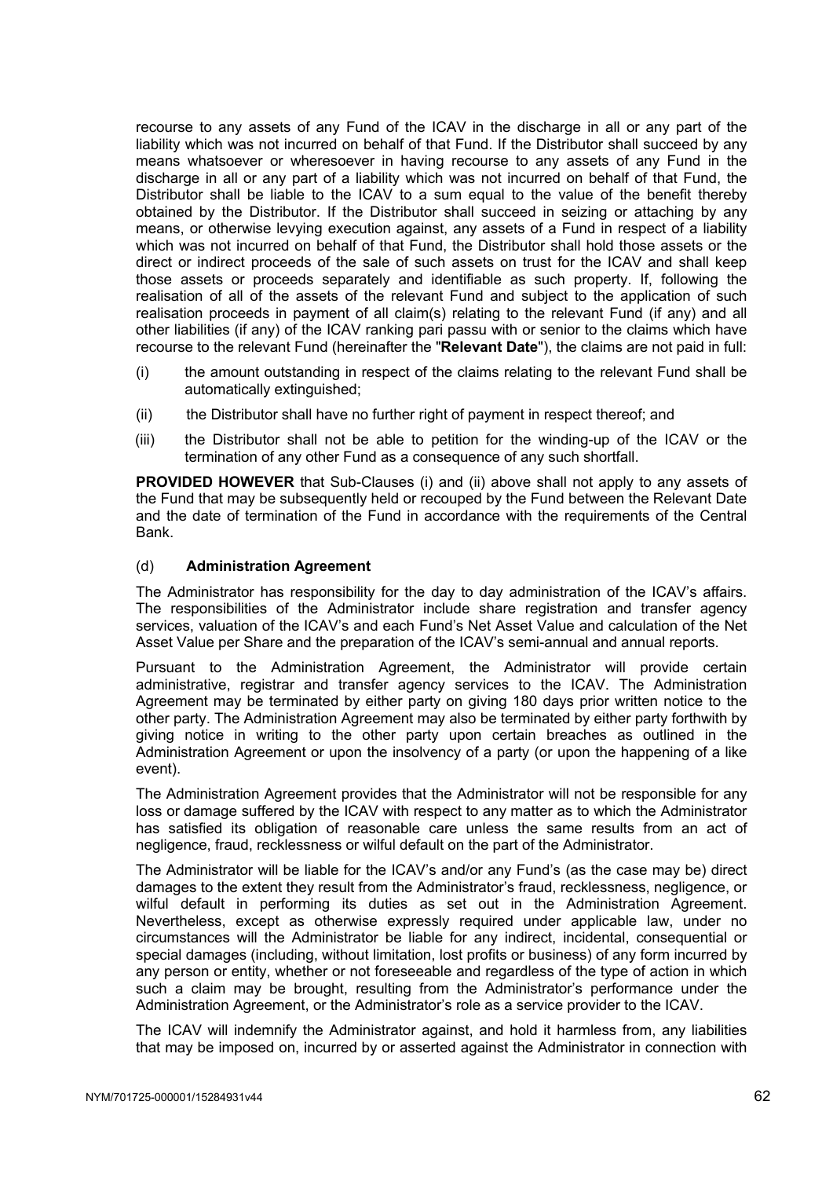recourse to any assets of any Fund of the ICAV in the discharge in all or any part of the liability which was not incurred on behalf of that Fund. If the Distributor shall succeed by any means whatsoever or wheresoever in having recourse to any assets of any Fund in the discharge in all or any part of a liability which was not incurred on behalf of that Fund, the Distributor shall be liable to the ICAV to a sum equal to the value of the benefit thereby obtained by the Distributor. If the Distributor shall succeed in seizing or attaching by any means, or otherwise levying execution against, any assets of a Fund in respect of a liability which was not incurred on behalf of that Fund, the Distributor shall hold those assets or the direct or indirect proceeds of the sale of such assets on trust for the ICAV and shall keep those assets or proceeds separately and identifiable as such property. If, following the realisation of all of the assets of the relevant Fund and subject to the application of such realisation proceeds in payment of all claim(s) relating to the relevant Fund (if any) and all other liabilities (if any) of the ICAV ranking pari passu with or senior to the claims which have recourse to the relevant Fund (hereinafter the "**Relevant Date**"), the claims are not paid in full:

(i) the amount outstanding in respect of the claims relating to the relevant Fund shall be automatically extinguished;

(ii) the Distributor shall have no further right of payment in respect thereof; and

(iii) the Distributor shall not be able to petition for the winding-up of the ICAV or the termination of any other Fund as a consequence of any such shortfall.

**PROVIDED HOWEVER** that Sub-Clauses (i) and (ii) above shall not apply to any assets of the Fund that may be subsequently held or recouped by the Fund between the Relevant Date and the date of termination of the Fund in accordance with the requirements of the Central Bank.

(d) **Administration Agreement**

The Administrator has responsibility for the day to day administration of the ICAV's affairs. The responsibilities of the Administrator include share registration and transfer agency services, valuation of the ICAV's and each Fund's Net Asset Value and calculation of the Net Asset Value per Share and the preparation of the ICAV's semi-annual and annual reports.

Pursuant to the Administration Agreement, the Administrator will provide certain administrative, registrar and transfer agency services to the ICAV. The Administration Agreement may be terminated by either party on giving 180 days prior written notice to the other party. The Administration Agreement may also be terminated by either party forthwith by giving notice in writing to the other party upon certain breaches as outlined in the Administration Agreement or upon the insolvency of a party (or upon the happening of a like event).

The Administration Agreement provides that the Administrator will not be responsible for any loss or damage suffered by the ICAV with respect to any matter as to which the Administrator has satisfied its obligation of reasonable care unless the same results from an act of negligence, fraud, recklessness or wilful default on the part of the Administrator.

The Administrator will be liable for the ICAV's and/or any Fund's (as the case may be) direct damages to the extent they result from the Administrator's fraud, recklessness, negligence, or wilful default in performing its duties as set out in the Administration Agreement. Nevertheless, except as otherwise expressly required under applicable law, under no circumstances will the Administrator be liable for any indirect, incidental, consequential or special damages (including, without limitation, lost profits or business) of any form incurred by any person or entity, whether or not foreseeable and regardless of the type of action in which such a claim may be brought, resulting from the Administrator's performance under the Administration Agreement, or the Administrator's role as a service provider to the ICAV.

The ICAV will indemnify the Administrator against, and hold it harmless from, any liabilities that may be imposed on, incurred by or asserted against the Administrator in connection with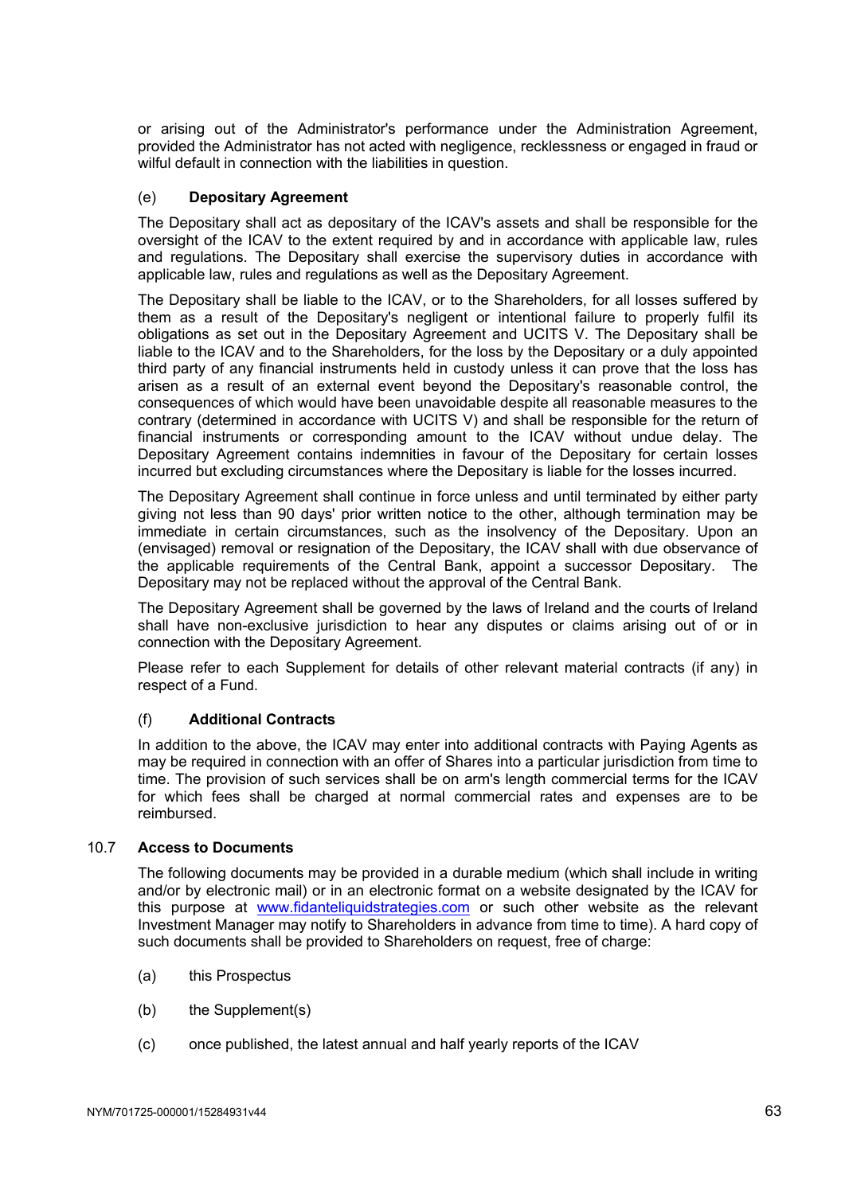or arising out of the Administrator's performance under the Administration Agreement, provided the Administrator has not acted with negligence, recklessness or engaged in fraud or wilful default in connection with the liabilities in question.

(e) **Depositary Agreement**

The Depositary shall act as depositary of the ICAV's assets and shall be responsible for the oversight of the ICAV to the extent required by and in accordance with applicable law, rules and regulations. The Depositary shall exercise the supervisory duties in accordance with applicable law, rules and regulations as well as the Depositary Agreement.

The Depositary shall be liable to the ICAV, or to the Shareholders, for all losses suffered by them as a result of the Depositary's negligent or intentional failure to properly fulfil its obligations as set out in the Depositary Agreement and UCITS V. The Depositary shall be liable to the ICAV and to the Shareholders, for the loss by the Depositary or a duly appointed third party of any financial instruments held in custody unless it can prove that the loss has arisen as a result of an external event beyond the Depositary's reasonable control, the consequences of which would have been unavoidable despite all reasonable measures to the contrary (determined in accordance with UCITS V) and shall be responsible for the return of financial instruments or corresponding amount to the ICAV without undue delay. The Depositary Agreement contains indemnities in favour of the Depositary for certain losses incurred but excluding circumstances where the Depositary is liable for the losses incurred.

The Depositary Agreement shall continue in force unless and until terminated by either party giving not less than 90 days' prior written notice to the other, although termination may be immediate in certain circumstances, such as the insolvency of the Depositary. Upon an (envisaged) removal or resignation of the Depositary, the ICAV shall with due observance of the applicable requirements of the Central Bank, appoint a successor Depositary. The Depositary may not be replaced without the approval of the Central Bank.

The Depositary Agreement shall be governed by the laws of Ireland and the courts of Ireland shall have non-exclusive jurisdiction to hear any disputes or claims arising out of or in connection with the Depositary Agreement.

Please refer to each Supplement for details of other relevant material contracts (if any) in respect of a Fund.

(f) **Additional Contracts**

In addition to the above, the ICAV may enter into additional contracts with Paying Agents as may be required in connection with an offer of Shares into a particular jurisdiction from time to time. The provision of such services shall be on arm's length commercial terms for the ICAV for which fees shall be charged at normal commercial rates and expenses are to be reimbursed.

## 10.7 Access to Documents

The following documents may be provided in a durable medium (which shall include in writing and/or by electronic mail) or in an electronic format on a website designated by the ICAV for this purpose at www.fidanteliquidstrategies.com or such other website as the relevant Investment Manager may notify to Shareholders in advance from time to time). A hard copy of such documents shall be provided to Shareholders on request, free of charge:

(a) this Prospectus

(b) the Supplement(s)

(c) once published, the latest annual and half yearly reports of the ICAV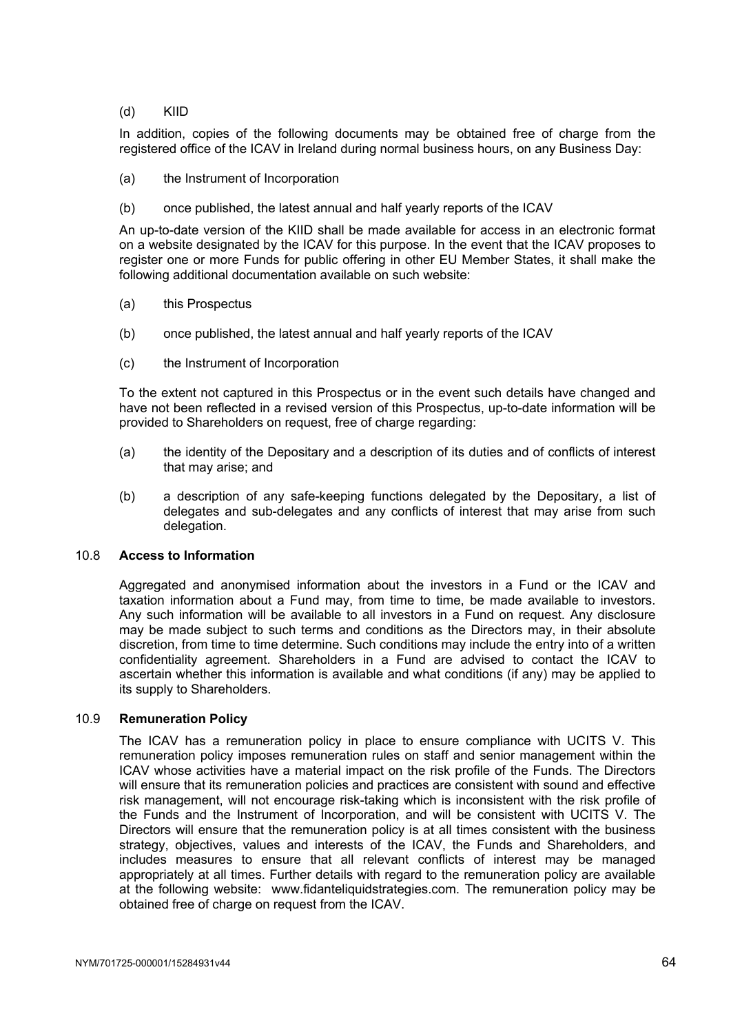(d) KIID

In addition, copies of the following documents may be obtained free of charge from the registered office of the ICAV in Ireland during normal business hours, on any Business Day:

(a) the Instrument of Incorporation

(b) once published, the latest annual and half yearly reports of the ICAV

An up-to-date version of the KIID shall be made available for access in an electronic format on a website designated by the ICAV for this purpose. In the event that the ICAV proposes to register one or more Funds for public offering in other EU Member States, it shall make the following additional documentation available on such website:

(a) this Prospectus

(b) once published, the latest annual and half yearly reports of the ICAV

(c) the Instrument of Incorporation

To the extent not captured in this Prospectus or in the event such details have changed and have not been reflected in a revised version of this Prospectus, up-to-date information will be provided to Shareholders on request, free of charge regarding:

(a) the identity of the Depositary and a description of its duties and of conflicts of interest that may arise; and

(b) a description of any safe-keeping functions delegated by the Depositary, a list of delegates and sub-delegates and any conflicts of interest that may arise from such delegation.

### 10.8 Access to Information

Aggregated and anonymised information about the investors in a Fund or the ICAV and taxation information about a Fund may, from time to time, be made available to investors. Any such information will be available to all investors in a Fund on request. Any disclosure may be made subject to such terms and conditions as the Directors may, in their absolute discretion, from time to time determine. Such conditions may include the entry into of a written confidentiality agreement. Shareholders in a Fund are advised to contact the ICAV to ascertain whether this information is available and what conditions (if any) may be applied to its supply to Shareholders.

### 10.9 Remuneration Policy

The ICAV has a remuneration policy in place to ensure compliance with UCITS V. This remuneration policy imposes remuneration rules on staff and senior management within the ICAV whose activities have a material impact on the risk profile of the Funds. The Directors will ensure that its remuneration policies and practices are consistent with sound and effective risk management, will not encourage risk-taking which is inconsistent with the risk profile of the Funds and the Instrument of Incorporation, and will be consistent with UCITS V. The Directors will ensure that the remuneration policy is at all times consistent with the business strategy, objectives, values and interests of the ICAV, the Funds and Shareholders, and includes measures to ensure that all relevant conflicts of interest may be managed appropriately at all times. Further details with regard to the remuneration policy are available at the following website: www.fidanteliquidstrategies.com. The remuneration policy may be obtained free of charge on request from the ICAV.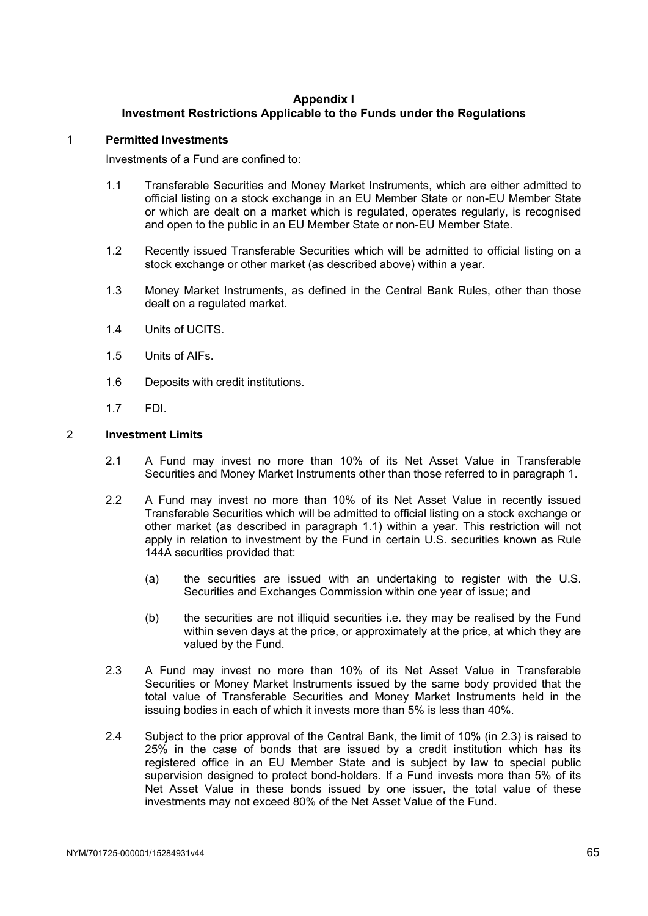# Appendix I

## Investment Restrictions Applicable to the Funds under the Regulations

### 1 Permitted Investments

Investments of a Fund are confined to:

1.1 Transferable Securities and Money Market Instruments, which are either admitted to official listing on a stock exchange in an EU Member State or non-EU Member State or which are dealt on a market which is regulated, operates regularly, is recognised and open to the public in an EU Member State or non-EU Member State.

1.2 Recently issued Transferable Securities which will be admitted to official listing on a stock exchange or other market (as described above) within a year.

1.3 Money Market Instruments, as defined in the Central Bank Rules, other than those dealt on a regulated market.

1.4 Units of UCITS.

1.5 Units of AIFs.

1.6 Deposits with credit institutions.

1.7 FDI.

### 2 Investment Limits

2.1 A Fund may invest no more than 10% of its Net Asset Value in Transferable Securities and Money Market Instruments other than those referred to in paragraph 1.

2.2 A Fund may invest no more than 10% of its Net Asset Value in recently issued Transferable Securities which will be admitted to official listing on a stock exchange or other market (as described in paragraph 1.1) within a year. This restriction will not apply in relation to investment by the Fund in certain U.S. securities known as Rule 144A securities provided that:

(a) the securities are issued with an undertaking to register with the U.S. Securities and Exchanges Commission within one year of issue; and

(b) the securities are not illiquid securities i.e. they may be realised by the Fund within seven days at the price, or approximately at the price, at which they are valued by the Fund.

2.3 A Fund may invest no more than 10% of its Net Asset Value in Transferable Securities or Money Market Instruments issued by the same body provided that the total value of Transferable Securities and Money Market Instruments held in the issuing bodies in each of which it invests more than 5% is less than 40%.

2.4 Subject to the prior approval of the Central Bank, the limit of 10% (in 2.3) is raised to 25% in the case of bonds that are issued by a credit institution which has its registered office in an EU Member State and is subject by law to special public supervision designed to protect bond-holders. If a Fund invests more than 5% of its Net Asset Value in these bonds issued by one issuer, the total value of these investments may not exceed 80% of the Net Asset Value of the Fund.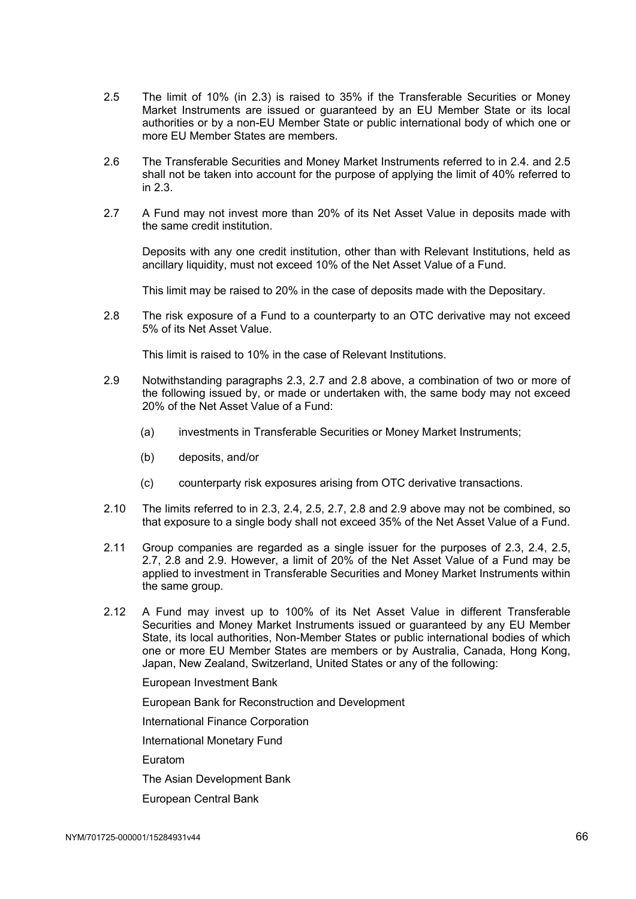2.5 The limit of 10% (in 2.3) is raised to 35% if the Transferable Securities or Money Market Instruments are issued or guaranteed by an EU Member State or its local authorities or by a non-EU Member State or public international body of which one or more EU Member States are members.

2.6 The Transferable Securities and Money Market Instruments referred to in 2.4. and 2.5 shall not be taken into account for the purpose of applying the limit of 40% referred to in 2.3.

2.7 A Fund may not invest more than 20% of its Net Asset Value in deposits made with the same credit institution.

Deposits with any one credit institution, other than with Relevant Institutions, held as ancillary liquidity, must not exceed 10% of the Net Asset Value of a Fund.

This limit may be raised to 20% in the case of deposits made with the Depositary.

2.8 The risk exposure of a Fund to a counterparty to an OTC derivative may not exceed 5% of its Net Asset Value.

This limit is raised to 10% in the case of Relevant Institutions.

2.9 Notwithstanding paragraphs 2.3, 2.7 and 2.8 above, a combination of two or more of the following issued by, or made or undertaken with, the same body may not exceed 20% of the Net Asset Value of a Fund:

(a) investments in Transferable Securities or Money Market Instruments;

(b) deposits, and/or

(c) counterparty risk exposures arising from OTC derivative transactions.

2.10 The limits referred to in 2.3, 2.4, 2.5, 2.7, 2.8 and 2.9 above may not be combined, so that exposure to a single body shall not exceed 35% of the Net Asset Value of a Fund.

2.11 Group companies are regarded as a single issuer for the purposes of 2.3, 2.4, 2.5, 2.7, 2.8 and 2.9. However, a limit of 20% of the Net Asset Value of a Fund may be applied to investment in Transferable Securities and Money Market Instruments within the same group.

2.12 A Fund may invest up to 100% of its Net Asset Value in different Transferable Securities and Money Market Instruments issued or guaranteed by any EU Member State, its local authorities, Non-Member States or public international bodies of which one or more EU Member States are members or by Australia, Canada, Hong Kong, Japan, New Zealand, Switzerland, United States or any of the following:

European Investment Bank

European Bank for Reconstruction and Development

International Finance Corporation

International Monetary Fund

Euratom

The Asian Development Bank

European Central Bank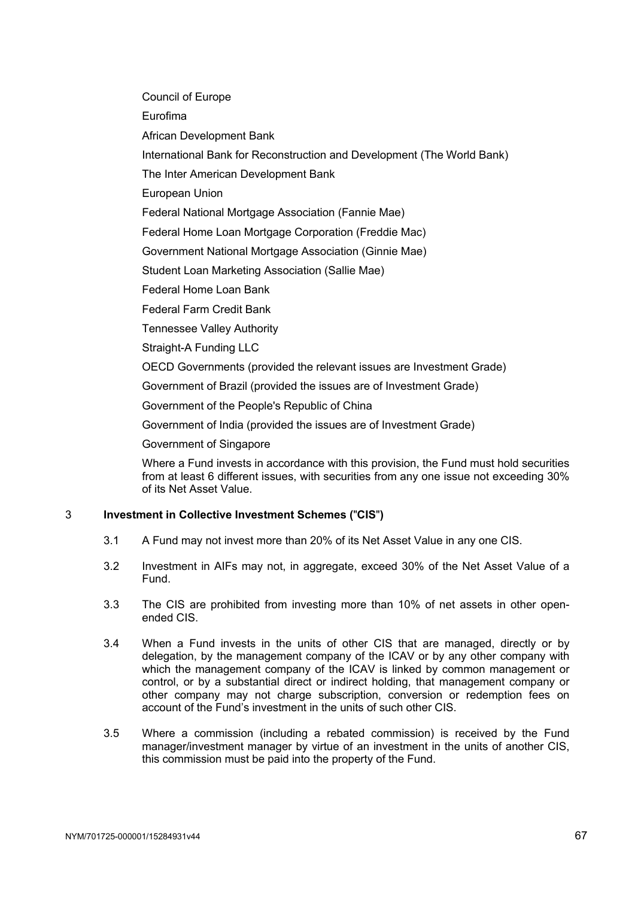Council of Europe

Eurofima

African Development Bank

International Bank for Reconstruction and Development (The World Bank)

The Inter American Development Bank

European Union

Federal National Mortgage Association (Fannie Mae)

Federal Home Loan Mortgage Corporation (Freddie Mac)

Government National Mortgage Association (Ginnie Mae)

Student Loan Marketing Association (Sallie Mae)

Federal Home Loan Bank

Federal Farm Credit Bank

Tennessee Valley Authority

Straight-A Funding LLC

OECD Governments (provided the relevant issues are Investment Grade)

Government of Brazil (provided the issues are of Investment Grade)

Government of the People's Republic of China

Government of India (provided the issues are of Investment Grade)

Government of Singapore

Where a Fund invests in accordance with this provision, the Fund must hold securities from at least 6 different issues, with securities from any one issue not exceeding 30% of its Net Asset Value.

3 **Investment in Collective Investment Schemes ("CIS")**

3.1 A Fund may not invest more than 20% of its Net Asset Value in any one CIS.

3.2 Investment in AIFs may not, in aggregate, exceed 30% of the Net Asset Value of a Fund.

3.3 The CIS are prohibited from investing more than 10% of net assets in other open-ended CIS.

3.4 When a Fund invests in the units of other CIS that are managed, directly or by delegation, by the management company of the ICAV or by any other company with which the management company of the ICAV is linked by common management or control, or by a substantial direct or indirect holding, that management company or other company may not charge subscription, conversion or redemption fees on account of the Fund's investment in the units of such other CIS.

3.5 Where a commission (including a rebated commission) is received by the Fund manager/investment manager by virtue of an investment in the units of another CIS, this commission must be paid into the property of the Fund.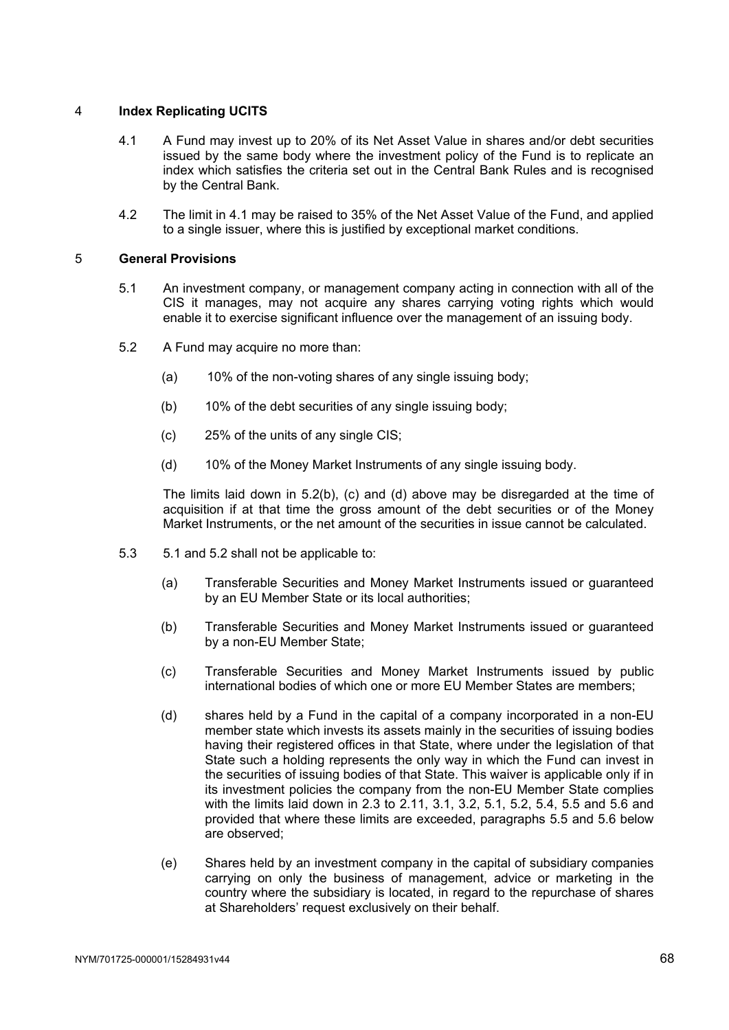## 4 **Index Replicating UCITS**

4.1 A Fund may invest up to 20% of its Net Asset Value in shares and/or debt securities issued by the same body where the investment policy of the Fund is to replicate an index which satisfies the criteria set out in the Central Bank Rules and is recognised by the Central Bank.

4.2 The limit in 4.1 may be raised to 35% of the Net Asset Value of the Fund, and applied to a single issuer, where this is justified by exceptional market conditions.

## 5 **General Provisions**

5.1 An investment company, or management company acting in connection with all of the CIS it manages, may not acquire any shares carrying voting rights which would enable it to exercise significant influence over the management of an issuing body.

5.2 A Fund may acquire no more than:

(a) 10% of the non-voting shares of any single issuing body;

(b) 10% of the debt securities of any single issuing body;

(c) 25% of the units of any single CIS;

(d) 10% of the Money Market Instruments of any single issuing body.

The limits laid down in 5.2(b), (c) and (d) above may be disregarded at the time of acquisition if at that time the gross amount of the debt securities or of the Money Market Instruments, or the net amount of the securities in issue cannot be calculated.

5.3 5.1 and 5.2 shall not be applicable to:

(a) Transferable Securities and Money Market Instruments issued or guaranteed by an EU Member State or its local authorities;

(b) Transferable Securities and Money Market Instruments issued or guaranteed by a non-EU Member State;

(c) Transferable Securities and Money Market Instruments issued by public international bodies of which one or more EU Member States are members;

(d) shares held by a Fund in the capital of a company incorporated in a non-EU member state which invests its assets mainly in the securities of issuing bodies having their registered offices in that State, where under the legislation of that State such a holding represents the only way in which the Fund can invest in the securities of issuing bodies of that State. This waiver is applicable only if in its investment policies the company from the non-EU Member State complies with the limits laid down in 2.3 to 2.11, 3.1, 3.2, 5.1, 5.2, 5.4, 5.5 and 5.6 and provided that where these limits are exceeded, paragraphs 5.5 and 5.6 below are observed;

(e) Shares held by an investment company in the capital of subsidiary companies carrying on only the business of management, advice or marketing in the country where the subsidiary is located, in regard to the repurchase of shares at Shareholders' request exclusively on their behalf.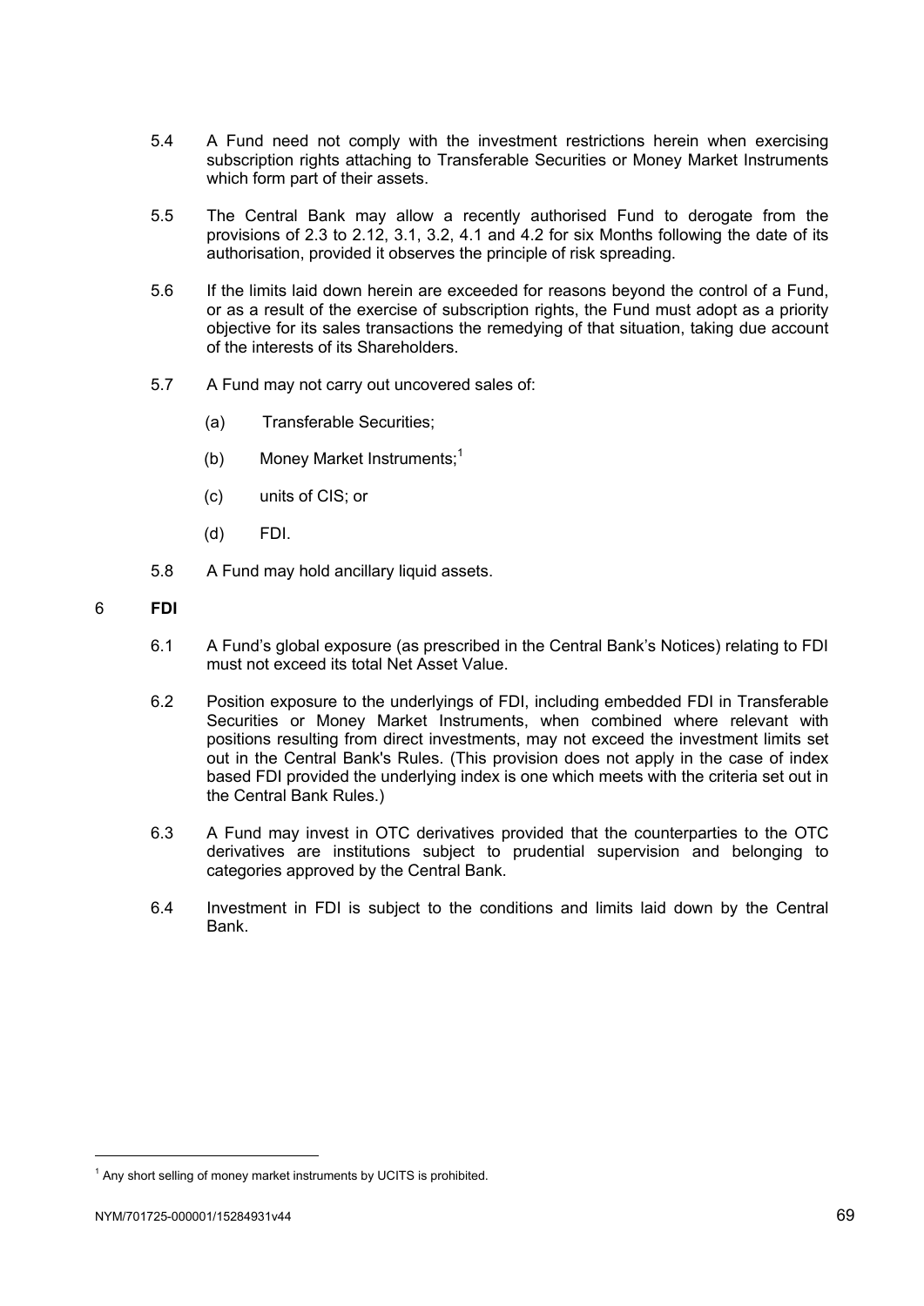5.4 A Fund need not comply with the investment restrictions herein when exercising subscription rights attaching to Transferable Securities or Money Market Instruments which form part of their assets.

5.5 The Central Bank may allow a recently authorised Fund to derogate from the provisions of 2.3 to 2.12, 3.1, 3.2, 4.1 and 4.2 for six Months following the date of its authorisation, provided it observes the principle of risk spreading.

5.6 If the limits laid down herein are exceeded for reasons beyond the control of a Fund, or as a result of the exercise of subscription rights, the Fund must adopt as a priority objective for its sales transactions the remedying of that situation, taking due account of the interests of its Shareholders.

5.7 A Fund may not carry out uncovered sales of:

(a) Transferable Securities;

(b) Money Market Instruments;[1]

(c) units of CIS; or

(d) FDI.

5.8 A Fund may hold ancillary liquid assets.

## 6 FDI

6.1 A Fund's global exposure (as prescribed in the Central Bank's Notices) relating to FDI must not exceed its total Net Asset Value.

6.2 Position exposure to the underlyings of FDI, including embedded FDI in Transferable Securities or Money Market Instruments, when combined where relevant with positions resulting from direct investments, may not exceed the investment limits set out in the Central Bank's Rules. (This provision does not apply in the case of index based FDI provided the underlying index is one which meets with the criteria set out in the Central Bank Rules.)

6.3 A Fund may invest in OTC derivatives provided that the counterparties to the OTC derivatives are institutions subject to prudential supervision and belonging to categories approved by the Central Bank.

6.4 Investment in FDI is subject to the conditions and limits laid down by the Central Bank.

[1] Any short selling of money market instruments by UCITS is prohibited.

NYM/701725-000001/15284931v44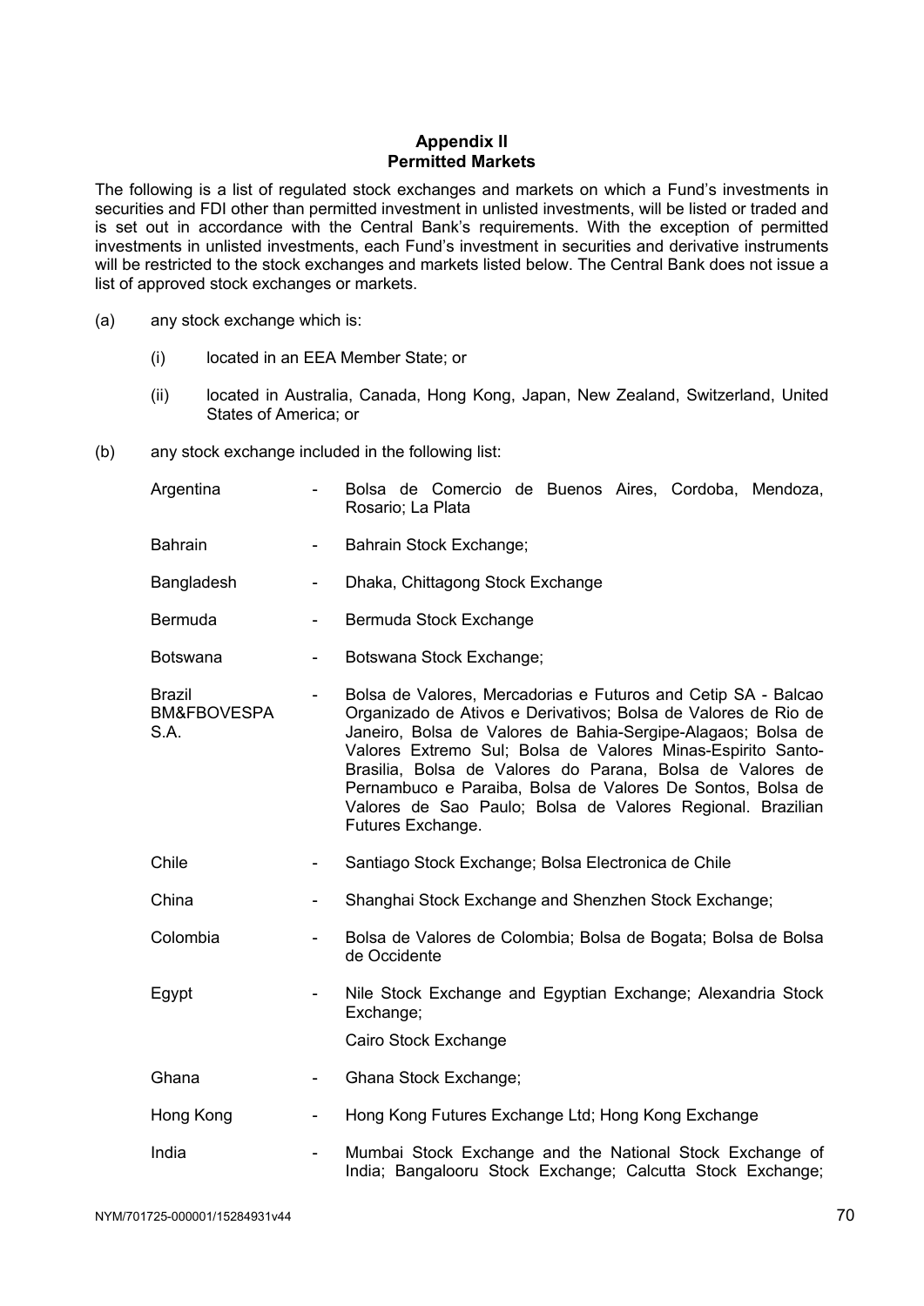## Appendix II
## Permitted Markets

The following is a list of regulated stock exchanges and markets on which a Fund's investments in securities and FDI other than permitted investment in unlisted investments, will be listed or traded and is set out in accordance with the Central Bank's requirements. With the exception of permitted investments in unlisted investments, each Fund's investment in securities and derivative instruments will be restricted to the stock exchanges and markets listed below. The Central Bank does not issue a list of approved stock exchanges or markets.

(a) any stock exchange which is:

 (i) located in an EEA Member State; or

 (ii) located in Australia, Canada, Hong Kong, Japan, New Zealand, Switzerland, United States of America; or

(b) any stock exchange included in the following list:

| | | |
|---|---|---|
| Argentina | - | Bolsa de Comercio de Buenos Aires, Cordoba, Mendoza, Rosario; La Plata |
| Bahrain | - | Bahrain Stock Exchange; |
| Bangladesh | - | Dhaka, Chittagong Stock Exchange |
| Bermuda | - | Bermuda Stock Exchange |
| Botswana | - | Botswana Stock Exchange; |
| Brazil BM&FBOVESPA S.A. | - | Bolsa de Valores, Mercadorias e Futuros and Cetip SA - Balcao Organizado de Ativos e Derivativos; Bolsa de Valores de Rio de Janeiro, Bolsa de Valores de Bahia-Sergipe-Alagaos; Bolsa de Valores Extremo Sul; Bolsa de Valores Minas-Espirito Santo-Brasilia, Bolsa de Valores do Parana, Bolsa de Valores de Pernambuco e Paraiba, Bolsa de Valores De Sontos, Bolsa de Valores de Sao Paulo; Bolsa de Valores Regional. Brazilian Futures Exchange. |
| Chile | - | Santiago Stock Exchange; Bolsa Electronica de Chile |
| China | - | Shanghai Stock Exchange and Shenzhen Stock Exchange; |
| Colombia | - | Bolsa de Valores de Colombia; Bolsa de Bogata; Bolsa de Bolsa de Occidente |
| Egypt | - | Nile Stock Exchange and Egyptian Exchange; Alexandria Stock Exchange; Cairo Stock Exchange |
| Ghana | - | Ghana Stock Exchange; |
| Hong Kong | - | Hong Kong Futures Exchange Ltd; Hong Kong Exchange |
| India | - | Mumbai Stock Exchange and the National Stock Exchange of India; Bangalooru Stock Exchange; Calcutta Stock Exchange; |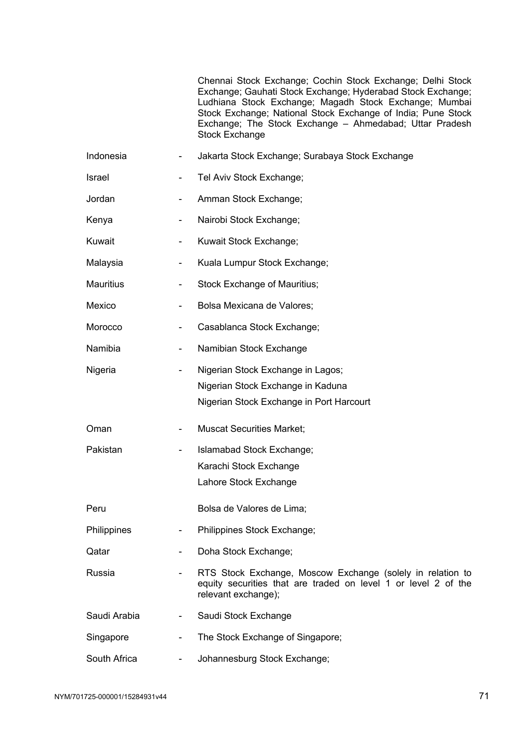| | | |
|---|---|---|
| | | Chennai Stock Exchange; Cochin Stock Exchange; Delhi Stock Exchange; Gauhati Stock Exchange; Hyderabad Stock Exchange; Ludhiana Stock Exchange; Magadh Stock Exchange; Mumbai Stock Exchange; National Stock Exchange of India; Pune Stock Exchange; The Stock Exchange – Ahmedabad; Uttar Pradesh Stock Exchange |
| Indonesia | - | Jakarta Stock Exchange; Surabaya Stock Exchange |
| Israel | - | Tel Aviv Stock Exchange; |
| Jordan | - | Amman Stock Exchange; |
| Kenya | - | Nairobi Stock Exchange; |
| Kuwait | - | Kuwait Stock Exchange; |
| Malaysia | - | Kuala Lumpur Stock Exchange; |
| Mauritius | - | Stock Exchange of Mauritius; |
| Mexico | - | Bolsa Mexicana de Valores; |
| Morocco | - | Casablanca Stock Exchange; |
| Namibia | - | Namibian Stock Exchange |
| Nigeria | - | Nigerian Stock Exchange in Lagos;<br>Nigerian Stock Exchange in Kaduna<br>Nigerian Stock Exchange in Port Harcourt |
| Oman | - | Muscat Securities Market; |
| Pakistan | - | Islamabad Stock Exchange;<br>Karachi Stock Exchange<br>Lahore Stock Exchange |
| Peru | | Bolsa de Valores de Lima; |
| Philippines | - | Philippines Stock Exchange; |
| Qatar | - | Doha Stock Exchange; |
| Russia | - | RTS Stock Exchange, Moscow Exchange (solely in relation to equity securities that are traded on level 1 or level 2 of the relevant exchange); |
| Saudi Arabia | - | Saudi Stock Exchange |
| Singapore | - | The Stock Exchange of Singapore; |
| South Africa | - | Johannesburg Stock Exchange; |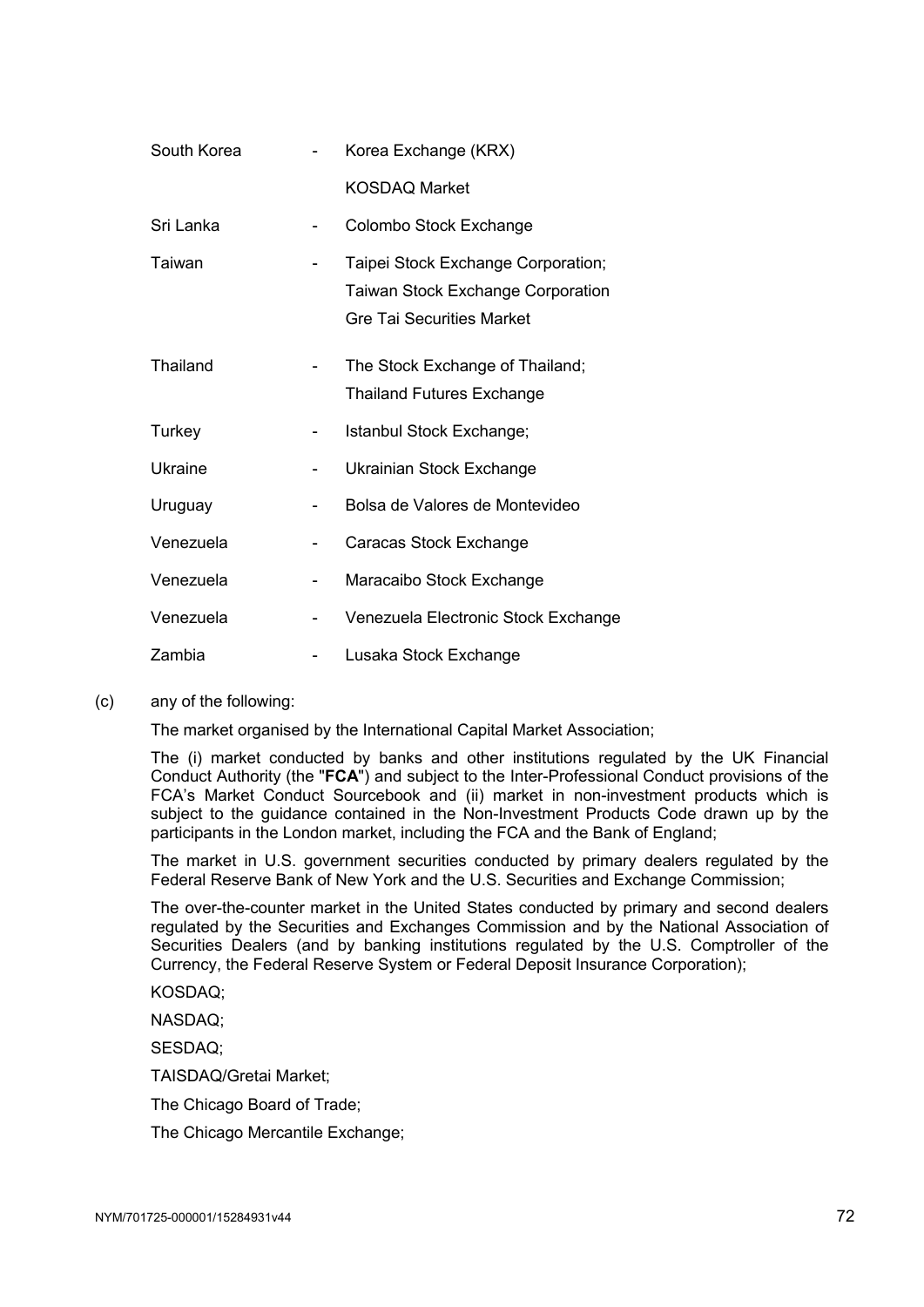| | | |
|---|---|---|
| South Korea | - | Korea Exchange (KRX) |
| | | KOSDAQ Market |
| Sri Lanka | - | Colombo Stock Exchange |
| Taiwan | - | Taipei Stock Exchange Corporation;<br>Taiwan Stock Exchange Corporation<br>Gre Tai Securities Market |
| Thailand | - | The Stock Exchange of Thailand;<br>Thailand Futures Exchange |
| Turkey | - | Istanbul Stock Exchange; |
| Ukraine | - | Ukrainian Stock Exchange |
| Uruguay | - | Bolsa de Valores de Montevideo |
| Venezuela | - | Caracas Stock Exchange |
| Venezuela | - | Maracaibo Stock Exchange |
| Venezuela | - | Venezuela Electronic Stock Exchange |
| Zambia | - | Lusaka Stock Exchange |

(c) any of the following:

The market organised by the International Capital Market Association;

The (i) market conducted by banks and other institutions regulated by the UK Financial Conduct Authority (the "**FCA**") and subject to the Inter-Professional Conduct provisions of the FCA's Market Conduct Sourcebook and (ii) market in non-investment products which is subject to the guidance contained in the Non-Investment Products Code drawn up by the participants in the London market, including the FCA and the Bank of England;

The market in U.S. government securities conducted by primary dealers regulated by the Federal Reserve Bank of New York and the U.S. Securities and Exchange Commission;

The over-the-counter market in the United States conducted by primary and second dealers regulated by the Securities and Exchanges Commission and by the National Association of Securities Dealers (and by banking institutions regulated by the U.S. Comptroller of the Currency, the Federal Reserve System or Federal Deposit Insurance Corporation);

KOSDAQ;

NASDAQ;

SESDAQ;

TAISDAQ/Gretai Market;

The Chicago Board of Trade;

The Chicago Mercantile Exchange;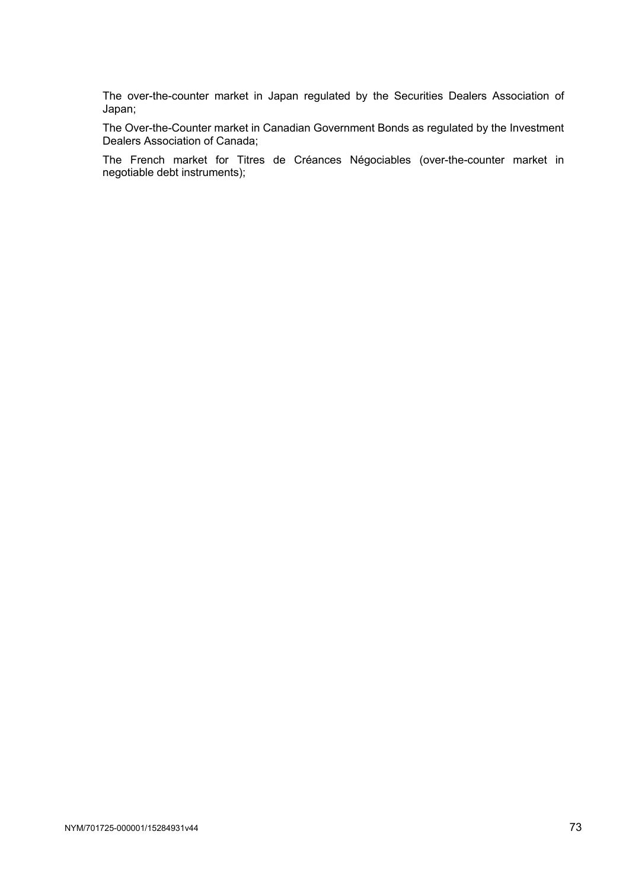The over-the-counter market in Japan regulated by the Securities Dealers Association of Japan;

The Over-the-Counter market in Canadian Government Bonds as regulated by the Investment Dealers Association of Canada;

The French market for Titres de Créances Négociables (over-the-counter market in negotiable debt instruments);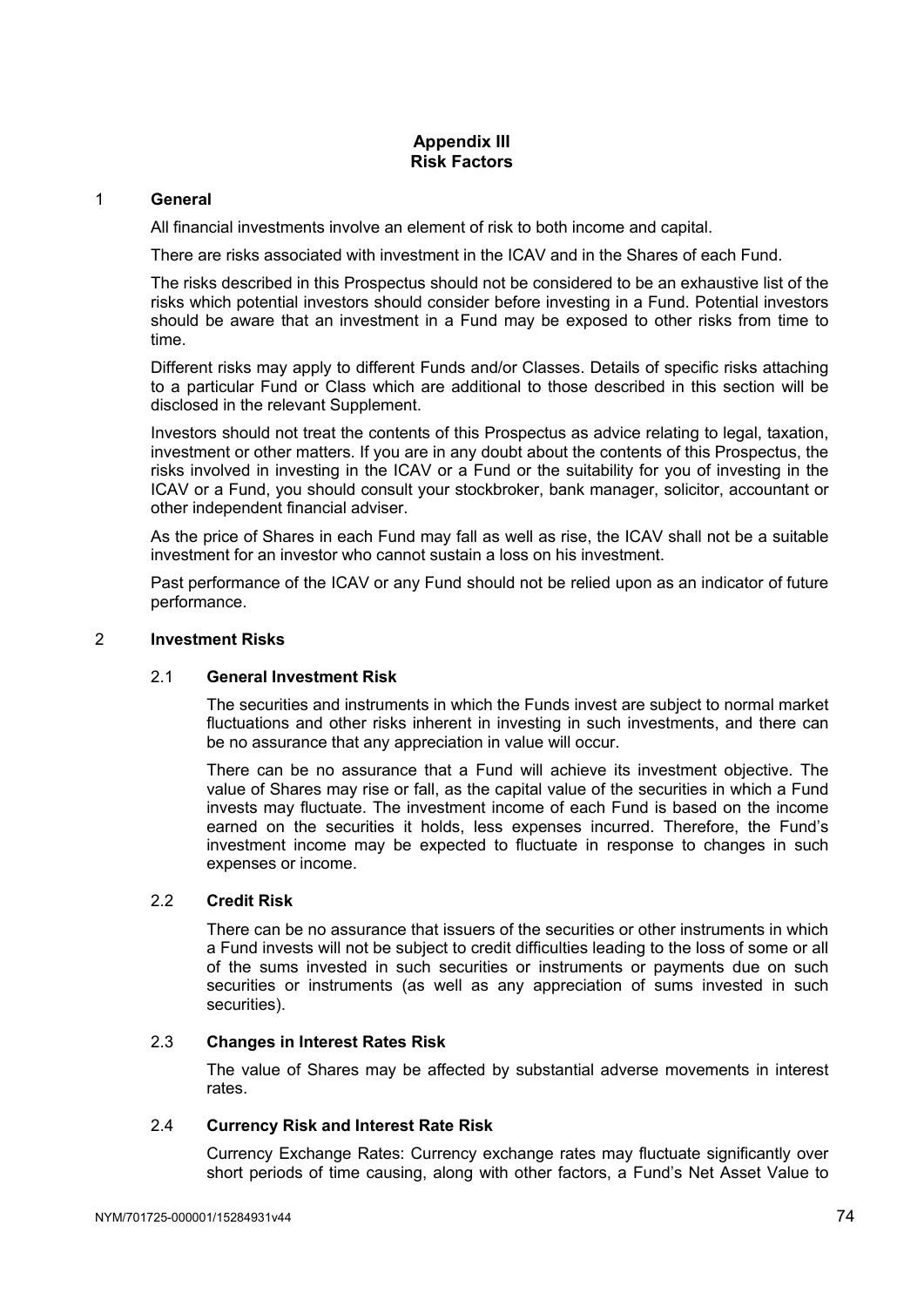# Appendix III
# Risk Factors

## 1 General

All financial investments involve an element of risk to both income and capital.

There are risks associated with investment in the ICAV and in the Shares of each Fund.

The risks described in this Prospectus should not be considered to be an exhaustive list of the risks which potential investors should consider before investing in a Fund. Potential investors should be aware that an investment in a Fund may be exposed to other risks from time to time.

Different risks may apply to different Funds and/or Classes. Details of specific risks attaching to a particular Fund or Class which are additional to those described in this section will be disclosed in the relevant Supplement.

Investors should not treat the contents of this Prospectus as advice relating to legal, taxation, investment or other matters. If you are in any doubt about the contents of this Prospectus, the risks involved in investing in the ICAV or a Fund or the suitability for you of investing in the ICAV or a Fund, you should consult your stockbroker, bank manager, solicitor, accountant or other independent financial adviser.

As the price of Shares in each Fund may fall as well as rise, the ICAV shall not be a suitable investment for an investor who cannot sustain a loss on his investment.

Past performance of the ICAV or any Fund should not be relied upon as an indicator of future performance.

## 2 Investment Risks

### 2.1 General Investment Risk

The securities and instruments in which the Funds invest are subject to normal market fluctuations and other risks inherent in investing in such investments, and there can be no assurance that any appreciation in value will occur.

There can be no assurance that a Fund will achieve its investment objective. The value of Shares may rise or fall, as the capital value of the securities in which a Fund invests may fluctuate. The investment income of each Fund is based on the income earned on the securities it holds, less expenses incurred. Therefore, the Fund's investment income may be expected to fluctuate in response to changes in such expenses or income.

### 2.2 Credit Risk

There can be no assurance that issuers of the securities or other instruments in which a Fund invests will not be subject to credit difficulties leading to the loss of some or all of the sums invested in such securities or instruments or payments due on such securities or instruments (as well as any appreciation of sums invested in such securities).

### 2.3 Changes in Interest Rates Risk

The value of Shares may be affected by substantial adverse movements in interest rates.

### 2.4 Currency Risk and Interest Rate Risk

Currency Exchange Rates: Currency exchange rates may fluctuate significantly over short periods of time causing, along with other factors, a Fund's Net Asset Value to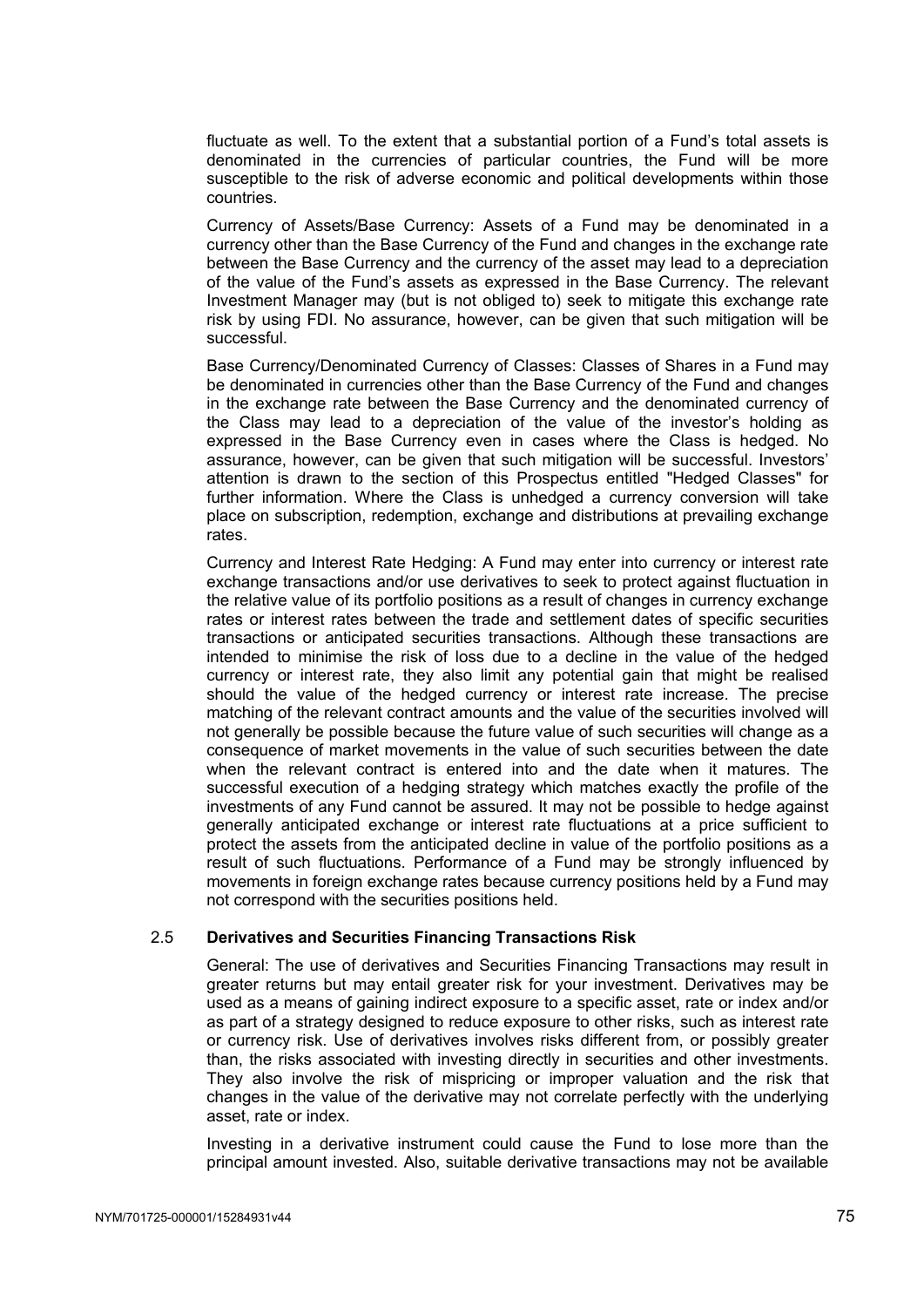fluctuate as well. To the extent that a substantial portion of a Fund's total assets is denominated in the currencies of particular countries, the Fund will be more susceptible to the risk of adverse economic and political developments within those countries.

Currency of Assets/Base Currency: Assets of a Fund may be denominated in a currency other than the Base Currency of the Fund and changes in the exchange rate between the Base Currency and the currency of the asset may lead to a depreciation of the value of the Fund's assets as expressed in the Base Currency. The relevant Investment Manager may (but is not obliged to) seek to mitigate this exchange rate risk by using FDI. No assurance, however, can be given that such mitigation will be successful.

Base Currency/Denominated Currency of Classes: Classes of Shares in a Fund may be denominated in currencies other than the Base Currency of the Fund and changes in the exchange rate between the Base Currency and the denominated currency of the Class may lead to a depreciation of the value of the investor's holding as expressed in the Base Currency even in cases where the Class is hedged. No assurance, however, can be given that such mitigation will be successful. Investors' attention is drawn to the section of this Prospectus entitled "Hedged Classes" for further information. Where the Class is unhedged a currency conversion will take place on subscription, redemption, exchange and distributions at prevailing exchange rates.

Currency and Interest Rate Hedging: A Fund may enter into currency or interest rate exchange transactions and/or use derivatives to seek to protect against fluctuation in the relative value of its portfolio positions as a result of changes in currency exchange rates or interest rates between the trade and settlement dates of specific securities transactions or anticipated securities transactions. Although these transactions are intended to minimise the risk of loss due to a decline in the value of the hedged currency or interest rate, they also limit any potential gain that might be realised should the value of the hedged currency or interest rate increase. The precise matching of the relevant contract amounts and the value of the securities involved will not generally be possible because the future value of such securities will change as a consequence of market movements in the value of such securities between the date when the relevant contract is entered into and the date when it matures. The successful execution of a hedging strategy which matches exactly the profile of the investments of any Fund cannot be assured. It may not be possible to hedge against generally anticipated exchange or interest rate fluctuations at a price sufficient to protect the assets from the anticipated decline in value of the portfolio positions as a result of such fluctuations. Performance of a Fund may be strongly influenced by movements in foreign exchange rates because currency positions held by a Fund may not correspond with the securities positions held.

### 2.5 Derivatives and Securities Financing Transactions Risk

General: The use of derivatives and Securities Financing Transactions may result in greater returns but may entail greater risk for your investment. Derivatives may be used as a means of gaining indirect exposure to a specific asset, rate or index and/or as part of a strategy designed to reduce exposure to other risks, such as interest rate or currency risk. Use of derivatives involves risks different from, or possibly greater than, the risks associated with investing directly in securities and other investments. They also involve the risk of mispricing or improper valuation and the risk that changes in the value of the derivative may not correlate perfectly with the underlying asset, rate or index.

Investing in a derivative instrument could cause the Fund to lose more than the principal amount invested. Also, suitable derivative transactions may not be available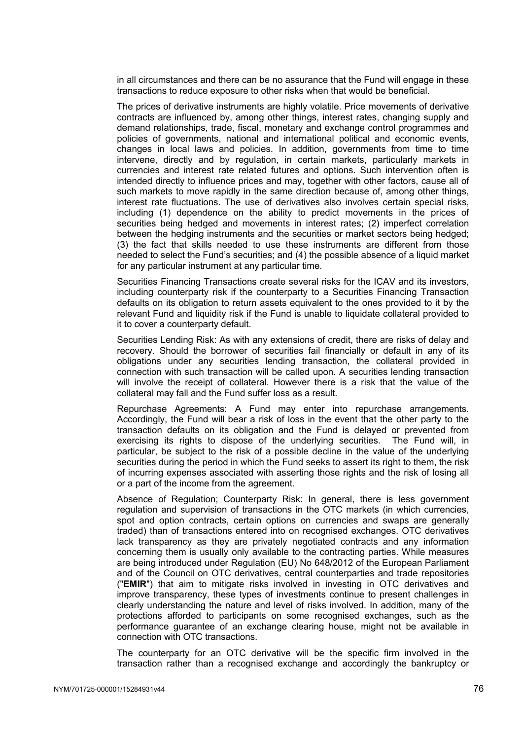in all circumstances and there can be no assurance that the Fund will engage in these transactions to reduce exposure to other risks when that would be beneficial.

The prices of derivative instruments are highly volatile. Price movements of derivative contracts are influenced by, among other things, interest rates, changing supply and demand relationships, trade, fiscal, monetary and exchange control programmes and policies of governments, national and international political and economic events, changes in local laws and policies. In addition, governments from time to time intervene, directly and by regulation, in certain markets, particularly markets in currencies and interest rate related futures and options. Such intervention often is intended directly to influence prices and may, together with other factors, cause all of such markets to move rapidly in the same direction because of, among other things, interest rate fluctuations. The use of derivatives also involves certain special risks, including (1) dependence on the ability to predict movements in the prices of securities being hedged and movements in interest rates; (2) imperfect correlation between the hedging instruments and the securities or market sectors being hedged; (3) the fact that skills needed to use these instruments are different from those needed to select the Fund's securities; and (4) the possible absence of a liquid market for any particular instrument at any particular time.

Securities Financing Transactions create several risks for the ICAV and its investors, including counterparty risk if the counterparty to a Securities Financing Transaction defaults on its obligation to return assets equivalent to the ones provided to it by the relevant Fund and liquidity risk if the Fund is unable to liquidate collateral provided to it to cover a counterparty default.

Securities Lending Risk: As with any extensions of credit, there are risks of delay and recovery. Should the borrower of securities fail financially or default in any of its obligations under any securities lending transaction, the collateral provided in connection with such transaction will be called upon. A securities lending transaction will involve the receipt of collateral. However there is a risk that the value of the collateral may fall and the Fund suffer loss as a result.

Repurchase Agreements: A Fund may enter into repurchase arrangements. Accordingly, the Fund will bear a risk of loss in the event that the other party to the transaction defaults on its obligation and the Fund is delayed or prevented from exercising its rights to dispose of the underlying securities. The Fund will, in particular, be subject to the risk of a possible decline in the value of the underlying securities during the period in which the Fund seeks to assert its right to them, the risk of incurring expenses associated with asserting those rights and the risk of losing all or a part of the income from the agreement.

Absence of Regulation; Counterparty Risk: In general, there is less government regulation and supervision of transactions in the OTC markets (in which currencies, spot and option contracts, certain options on currencies and swaps are generally traded) than of transactions entered into on recognised exchanges. OTC derivatives lack transparency as they are privately negotiated contracts and any information concerning them is usually only available to the contracting parties. While measures are being introduced under Regulation (EU) No 648/2012 of the European Parliament and of the Council on OTC derivatives, central counterparties and trade repositories ("**EMIR**") that aim to mitigate risks involved in investing in OTC derivatives and improve transparency, these types of investments continue to present challenges in clearly understanding the nature and level of risks involved. In addition, many of the protections afforded to participants on some recognised exchanges, such as the performance guarantee of an exchange clearing house, might not be available in connection with OTC transactions.

The counterparty for an OTC derivative will be the specific firm involved in the transaction rather than a recognised exchange and accordingly the bankruptcy or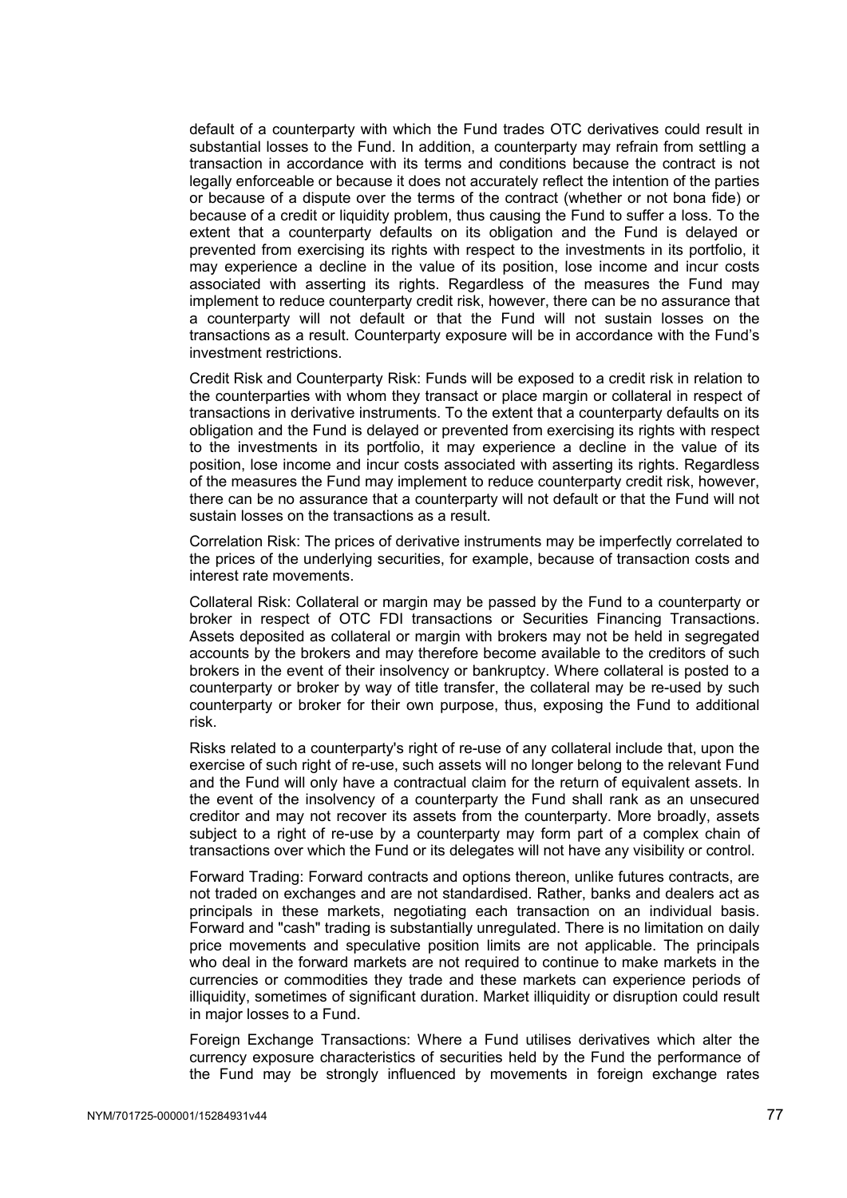default of a counterparty with which the Fund trades OTC derivatives could result in substantial losses to the Fund. In addition, a counterparty may refrain from settling a transaction in accordance with its terms and conditions because the contract is not legally enforceable or because it does not accurately reflect the intention of the parties or because of a dispute over the terms of the contract (whether or not bona fide) or because of a credit or liquidity problem, thus causing the Fund to suffer a loss. To the extent that a counterparty defaults on its obligation and the Fund is delayed or prevented from exercising its rights with respect to the investments in its portfolio, it may experience a decline in the value of its position, lose income and incur costs associated with asserting its rights. Regardless of the measures the Fund may implement to reduce counterparty credit risk, however, there can be no assurance that a counterparty will not default or that the Fund will not sustain losses on the transactions as a result. Counterparty exposure will be in accordance with the Fund's investment restrictions.

Credit Risk and Counterparty Risk: Funds will be exposed to a credit risk in relation to the counterparties with whom they transact or place margin or collateral in respect of transactions in derivative instruments. To the extent that a counterparty defaults on its obligation and the Fund is delayed or prevented from exercising its rights with respect to the investments in its portfolio, it may experience a decline in the value of its position, lose income and incur costs associated with asserting its rights. Regardless of the measures the Fund may implement to reduce counterparty credit risk, however, there can be no assurance that a counterparty will not default or that the Fund will not sustain losses on the transactions as a result.

Correlation Risk: The prices of derivative instruments may be imperfectly correlated to the prices of the underlying securities, for example, because of transaction costs and interest rate movements.

Collateral Risk: Collateral or margin may be passed by the Fund to a counterparty or broker in respect of OTC FDI transactions or Securities Financing Transactions. Assets deposited as collateral or margin with brokers may not be held in segregated accounts by the brokers and may therefore become available to the creditors of such brokers in the event of their insolvency or bankruptcy. Where collateral is posted to a counterparty or broker by way of title transfer, the collateral may be re-used by such counterparty or broker for their own purpose, thus, exposing the Fund to additional risk.

Risks related to a counterparty's right of re-use of any collateral include that, upon the exercise of such right of re-use, such assets will no longer belong to the relevant Fund and the Fund will only have a contractual claim for the return of equivalent assets. In the event of the insolvency of a counterparty the Fund shall rank as an unsecured creditor and may not recover its assets from the counterparty. More broadly, assets subject to a right of re-use by a counterparty may form part of a complex chain of transactions over which the Fund or its delegates will not have any visibility or control.

Forward Trading: Forward contracts and options thereon, unlike futures contracts, are not traded on exchanges and are not standardised. Rather, banks and dealers act as principals in these markets, negotiating each transaction on an individual basis. Forward and "cash" trading is substantially unregulated. There is no limitation on daily price movements and speculative position limits are not applicable. The principals who deal in the forward markets are not required to continue to make markets in the currencies or commodities they trade and these markets can experience periods of illiquidity, sometimes of significant duration. Market illiquidity or disruption could result in major losses to a Fund.

Foreign Exchange Transactions: Where a Fund utilises derivatives which alter the currency exposure characteristics of securities held by the Fund the performance of the Fund may be strongly influenced by movements in foreign exchange rates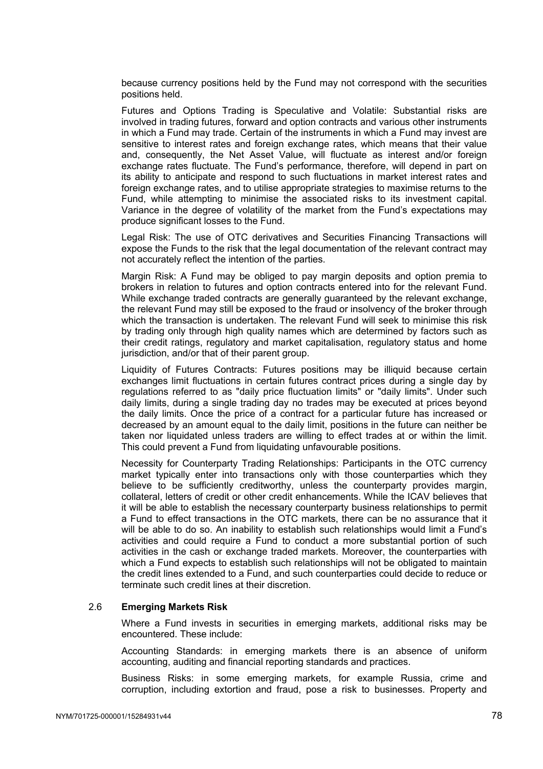because currency positions held by the Fund may not correspond with the securities positions held.

Futures and Options Trading is Speculative and Volatile: Substantial risks are involved in trading futures, forward and option contracts and various other instruments in which a Fund may trade. Certain of the instruments in which a Fund may invest are sensitive to interest rates and foreign exchange rates, which means that their value and, consequently, the Net Asset Value, will fluctuate as interest and/or foreign exchange rates fluctuate. The Fund's performance, therefore, will depend in part on its ability to anticipate and respond to such fluctuations in market interest rates and foreign exchange rates, and to utilise appropriate strategies to maximise returns to the Fund, while attempting to minimise the associated risks to its investment capital. Variance in the degree of volatility of the market from the Fund's expectations may produce significant losses to the Fund.

Legal Risk: The use of OTC derivatives and Securities Financing Transactions will expose the Funds to the risk that the legal documentation of the relevant contract may not accurately reflect the intention of the parties.

Margin Risk: A Fund may be obliged to pay margin deposits and option premia to brokers in relation to futures and option contracts entered into for the relevant Fund. While exchange traded contracts are generally guaranteed by the relevant exchange, the relevant Fund may still be exposed to the fraud or insolvency of the broker through which the transaction is undertaken. The relevant Fund will seek to minimise this risk by trading only through high quality names which are determined by factors such as their credit ratings, regulatory and market capitalisation, regulatory status and home jurisdiction, and/or that of their parent group.

Liquidity of Futures Contracts: Futures positions may be illiquid because certain exchanges limit fluctuations in certain futures contract prices during a single day by regulations referred to as "daily price fluctuation limits" or "daily limits". Under such daily limits, during a single trading day no trades may be executed at prices beyond the daily limits. Once the price of a contract for a particular future has increased or decreased by an amount equal to the daily limit, positions in the future can neither be taken nor liquidated unless traders are willing to effect trades at or within the limit. This could prevent a Fund from liquidating unfavourable positions.

Necessity for Counterparty Trading Relationships: Participants in the OTC currency market typically enter into transactions only with those counterparties which they believe to be sufficiently creditworthy, unless the counterparty provides margin, collateral, letters of credit or other credit enhancements. While the ICAV believes that it will be able to establish the necessary counterparty business relationships to permit a Fund to effect transactions in the OTC markets, there can be no assurance that it will be able to do so. An inability to establish such relationships would limit a Fund's activities and could require a Fund to conduct a more substantial portion of such activities in the cash or exchange traded markets. Moreover, the counterparties with which a Fund expects to establish such relationships will not be obligated to maintain the credit lines extended to a Fund, and such counterparties could decide to reduce or terminate such credit lines at their discretion.

### 2.6 **Emerging Markets Risk**

Where a Fund invests in securities in emerging markets, additional risks may be encountered. These include:

Accounting Standards: in emerging markets there is an absence of uniform accounting, auditing and financial reporting standards and practices.

Business Risks: in some emerging markets, for example Russia, crime and corruption, including extortion and fraud, pose a risk to businesses. Property and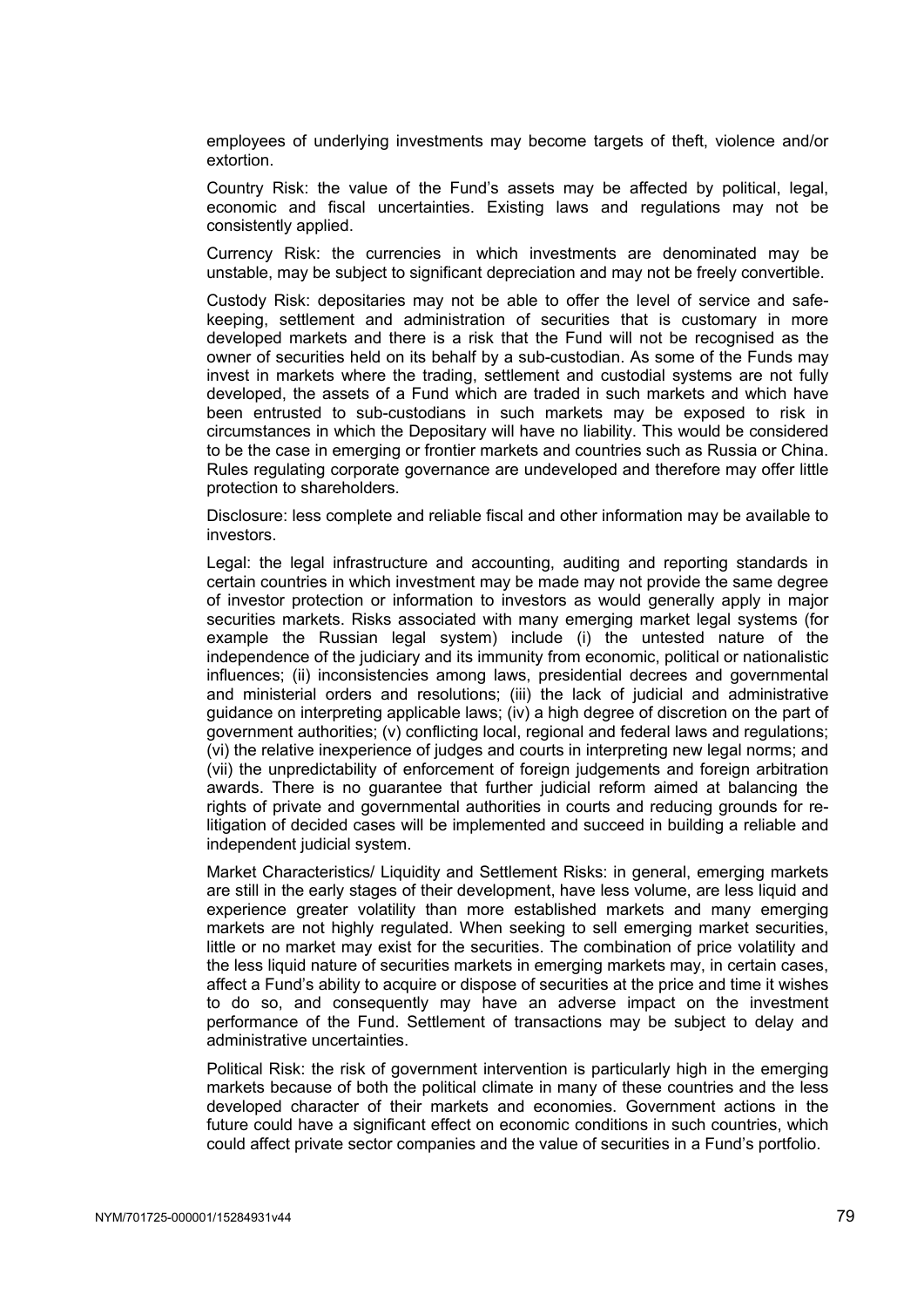employees of underlying investments may become targets of theft, violence and/or extortion.

Country Risk: the value of the Fund's assets may be affected by political, legal, economic and fiscal uncertainties. Existing laws and regulations may not be consistently applied.

Currency Risk: the currencies in which investments are denominated may be unstable, may be subject to significant depreciation and may not be freely convertible.

Custody Risk: depositaries may not be able to offer the level of service and safe-keeping, settlement and administration of securities that is customary in more developed markets and there is a risk that the Fund will not be recognised as the owner of securities held on its behalf by a sub-custodian. As some of the Funds may invest in markets where the trading, settlement and custodial systems are not fully developed, the assets of a Fund which are traded in such markets and which have been entrusted to sub-custodians in such markets may be exposed to risk in circumstances in which the Depositary will have no liability. This would be considered to be the case in emerging or frontier markets and countries such as Russia or China. Rules regulating corporate governance are undeveloped and therefore may offer little protection to shareholders.

Disclosure: less complete and reliable fiscal and other information may be available to investors.

Legal: the legal infrastructure and accounting, auditing and reporting standards in certain countries in which investment may be made may not provide the same degree of investor protection or information to investors as would generally apply in major securities markets. Risks associated with many emerging market legal systems (for example the Russian legal system) include (i) the untested nature of the independence of the judiciary and its immunity from economic, political or nationalistic influences; (ii) inconsistencies among laws, presidential decrees and governmental and ministerial orders and resolutions; (iii) the lack of judicial and administrative guidance on interpreting applicable laws; (iv) a high degree of discretion on the part of government authorities; (v) conflicting local, regional and federal laws and regulations; (vi) the relative inexperience of judges and courts in interpreting new legal norms; and (vii) the unpredictability of enforcement of foreign judgements and foreign arbitration awards. There is no guarantee that further judicial reform aimed at balancing the rights of private and governmental authorities in courts and reducing grounds for re-litigation of decided cases will be implemented and succeed in building a reliable and independent judicial system.

Market Characteristics/ Liquidity and Settlement Risks: in general, emerging markets are still in the early stages of their development, have less volume, are less liquid and experience greater volatility than more established markets and many emerging markets are not highly regulated. When seeking to sell emerging market securities, little or no market may exist for the securities. The combination of price volatility and the less liquid nature of securities markets in emerging markets may, in certain cases, affect a Fund's ability to acquire or dispose of securities at the price and time it wishes to do so, and consequently may have an adverse impact on the investment performance of the Fund. Settlement of transactions may be subject to delay and administrative uncertainties.

Political Risk: the risk of government intervention is particularly high in the emerging markets because of both the political climate in many of these countries and the less developed character of their markets and economies. Government actions in the future could have a significant effect on economic conditions in such countries, which could affect private sector companies and the value of securities in a Fund's portfolio.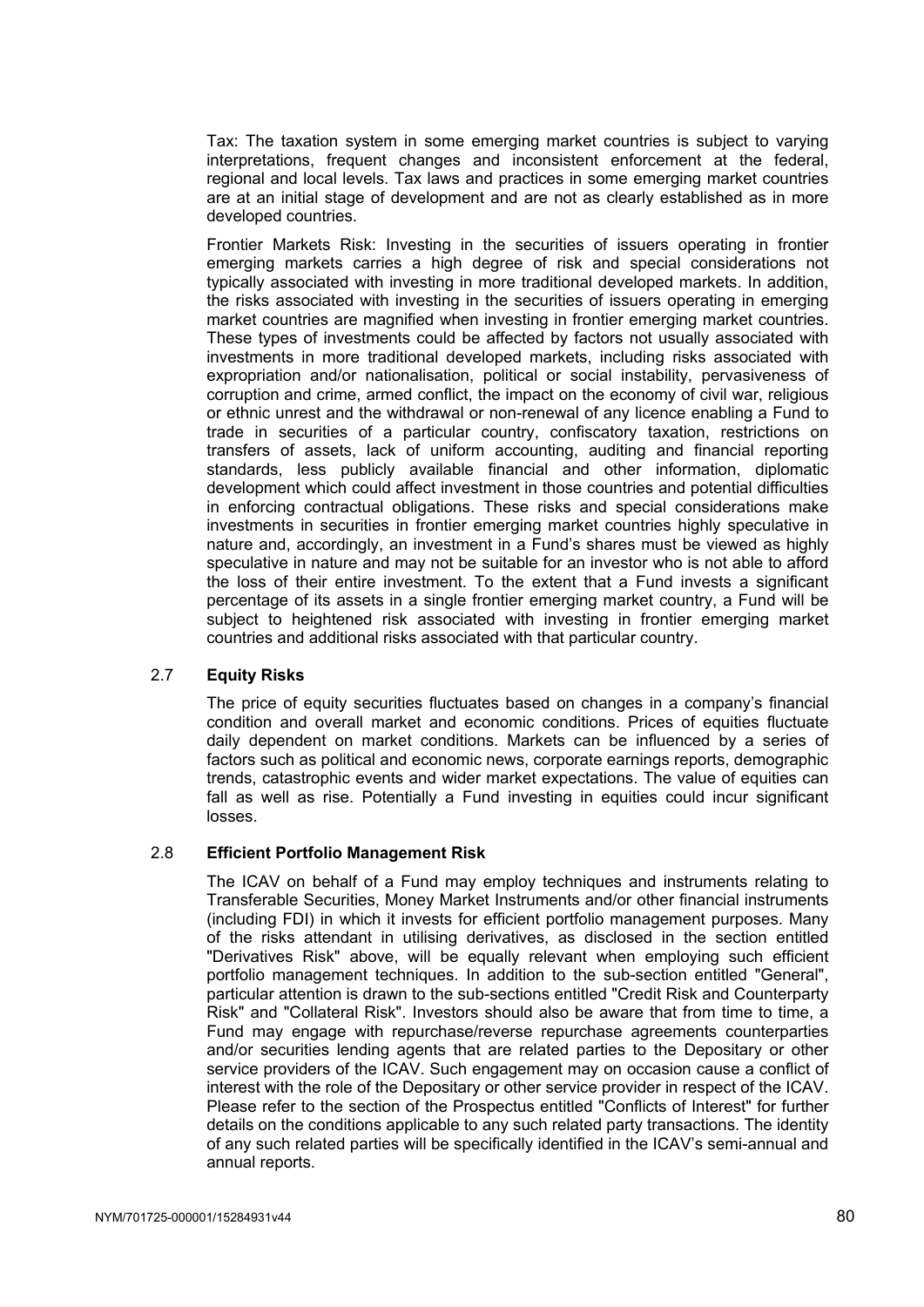Tax: The taxation system in some emerging market countries is subject to varying interpretations, frequent changes and inconsistent enforcement at the federal, regional and local levels. Tax laws and practices in some emerging market countries are at an initial stage of development and are not as clearly established as in more developed countries.

Frontier Markets Risk: Investing in the securities of issuers operating in frontier emerging markets carries a high degree of risk and special considerations not typically associated with investing in more traditional developed markets. In addition, the risks associated with investing in the securities of issuers operating in emerging market countries are magnified when investing in frontier emerging market countries. These types of investments could be affected by factors not usually associated with investments in more traditional developed markets, including risks associated with expropriation and/or nationalisation, political or social instability, pervasiveness of corruption and crime, armed conflict, the impact on the economy of civil war, religious or ethnic unrest and the withdrawal or non-renewal of any licence enabling a Fund to trade in securities of a particular country, confiscatory taxation, restrictions on transfers of assets, lack of uniform accounting, auditing and financial reporting standards, less publicly available financial and other information, diplomatic development which could affect investment in those countries and potential difficulties in enforcing contractual obligations. These risks and special considerations make investments in securities in frontier emerging market countries highly speculative in nature and, accordingly, an investment in a Fund's shares must be viewed as highly speculative in nature and may not be suitable for an investor who is not able to afford the loss of their entire investment. To the extent that a Fund invests a significant percentage of its assets in a single frontier emerging market country, a Fund will be subject to heightened risk associated with investing in frontier emerging market countries and additional risks associated with that particular country.

### 2.7 **Equity Risks**

The price of equity securities fluctuates based on changes in a company's financial condition and overall market and economic conditions. Prices of equities fluctuate daily dependent on market conditions. Markets can be influenced by a series of factors such as political and economic news, corporate earnings reports, demographic trends, catastrophic events and wider market expectations. The value of equities can fall as well as rise. Potentially a Fund investing in equities could incur significant losses.

### 2.8 **Efficient Portfolio Management Risk**

The ICAV on behalf of a Fund may employ techniques and instruments relating to Transferable Securities, Money Market Instruments and/or other financial instruments (including FDI) in which it invests for efficient portfolio management purposes. Many of the risks attendant in utilising derivatives, as disclosed in the section entitled "Derivatives Risk" above, will be equally relevant when employing such efficient portfolio management techniques. In addition to the sub-section entitled "General", particular attention is drawn to the sub-sections entitled "Credit Risk and Counterparty Risk" and "Collateral Risk". Investors should also be aware that from time to time, a Fund may engage with repurchase/reverse repurchase agreements counterparties and/or securities lending agents that are related parties to the Depositary or other service providers of the ICAV. Such engagement may on occasion cause a conflict of interest with the role of the Depositary or other service provider in respect of the ICAV. Please refer to the section of the Prospectus entitled "Conflicts of Interest" for further details on the conditions applicable to any such related party transactions. The identity of any such related parties will be specifically identified in the ICAV's semi-annual and annual reports.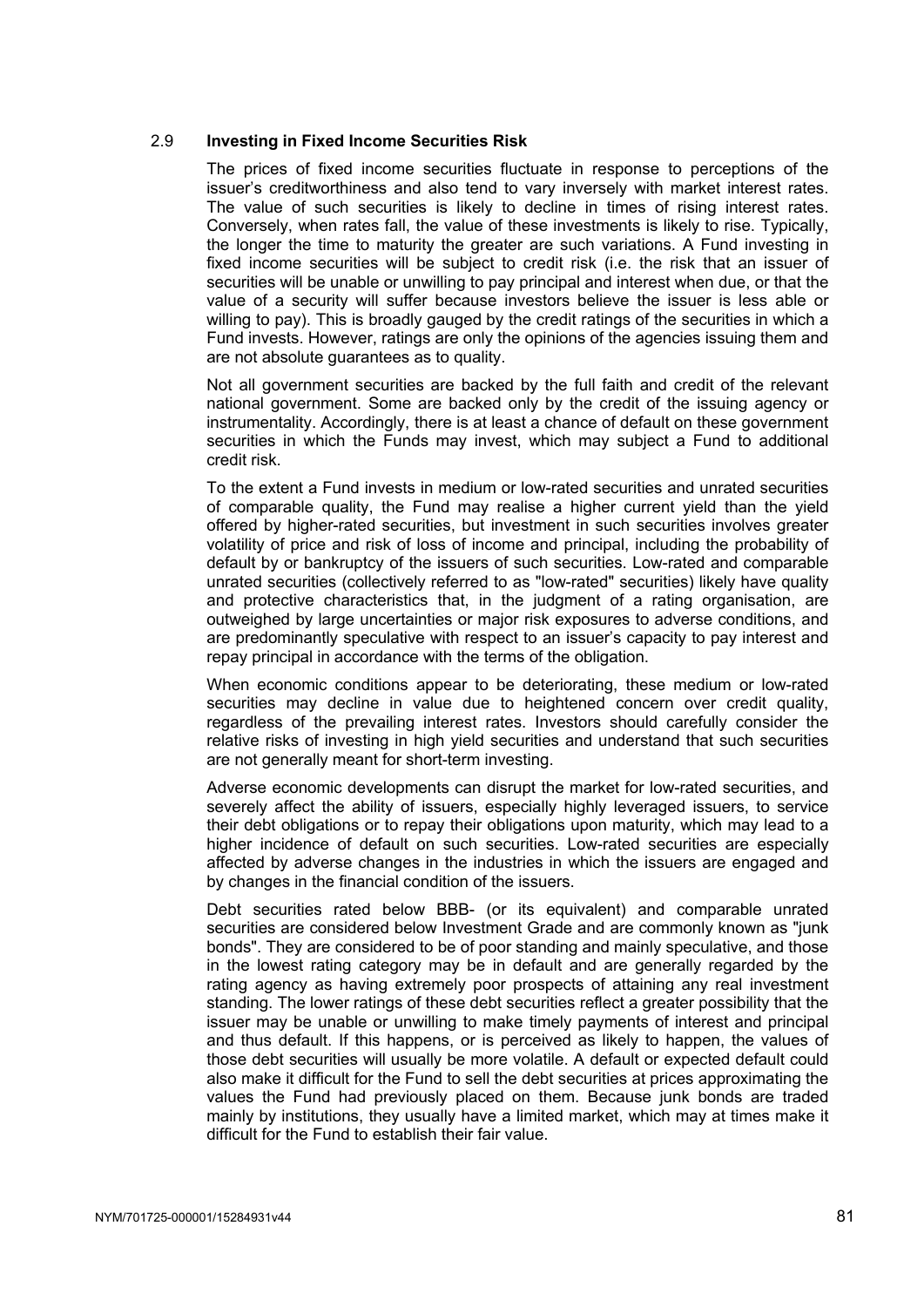### 2.9 **Investing in Fixed Income Securities Risk**

The prices of fixed income securities fluctuate in response to perceptions of the issuer's creditworthiness and also tend to vary inversely with market interest rates. The value of such securities is likely to decline in times of rising interest rates. Conversely, when rates fall, the value of these investments is likely to rise. Typically, the longer the time to maturity the greater are such variations. A Fund investing in fixed income securities will be subject to credit risk (i.e. the risk that an issuer of securities will be unable or unwilling to pay principal and interest when due, or that the value of a security will suffer because investors believe the issuer is less able or willing to pay). This is broadly gauged by the credit ratings of the securities in which a Fund invests. However, ratings are only the opinions of the agencies issuing them and are not absolute guarantees as to quality.

Not all government securities are backed by the full faith and credit of the relevant national government. Some are backed only by the credit of the issuing agency or instrumentality. Accordingly, there is at least a chance of default on these government securities in which the Funds may invest, which may subject a Fund to additional credit risk.

To the extent a Fund invests in medium or low-rated securities and unrated securities of comparable quality, the Fund may realise a higher current yield than the yield offered by higher-rated securities, but investment in such securities involves greater volatility of price and risk of loss of income and principal, including the probability of default by or bankruptcy of the issuers of such securities. Low-rated and comparable unrated securities (collectively referred to as "low-rated" securities) likely have quality and protective characteristics that, in the judgment of a rating organisation, are outweighed by large uncertainties or major risk exposures to adverse conditions, and are predominantly speculative with respect to an issuer's capacity to pay interest and repay principal in accordance with the terms of the obligation.

When economic conditions appear to be deteriorating, these medium or low-rated securities may decline in value due to heightened concern over credit quality, regardless of the prevailing interest rates. Investors should carefully consider the relative risks of investing in high yield securities and understand that such securities are not generally meant for short-term investing.

Adverse economic developments can disrupt the market for low-rated securities, and severely affect the ability of issuers, especially highly leveraged issuers, to service their debt obligations or to repay their obligations upon maturity, which may lead to a higher incidence of default on such securities. Low-rated securities are especially affected by adverse changes in the industries in which the issuers are engaged and by changes in the financial condition of the issuers.

Debt securities rated below BBB- (or its equivalent) and comparable unrated securities are considered below Investment Grade and are commonly known as "junk bonds". They are considered to be of poor standing and mainly speculative, and those in the lowest rating category may be in default and are generally regarded by the rating agency as having extremely poor prospects of attaining any real investment standing. The lower ratings of these debt securities reflect a greater possibility that the issuer may be unable or unwilling to make timely payments of interest and principal and thus default. If this happens, or is perceived as likely to happen, the values of those debt securities will usually be more volatile. A default or expected default could also make it difficult for the Fund to sell the debt securities at prices approximating the values the Fund had previously placed on them. Because junk bonds are traded mainly by institutions, they usually have a limited market, which may at times make it difficult for the Fund to establish their fair value.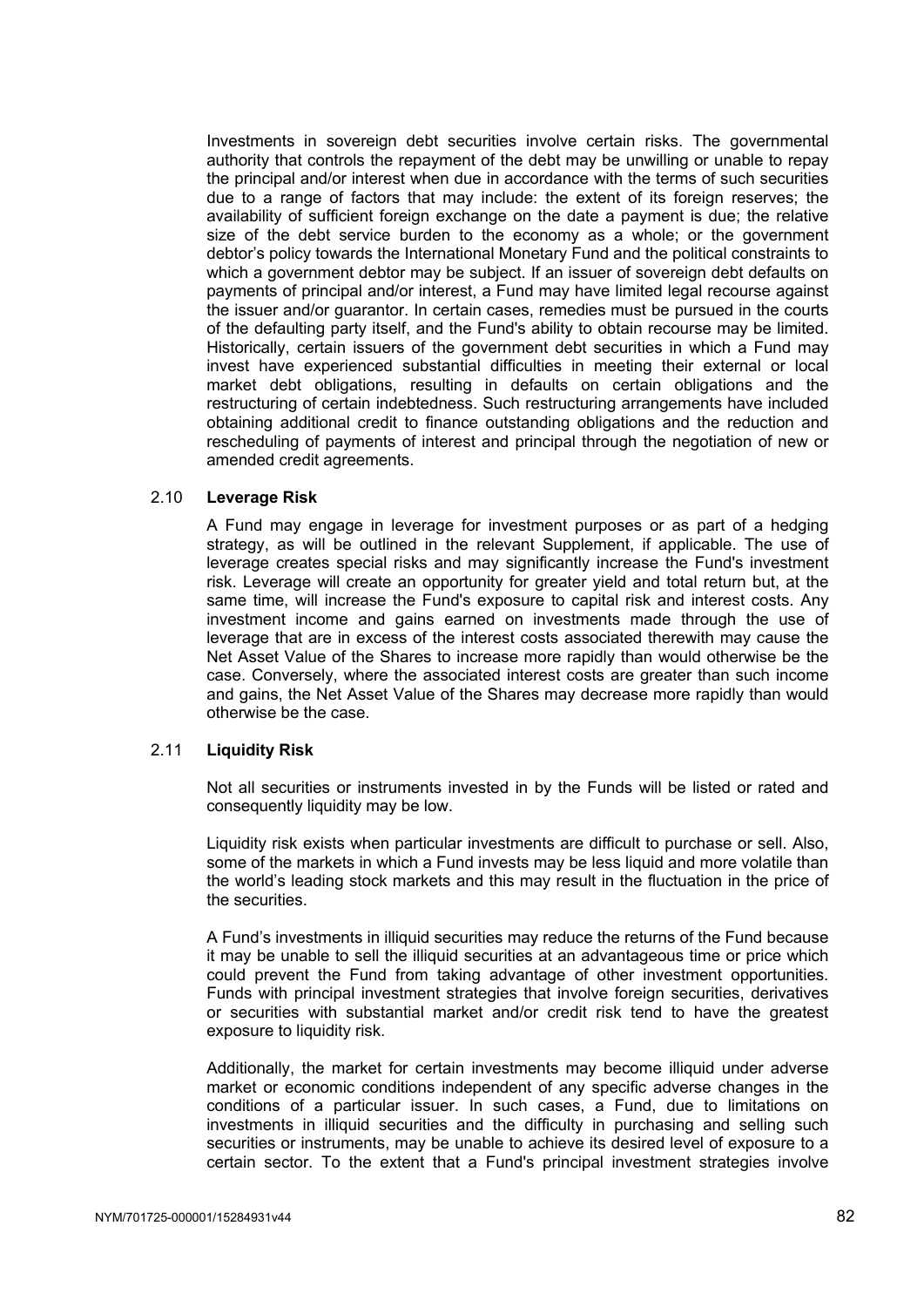Investments in sovereign debt securities involve certain risks. The governmental authority that controls the repayment of the debt may be unwilling or unable to repay the principal and/or interest when due in accordance with the terms of such securities due to a range of factors that may include: the extent of its foreign reserves; the availability of sufficient foreign exchange on the date a payment is due; the relative size of the debt service burden to the economy as a whole; or the government debtor's policy towards the International Monetary Fund and the political constraints to which a government debtor may be subject. If an issuer of sovereign debt defaults on payments of principal and/or interest, a Fund may have limited legal recourse against the issuer and/or guarantor. In certain cases, remedies must be pursued in the courts of the defaulting party itself, and the Fund's ability to obtain recourse may be limited. Historically, certain issuers of the government debt securities in which a Fund may invest have experienced substantial difficulties in meeting their external or local market debt obligations, resulting in defaults on certain obligations and the restructuring of certain indebtedness. Such restructuring arrangements have included obtaining additional credit to finance outstanding obligations and the reduction and rescheduling of payments of interest and principal through the negotiation of new or amended credit agreements.

2.10 **Leverage Risk**

A Fund may engage in leverage for investment purposes or as part of a hedging strategy, as will be outlined in the relevant Supplement, if applicable. The use of leverage creates special risks and may significantly increase the Fund's investment risk. Leverage will create an opportunity for greater yield and total return but, at the same time, will increase the Fund's exposure to capital risk and interest costs. Any investment income and gains earned on investments made through the use of leverage that are in excess of the interest costs associated therewith may cause the Net Asset Value of the Shares to increase more rapidly than would otherwise be the case. Conversely, where the associated interest costs are greater than such income and gains, the Net Asset Value of the Shares may decrease more rapidly than would otherwise be the case.

2.11 **Liquidity Risk**

Not all securities or instruments invested in by the Funds will be listed or rated and consequently liquidity may be low.

Liquidity risk exists when particular investments are difficult to purchase or sell. Also, some of the markets in which a Fund invests may be less liquid and more volatile than the world's leading stock markets and this may result in the fluctuation in the price of the securities.

A Fund's investments in illiquid securities may reduce the returns of the Fund because it may be unable to sell the illiquid securities at an advantageous time or price which could prevent the Fund from taking advantage of other investment opportunities. Funds with principal investment strategies that involve foreign securities, derivatives or securities with substantial market and/or credit risk tend to have the greatest exposure to liquidity risk.

Additionally, the market for certain investments may become illiquid under adverse market or economic conditions independent of any specific adverse changes in the conditions of a particular issuer. In such cases, a Fund, due to limitations on investments in illiquid securities and the difficulty in purchasing and selling such securities or instruments, may be unable to achieve its desired level of exposure to a certain sector. To the extent that a Fund's principal investment strategies involve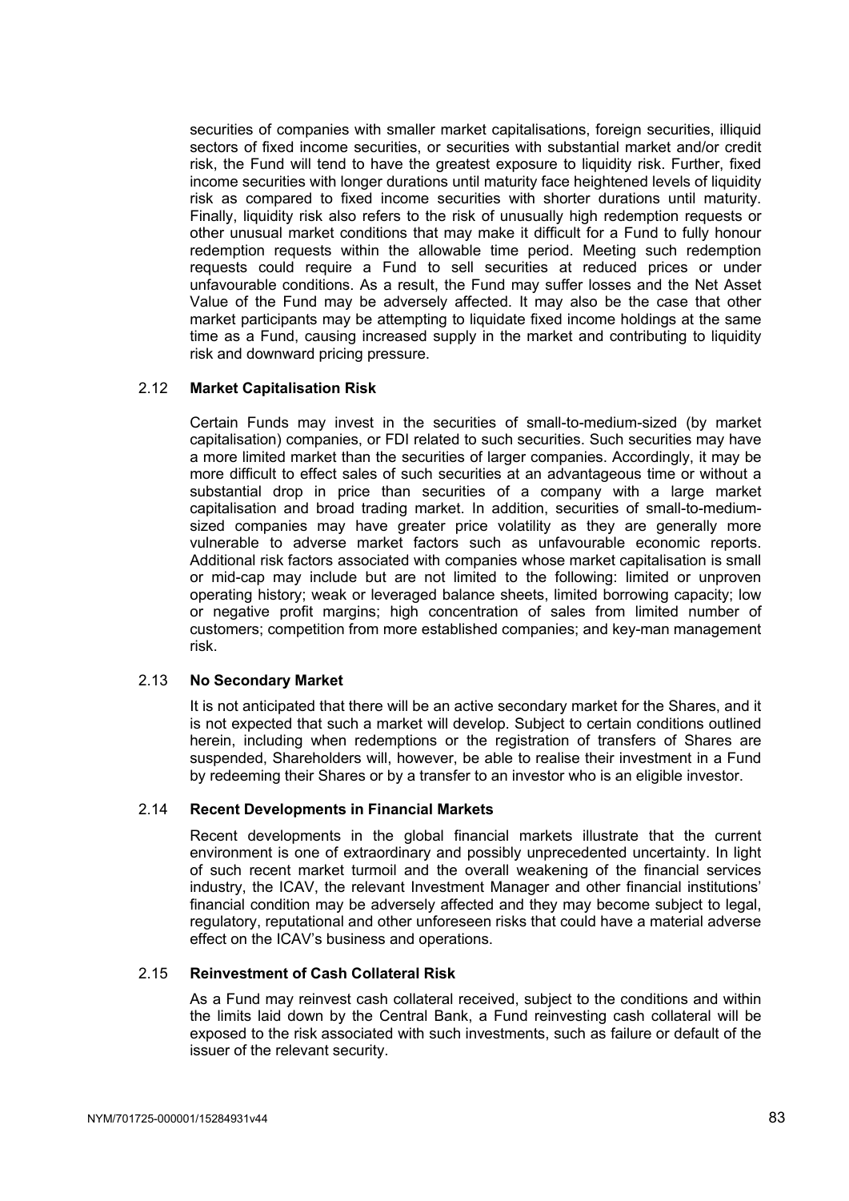securities of companies with smaller market capitalisations, foreign securities, illiquid sectors of fixed income securities, or securities with substantial market and/or credit risk, the Fund will tend to have the greatest exposure to liquidity risk. Further, fixed income securities with longer durations until maturity face heightened levels of liquidity risk as compared to fixed income securities with shorter durations until maturity. Finally, liquidity risk also refers to the risk of unusually high redemption requests or other unusual market conditions that may make it difficult for a Fund to fully honour redemption requests within the allowable time period. Meeting such redemption requests could require a Fund to sell securities at reduced prices or under unfavourable conditions. As a result, the Fund may suffer losses and the Net Asset Value of the Fund may be adversely affected. It may also be the case that other market participants may be attempting to liquidate fixed income holdings at the same time as a Fund, causing increased supply in the market and contributing to liquidity risk and downward pricing pressure.

### 2.12 **Market Capitalisation Risk**

Certain Funds may invest in the securities of small-to-medium-sized (by market capitalisation) companies, or FDI related to such securities. Such securities may have a more limited market than the securities of larger companies. Accordingly, it may be more difficult to effect sales of such securities at an advantageous time or without a substantial drop in price than securities of a company with a large market capitalisation and broad trading market. In addition, securities of small-to-medium-sized companies may have greater price volatility as they are generally more vulnerable to adverse market factors such as unfavourable economic reports. Additional risk factors associated with companies whose market capitalisation is small or mid-cap may include but are not limited to the following: limited or unproven operating history; weak or leveraged balance sheets, limited borrowing capacity; low or negative profit margins; high concentration of sales from limited number of customers; competition from more established companies; and key-man management risk.

### 2.13 **No Secondary Market**

It is not anticipated that there will be an active secondary market for the Shares, and it is not expected that such a market will develop. Subject to certain conditions outlined herein, including when redemptions or the registration of transfers of Shares are suspended, Shareholders will, however, be able to realise their investment in a Fund by redeeming their Shares or by a transfer to an investor who is an eligible investor.

### 2.14 **Recent Developments in Financial Markets**

Recent developments in the global financial markets illustrate that the current environment is one of extraordinary and possibly unprecedented uncertainty. In light of such recent market turmoil and the overall weakening of the financial services industry, the ICAV, the relevant Investment Manager and other financial institutions' financial condition may be adversely affected and they may become subject to legal, regulatory, reputational and other unforeseen risks that could have a material adverse effect on the ICAV's business and operations.

### 2.15 **Reinvestment of Cash Collateral Risk**

As a Fund may reinvest cash collateral received, subject to the conditions and within the limits laid down by the Central Bank, a Fund reinvesting cash collateral will be exposed to the risk associated with such investments, such as failure or default of the issuer of the relevant security.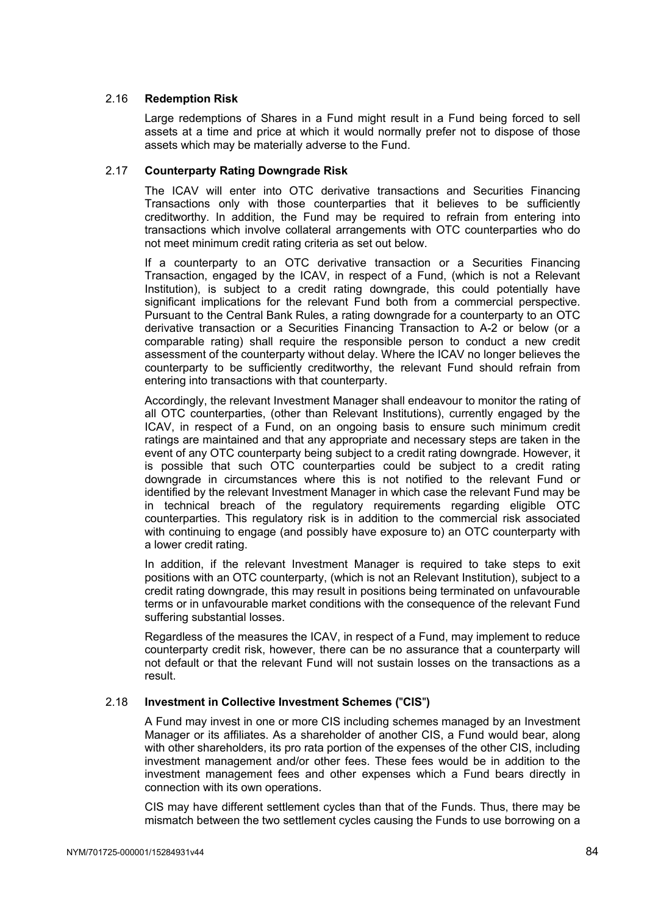### 2.16 Redemption Risk

Large redemptions of Shares in a Fund might result in a Fund being forced to sell assets at a time and price at which it would normally prefer not to dispose of those assets which may be materially adverse to the Fund.

### 2.17 Counterparty Rating Downgrade Risk

The ICAV will enter into OTC derivative transactions and Securities Financing Transactions only with those counterparties that it believes to be sufficiently creditworthy. In addition, the Fund may be required to refrain from entering into transactions which involve collateral arrangements with OTC counterparties who do not meet minimum credit rating criteria as set out below.

If a counterparty to an OTC derivative transaction or a Securities Financing Transaction, engaged by the ICAV, in respect of a Fund, (which is not a Relevant Institution), is subject to a credit rating downgrade, this could potentially have significant implications for the relevant Fund both from a commercial perspective. Pursuant to the Central Bank Rules, a rating downgrade for a counterparty to an OTC derivative transaction or a Securities Financing Transaction to A-2 or below (or a comparable rating) shall require the responsible person to conduct a new credit assessment of the counterparty without delay. Where the ICAV no longer believes the counterparty to be sufficiently creditworthy, the relevant Fund should refrain from entering into transactions with that counterparty.

Accordingly, the relevant Investment Manager shall endeavour to monitor the rating of all OTC counterparties, (other than Relevant Institutions), currently engaged by the ICAV, in respect of a Fund, on an ongoing basis to ensure such minimum credit ratings are maintained and that any appropriate and necessary steps are taken in the event of any OTC counterparty being subject to a credit rating downgrade. However, it is possible that such OTC counterparties could be subject to a credit rating downgrade in circumstances where this is not notified to the relevant Fund or identified by the relevant Investment Manager in which case the relevant Fund may be in technical breach of the regulatory requirements regarding eligible OTC counterparties. This regulatory risk is in addition to the commercial risk associated with continuing to engage (and possibly have exposure to) an OTC counterparty with a lower credit rating.

In addition, if the relevant Investment Manager is required to take steps to exit positions with an OTC counterparty, (which is not an Relevant Institution), subject to a credit rating downgrade, this may result in positions being terminated on unfavourable terms or in unfavourable market conditions with the consequence of the relevant Fund suffering substantial losses.

Regardless of the measures the ICAV, in respect of a Fund, may implement to reduce counterparty credit risk, however, there can be no assurance that a counterparty will not default or that the relevant Fund will not sustain losses on the transactions as a result.

### 2.18 Investment in Collective Investment Schemes ("CIS")

A Fund may invest in one or more CIS including schemes managed by an Investment Manager or its affiliates. As a shareholder of another CIS, a Fund would bear, along with other shareholders, its pro rata portion of the expenses of the other CIS, including investment management and/or other fees. These fees would be in addition to the investment management fees and other expenses which a Fund bears directly in connection with its own operations.

CIS may have different settlement cycles than that of the Funds. Thus, there may be mismatch between the two settlement cycles causing the Funds to use borrowing on a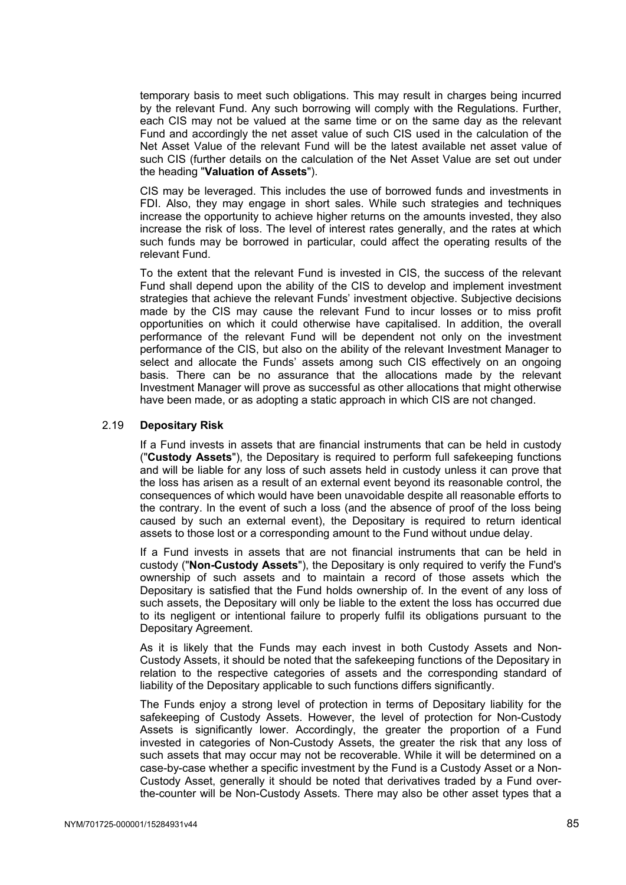temporary basis to meet such obligations. This may result in charges being incurred by the relevant Fund. Any such borrowing will comply with the Regulations. Further, each CIS may not be valued at the same time or on the same day as the relevant Fund and accordingly the net asset value of such CIS used in the calculation of the Net Asset Value of the relevant Fund will be the latest available net asset value of such CIS (further details on the calculation of the Net Asset Value are set out under the heading "**Valuation of Assets**").

CIS may be leveraged. This includes the use of borrowed funds and investments in FDI. Also, they may engage in short sales. While such strategies and techniques increase the opportunity to achieve higher returns on the amounts invested, they also increase the risk of loss. The level of interest rates generally, and the rates at which such funds may be borrowed in particular, could affect the operating results of the relevant Fund.

To the extent that the relevant Fund is invested in CIS, the success of the relevant Fund shall depend upon the ability of the CIS to develop and implement investment strategies that achieve the relevant Funds' investment objective. Subjective decisions made by the CIS may cause the relevant Fund to incur losses or to miss profit opportunities on which it could otherwise have capitalised. In addition, the overall performance of the relevant Fund will be dependent not only on the investment performance of the CIS, but also on the ability of the relevant Investment Manager to select and allocate the Funds' assets among such CIS effectively on an ongoing basis. There can be no assurance that the allocations made by the relevant Investment Manager will prove as successful as other allocations that might otherwise have been made, or as adopting a static approach in which CIS are not changed.

### 2.19 Depositary Risk

If a Fund invests in assets that are financial instruments that can be held in custody ("**Custody Assets**"), the Depositary is required to perform full safekeeping functions and will be liable for any loss of such assets held in custody unless it can prove that the loss has arisen as a result of an external event beyond its reasonable control, the consequences of which would have been unavoidable despite all reasonable efforts to the contrary. In the event of such a loss (and the absence of proof of the loss being caused by such an external event), the Depositary is required to return identical assets to those lost or a corresponding amount to the Fund without undue delay.

If a Fund invests in assets that are not financial instruments that can be held in custody ("**Non-Custody Assets**"), the Depositary is only required to verify the Fund's ownership of such assets and to maintain a record of those assets which the Depositary is satisfied that the Fund holds ownership of. In the event of any loss of such assets, the Depositary will only be liable to the extent the loss has occurred due to its negligent or intentional failure to properly fulfil its obligations pursuant to the Depositary Agreement.

As it is likely that the Funds may each invest in both Custody Assets and Non-Custody Assets, it should be noted that the safekeeping functions of the Depositary in relation to the respective categories of assets and the corresponding standard of liability of the Depositary applicable to such functions differs significantly.

The Funds enjoy a strong level of protection in terms of Depositary liability for the safekeeping of Custody Assets. However, the level of protection for Non-Custody Assets is significantly lower. Accordingly, the greater the proportion of a Fund invested in categories of Non-Custody Assets, the greater the risk that any loss of such assets that may occur may not be recoverable. While it will be determined on a case-by-case whether a specific investment by the Fund is a Custody Asset or a Non-Custody Asset, generally it should be noted that derivatives traded by a Fund over-the-counter will be Non-Custody Assets. There may also be other asset types that a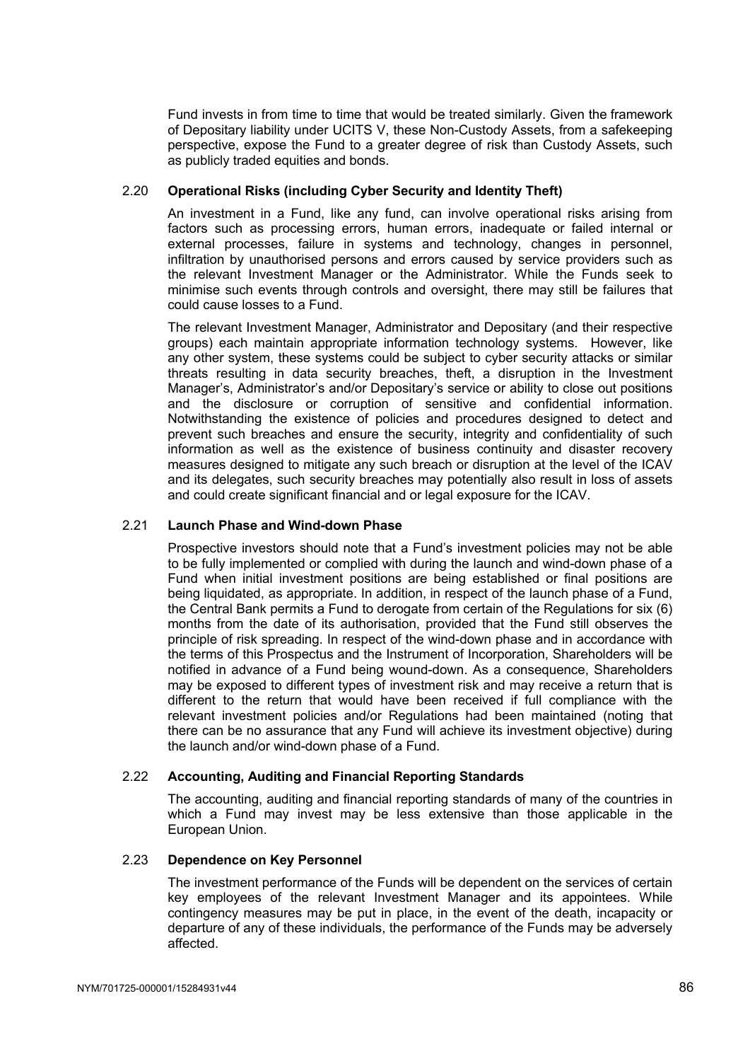Fund invests in from time to time that would be treated similarly. Given the framework of Depositary liability under UCITS V, these Non-Custody Assets, from a safekeeping perspective, expose the Fund to a greater degree of risk than Custody Assets, such as publicly traded equities and bonds.

### 2.20 Operational Risks (including Cyber Security and Identity Theft)

An investment in a Fund, like any fund, can involve operational risks arising from factors such as processing errors, human errors, inadequate or failed internal or external processes, failure in systems and technology, changes in personnel, infiltration by unauthorised persons and errors caused by service providers such as the relevant Investment Manager or the Administrator. While the Funds seek to minimise such events through controls and oversight, there may still be failures that could cause losses to a Fund.

The relevant Investment Manager, Administrator and Depositary (and their respective groups) each maintain appropriate information technology systems. However, like any other system, these systems could be subject to cyber security attacks or similar threats resulting in data security breaches, theft, a disruption in the Investment Manager's, Administrator's and/or Depositary's service or ability to close out positions and the disclosure or corruption of sensitive and confidential information. Notwithstanding the existence of policies and procedures designed to detect and prevent such breaches and ensure the security, integrity and confidentiality of such information as well as the existence of business continuity and disaster recovery measures designed to mitigate any such breach or disruption at the level of the ICAV and its delegates, such security breaches may potentially also result in loss of assets and could create significant financial and or legal exposure for the ICAV.

### 2.21 Launch Phase and Wind-down Phase

Prospective investors should note that a Fund's investment policies may not be able to be fully implemented or complied with during the launch and wind-down phase of a Fund when initial investment positions are being established or final positions are being liquidated, as appropriate. In addition, in respect of the launch phase of a Fund, the Central Bank permits a Fund to derogate from certain of the Regulations for six (6) months from the date of its authorisation, provided that the Fund still observes the principle of risk spreading. In respect of the wind-down phase and in accordance with the terms of this Prospectus and the Instrument of Incorporation, Shareholders will be notified in advance of a Fund being wound-down. As a consequence, Shareholders may be exposed to different types of investment risk and may receive a return that is different to the return that would have been received if full compliance with the relevant investment policies and/or Regulations had been maintained (noting that there can be no assurance that any Fund will achieve its investment objective) during the launch and/or wind-down phase of a Fund.

### 2.22 Accounting, Auditing and Financial Reporting Standards

The accounting, auditing and financial reporting standards of many of the countries in which a Fund may invest may be less extensive than those applicable in the European Union.

### 2.23 Dependence on Key Personnel

The investment performance of the Funds will be dependent on the services of certain key employees of the relevant Investment Manager and its appointees. While contingency measures may be put in place, in the event of the death, incapacity or departure of any of these individuals, the performance of the Funds may be adversely affected.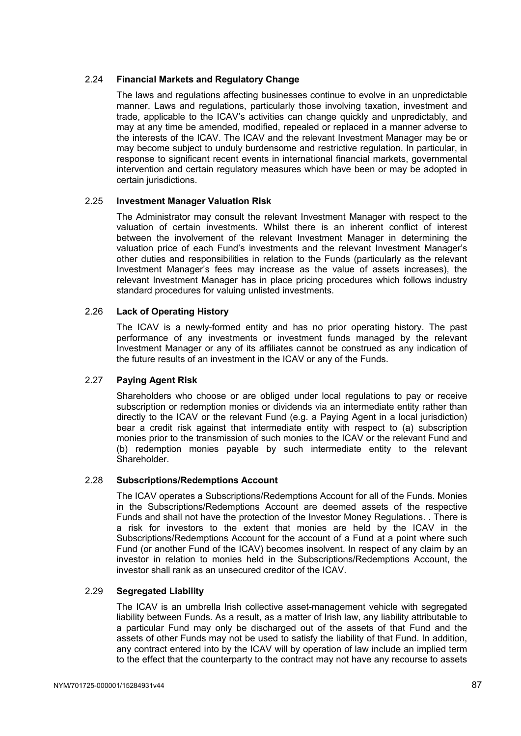### 2.24 Financial Markets and Regulatory Change

The laws and regulations affecting businesses continue to evolve in an unpredictable manner. Laws and regulations, particularly those involving taxation, investment and trade, applicable to the ICAV's activities can change quickly and unpredictably, and may at any time be amended, modified, repealed or replaced in a manner adverse to the interests of the ICAV. The ICAV and the relevant Investment Manager may be or may become subject to unduly burdensome and restrictive regulation. In particular, in response to significant recent events in international financial markets, governmental intervention and certain regulatory measures which have been or may be adopted in certain jurisdictions.

### 2.25 Investment Manager Valuation Risk

The Administrator may consult the relevant Investment Manager with respect to the valuation of certain investments. Whilst there is an inherent conflict of interest between the involvement of the relevant Investment Manager in determining the valuation price of each Fund's investments and the relevant Investment Manager's other duties and responsibilities in relation to the Funds (particularly as the relevant Investment Manager's fees may increase as the value of assets increases), the relevant Investment Manager has in place pricing procedures which follows industry standard procedures for valuing unlisted investments.

### 2.26 Lack of Operating History

The ICAV is a newly-formed entity and has no prior operating history. The past performance of any investments or investment funds managed by the relevant Investment Manager or any of its affiliates cannot be construed as any indication of the future results of an investment in the ICAV or any of the Funds.

### 2.27 Paying Agent Risk

Shareholders who choose or are obliged under local regulations to pay or receive subscription or redemption monies or dividends via an intermediate entity rather than directly to the ICAV or the relevant Fund (e.g. a Paying Agent in a local jurisdiction) bear a credit risk against that intermediate entity with respect to (a) subscription monies prior to the transmission of such monies to the ICAV or the relevant Fund and (b) redemption monies payable by such intermediate entity to the relevant Shareholder.

### 2.28 Subscriptions/Redemptions Account

The ICAV operates a Subscriptions/Redemptions Account for all of the Funds. Monies in the Subscriptions/Redemptions Account are deemed assets of the respective Funds and shall not have the protection of the Investor Money Regulations. . There is a risk for investors to the extent that monies are held by the ICAV in the Subscriptions/Redemptions Account for the account of a Fund at a point where such Fund (or another Fund of the ICAV) becomes insolvent. In respect of any claim by an investor in relation to monies held in the Subscriptions/Redemptions Account, the investor shall rank as an unsecured creditor of the ICAV.

### 2.29 Segregated Liability

The ICAV is an umbrella Irish collective asset-management vehicle with segregated liability between Funds. As a result, as a matter of Irish law, any liability attributable to a particular Fund may only be discharged out of the assets of that Fund and the assets of other Funds may not be used to satisfy the liability of that Fund. In addition, any contract entered into by the ICAV will by operation of law include an implied term to the effect that the counterparty to the contract may not have any recourse to assets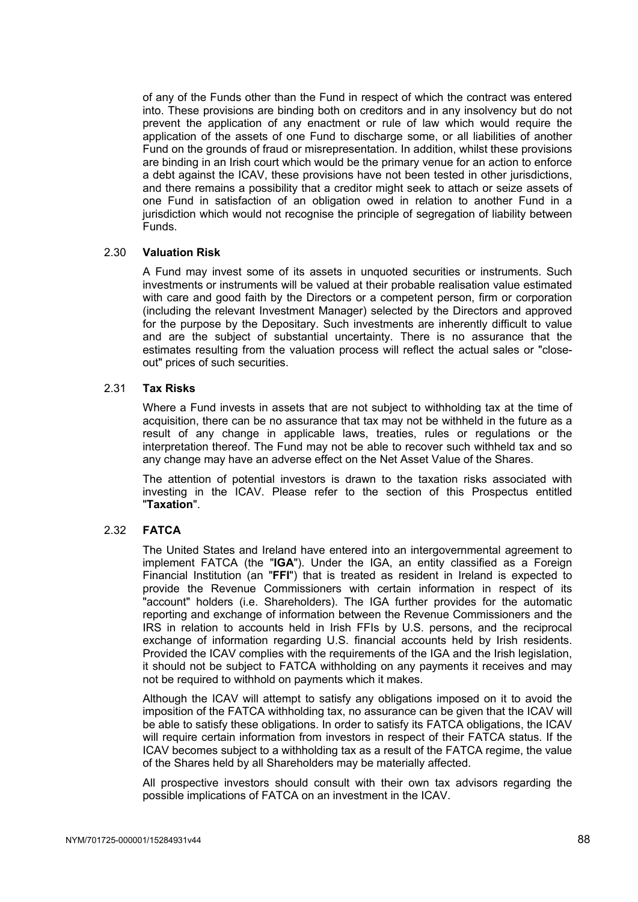of any of the Funds other than the Fund in respect of which the contract was entered into. These provisions are binding both on creditors and in any insolvency but do not prevent the application of any enactment or rule of law which would require the application of the assets of one Fund to discharge some, or all liabilities of another Fund on the grounds of fraud or misrepresentation. In addition, whilst these provisions are binding in an Irish court which would be the primary venue for an action to enforce a debt against the ICAV, these provisions have not been tested in other jurisdictions, and there remains a possibility that a creditor might seek to attach or seize assets of one Fund in satisfaction of an obligation owed in relation to another Fund in a jurisdiction which would not recognise the principle of segregation of liability between Funds.

### 2.30 Valuation Risk

A Fund may invest some of its assets in unquoted securities or instruments. Such investments or instruments will be valued at their probable realisation value estimated with care and good faith by the Directors or a competent person, firm or corporation (including the relevant Investment Manager) selected by the Directors and approved for the purpose by the Depositary. Such investments are inherently difficult to value and are the subject of substantial uncertainty. There is no assurance that the estimates resulting from the valuation process will reflect the actual sales or "close-out" prices of such securities.

### 2.31 Tax Risks

Where a Fund invests in assets that are not subject to withholding tax at the time of acquisition, there can be no assurance that tax may not be withheld in the future as a result of any change in applicable laws, treaties, rules or regulations or the interpretation thereof. The Fund may not be able to recover such withheld tax and so any change may have an adverse effect on the Net Asset Value of the Shares.

The attention of potential investors is drawn to the taxation risks associated with investing in the ICAV. Please refer to the section of this Prospectus entitled "**Taxation**".

### 2.32 FATCA

The United States and Ireland have entered into an intergovernmental agreement to implement FATCA (the "**IGA**"). Under the IGA, an entity classified as a Foreign Financial Institution (an "**FFI**") that is treated as resident in Ireland is expected to provide the Revenue Commissioners with certain information in respect of its "account" holders (i.e. Shareholders). The IGA further provides for the automatic reporting and exchange of information between the Revenue Commissioners and the IRS in relation to accounts held in Irish FFIs by U.S. persons, and the reciprocal exchange of information regarding U.S. financial accounts held by Irish residents. Provided the ICAV complies with the requirements of the IGA and the Irish legislation, it should not be subject to FATCA withholding on any payments it receives and may not be required to withhold on payments which it makes.

Although the ICAV will attempt to satisfy any obligations imposed on it to avoid the imposition of the FATCA withholding tax, no assurance can be given that the ICAV will be able to satisfy these obligations. In order to satisfy its FATCA obligations, the ICAV will require certain information from investors in respect of their FATCA status. If the ICAV becomes subject to a withholding tax as a result of the FATCA regime, the value of the Shares held by all Shareholders may be materially affected.

All prospective investors should consult with their own tax advisors regarding the possible implications of FATCA on an investment in the ICAV.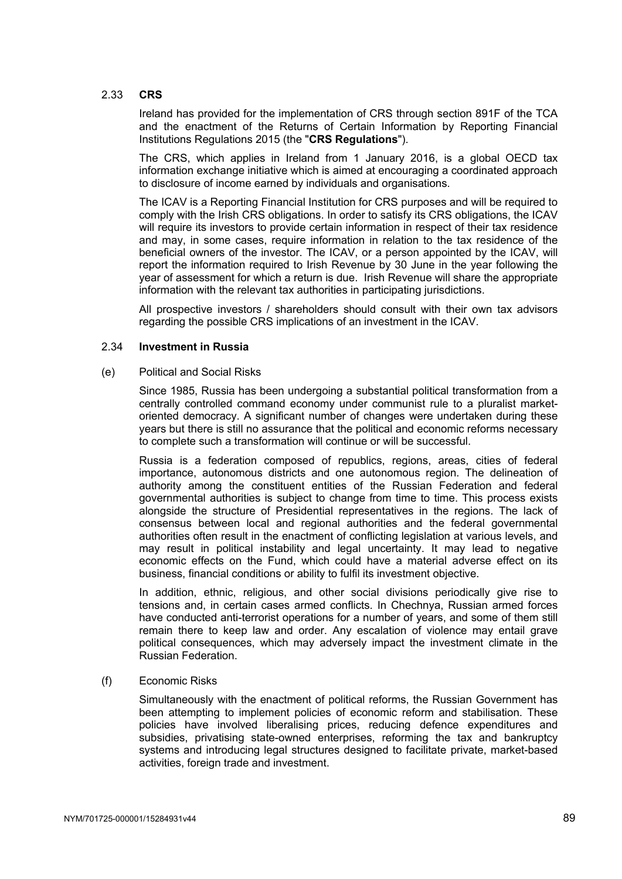### 2.33 **CRS**

Ireland has provided for the implementation of CRS through section 891F of the TCA and the enactment of the Returns of Certain Information by Reporting Financial Institutions Regulations 2015 (the "**CRS Regulations**").

The CRS, which applies in Ireland from 1 January 2016, is a global OECD tax information exchange initiative which is aimed at encouraging a coordinated approach to disclosure of income earned by individuals and organisations.

The ICAV is a Reporting Financial Institution for CRS purposes and will be required to comply with the Irish CRS obligations. In order to satisfy its CRS obligations, the ICAV will require its investors to provide certain information in respect of their tax residence and may, in some cases, require information in relation to the tax residence of the beneficial owners of the investor. The ICAV, or a person appointed by the ICAV, will report the information required to Irish Revenue by 30 June in the year following the year of assessment for which a return is due. Irish Revenue will share the appropriate information with the relevant tax authorities in participating jurisdictions.

All prospective investors / shareholders should consult with their own tax advisors regarding the possible CRS implications of an investment in the ICAV.

### 2.34 **Investment in Russia**

(e) Political and Social Risks

Since 1985, Russia has been undergoing a substantial political transformation from a centrally controlled command economy under communist rule to a pluralist market-oriented democracy. A significant number of changes were undertaken during these years but there is still no assurance that the political and economic reforms necessary to complete such a transformation will continue or will be successful.

Russia is a federation composed of republics, regions, areas, cities of federal importance, autonomous districts and one autonomous region. The delineation of authority among the constituent entities of the Russian Federation and federal governmental authorities is subject to change from time to time. This process exists alongside the structure of Presidential representatives in the regions. The lack of consensus between local and regional authorities and the federal governmental authorities often result in the enactment of conflicting legislation at various levels, and may result in political instability and legal uncertainty. It may lead to negative economic effects on the Fund, which could have a material adverse effect on its business, financial conditions or ability to fulfil its investment objective.

In addition, ethnic, religious, and other social divisions periodically give rise to tensions and, in certain cases armed conflicts. In Chechnya, Russian armed forces have conducted anti-terrorist operations for a number of years, and some of them still remain there to keep law and order. Any escalation of violence may entail grave political consequences, which may adversely impact the investment climate in the Russian Federation.

(f) Economic Risks

Simultaneously with the enactment of political reforms, the Russian Government has been attempting to implement policies of economic reform and stabilisation. These policies have involved liberalising prices, reducing defence expenditures and subsidies, privatising state-owned enterprises, reforming the tax and bankruptcy systems and introducing legal structures designed to facilitate private, market-based activities, foreign trade and investment.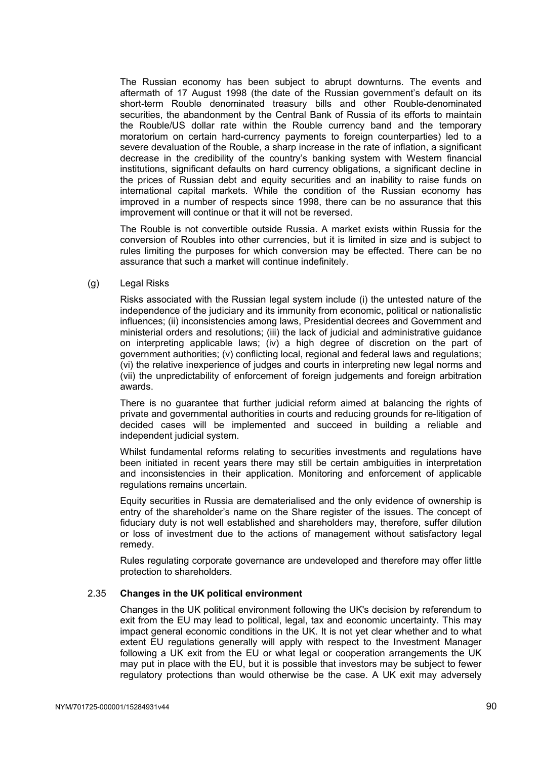The Russian economy has been subject to abrupt downturns. The events and aftermath of 17 August 1998 (the date of the Russian government's default on its short-term Rouble denominated treasury bills and other Rouble-denominated securities, the abandonment by the Central Bank of Russia of its efforts to maintain the Rouble/US dollar rate within the Rouble currency band and the temporary moratorium on certain hard-currency payments to foreign counterparties) led to a severe devaluation of the Rouble, a sharp increase in the rate of inflation, a significant decrease in the credibility of the country's banking system with Western financial institutions, significant defaults on hard currency obligations, a significant decline in the prices of Russian debt and equity securities and an inability to raise funds on international capital markets. While the condition of the Russian economy has improved in a number of respects since 1998, there can be no assurance that this improvement will continue or that it will not be reversed.

The Rouble is not convertible outside Russia. A market exists within Russia for the conversion of Roubles into other currencies, but it is limited in size and is subject to rules limiting the purposes for which conversion may be effected. There can be no assurance that such a market will continue indefinitely.

(g) Legal Risks

Risks associated with the Russian legal system include (i) the untested nature of the independence of the judiciary and its immunity from economic, political or nationalistic influences; (ii) inconsistencies among laws, Presidential decrees and Government and ministerial orders and resolutions; (iii) the lack of judicial and administrative guidance on interpreting applicable laws; (iv) a high degree of discretion on the part of government authorities; (v) conflicting local, regional and federal laws and regulations; (vi) the relative inexperience of judges and courts in interpreting new legal norms and (vii) the unpredictability of enforcement of foreign judgements and foreign arbitration awards.

There is no guarantee that further judicial reform aimed at balancing the rights of private and governmental authorities in courts and reducing grounds for re-litigation of decided cases will be implemented and succeed in building a reliable and independent judicial system.

Whilst fundamental reforms relating to securities investments and regulations have been initiated in recent years there may still be certain ambiguities in interpretation and inconsistencies in their application. Monitoring and enforcement of applicable regulations remains uncertain.

Equity securities in Russia are dematerialised and the only evidence of ownership is entry of the shareholder's name on the Share register of the issues. The concept of fiduciary duty is not well established and shareholders may, therefore, suffer dilution or loss of investment due to the actions of management without satisfactory legal remedy.

Rules regulating corporate governance are undeveloped and therefore may offer little protection to shareholders.

### 2.35 Changes in the UK political environment

Changes in the UK political environment following the UK's decision by referendum to exit from the EU may lead to political, legal, tax and economic uncertainty. This may impact general economic conditions in the UK. It is not yet clear whether and to what extent EU regulations generally will apply with respect to the Investment Manager following a UK exit from the EU or what legal or cooperation arrangements the UK may put in place with the EU, but it is possible that investors may be subject to fewer regulatory protections than would otherwise be the case. A UK exit may adversely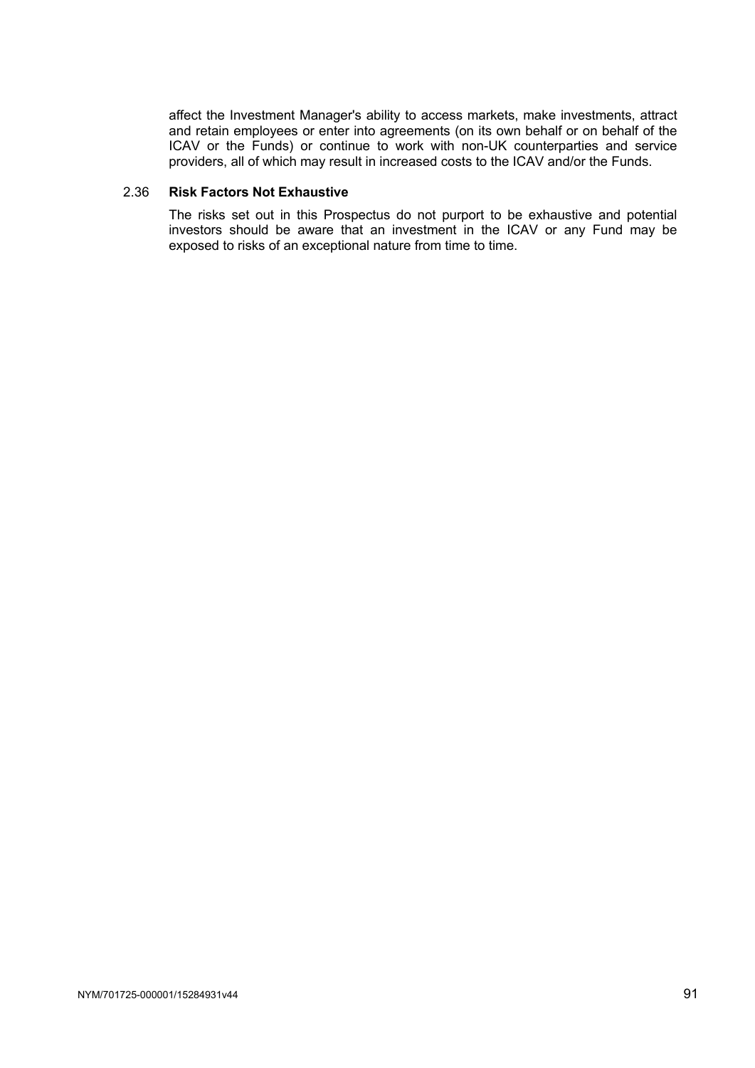affect the Investment Manager's ability to access markets, make investments, attract and retain employees or enter into agreements (on its own behalf or on behalf of the ICAV or the Funds) or continue to work with non-UK counterparties and service providers, all of which may result in increased costs to the ICAV and/or the Funds.

2.36 **Risk Factors Not Exhaustive**

The risks set out in this Prospectus do not purport to be exhaustive and potential investors should be aware that an investment in the ICAV or any Fund may be exposed to risks of an exceptional nature from time to time.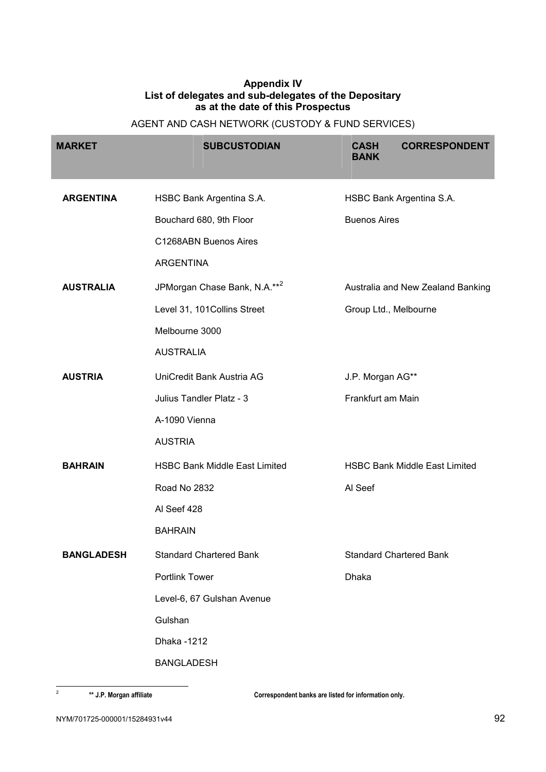**Appendix IV**
**List of delegates and sub-delegates of the Depositary**
**as at the date of this Prospectus**

AGENT AND CASH NETWORK (CUSTODY & FUND SERVICES)

| MARKET | SUBCUSTODIAN | CASH CORRESPONDENT BANK |
|---|---|---|
| **ARGENTINA** | HSBC Bank Argentina S.A.<br>Bouchard 680, 9th Floor<br>C1268ABN Buenos Aires<br>ARGENTINA | HSBC Bank Argentina S.A.<br>Buenos Aires |
| **AUSTRALIA** | JPMorgan Chase Bank, N.A.**[2]<br>Level 31, 101Collins Street<br>Melbourne 3000<br>AUSTRALIA | Australia and New Zealand Banking<br>Group Ltd., Melbourne |
| **AUSTRIA** | UniCredit Bank Austria AG<br>Julius Tandler Platz - 3<br>A-1090 Vienna<br>AUSTRIA | J.P. Morgan AG**<br>Frankfurt am Main |
| **BAHRAIN** | HSBC Bank Middle East Limited<br>Road No 2832<br>Al Seef 428<br>BAHRAIN | HSBC Bank Middle East Limited<br>Al Seef |
| **BANGLADESH** | Standard Chartered Bank<br>Portlink Tower<br>Level-6, 67 Gulshan Avenue<br>Gulshan<br>Dhaka -1212<br>BANGLADESH | Standard Chartered Bank<br>Dhaka |

[2] ** J.P. Morgan affiliate          Correspondent banks are listed for information only.

NYM/701725-000001/15284931v44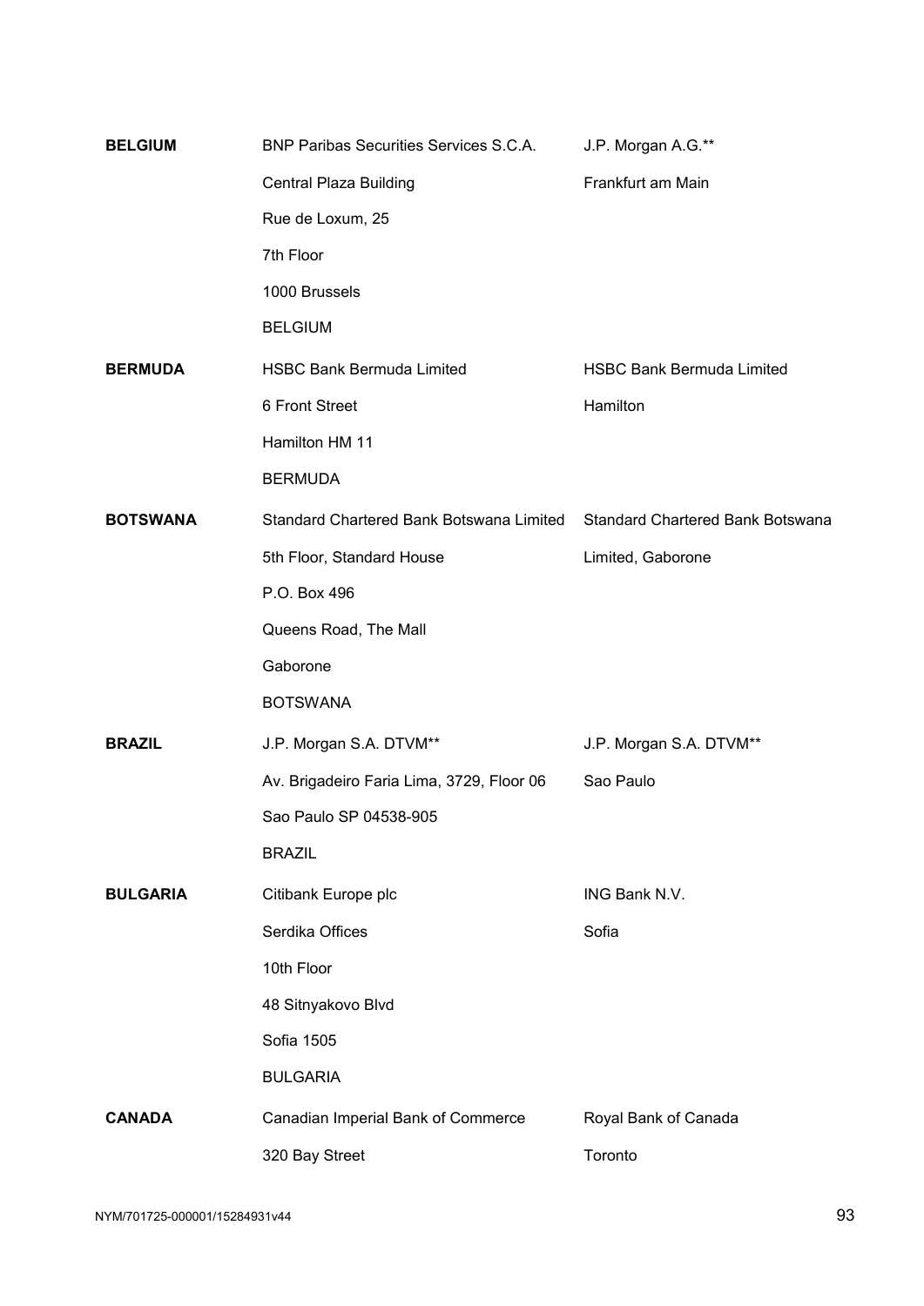| | | |
|---|---|---|
| **BELGIUM** | BNP Paribas Securities Services S.C.A.<br>Central Plaza Building<br>Rue de Loxum, 25<br>7th Floor<br>1000 Brussels<br>BELGIUM | J.P. Morgan A.G.**<br>Frankfurt am Main |
| **BERMUDA** | HSBC Bank Bermuda Limited<br>6 Front Street<br>Hamilton HM 11<br>BERMUDA | HSBC Bank Bermuda Limited<br>Hamilton |
| **BOTSWANA** | Standard Chartered Bank Botswana Limited<br>5th Floor, Standard House<br>P.O. Box 496<br>Queens Road, The Mall<br>Gaborone<br>BOTSWANA | Standard Chartered Bank Botswana Limited, Gaborone |
| **BRAZIL** | J.P. Morgan S.A. DTVM**<br>Av. Brigadeiro Faria Lima, 3729, Floor 06<br>Sao Paulo SP 04538-905<br>BRAZIL | J.P. Morgan S.A. DTVM**<br>Sao Paulo |
| **BULGARIA** | Citibank Europe plc<br>Serdika Offices<br>10th Floor<br>48 Sitnyakovo Blvd<br>Sofia 1505<br>BULGARIA | ING Bank N.V.<br>Sofia |
| **CANADA** | Canadian Imperial Bank of Commerce<br>320 Bay Street | Royal Bank of Canada<br>Toronto |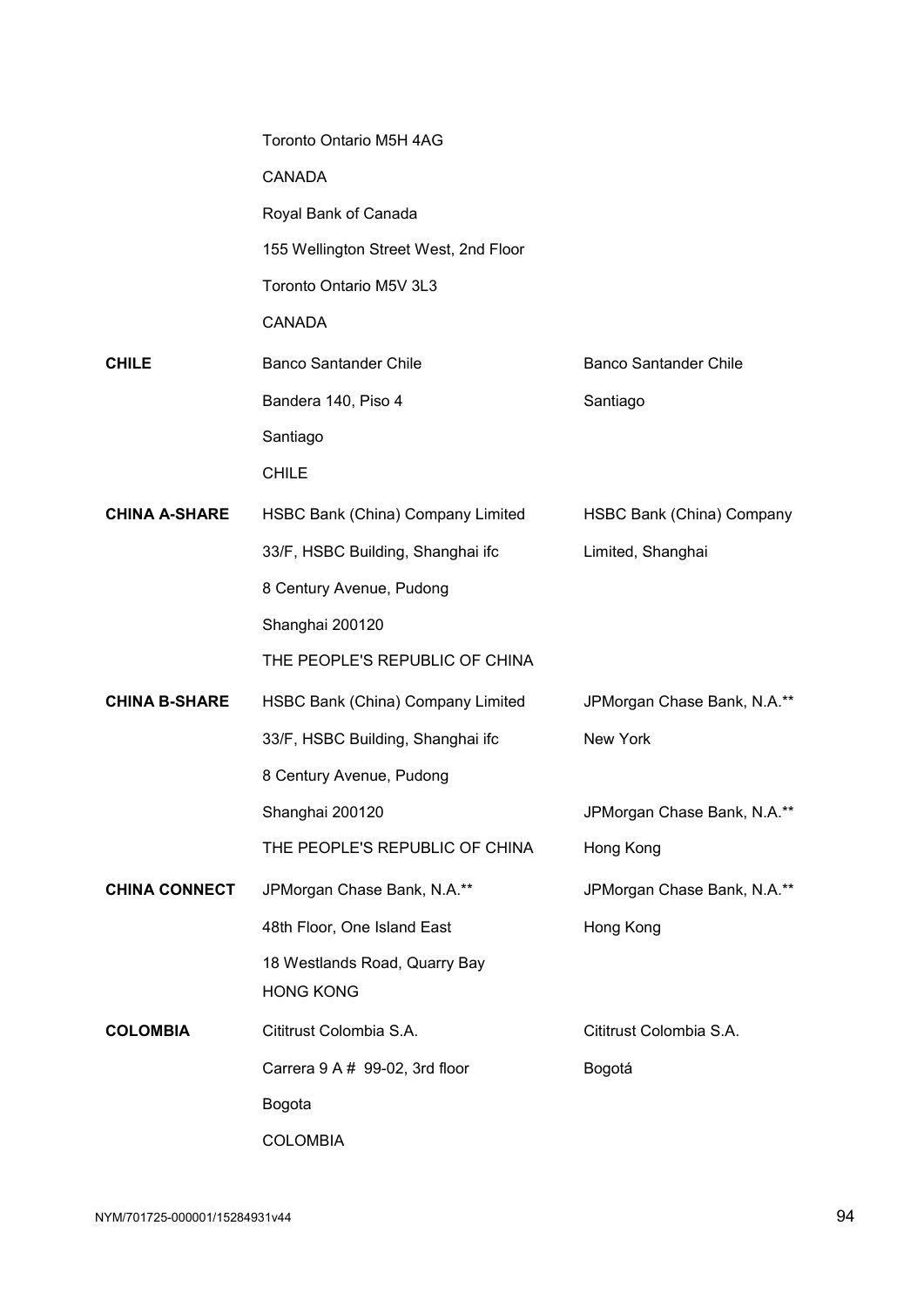| | | |
|---|---|---|
| | Toronto Ontario M5H 4AG<br>CANADA<br>Royal Bank of Canada<br>155 Wellington Street West, 2nd Floor<br>Toronto Ontario M5V 3L3<br>CANADA | |
| **CHILE** | Banco Santander Chile<br>Bandera 140, Piso 4<br>Santiago<br>CHILE | Banco Santander Chile<br>Santiago |
| **CHINA A-SHARE** | HSBC Bank (China) Company Limited<br>33/F, HSBC Building, Shanghai ifc<br>8 Century Avenue, Pudong<br>Shanghai 200120<br>THE PEOPLE'S REPUBLIC OF CHINA | HSBC Bank (China) Company Limited, Shanghai |
| **CHINA B-SHARE** | HSBC Bank (China) Company Limited<br>33/F, HSBC Building, Shanghai ifc<br>8 Century Avenue, Pudong<br>Shanghai 200120<br>THE PEOPLE'S REPUBLIC OF CHINA | JPMorgan Chase Bank, N.A.**<br>New York<br><br>JPMorgan Chase Bank, N.A.**<br>Hong Kong |
| **CHINA CONNECT** | JPMorgan Chase Bank, N.A.**<br>48th Floor, One Island East<br>18 Westlands Road, Quarry Bay<br>HONG KONG | JPMorgan Chase Bank, N.A.**<br>Hong Kong |
| **COLOMBIA** | Cititrust Colombia S.A.<br>Carrera 9 A # 99-02, 3rd floor<br>Bogota<br>COLOMBIA | Cititrust Colombia S.A.<br>Bogotá |

NYM/701725-000001/15284931v44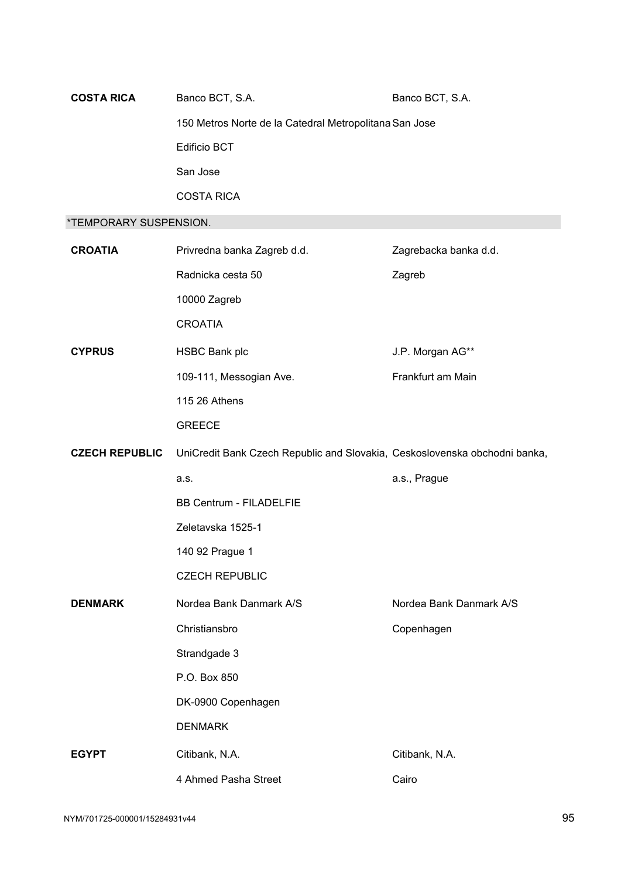| | | |
|---|---|---|
| **COSTA RICA** | Banco BCT, S.A.<br>150 Metros Norte de la Catedral Metropolitana<br>Edificio BCT<br>San Jose<br>COSTA RICA | Banco BCT, S.A.<br>San Jose |
| *TEMPORARY SUSPENSION. | | |
| **CROATIA** | Privredna banka Zagreb d.d.<br>Radnicka cesta 50<br>10000 Zagreb<br>CROATIA | Zagrebacka banka d.d.<br>Zagreb |
| **CYPRUS** | HSBC Bank plc<br>109-111, Messogian Ave.<br>115 26 Athens<br>GREECE | J.P. Morgan AG**<br>Frankfurt am Main |
| **CZECH REPUBLIC** | UniCredit Bank Czech Republic and Slovakia, a.s.<br>BB Centrum - FILADELFIE<br>Zeletavska 1525-1<br>140 92 Prague 1<br>CZECH REPUBLIC | Ceskoslovenska obchodni banka, a.s., Prague |
| **DENMARK** | Nordea Bank Danmark A/S<br>Christiansbro<br>Strandgade 3<br>P.O. Box 850<br>DK-0900 Copenhagen<br>DENMARK | Nordea Bank Danmark A/S<br>Copenhagen |
| **EGYPT** | Citibank, N.A.<br>4 Ahmed Pasha Street | Citibank, N.A.<br>Cairo |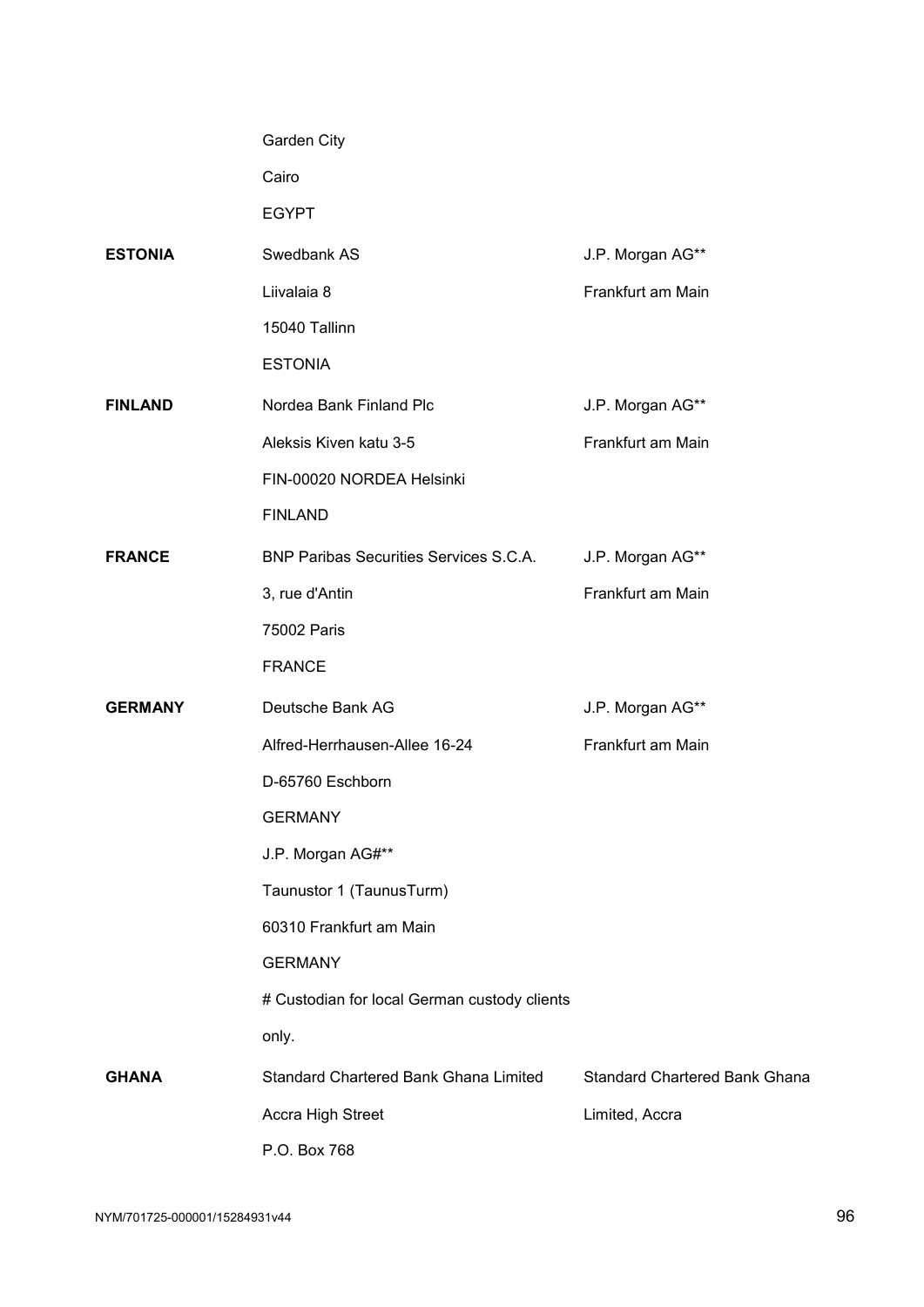| | | |
|---|---|---|
| | Garden City<br>Cairo<br>EGYPT | |
| **ESTONIA** | Swedbank AS<br>Liivalaia 8<br>15040 Tallinn<br>ESTONIA | J.P. Morgan AG**<br>Frankfurt am Main |
| **FINLAND** | Nordea Bank Finland Plc<br>Aleksis Kiven katu 3-5<br>FIN-00020 NORDEA Helsinki<br>FINLAND | J.P. Morgan AG**<br>Frankfurt am Main |
| **FRANCE** | BNP Paribas Securities Services S.C.A.<br>3, rue d'Antin<br>75002 Paris<br>FRANCE | J.P. Morgan AG**<br>Frankfurt am Main |
| **GERMANY** | Deutsche Bank AG<br>Alfred-Herrhausen-Allee 16-24<br>D-65760 Eschborn<br>GERMANY<br>J.P. Morgan AG#**<br>Taunustor 1 (TaunusTurm)<br>60310 Frankfurt am Main<br>GERMANY<br># Custodian for local German custody clients only. | J.P. Morgan AG**<br>Frankfurt am Main |
| **GHANA** | Standard Chartered Bank Ghana Limited<br>Accra High Street<br>P.O. Box 768 | Standard Chartered Bank Ghana Limited, Accra |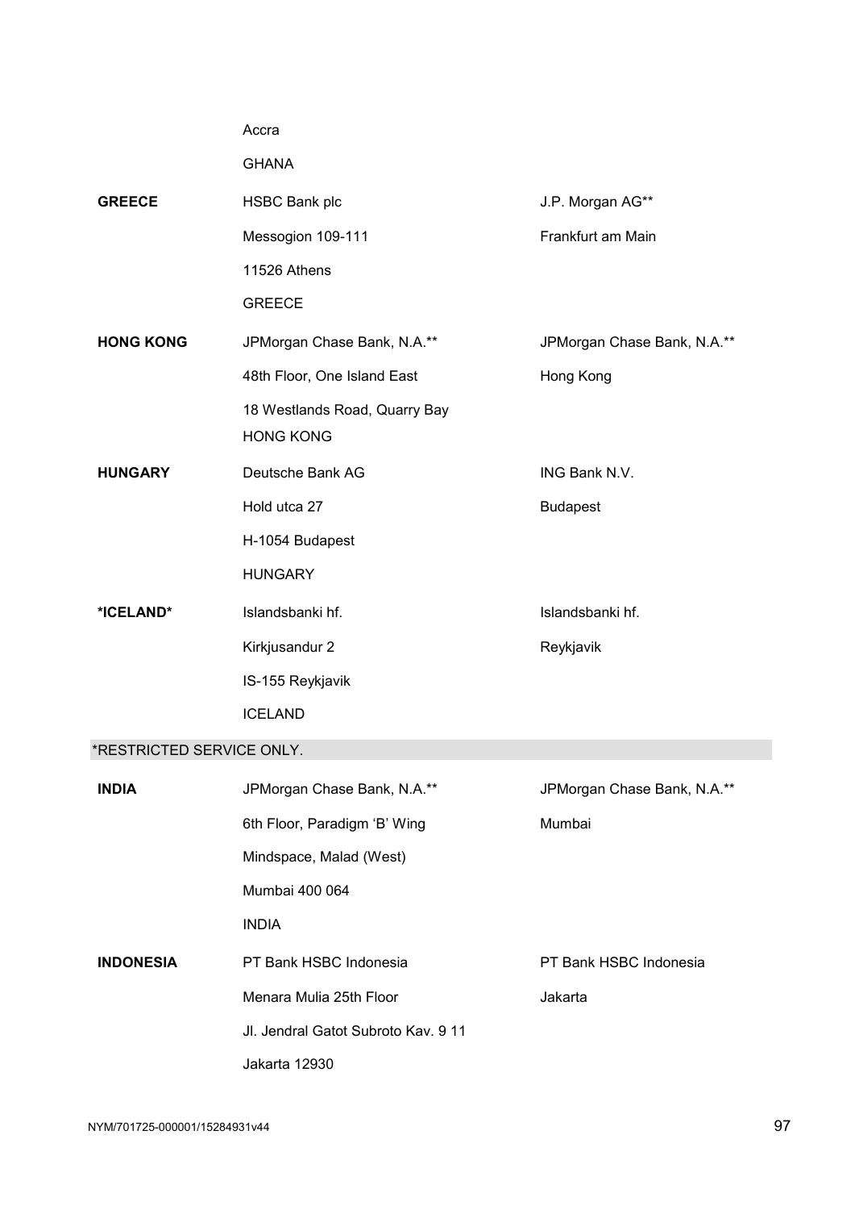| | | |
|---|---|---|
| | Accra<br>GHANA | |
| **GREECE** | HSBC Bank plc<br>Messogion 109-111<br>11526 Athens<br>GREECE | J.P. Morgan AG**<br>Frankfurt am Main |
| **HONG KONG** | JPMorgan Chase Bank, N.A.**<br>48th Floor, One Island East<br>18 Westlands Road, Quarry Bay<br>HONG KONG | JPMorgan Chase Bank, N.A.**<br>Hong Kong |
| **HUNGARY** | Deutsche Bank AG<br>Hold utca 27<br>H-1054 Budapest<br>HUNGARY | ING Bank N.V.<br>Budapest |
| ***ICELAND*** | Islandsbanki hf.<br>Kirkjusandur 2<br>IS-155 Reykjavik<br>ICELAND | Islandsbanki hf.<br>Reykjavik |
| *RESTRICTED SERVICE ONLY. | | |
| **INDIA** | JPMorgan Chase Bank, N.A.**<br>6th Floor, Paradigm 'B' Wing<br>Mindspace, Malad (West)<br>Mumbai 400 064<br>INDIA | JPMorgan Chase Bank, N.A.**<br>Mumbai |
| **INDONESIA** | PT Bank HSBC Indonesia<br>Menara Mulia 25th Floor<br>Jl. Jendral Gatot Subroto Kav. 9 11<br>Jakarta 12930 | PT Bank HSBC Indonesia<br>Jakarta |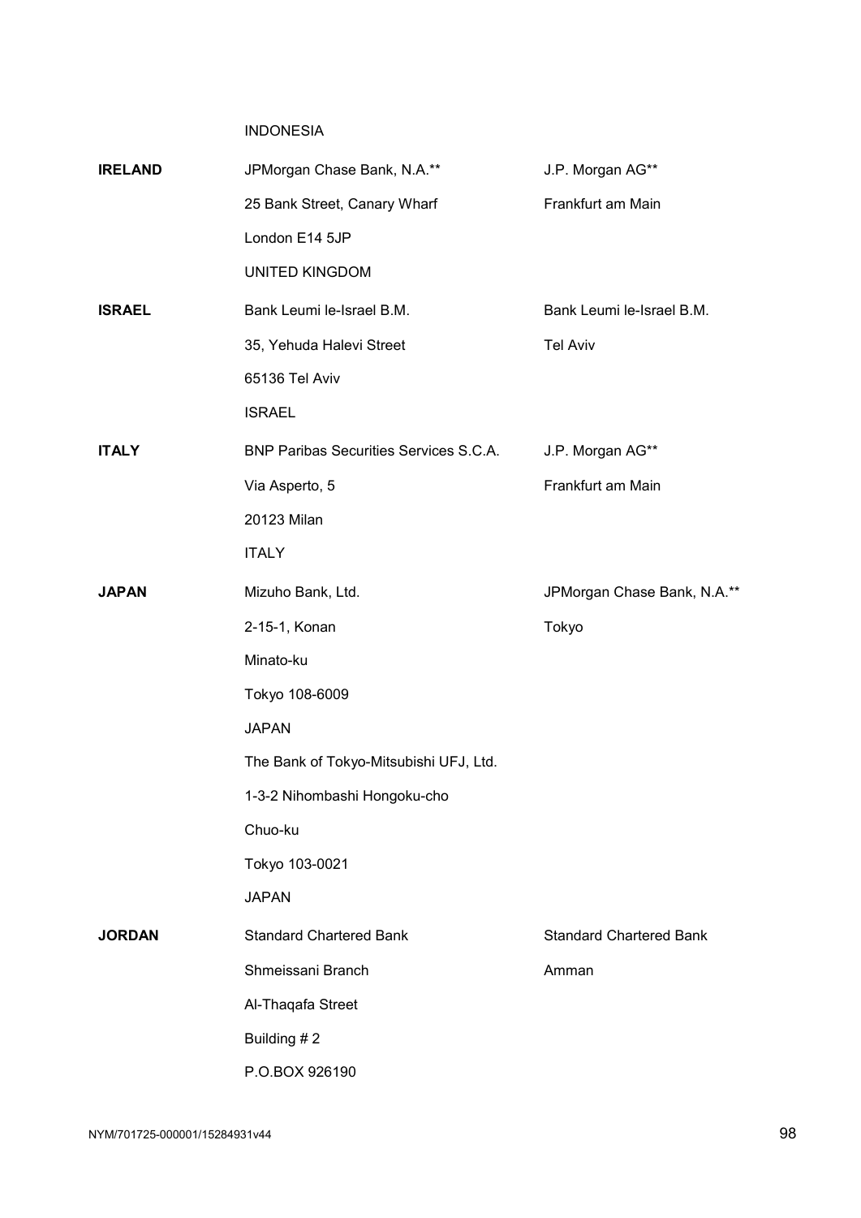| | | |
|---|---|---|
| | INDONESIA | |
| **IRELAND** | JPMorgan Chase Bank, N.A.**<br>25 Bank Street, Canary Wharf<br>London E14 5JP<br>UNITED KINGDOM | J.P. Morgan AG**<br>Frankfurt am Main |
| **ISRAEL** | Bank Leumi le-Israel B.M.<br>35, Yehuda Halevi Street<br>65136 Tel Aviv<br>ISRAEL | Bank Leumi le-Israel B.M.<br>Tel Aviv |
| **ITALY** | BNP Paribas Securities Services S.C.A.<br>Via Asperto, 5<br>20123 Milan<br>ITALY | J.P. Morgan AG**<br>Frankfurt am Main |
| **JAPAN** | Mizuho Bank, Ltd.<br>2-15-1, Konan<br>Minato-ku<br>Tokyo 108-6009<br>JAPAN<br>The Bank of Tokyo-Mitsubishi UFJ, Ltd.<br>1-3-2 Nihombashi Hongoku-cho<br>Chuo-ku<br>Tokyo 103-0021<br>JAPAN | JPMorgan Chase Bank, N.A.**<br>Tokyo |
| **JORDAN** | Standard Chartered Bank<br>Shmeissani Branch<br>Al-Thaqafa Street<br>Building # 2<br>P.O.BOX 926190 | Standard Chartered Bank<br>Amman |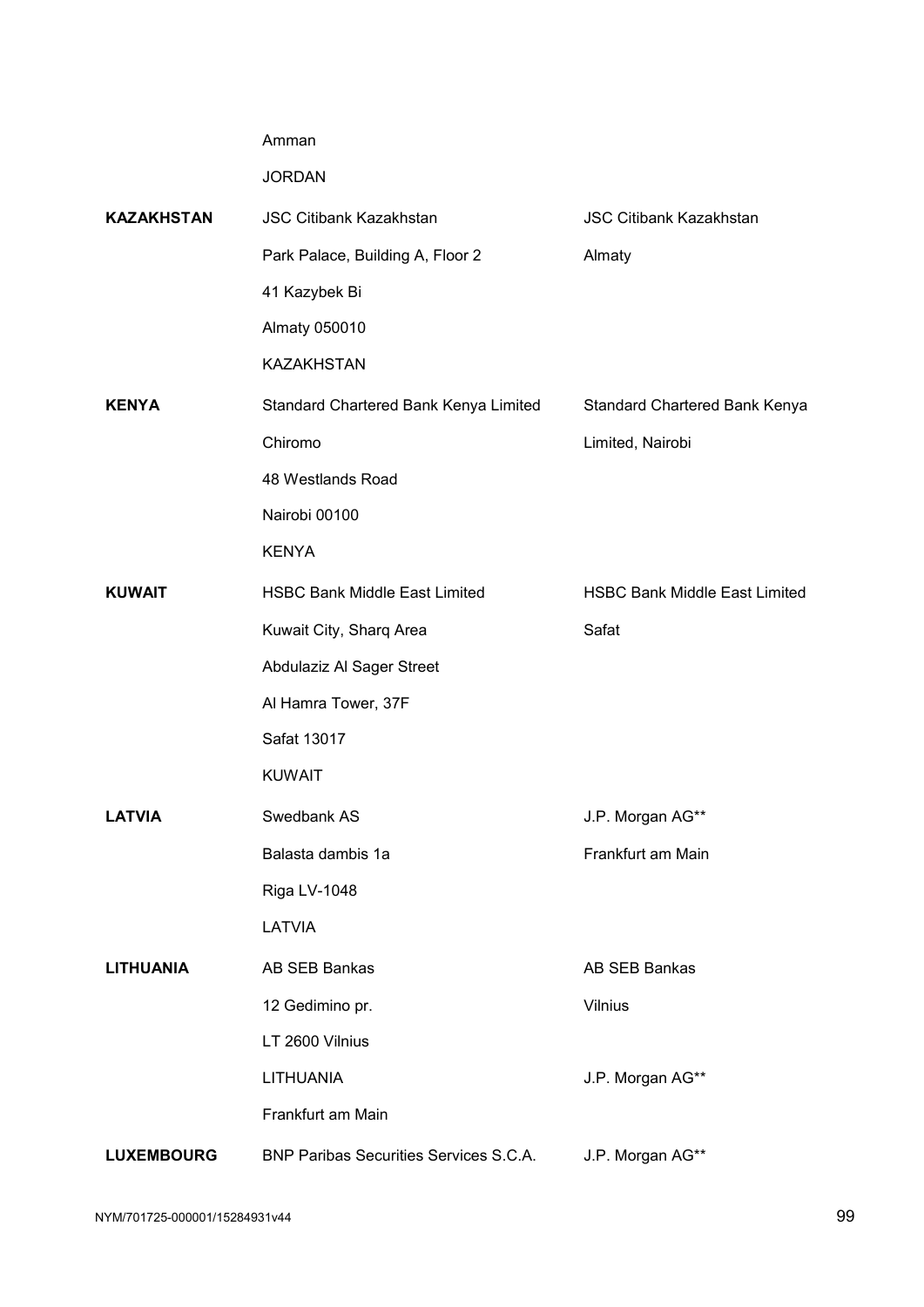| | | |
|---|---|---|
| | Amman<br>JORDAN | |
| **KAZAKHSTAN** | JSC Citibank Kazakhstan<br>Park Palace, Building A, Floor 2<br>41 Kazybek Bi<br>Almaty 050010<br>KAZAKHSTAN | JSC Citibank Kazakhstan<br>Almaty |
| **KENYA** | Standard Chartered Bank Kenya Limited<br>Chiromo<br>48 Westlands Road<br>Nairobi 00100<br>KENYA | Standard Chartered Bank Kenya<br>Limited, Nairobi |
| **KUWAIT** | HSBC Bank Middle East Limited<br>Kuwait City, Sharq Area<br>Abdulaziz Al Sager Street<br>Al Hamra Tower, 37F<br>Safat 13017<br>KUWAIT | HSBC Bank Middle East Limited<br>Safat |
| **LATVIA** | Swedbank AS<br>Balasta dambis 1a<br>Riga LV-1048<br>LATVIA | J.P. Morgan AG**<br>Frankfurt am Main |
| **LITHUANIA** | AB SEB Bankas<br>12 Gedimino pr.<br>LT 2600 Vilnius<br>LITHUANIA<br>Frankfurt am Main | AB SEB Bankas<br>Vilnius<br><br>J.P. Morgan AG** |
| **LUXEMBOURG** | BNP Paribas Securities Services S.C.A. | J.P. Morgan AG** |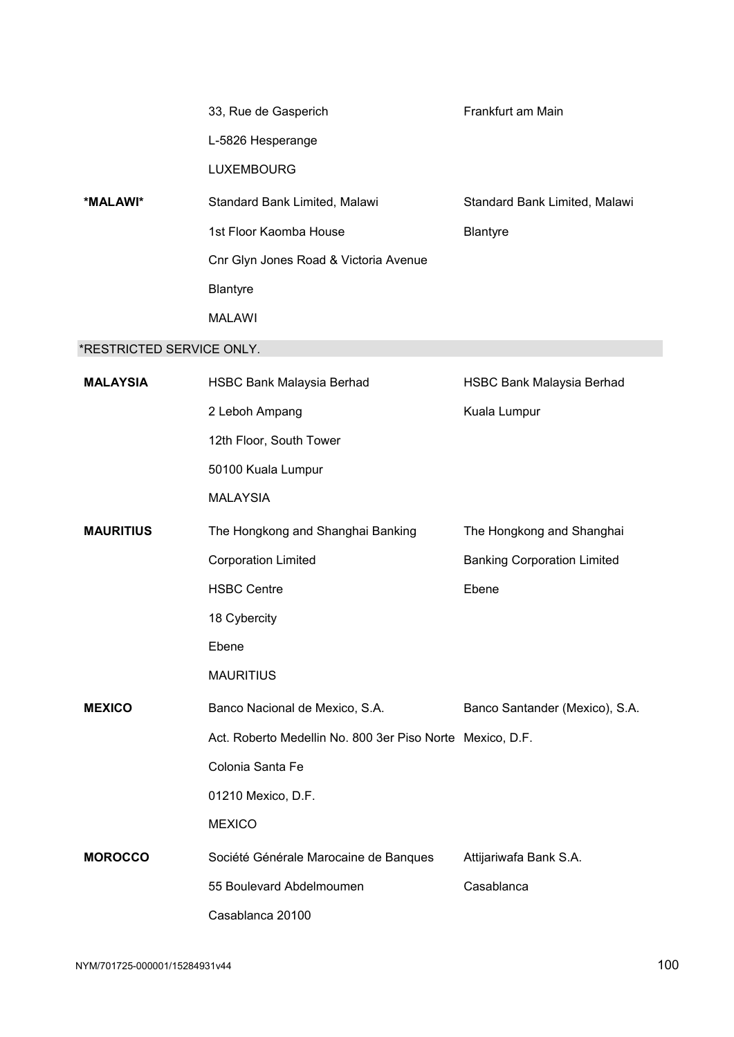| | | |
|---|---|---|
| | 33, Rue de Gasperich<br>L-5826 Hesperange<br>LUXEMBOURG | Frankfurt am Main |
| ***MALAWI*** | Standard Bank Limited, Malawi<br>1st Floor Kaomba House<br>Cnr Glyn Jones Road & Victoria Avenue<br>Blantyre<br>MALAWI | Standard Bank Limited, Malawi<br>Blantyre |

*RESTRICTED SERVICE ONLY.

| | | |
|---|---|---|
| **MALAYSIA** | HSBC Bank Malaysia Berhad<br>2 Leboh Ampang<br>12th Floor, South Tower<br>50100 Kuala Lumpur<br>MALAYSIA | HSBC Bank Malaysia Berhad<br>Kuala Lumpur |
| **MAURITIUS** | The Hongkong and Shanghai Banking Corporation Limited<br>HSBC Centre<br>18 Cybercity<br>Ebene<br>MAURITIUS | The Hongkong and Shanghai Banking Corporation Limited<br>Ebene |
| **MEXICO** | Banco Nacional de Mexico, S.A.<br>Act. Roberto Medellin No. 800 3er Piso Norte<br>Colonia Santa Fe<br>01210 Mexico, D.F.<br>MEXICO | Banco Santander (Mexico), S.A.<br>Mexico, D.F. |
| **MOROCCO** | Société Générale Marocaine de Banques<br>55 Boulevard Abdelmoumen<br>Casablanca 20100 | Attijariwafa Bank S.A.<br>Casablanca |

NYM/701725-000001/15284931v44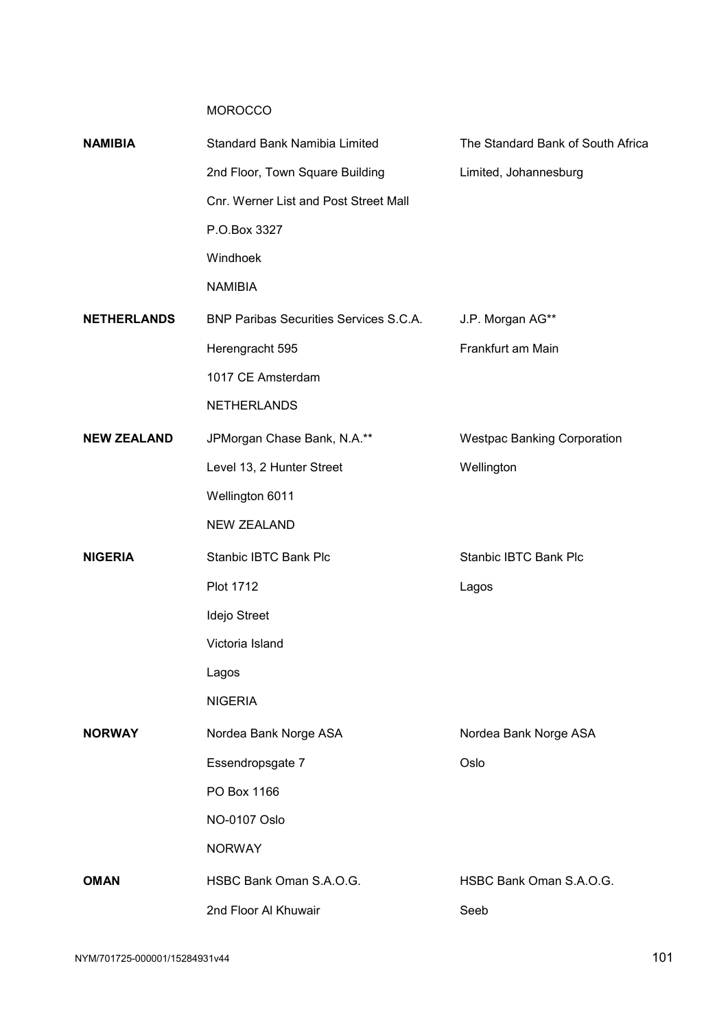| | | |
|---|---|---|
| | MOROCCO | |
| **NAMIBIA** | Standard Bank Namibia Limited<br>2nd Floor, Town Square Building<br>Cnr. Werner List and Post Street Mall<br>P.O.Box 3327<br>Windhoek<br>NAMIBIA | The Standard Bank of South Africa Limited, Johannesburg |
| **NETHERLANDS** | BNP Paribas Securities Services S.C.A.<br>Herengracht 595<br>1017 CE Amsterdam<br>NETHERLANDS | J.P. Morgan AG**<br>Frankfurt am Main |
| **NEW ZEALAND** | JPMorgan Chase Bank, N.A.**<br>Level 13, 2 Hunter Street<br>Wellington 6011<br>NEW ZEALAND | Westpac Banking Corporation<br>Wellington |
| **NIGERIA** | Stanbic IBTC Bank Plc<br>Plot 1712<br>Idejo Street<br>Victoria Island<br>Lagos<br>NIGERIA | Stanbic IBTC Bank Plc<br>Lagos |
| **NORWAY** | Nordea Bank Norge ASA<br>Essendropsgate 7<br>PO Box 1166<br>NO-0107 Oslo<br>NORWAY | Nordea Bank Norge ASA<br>Oslo |
| **OMAN** | HSBC Bank Oman S.A.O.G.<br>2nd Floor Al Khuwair | HSBC Bank Oman S.A.O.G.<br>Seeb |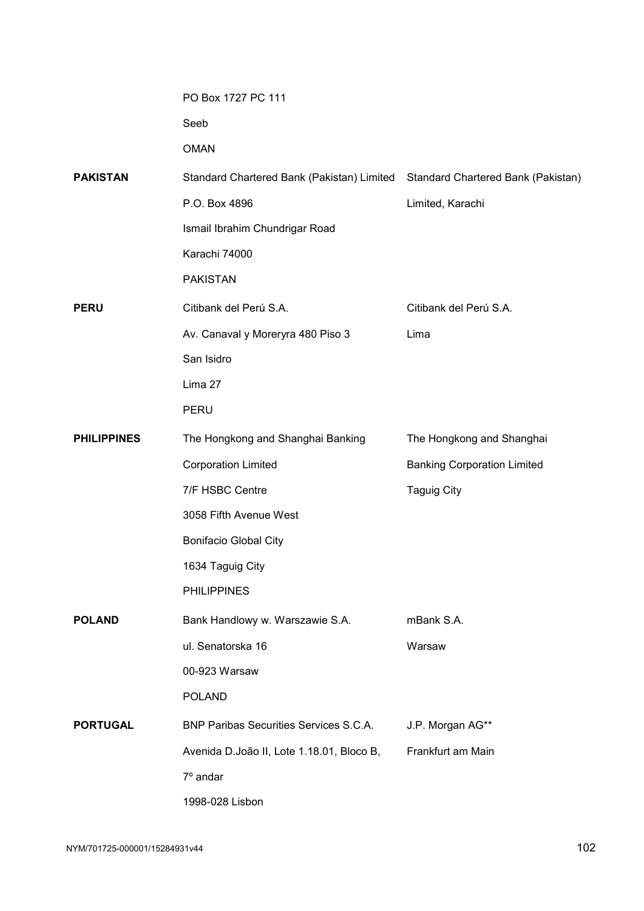| | | |
|---|---|---|
| | PO Box 1727 PC 111<br>Seeb<br>OMAN | |
| **PAKISTAN** | Standard Chartered Bank (Pakistan) Limited<br>P.O. Box 4896<br>Ismail Ibrahim Chundrigar Road<br>Karachi 74000<br>PAKISTAN | Standard Chartered Bank (Pakistan) Limited, Karachi |
| **PERU** | Citibank del Perú S.A.<br>Av. Canaval y Moreryra 480 Piso 3<br>San Isidro<br>Lima 27<br>PERU | Citibank del Perú S.A.<br>Lima |
| **PHILIPPINES** | The Hongkong and Shanghai Banking Corporation Limited<br>7/F HSBC Centre<br>3058 Fifth Avenue West<br>Bonifacio Global City<br>1634 Taguig City<br>PHILIPPINES | The Hongkong and Shanghai Banking Corporation Limited<br>Taguig City |
| **POLAND** | Bank Handlowy w. Warszawie S.A.<br>ul. Senatorska 16<br>00-923 Warsaw<br>POLAND | mBank S.A.<br>Warsaw |
| **PORTUGAL** | BNP Paribas Securities Services S.C.A.<br>Avenida D.João II, Lote 1.18.01, Bloco B, 7º andar<br>1998-028 Lisbon | J.P. Morgan AG**<br>Frankfurt am Main |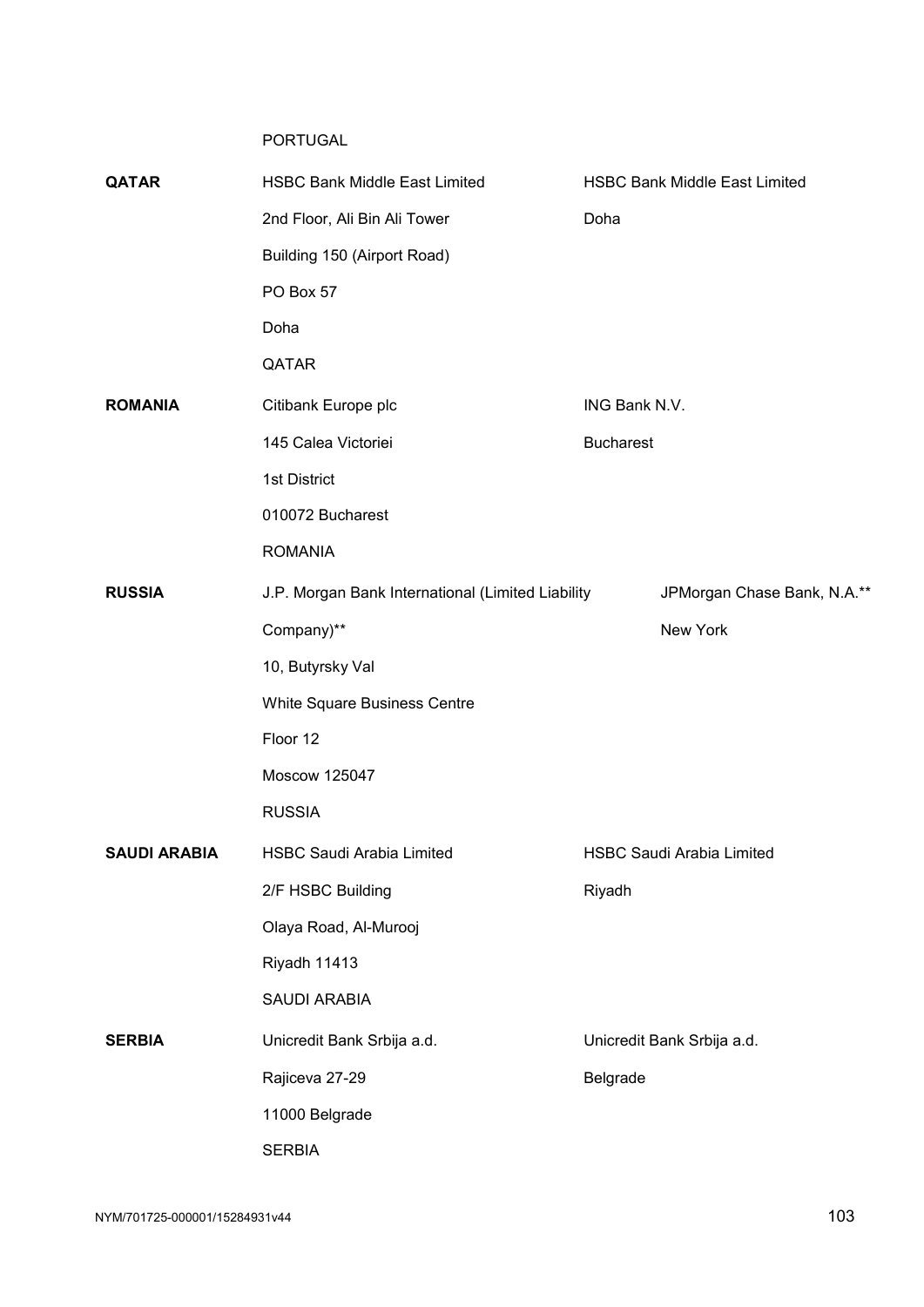| | | |
|---|---|---|
| | PORTUGAL | |
| **QATAR** | HSBC Bank Middle East Limited<br>2nd Floor, Ali Bin Ali Tower<br>Building 150 (Airport Road)<br>PO Box 57<br>Doha<br>QATAR | HSBC Bank Middle East Limited<br>Doha |
| **ROMANIA** | Citibank Europe plc<br>145 Calea Victoriei<br>1st District<br>010072 Bucharest<br>ROMANIA | ING Bank N.V.<br>Bucharest |
| **RUSSIA** | J.P. Morgan Bank International (Limited Liability Company)**<br>10, Butyrsky Val<br>White Square Business Centre<br>Floor 12<br>Moscow 125047<br>RUSSIA | JPMorgan Chase Bank, N.A.**<br>New York |
| **SAUDI ARABIA** | HSBC Saudi Arabia Limited<br>2/F HSBC Building<br>Olaya Road, Al-Murooj<br>Riyadh 11413<br>SAUDI ARABIA | HSBC Saudi Arabia Limited<br>Riyadh |
| **SERBIA** | Unicredit Bank Srbija a.d.<br>Rajiceva 27-29<br>11000 Belgrade<br>SERBIA | Unicredit Bank Srbija a.d.<br>Belgrade |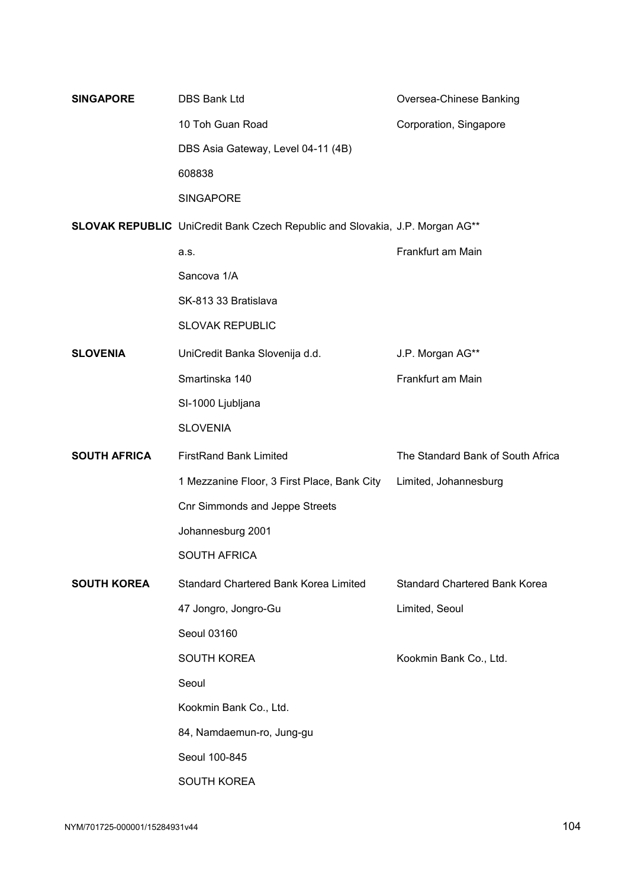| | | |
|---|---|---|
| **SINGAPORE** | DBS Bank Ltd<br>10 Toh Guan Road<br>DBS Asia Gateway, Level 04-11 (4B)<br>608838<br>SINGAPORE | Oversea-Chinese Banking Corporation, Singapore |
| **SLOVAK REPUBLIC** | UniCredit Bank Czech Republic and Slovakia, a.s.<br>Sancova 1/A<br>SK-813 33 Bratislava<br>SLOVAK REPUBLIC | J.P. Morgan AG**<br>Frankfurt am Main |
| **SLOVENIA** | UniCredit Banka Slovenija d.d.<br>Smartinska 140<br>SI-1000 Ljubljana<br>SLOVENIA | J.P. Morgan AG**<br>Frankfurt am Main |
| **SOUTH AFRICA** | FirstRand Bank Limited<br>1 Mezzanine Floor, 3 First Place, Bank City<br>Cnr Simmonds and Jeppe Streets<br>Johannesburg 2001<br>SOUTH AFRICA | The Standard Bank of South Africa Limited, Johannesburg |
| **SOUTH KOREA** | Standard Chartered Bank Korea Limited<br>47 Jongro, Jongro-Gu<br>Seoul 03160<br>SOUTH KOREA | Standard Chartered Bank Korea Limited, Seoul<br><br>Kookmin Bank Co., Ltd.<br>Seoul |
| | Kookmin Bank Co., Ltd.<br>84, Namdaemun-ro, Jung-gu<br>Seoul 100-845<br>SOUTH KOREA | |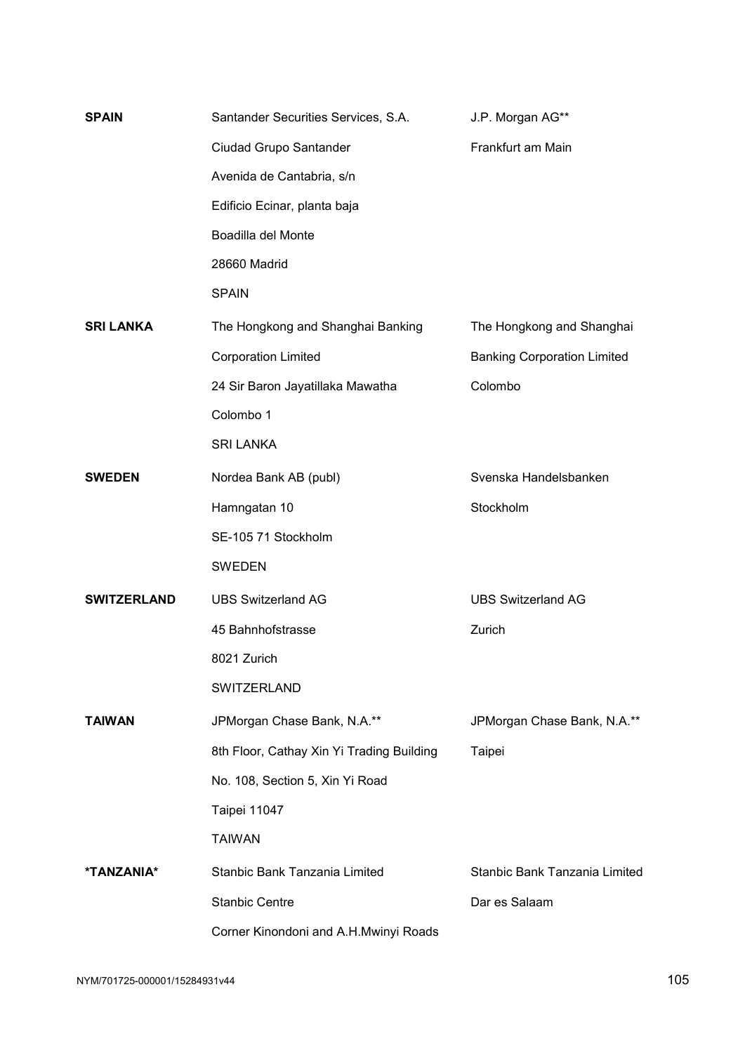| | | |
|---|---|---|
| **SPAIN** | Santander Securities Services, S.A.<br>Ciudad Grupo Santander<br>Avenida de Cantabria, s/n<br>Edificio Ecinar, planta baja<br>Boadilla del Monte<br>28660 Madrid<br>SPAIN | J.P. Morgan AG**<br>Frankfurt am Main |
| **SRI LANKA** | The Hongkong and Shanghai Banking Corporation Limited<br>24 Sir Baron Jayatillaka Mawatha<br>Colombo 1<br>SRI LANKA | The Hongkong and Shanghai Banking Corporation Limited<br>Colombo |
| **SWEDEN** | Nordea Bank AB (publ)<br>Hamngatan 10<br>SE-105 71 Stockholm<br>SWEDEN | Svenska Handelsbanken<br>Stockholm |
| **SWITZERLAND** | UBS Switzerland AG<br>45 Bahnhofstrasse<br>8021 Zurich<br>SWITZERLAND | UBS Switzerland AG<br>Zurich |
| **TAIWAN** | JPMorgan Chase Bank, N.A.**<br>8th Floor, Cathay Xin Yi Trading Building<br>No. 108, Section 5, Xin Yi Road<br>Taipei 11047<br>TAIWAN | JPMorgan Chase Bank, N.A.**<br>Taipei |
| ***TANZANIA*** | Stanbic Bank Tanzania Limited<br>Stanbic Centre<br>Corner Kinondoni and A.H.Mwinyi Roads | Stanbic Bank Tanzania Limited<br>Dar es Salaam |

NYM/701725-000001/15284931v44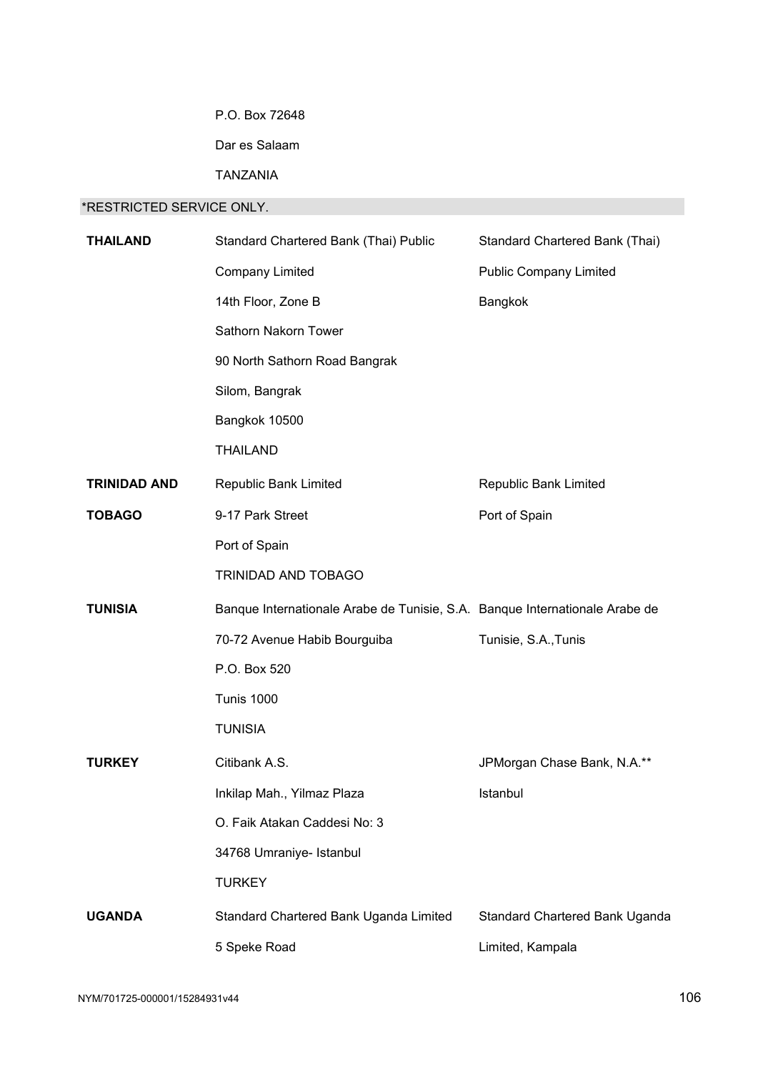P.O. Box 72648

Dar es Salaam

TANZANIA

*RESTRICTED SERVICE ONLY.

| | | |
|---|---|---|
| **THAILAND** | Standard Chartered Bank (Thai) Public Company Limited<br>14th Floor, Zone B<br>Sathorn Nakorn Tower<br>90 North Sathorn Road Bangrak<br>Silom, Bangrak<br>Bangkok 10500<br>THAILAND | Standard Chartered Bank (Thai) Public Company Limited<br>Bangkok |
| **TRINIDAD AND TOBAGO** | Republic Bank Limited<br>9-17 Park Street<br>Port of Spain<br>TRINIDAD AND TOBAGO | Republic Bank Limited<br>Port of Spain |
| **TUNISIA** | Banque Internationale Arabe de Tunisie, S.A.<br>70-72 Avenue Habib Bourguiba<br>P.O. Box 520<br>Tunis 1000<br>TUNISIA | Banque Internationale Arabe de Tunisie, S.A.,Tunis |
| **TURKEY** | Citibank A.S.<br>Inkilap Mah., Yilmaz Plaza<br>O. Faik Atakan Caddesi No: 3<br>34768 Umraniye- Istanbul<br>TURKEY | JPMorgan Chase Bank, N.A.**<br>Istanbul |
| **UGANDA** | Standard Chartered Bank Uganda Limited<br>5 Speke Road | Standard Chartered Bank Uganda Limited, Kampala |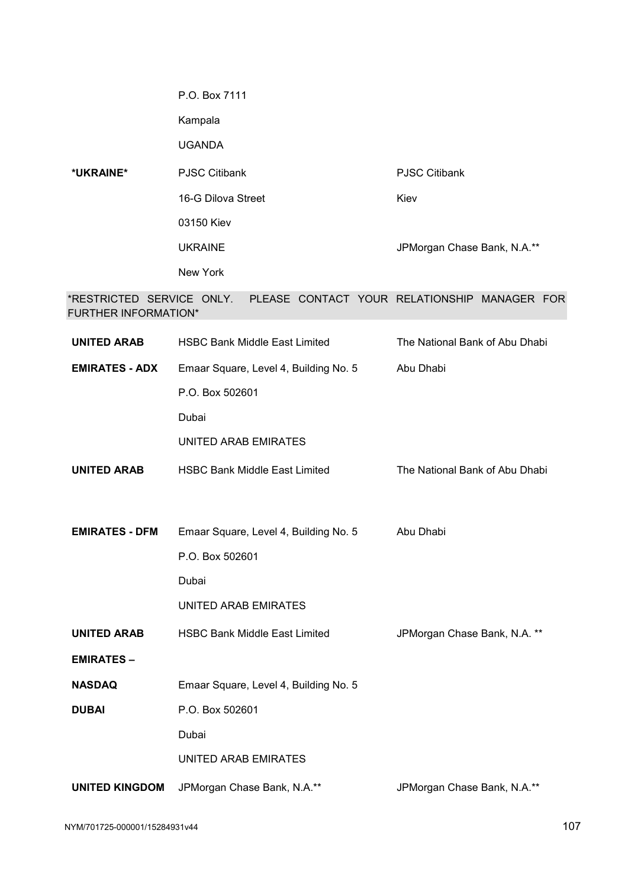| | | |
|---|---|---|
| | P.O. Box 7111<br>Kampala<br>UGANDA | |
| ***UKRAINE*** | PJSC Citibank<br>16-G Dilova Street<br>03150 Kiev<br>UKRAINE<br>New York | PJSC Citibank<br>Kiev<br><br>JPMorgan Chase Bank, N.A.** |

*RESTRICTED SERVICE ONLY. PLEASE CONTACT YOUR RELATIONSHIP MANAGER FOR FURTHER INFORMATION*

| | | |
|---|---|---|
| **UNITED ARAB EMIRATES - ADX** | HSBC Bank Middle East Limited<br>Emaar Square, Level 4, Building No. 5<br>P.O. Box 502601<br>Dubai<br>UNITED ARAB EMIRATES | The National Bank of Abu Dhabi<br>Abu Dhabi |
| **UNITED ARAB EMIRATES - DFM** | HSBC Bank Middle East Limited<br>Emaar Square, Level 4, Building No. 5<br>P.O. Box 502601<br>Dubai<br>UNITED ARAB EMIRATES | The National Bank of Abu Dhabi<br>Abu Dhabi |
| **UNITED ARAB EMIRATES – NASDAQ DUBAI** | HSBC Bank Middle East Limited<br>Emaar Square, Level 4, Building No. 5<br>P.O. Box 502601<br>Dubai<br>UNITED ARAB EMIRATES | JPMorgan Chase Bank, N.A. ** |
| **UNITED KINGDOM** | JPMorgan Chase Bank, N.A.** | JPMorgan Chase Bank, N.A.** |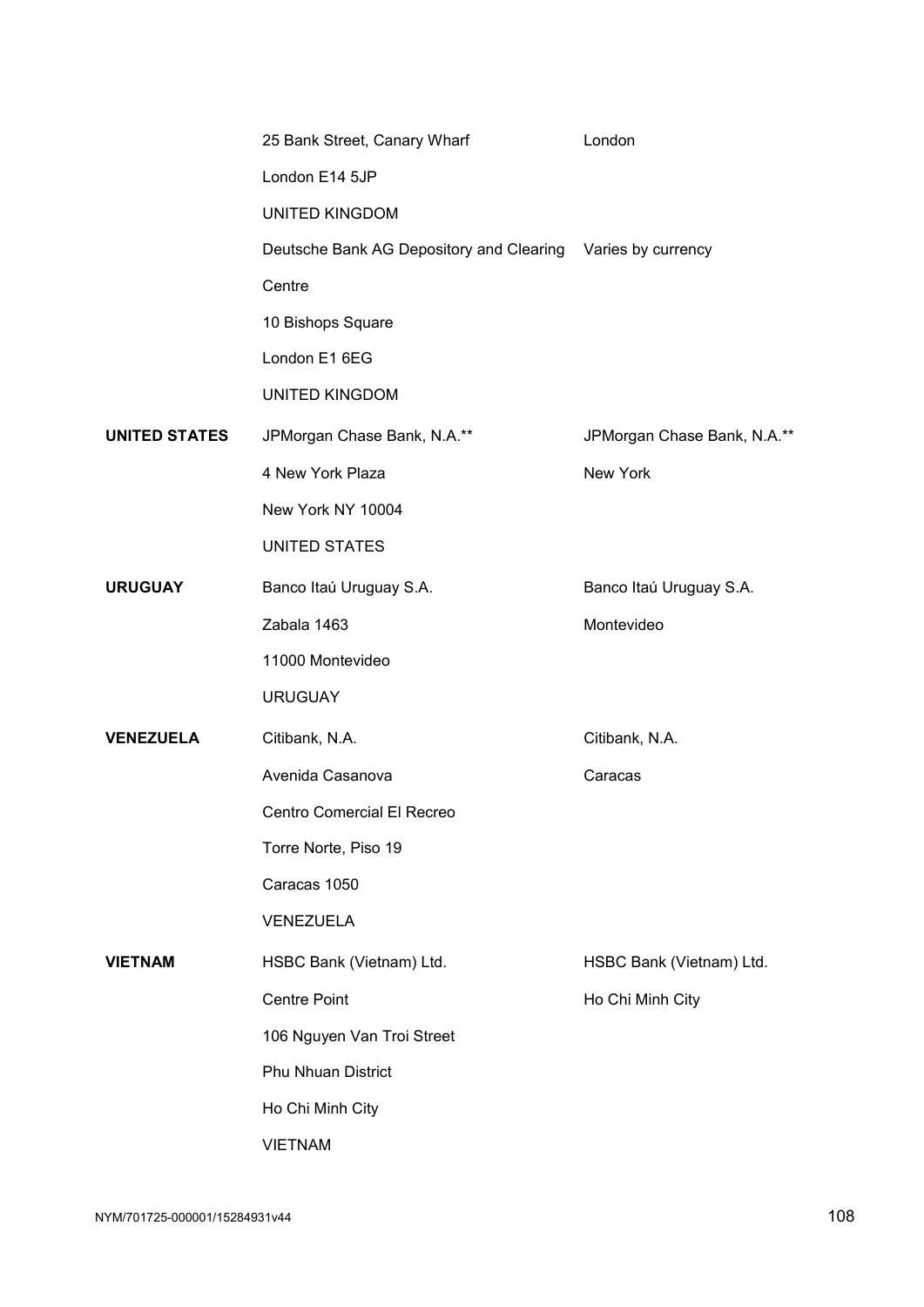| | | |
|---|---|---|
| | 25 Bank Street, Canary Wharf<br>London E14 5JP<br>UNITED KINGDOM | London |
| | Deutsche Bank AG Depository and Clearing Centre<br>10 Bishops Square<br>London E1 6EG<br>UNITED KINGDOM | Varies by currency |
| **UNITED STATES** | JPMorgan Chase Bank, N.A.**<br>4 New York Plaza<br>New York NY 10004<br>UNITED STATES | JPMorgan Chase Bank, N.A.**<br>New York |
| **URUGUAY** | Banco Itaú Uruguay S.A.<br>Zabala 1463<br>11000 Montevideo<br>URUGUAY | Banco Itaú Uruguay S.A.<br>Montevideo |
| **VENEZUELA** | Citibank, N.A.<br>Avenida Casanova<br>Centro Comercial El Recreo<br>Torre Norte, Piso 19<br>Caracas 1050<br>VENEZUELA | Citibank, N.A.<br>Caracas |
| **VIETNAM** | HSBC Bank (Vietnam) Ltd.<br>Centre Point<br>106 Nguyen Van Troi Street<br>Phu Nhuan District<br>Ho Chi Minh City<br>VIETNAM | HSBC Bank (Vietnam) Ltd.<br>Ho Chi Minh City |

NYM/701725-000001/15284931v44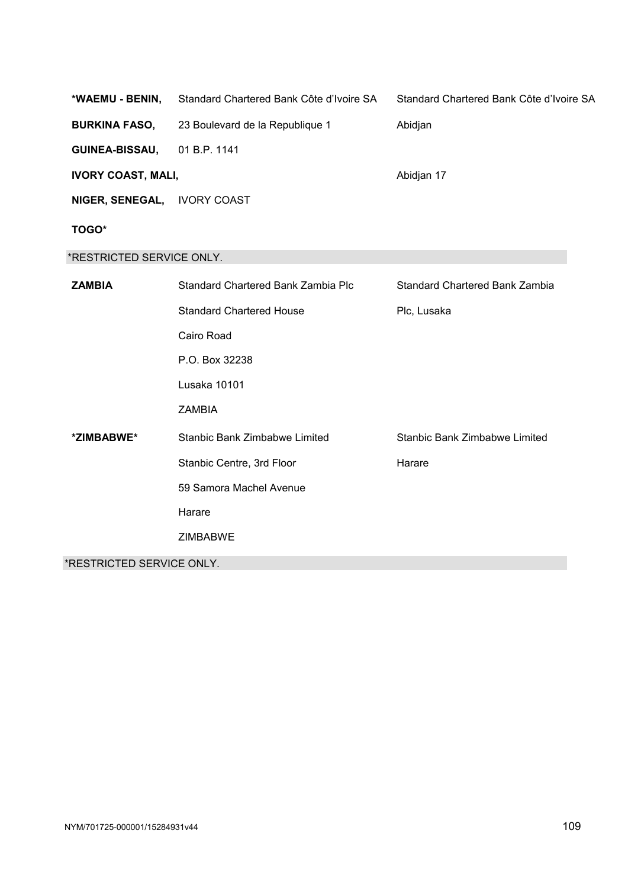| | | |
|---|---|---|
| **\*WAEMU - BENIN, BURKINA FASO, GUINEA-BISSAU, IVORY COAST, MALI, NIGER, SENEGAL, TOGO\*** | Standard Chartered Bank Côte d'Ivoire SA<br>23 Boulevard de la Republique 1<br>01 B.P. 1141<br><br>IVORY COAST | Standard Chartered Bank Côte d'Ivoire SA<br>Abidjan<br><br>Abidjan 17 |

*RESTRICTED SERVICE ONLY.

| | | |
|---|---|---|
| **ZAMBIA** | Standard Chartered Bank Zambia Plc<br>Standard Chartered House<br>Cairo Road<br>P.O. Box 32238<br>Lusaka 10101<br>ZAMBIA | Standard Chartered Bank Zambia Plc, Lusaka |
| **\*ZIMBABWE\*** | Stanbic Bank Zimbabwe Limited<br>Stanbic Centre, 3rd Floor<br>59 Samora Machel Avenue<br>Harare<br>ZIMBABWE | Stanbic Bank Zimbabwe Limited<br>Harare |

*RESTRICTED SERVICE ONLY.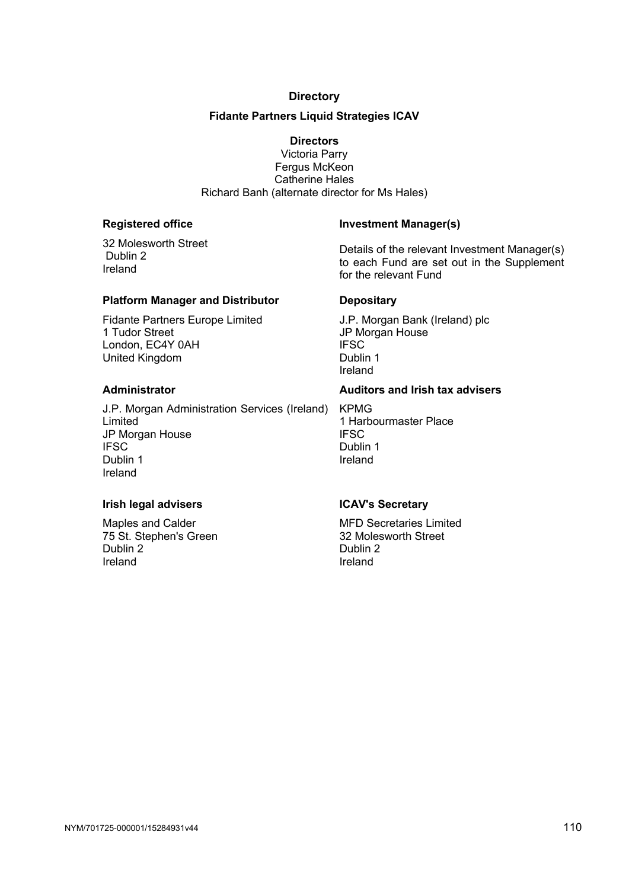# Directory

## Fidante Partners Liquid Strategies ICAV

### Directors

Victoria Parry
Fergus McKeon
Catherine Hales
Richard Banh (alternate director for Ms Hales)

**Registered office**

32 Molesworth Street
Dublin 2
Ireland

**Investment Manager(s)**

Details of the relevant Investment Manager(s) to each Fund are set out in the Supplement for the relevant Fund

**Platform Manager and Distributor**

Fidante Partners Europe Limited
1 Tudor Street
London, EC4Y 0AH
United Kingdom

**Depositary**

J.P. Morgan Bank (Ireland) plc
JP Morgan House
IFSC
Dublin 1
Ireland

**Administrator**

J.P. Morgan Administration Services (Ireland) Limited
JP Morgan House
IFSC
Dublin 1
Ireland

**Auditors and Irish tax advisers**

KPMG
1 Harbourmaster Place
IFSC
Dublin 1
Ireland

**Irish legal advisers**

Maples and Calder
75 St. Stephen's Green
Dublin 2
Ireland

**ICAV's Secretary**

MFD Secretaries Limited
32 Molesworth Street
Dublin 2
Ireland